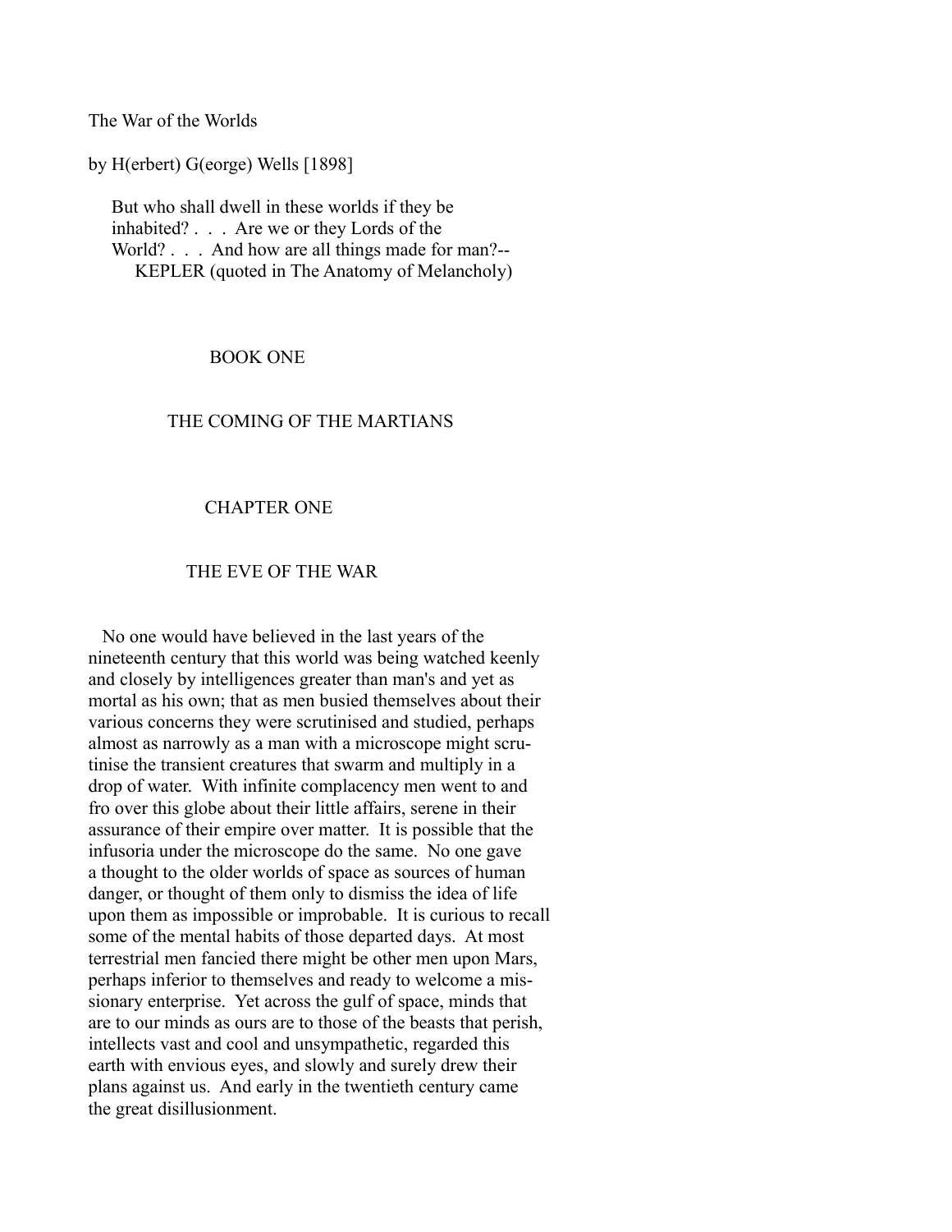# The War of the Worlds

by H(erbert) G(eorge) Wells [1898]

> But who shall dwell in these worlds if they be inhabited? . . . Are we or they Lords of the World? . . . And how are all things made for man?--
> KEPLER (quoted in The Anatomy of Melancholy)

## BOOK ONE

## THE COMING OF THE MARTIANS

### CHAPTER ONE

### THE EVE OF THE WAR

No one would have believed in the last years of the nineteenth century that this world was being watched keenly and closely by intelligences greater than man's and yet as mortal as his own; that as men busied themselves about their various concerns they were scrutinised and studied, perhaps almost as narrowly as a man with a microscope might scrutinise the transient creatures that swarm and multiply in a drop of water. With infinite complacency men went to and fro over this globe about their little affairs, serene in their assurance of their empire over matter. It is possible that the infusoria under the microscope do the same. No one gave a thought to the older worlds of space as sources of human danger, or thought of them only to dismiss the idea of life upon them as impossible or improbable. It is curious to recall some of the mental habits of those departed days. At most terrestrial men fancied there might be other men upon Mars, perhaps inferior to themselves and ready to welcome a missionary enterprise. Yet across the gulf of space, minds that are to our minds as ours are to those of the beasts that perish, intellects vast and cool and unsympathetic, regarded this earth with envious eyes, and slowly and surely drew their plans against us. And early in the twentieth century came the great disillusionment.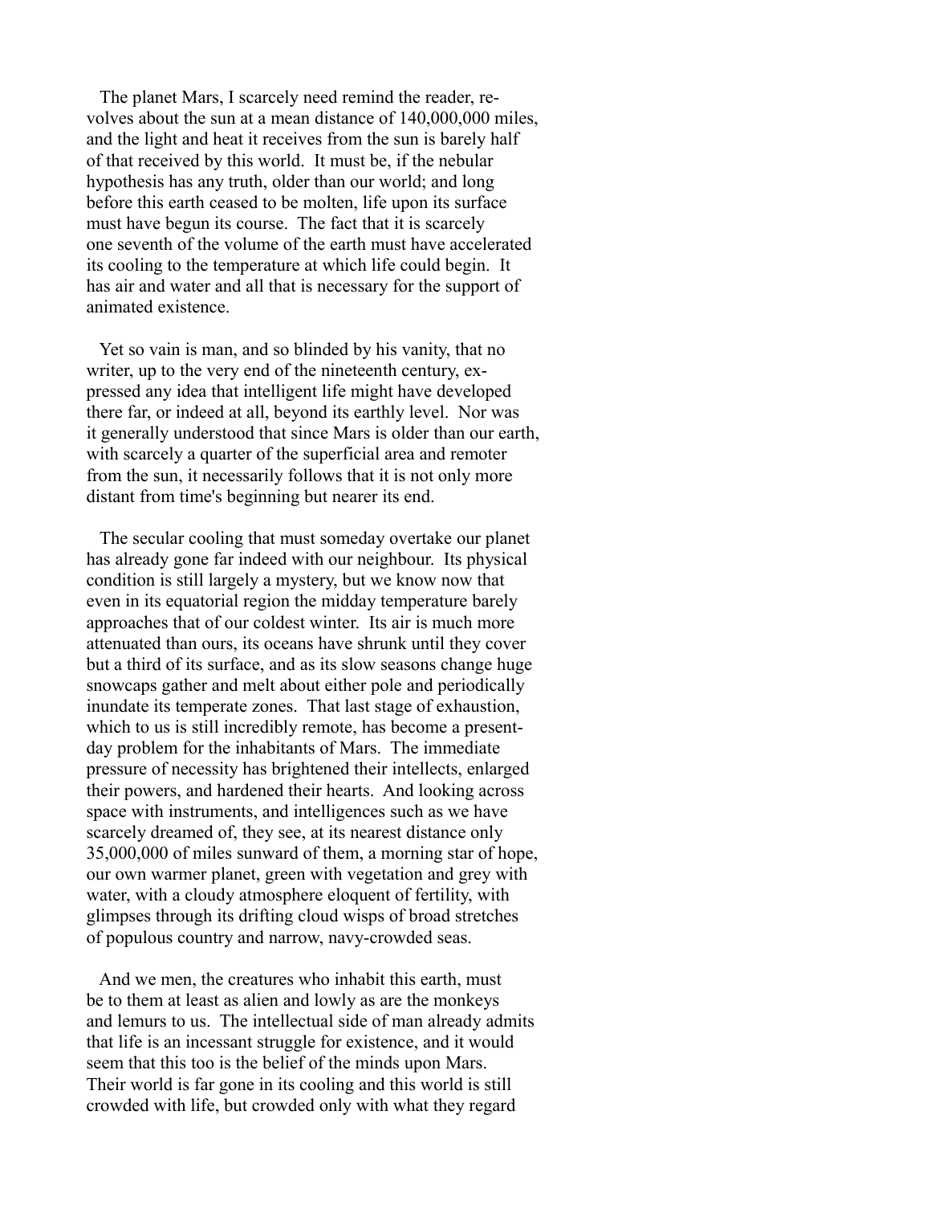The planet Mars, I scarcely need remind the reader, revolves about the sun at a mean distance of 140,000,000 miles, and the light and heat it receives from the sun is barely half of that received by this world. It must be, if the nebular hypothesis has any truth, older than our world; and long before this earth ceased to be molten, life upon its surface must have begun its course. The fact that it is scarcely one seventh of the volume of the earth must have accelerated its cooling to the temperature at which life could begin. It has air and water and all that is necessary for the support of animated existence.

Yet so vain is man, and so blinded by his vanity, that no writer, up to the very end of the nineteenth century, expressed any idea that intelligent life might have developed there far, or indeed at all, beyond its earthly level. Nor was it generally understood that since Mars is older than our earth, with scarcely a quarter of the superficial area and remoter from the sun, it necessarily follows that it is not only more distant from time's beginning but nearer its end.

The secular cooling that must someday overtake our planet has already gone far indeed with our neighbour. Its physical condition is still largely a mystery, but we know now that even in its equatorial region the midday temperature barely approaches that of our coldest winter. Its air is much more attenuated than ours, its oceans have shrunk until they cover but a third of its surface, and as its slow seasons change huge snowcaps gather and melt about either pole and periodically inundate its temperate zones. That last stage of exhaustion, which to us is still incredibly remote, has become a present-day problem for the inhabitants of Mars. The immediate pressure of necessity has brightened their intellects, enlarged their powers, and hardened their hearts. And looking across space with instruments, and intelligences such as we have scarcely dreamed of, they see, at its nearest distance only 35,000,000 of miles sunward of them, a morning star of hope, our own warmer planet, green with vegetation and grey with water, with a cloudy atmosphere eloquent of fertility, with glimpses through its drifting cloud wisps of broad stretches of populous country and narrow, navy-crowded seas.

And we men, the creatures who inhabit this earth, must be to them at least as alien and lowly as are the monkeys and lemurs to us. The intellectual side of man already admits that life is an incessant struggle for existence, and it would seem that this too is the belief of the minds upon Mars. Their world is far gone in its cooling and this world is still crowded with life, but crowded only with what they regard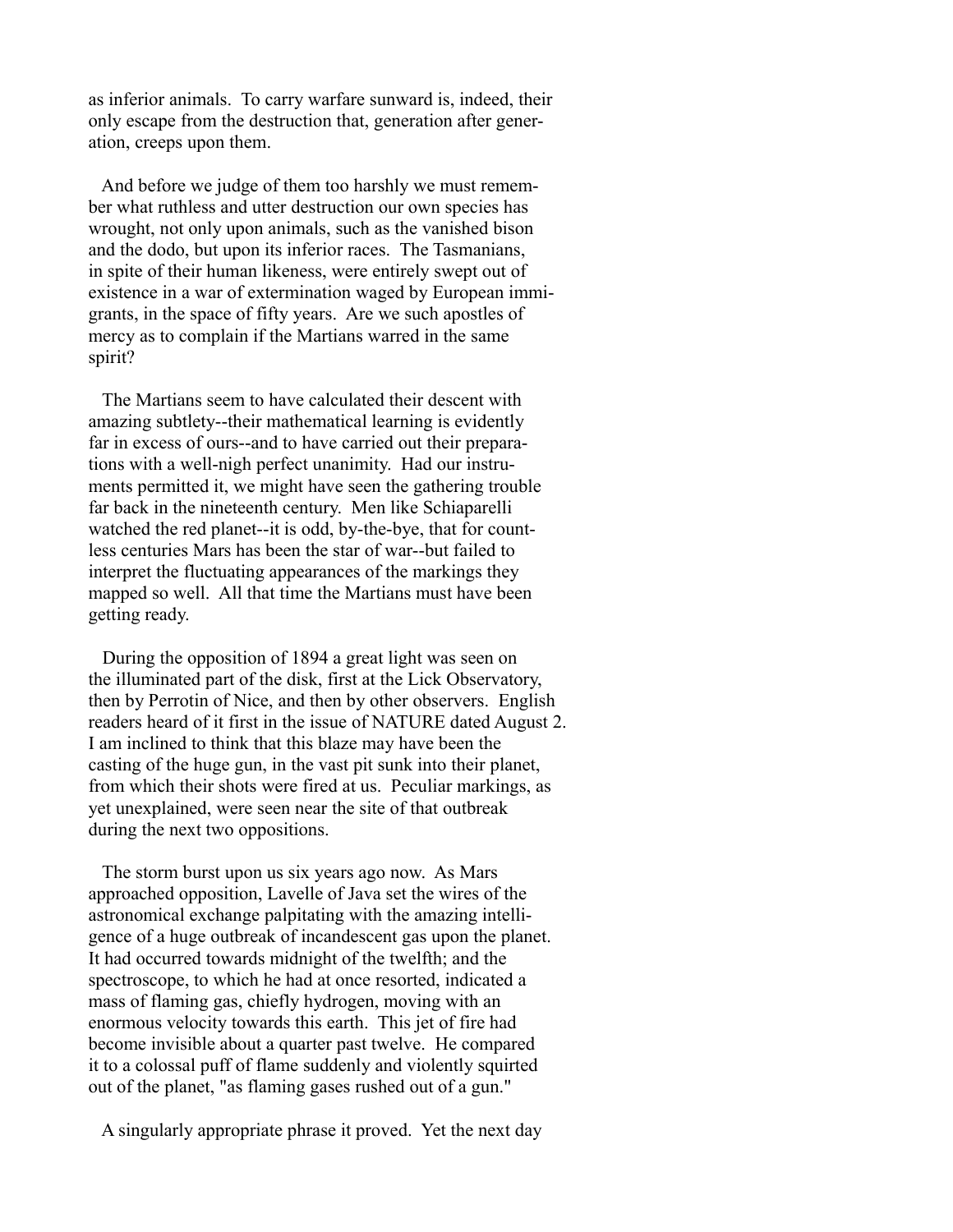as inferior animals. To carry warfare sunward is, indeed, their only escape from the destruction that, generation after generation, creeps upon them.

And before we judge of them too harshly we must remember what ruthless and utter destruction our own species has wrought, not only upon animals, such as the vanished bison and the dodo, but upon its inferior races. The Tasmanians, in spite of their human likeness, were entirely swept out of existence in a war of extermination waged by European immigrants, in the space of fifty years. Are we such apostles of mercy as to complain if the Martians warred in the same spirit?

The Martians seem to have calculated their descent with amazing subtlety--their mathematical learning is evidently far in excess of ours--and to have carried out their preparations with a well-nigh perfect unanimity. Had our instruments permitted it, we might have seen the gathering trouble far back in the nineteenth century. Men like Schiaparelli watched the red planet--it is odd, by-the-bye, that for countless centuries Mars has been the star of war--but failed to interpret the fluctuating appearances of the markings they mapped so well. All that time the Martians must have been getting ready.

During the opposition of 1894 a great light was seen on the illuminated part of the disk, first at the Lick Observatory, then by Perrotin of Nice, and then by other observers. English readers heard of it first in the issue of NATURE dated August 2. I am inclined to think that this blaze may have been the casting of the huge gun, in the vast pit sunk into their planet, from which their shots were fired at us. Peculiar markings, as yet unexplained, were seen near the site of that outbreak during the next two oppositions.

The storm burst upon us six years ago now. As Mars approached opposition, Lavelle of Java set the wires of the astronomical exchange palpitating with the amazing intelligence of a huge outbreak of incandescent gas upon the planet. It had occurred towards midnight of the twelfth; and the spectroscope, to which he had at once resorted, indicated a mass of flaming gas, chiefly hydrogen, moving with an enormous velocity towards this earth. This jet of fire had become invisible about a quarter past twelve. He compared it to a colossal puff of flame suddenly and violently squirted out of the planet, "as flaming gases rushed out of a gun."

A singularly appropriate phrase it proved. Yet the next day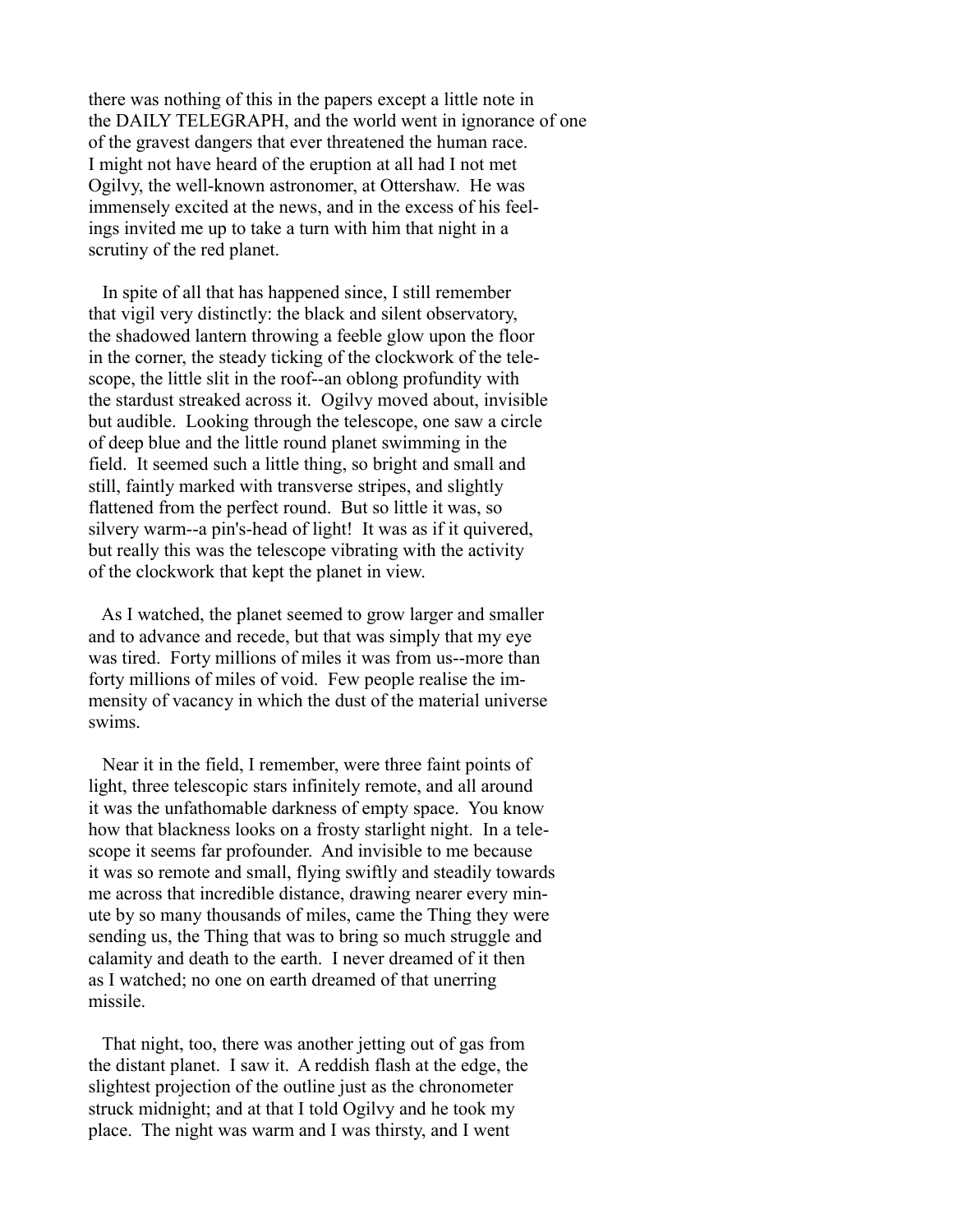there was nothing of this in the papers except a little note in the DAILY TELEGRAPH, and the world went in ignorance of one of the gravest dangers that ever threatened the human race. I might not have heard of the eruption at all had I not met Ogilvy, the well-known astronomer, at Ottershaw. He was immensely excited at the news, and in the excess of his feelings invited me up to take a turn with him that night in a scrutiny of the red planet.

In spite of all that has happened since, I still remember that vigil very distinctly: the black and silent observatory, the shadowed lantern throwing a feeble glow upon the floor in the corner, the steady ticking of the clockwork of the telescope, the little slit in the roof--an oblong profundity with the stardust streaked across it. Ogilvy moved about, invisible but audible. Looking through the telescope, one saw a circle of deep blue and the little round planet swimming in the field. It seemed such a little thing, so bright and small and still, faintly marked with transverse stripes, and slightly flattened from the perfect round. But so little it was, so silvery warm--a pin's-head of light! It was as if it quivered, but really this was the telescope vibrating with the activity of the clockwork that kept the planet in view.

As I watched, the planet seemed to grow larger and smaller and to advance and recede, but that was simply that my eye was tired. Forty millions of miles it was from us--more than forty millions of miles of void. Few people realise the immensity of vacancy in which the dust of the material universe swims.

Near it in the field, I remember, were three faint points of light, three telescopic stars infinitely remote, and all around it was the unfathomable darkness of empty space. You know how that blackness looks on a frosty starlight night. In a telescope it seems far profounder. And invisible to me because it was so remote and small, flying swiftly and steadily towards me across that incredible distance, drawing nearer every minute by so many thousands of miles, came the Thing they were sending us, the Thing that was to bring so much struggle and calamity and death to the earth. I never dreamed of it then as I watched; no one on earth dreamed of that unerring missile.

That night, too, there was another jetting out of gas from the distant planet. I saw it. A reddish flash at the edge, the slightest projection of the outline just as the chronometer struck midnight; and at that I told Ogilvy and he took my place. The night was warm and I was thirsty, and I went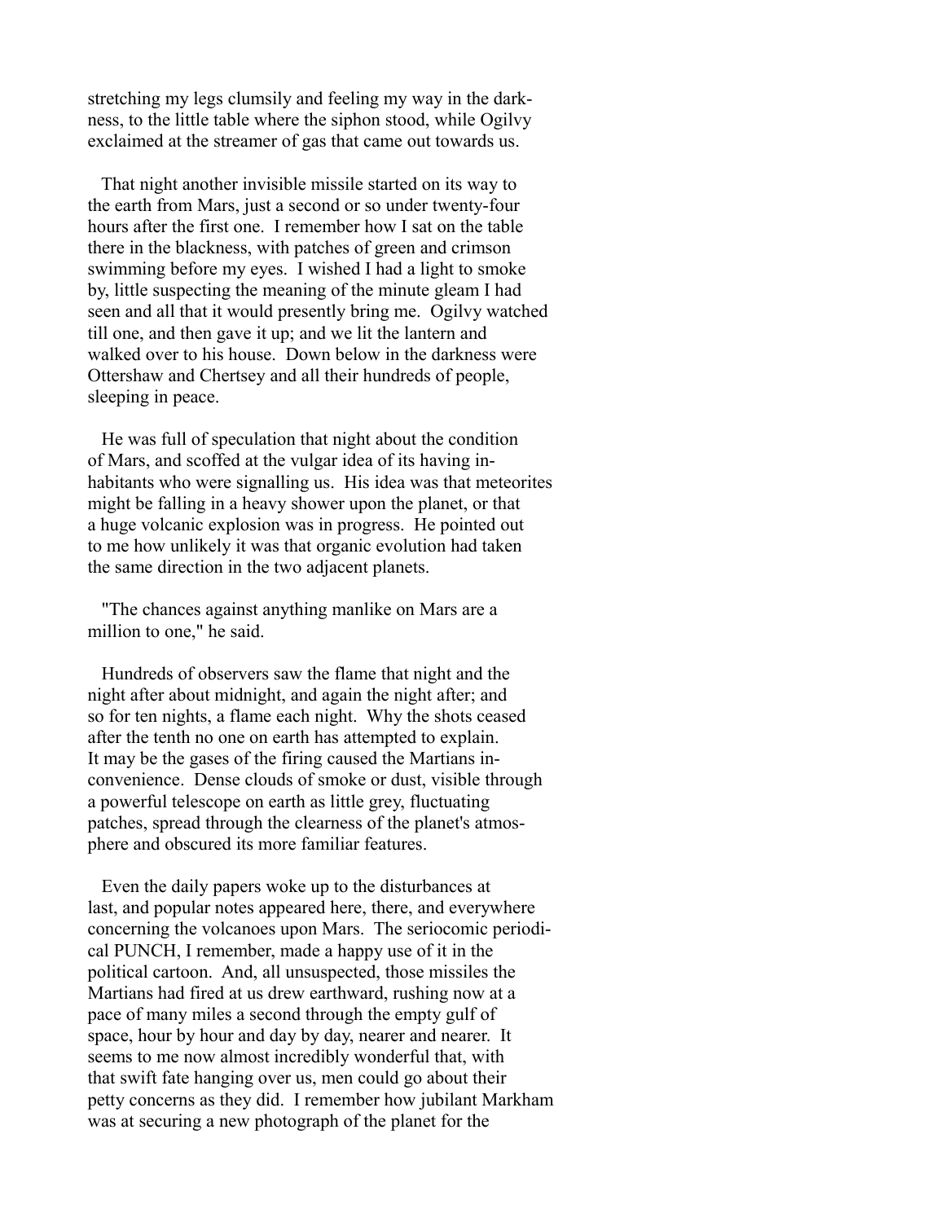stretching my legs clumsily and feeling my way in the darkness, to the little table where the siphon stood, while Ogilvy exclaimed at the streamer of gas that came out towards us.

That night another invisible missile started on its way to the earth from Mars, just a second or so under twenty-four hours after the first one. I remember how I sat on the table there in the blackness, with patches of green and crimson swimming before my eyes. I wished I had a light to smoke by, little suspecting the meaning of the minute gleam I had seen and all that it would presently bring me. Ogilvy watched till one, and then gave it up; and we lit the lantern and walked over to his house. Down below in the darkness were Ottershaw and Chertsey and all their hundreds of people, sleeping in peace.

He was full of speculation that night about the condition of Mars, and scoffed at the vulgar idea of its having inhabitants who were signalling us. His idea was that meteorites might be falling in a heavy shower upon the planet, or that a huge volcanic explosion was in progress. He pointed out to me how unlikely it was that organic evolution had taken the same direction in the two adjacent planets.

"The chances against anything manlike on Mars are a million to one," he said.

Hundreds of observers saw the flame that night and the night after about midnight, and again the night after; and so for ten nights, a flame each night. Why the shots ceased after the tenth no one on earth has attempted to explain. It may be the gases of the firing caused the Martians inconvenience. Dense clouds of smoke or dust, visible through a powerful telescope on earth as little grey, fluctuating patches, spread through the clearness of the planet's atmosphere and obscured its more familiar features.

Even the daily papers woke up to the disturbances at last, and popular notes appeared here, there, and everywhere concerning the volcanoes upon Mars. The seriocomic periodical PUNCH, I remember, made a happy use of it in the political cartoon. And, all unsuspected, those missiles the Martians had fired at us drew earthward, rushing now at a pace of many miles a second through the empty gulf of space, hour by hour and day by day, nearer and nearer. It seems to me now almost incredibly wonderful that, with that swift fate hanging over us, men could go about their petty concerns as they did. I remember how jubilant Markham was at securing a new photograph of the planet for the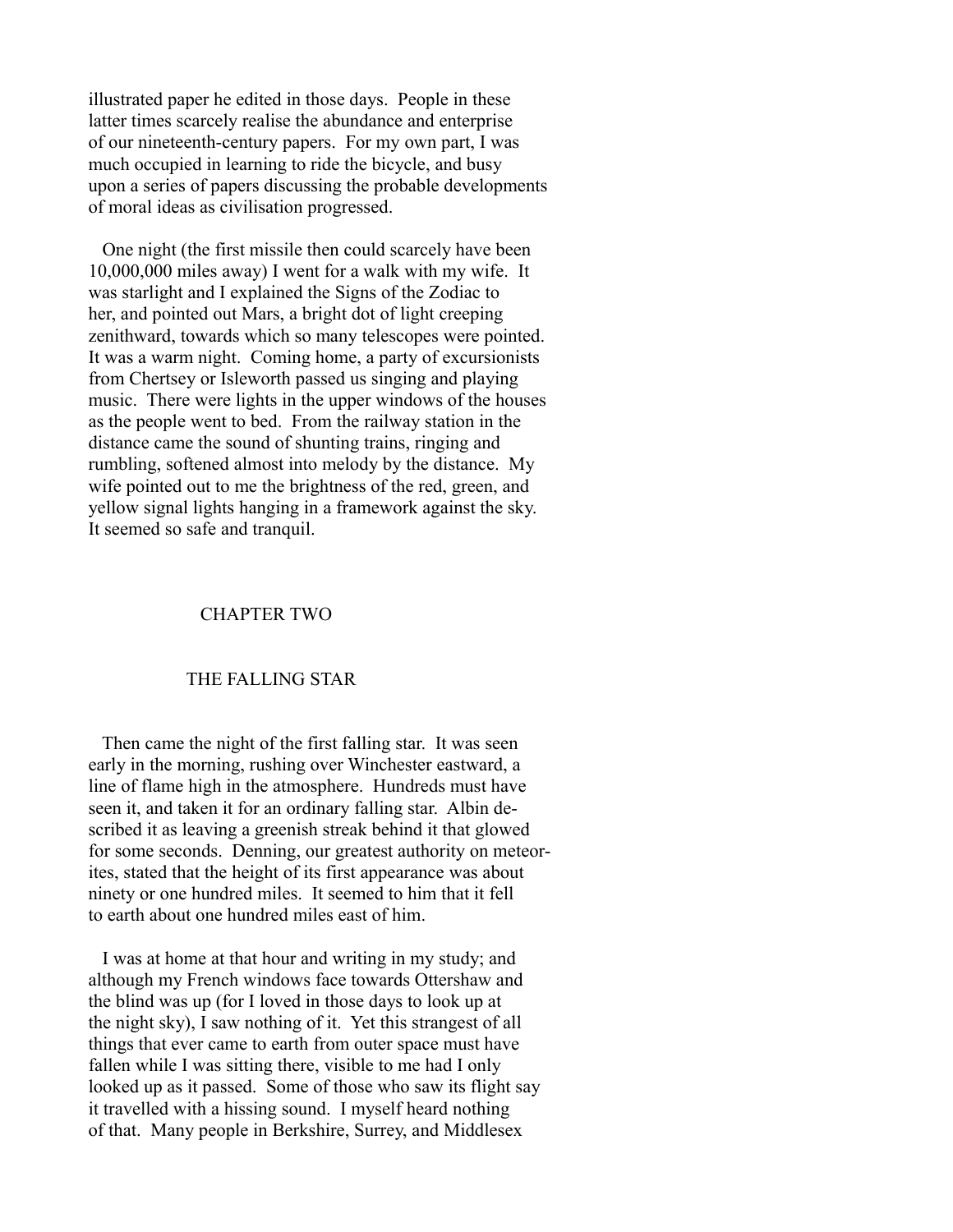illustrated paper he edited in those days. People in these latter times scarcely realise the abundance and enterprise of our nineteenth-century papers. For my own part, I was much occupied in learning to ride the bicycle, and busy upon a series of papers discussing the probable developments of moral ideas as civilisation progressed.

One night (the first missile then could scarcely have been 10,000,000 miles away) I went for a walk with my wife. It was starlight and I explained the Signs of the Zodiac to her, and pointed out Mars, a bright dot of light creeping zenithward, towards which so many telescopes were pointed. It was a warm night. Coming home, a party of excursionists from Chertsey or Isleworth passed us singing and playing music. There were lights in the upper windows of the houses as the people went to bed. From the railway station in the distance came the sound of shunting trains, ringing and rumbling, softened almost into melody by the distance. My wife pointed out to me the brightness of the red, green, and yellow signal lights hanging in a framework against the sky. It seemed so safe and tranquil.

## CHAPTER TWO

## THE FALLING STAR

Then came the night of the first falling star. It was seen early in the morning, rushing over Winchester eastward, a line of flame high in the atmosphere. Hundreds must have seen it, and taken it for an ordinary falling star. Albin described it as leaving a greenish streak behind it that glowed for some seconds. Denning, our greatest authority on meteorites, stated that the height of its first appearance was about ninety or one hundred miles. It seemed to him that it fell to earth about one hundred miles east of him.

I was at home at that hour and writing in my study; and although my French windows face towards Ottershaw and the blind was up (for I loved in those days to look up at the night sky), I saw nothing of it. Yet this strangest of all things that ever came to earth from outer space must have fallen while I was sitting there, visible to me had I only looked up as it passed. Some of those who saw its flight say it travelled with a hissing sound. I myself heard nothing of that. Many people in Berkshire, Surrey, and Middlesex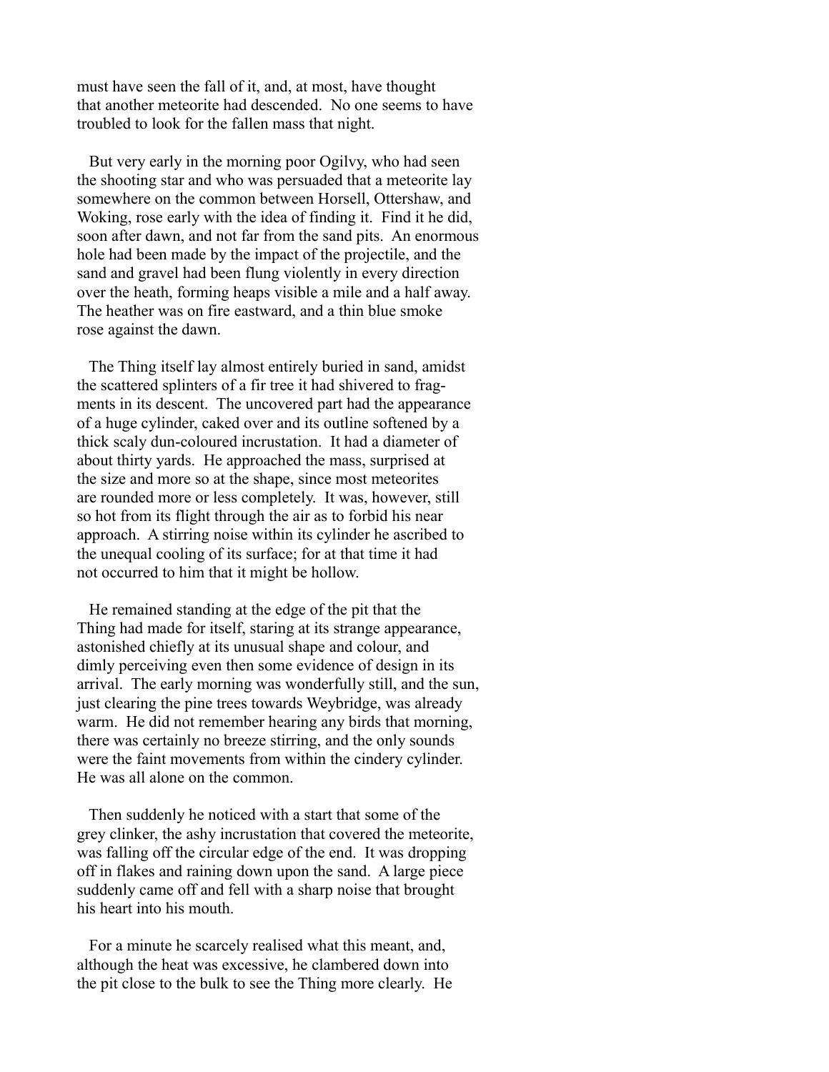must have seen the fall of it, and, at most, have thought that another meteorite had descended. No one seems to have troubled to look for the fallen mass that night.

But very early in the morning poor Ogilvy, who had seen the shooting star and who was persuaded that a meteorite lay somewhere on the common between Horsell, Ottershaw, and Woking, rose early with the idea of finding it. Find it he did, soon after dawn, and not far from the sand pits. An enormous hole had been made by the impact of the projectile, and the sand and gravel had been flung violently in every direction over the heath, forming heaps visible a mile and a half away. The heather was on fire eastward, and a thin blue smoke rose against the dawn.

The Thing itself lay almost entirely buried in sand, amidst the scattered splinters of a fir tree it had shivered to fragments in its descent. The uncovered part had the appearance of a huge cylinder, caked over and its outline softened by a thick scaly dun-coloured incrustation. It had a diameter of about thirty yards. He approached the mass, surprised at the size and more so at the shape, since most meteorites are rounded more or less completely. It was, however, still so hot from its flight through the air as to forbid his near approach. A stirring noise within its cylinder he ascribed to the unequal cooling of its surface; for at that time it had not occurred to him that it might be hollow.

He remained standing at the edge of the pit that the Thing had made for itself, staring at its strange appearance, astonished chiefly at its unusual shape and colour, and dimly perceiving even then some evidence of design in its arrival. The early morning was wonderfully still, and the sun, just clearing the pine trees towards Weybridge, was already warm. He did not remember hearing any birds that morning, there was certainly no breeze stirring, and the only sounds were the faint movements from within the cindery cylinder. He was all alone on the common.

Then suddenly he noticed with a start that some of the grey clinker, the ashy incrustation that covered the meteorite, was falling off the circular edge of the end. It was dropping off in flakes and raining down upon the sand. A large piece suddenly came off and fell with a sharp noise that brought his heart into his mouth.

For a minute he scarcely realised what this meant, and, although the heat was excessive, he clambered down into the pit close to the bulk to see the Thing more clearly. He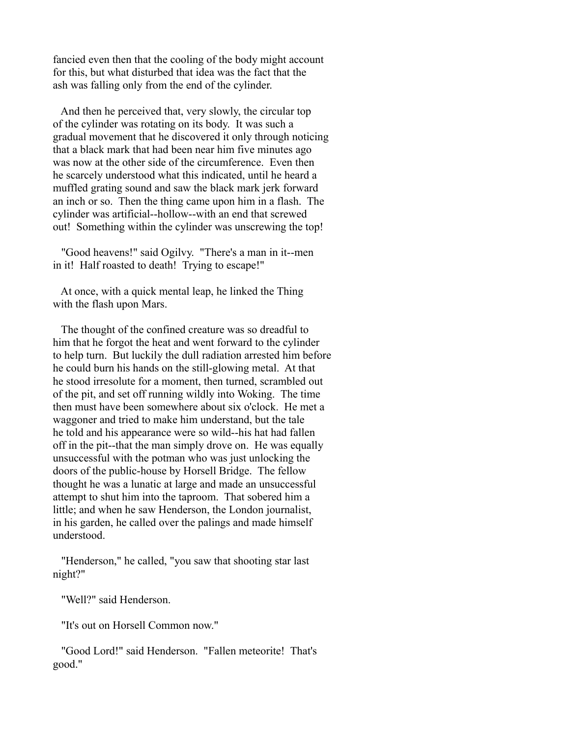fancied even then that the cooling of the body might account for this, but what disturbed that idea was the fact that the ash was falling only from the end of the cylinder.

And then he perceived that, very slowly, the circular top of the cylinder was rotating on its body. It was such a gradual movement that he discovered it only through noticing that a black mark that had been near him five minutes ago was now at the other side of the circumference. Even then he scarcely understood what this indicated, until he heard a muffled grating sound and saw the black mark jerk forward an inch or so. Then the thing came upon him in a flash. The cylinder was artificial--hollow--with an end that screwed out! Something within the cylinder was unscrewing the top!

"Good heavens!" said Ogilvy. "There's a man in it--men in it! Half roasted to death! Trying to escape!"

At once, with a quick mental leap, he linked the Thing with the flash upon Mars.

The thought of the confined creature was so dreadful to him that he forgot the heat and went forward to the cylinder to help turn. But luckily the dull radiation arrested him before he could burn his hands on the still-glowing metal. At that he stood irresolute for a moment, then turned, scrambled out of the pit, and set off running wildly into Woking. The time then must have been somewhere about six o'clock. He met a waggoner and tried to make him understand, but the tale he told and his appearance were so wild--his hat had fallen off in the pit--that the man simply drove on. He was equally unsuccessful with the potman who was just unlocking the doors of the public-house by Horsell Bridge. The fellow thought he was a lunatic at large and made an unsuccessful attempt to shut him into the taproom. That sobered him a little; and when he saw Henderson, the London journalist, in his garden, he called over the palings and made himself understood.

"Henderson," he called, "you saw that shooting star last night?"

"Well?" said Henderson.

"It's out on Horsell Common now."

"Good Lord!" said Henderson. "Fallen meteorite! That's good."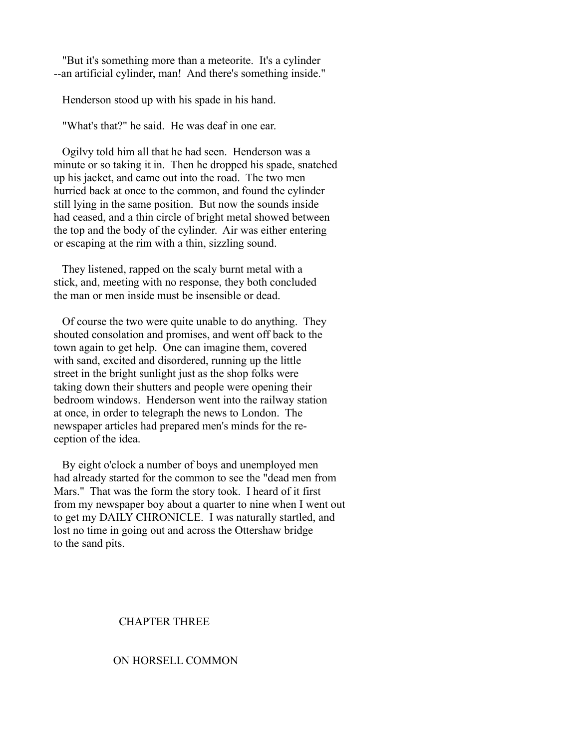"But it's something more than a meteorite. It's a cylinder --an artificial cylinder, man! And there's something inside."

Henderson stood up with his spade in his hand.

"What's that?" he said. He was deaf in one ear.

Ogilvy told him all that he had seen. Henderson was a minute or so taking it in. Then he dropped his spade, snatched up his jacket, and came out into the road. The two men hurried back at once to the common, and found the cylinder still lying in the same position. But now the sounds inside had ceased, and a thin circle of bright metal showed between the top and the body of the cylinder. Air was either entering or escaping at the rim with a thin, sizzling sound.

They listened, rapped on the scaly burnt metal with a stick, and, meeting with no response, they both concluded the man or men inside must be insensible or dead.

Of course the two were quite unable to do anything. They shouted consolation and promises, and went off back to the town again to get help. One can imagine them, covered with sand, excited and disordered, running up the little street in the bright sunlight just as the shop folks were taking down their shutters and people were opening their bedroom windows. Henderson went into the railway station at once, in order to telegraph the news to London. The newspaper articles had prepared men's minds for the reception of the idea.

By eight o'clock a number of boys and unemployed men had already started for the common to see the "dead men from Mars." That was the form the story took. I heard of it first from my newspaper boy about a quarter to nine when I went out to get my DAILY CHRONICLE. I was naturally startled, and lost no time in going out and across the Ottershaw bridge to the sand pits.

## CHAPTER THREE

## ON HORSELL COMMON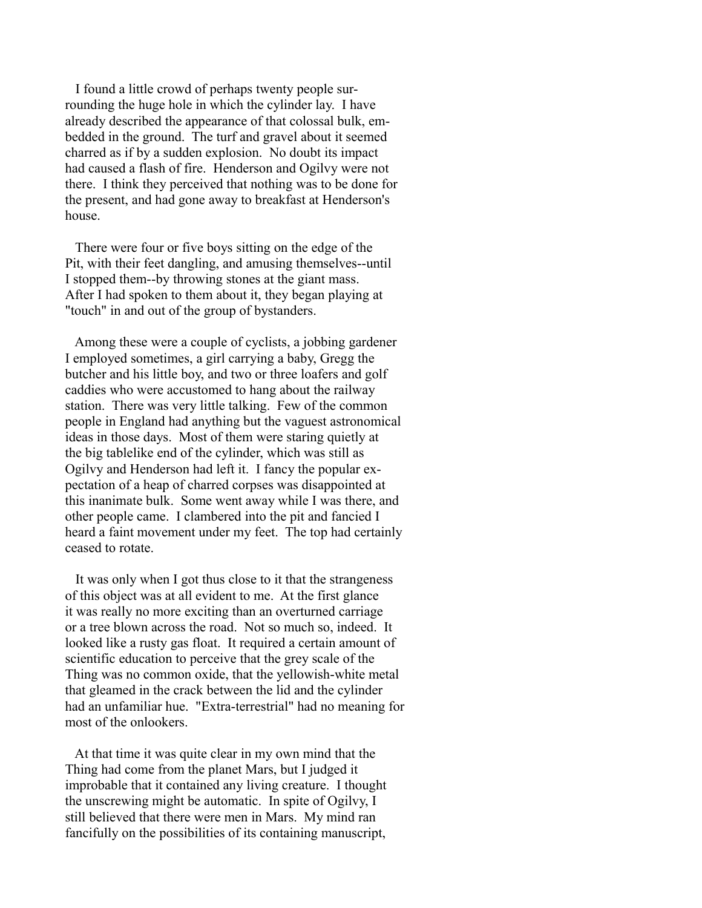I found a little crowd of perhaps twenty people surrounding the huge hole in which the cylinder lay. I have already described the appearance of that colossal bulk, embedded in the ground. The turf and gravel about it seemed charred as if by a sudden explosion. No doubt its impact had caused a flash of fire. Henderson and Ogilvy were not there. I think they perceived that nothing was to be done for the present, and had gone away to breakfast at Henderson's house.

There were four or five boys sitting on the edge of the Pit, with their feet dangling, and amusing themselves--until I stopped them--by throwing stones at the giant mass. After I had spoken to them about it, they began playing at "touch" in and out of the group of bystanders.

Among these were a couple of cyclists, a jobbing gardener I employed sometimes, a girl carrying a baby, Gregg the butcher and his little boy, and two or three loafers and golf caddies who were accustomed to hang about the railway station. There was very little talking. Few of the common people in England had anything but the vaguest astronomical ideas in those days. Most of them were staring quietly at the big tablelike end of the cylinder, which was still as Ogilvy and Henderson had left it. I fancy the popular expectation of a heap of charred corpses was disappointed at this inanimate bulk. Some went away while I was there, and other people came. I clambered into the pit and fancied I heard a faint movement under my feet. The top had certainly ceased to rotate.

It was only when I got thus close to it that the strangeness of this object was at all evident to me. At the first glance it was really no more exciting than an overturned carriage or a tree blown across the road. Not so much so, indeed. It looked like a rusty gas float. It required a certain amount of scientific education to perceive that the grey scale of the Thing was no common oxide, that the yellowish-white metal that gleamed in the crack between the lid and the cylinder had an unfamiliar hue. "Extra-terrestrial" had no meaning for most of the onlookers.

At that time it was quite clear in my own mind that the Thing had come from the planet Mars, but I judged it improbable that it contained any living creature. I thought the unscrewing might be automatic. In spite of Ogilvy, I still believed that there were men in Mars. My mind ran fancifully on the possibilities of its containing manuscript,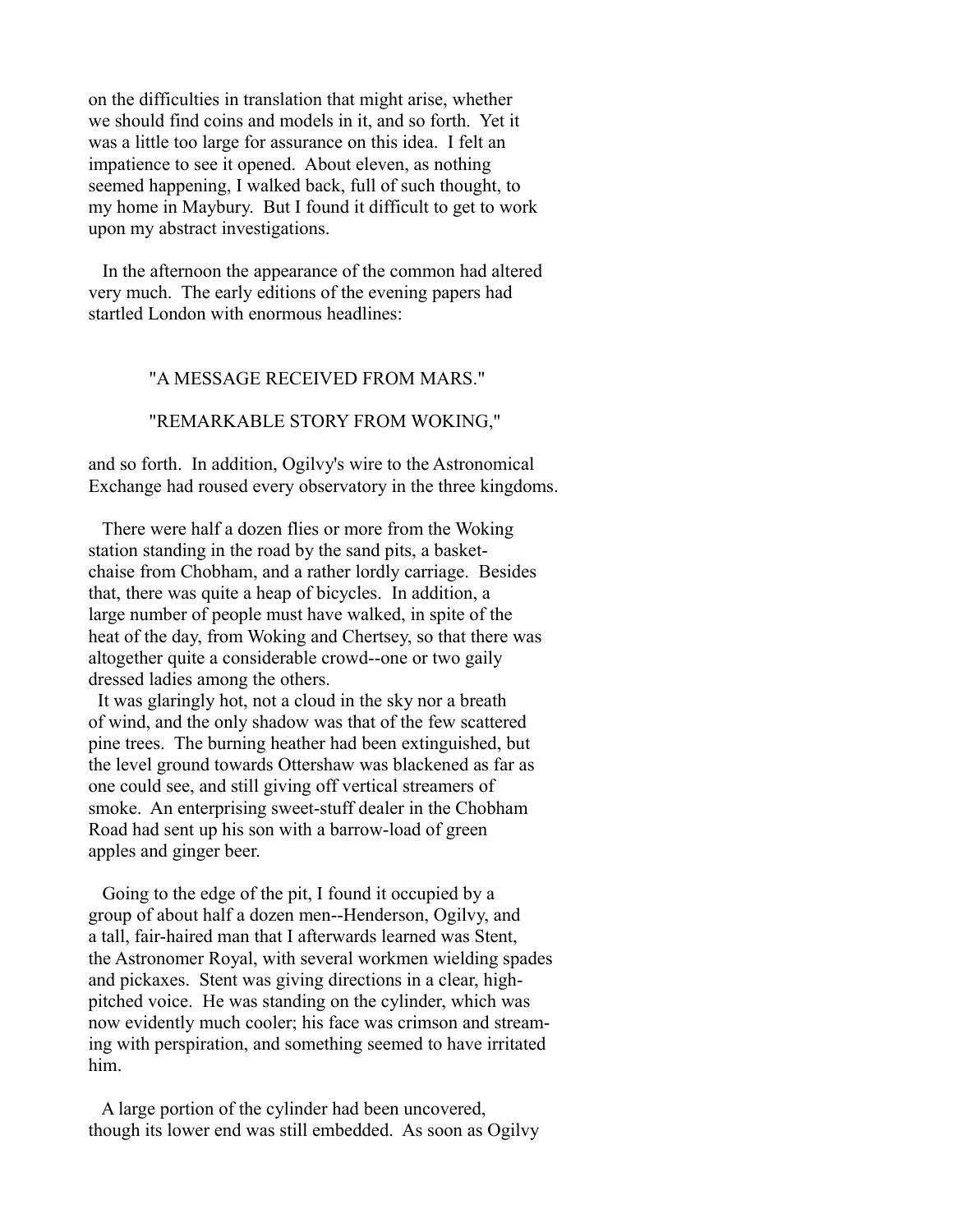on the difficulties in translation that might arise, whether we should find coins and models in it, and so forth. Yet it was a little too large for assurance on this idea. I felt an impatience to see it opened. About eleven, as nothing seemed happening, I walked back, full of such thought, to my home in Maybury. But I found it difficult to get to work upon my abstract investigations.

In the afternoon the appearance of the common had altered very much. The early editions of the evening papers had startled London with enormous headlines:

> "A MESSAGE RECEIVED FROM MARS."
>
> "REMARKABLE STORY FROM WOKING,"

and so forth. In addition, Ogilvy's wire to the Astronomical Exchange had roused every observatory in the three kingdoms.

There were half a dozen flies or more from the Woking station standing in the road by the sand pits, a basket-chaise from Chobham, and a rather lordly carriage. Besides that, there was quite a heap of bicycles. In addition, a large number of people must have walked, in spite of the heat of the day, from Woking and Chertsey, so that there was altogether quite a considerable crowd--one or two gaily dressed ladies among the others.

It was glaringly hot, not a cloud in the sky nor a breath of wind, and the only shadow was that of the few scattered pine trees. The burning heather had been extinguished, but the level ground towards Ottershaw was blackened as far as one could see, and still giving off vertical streamers of smoke. An enterprising sweet-stuff dealer in the Chobham Road had sent up his son with a barrow-load of green apples and ginger beer.

Going to the edge of the pit, I found it occupied by a group of about half a dozen men--Henderson, Ogilvy, and a tall, fair-haired man that I afterwards learned was Stent, the Astronomer Royal, with several workmen wielding spades and pickaxes. Stent was giving directions in a clear, high-pitched voice. He was standing on the cylinder, which was now evidently much cooler; his face was crimson and streaming with perspiration, and something seemed to have irritated him.

A large portion of the cylinder had been uncovered, though its lower end was still embedded. As soon as Ogilvy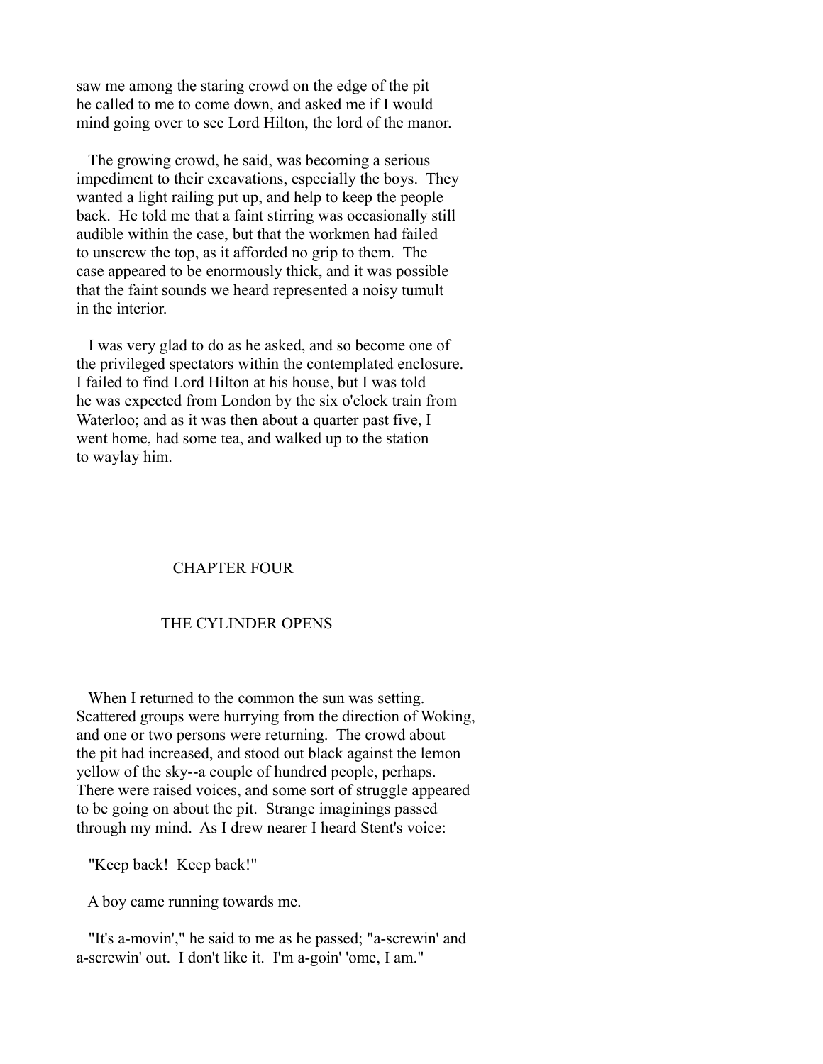saw me among the staring crowd on the edge of the pit he called to me to come down, and asked me if I would mind going over to see Lord Hilton, the lord of the manor.

The growing crowd, he said, was becoming a serious impediment to their excavations, especially the boys. They wanted a light railing put up, and help to keep the people back. He told me that a faint stirring was occasionally still audible within the case, but that the workmen had failed to unscrew the top, as it afforded no grip to them. The case appeared to be enormously thick, and it was possible that the faint sounds we heard represented a noisy tumult in the interior.

I was very glad to do as he asked, and so become one of the privileged spectators within the contemplated enclosure. I failed to find Lord Hilton at his house, but I was told he was expected from London by the six o'clock train from Waterloo; and as it was then about a quarter past five, I went home, had some tea, and walked up to the station to waylay him.

## CHAPTER FOUR

## THE CYLINDER OPENS

When I returned to the common the sun was setting. Scattered groups were hurrying from the direction of Woking, and one or two persons were returning. The crowd about the pit had increased, and stood out black against the lemon yellow of the sky--a couple of hundred people, perhaps. There were raised voices, and some sort of struggle appeared to be going on about the pit. Strange imaginings passed through my mind. As I drew nearer I heard Stent's voice:

"Keep back! Keep back!"

A boy came running towards me.

"It's a-movin'," he said to me as he passed; "a-screwin' and a-screwin' out. I don't like it. I'm a-goin' 'ome, I am."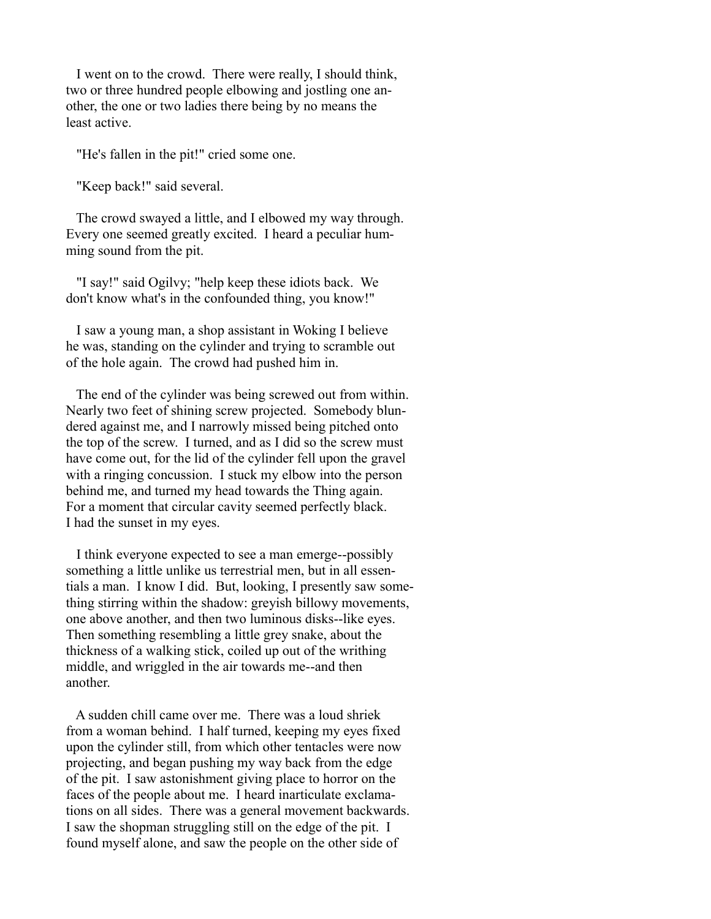I went on to the crowd. There were really, I should think, two or three hundred people elbowing and jostling one another, the one or two ladies there being by no means the least active.

"He's fallen in the pit!" cried some one.

"Keep back!" said several.

The crowd swayed a little, and I elbowed my way through. Every one seemed greatly excited. I heard a peculiar humming sound from the pit.

"I say!" said Ogilvy; "help keep these idiots back. We don't know what's in the confounded thing, you know!"

I saw a young man, a shop assistant in Woking I believe he was, standing on the cylinder and trying to scramble out of the hole again. The crowd had pushed him in.

The end of the cylinder was being screwed out from within. Nearly two feet of shining screw projected. Somebody blundered against me, and I narrowly missed being pitched onto the top of the screw. I turned, and as I did so the screw must have come out, for the lid of the cylinder fell upon the gravel with a ringing concussion. I stuck my elbow into the person behind me, and turned my head towards the Thing again. For a moment that circular cavity seemed perfectly black. I had the sunset in my eyes.

I think everyone expected to see a man emerge--possibly something a little unlike us terrestrial men, but in all essentials a man. I know I did. But, looking, I presently saw something stirring within the shadow: greyish billowy movements, one above another, and then two luminous disks--like eyes. Then something resembling a little grey snake, about the thickness of a walking stick, coiled up out of the writhing middle, and wriggled in the air towards me--and then another.

A sudden chill came over me. There was a loud shriek from a woman behind. I half turned, keeping my eyes fixed upon the cylinder still, from which other tentacles were now projecting, and began pushing my way back from the edge of the pit. I saw astonishment giving place to horror on the faces of the people about me. I heard inarticulate exclamations on all sides. There was a general movement backwards. I saw the shopman struggling still on the edge of the pit. I found myself alone, and saw the people on the other side of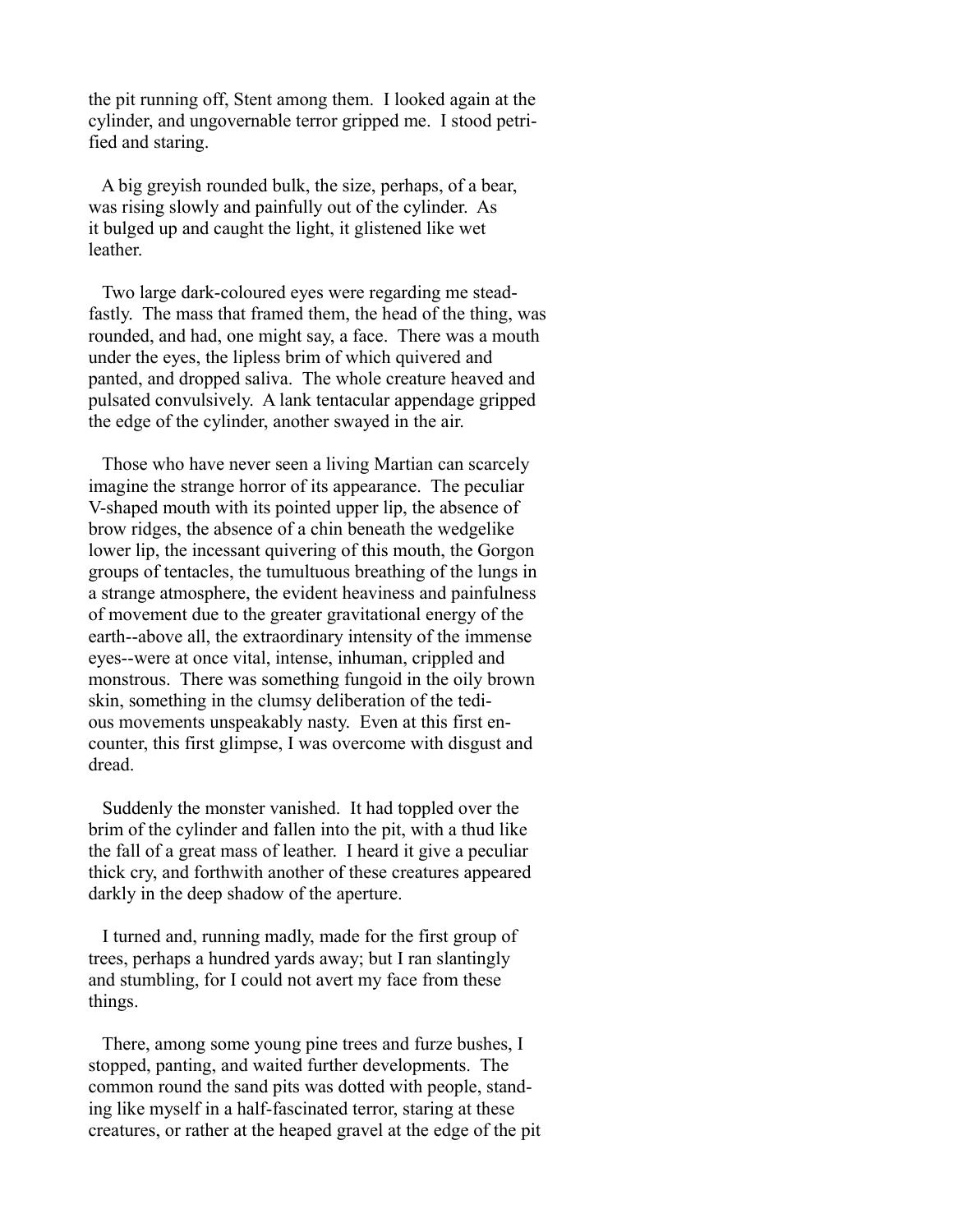the pit running off, Stent among them. I looked again at the cylinder, and ungovernable terror gripped me. I stood petrified and staring.

A big greyish rounded bulk, the size, perhaps, of a bear, was rising slowly and painfully out of the cylinder. As it bulged up and caught the light, it glistened like wet leather.

Two large dark-coloured eyes were regarding me steadfastly. The mass that framed them, the head of the thing, was rounded, and had, one might say, a face. There was a mouth under the eyes, the lipless brim of which quivered and panted, and dropped saliva. The whole creature heaved and pulsated convulsively. A lank tentacular appendage gripped the edge of the cylinder, another swayed in the air.

Those who have never seen a living Martian can scarcely imagine the strange horror of its appearance. The peculiar V-shaped mouth with its pointed upper lip, the absence of brow ridges, the absence of a chin beneath the wedgelike lower lip, the incessant quivering of this mouth, the Gorgon groups of tentacles, the tumultuous breathing of the lungs in a strange atmosphere, the evident heaviness and painfulness of movement due to the greater gravitational energy of the earth--above all, the extraordinary intensity of the immense eyes--were at once vital, intense, inhuman, crippled and monstrous. There was something fungoid in the oily brown skin, something in the clumsy deliberation of the tedious movements unspeakably nasty. Even at this first encounter, this first glimpse, I was overcome with disgust and dread.

Suddenly the monster vanished. It had toppled over the brim of the cylinder and fallen into the pit, with a thud like the fall of a great mass of leather. I heard it give a peculiar thick cry, and forthwith another of these creatures appeared darkly in the deep shadow of the aperture.

I turned and, running madly, made for the first group of trees, perhaps a hundred yards away; but I ran slantingly and stumbling, for I could not avert my face from these things.

There, among some young pine trees and furze bushes, I stopped, panting, and waited further developments. The common round the sand pits was dotted with people, standing like myself in a half-fascinated terror, staring at these creatures, or rather at the heaped gravel at the edge of the pit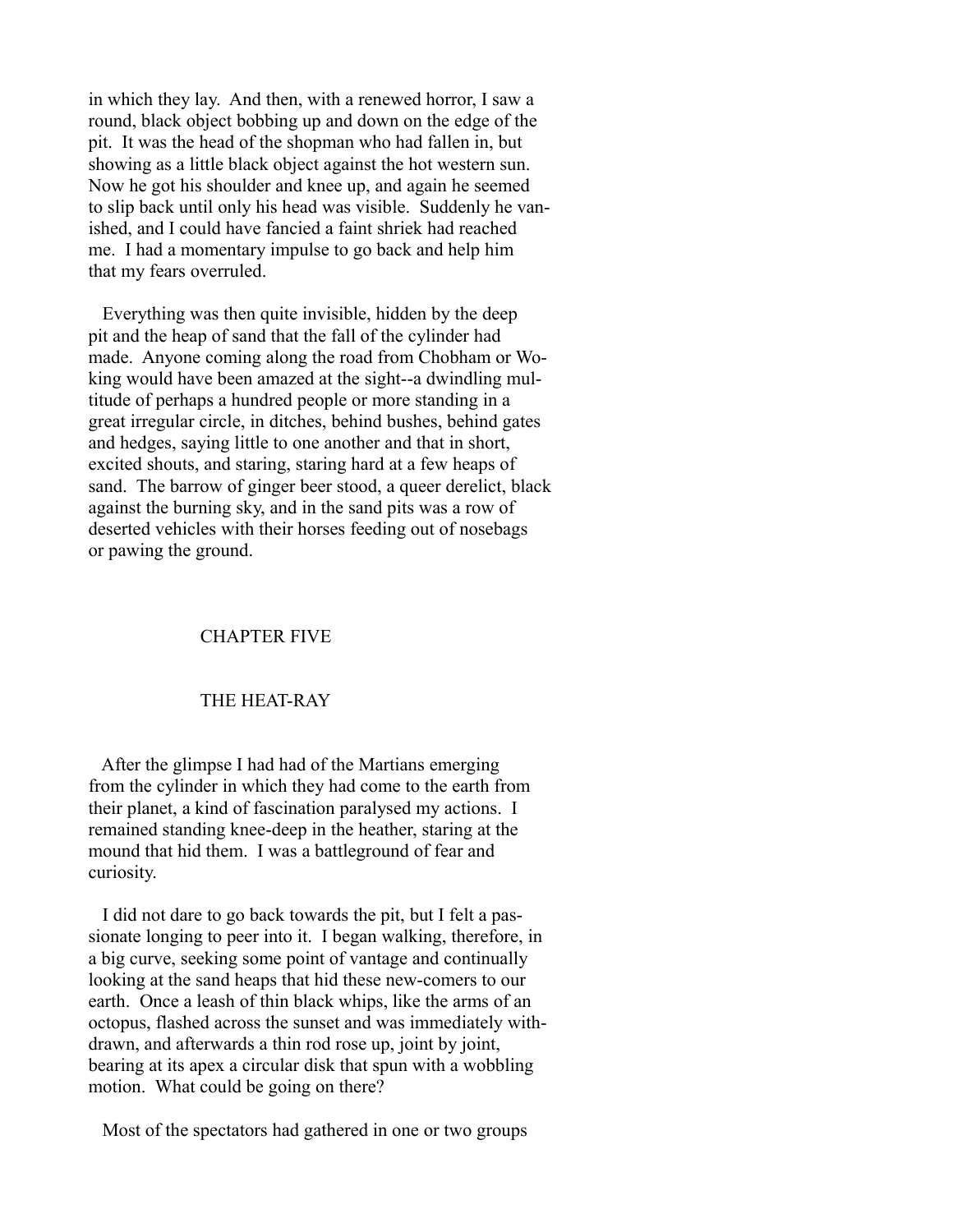in which they lay. And then, with a renewed horror, I saw a round, black object bobbing up and down on the edge of the pit. It was the head of the shopman who had fallen in, but showing as a little black object against the hot western sun. Now he got his shoulder and knee up, and again he seemed to slip back until only his head was visible. Suddenly he vanished, and I could have fancied a faint shriek had reached me. I had a momentary impulse to go back and help him that my fears overruled.

Everything was then quite invisible, hidden by the deep pit and the heap of sand that the fall of the cylinder had made. Anyone coming along the road from Chobham or Woking would have been amazed at the sight--a dwindling multitude of perhaps a hundred people or more standing in a great irregular circle, in ditches, behind bushes, behind gates and hedges, saying little to one another and that in short, excited shouts, and staring, staring hard at a few heaps of sand. The barrow of ginger beer stood, a queer derelict, black against the burning sky, and in the sand pits was a row of deserted vehicles with their horses feeding out of nosebags or pawing the ground.

## CHAPTER FIVE

## THE HEAT-RAY

After the glimpse I had had of the Martians emerging from the cylinder in which they had come to the earth from their planet, a kind of fascination paralysed my actions. I remained standing knee-deep in the heather, staring at the mound that hid them. I was a battleground of fear and curiosity.

I did not dare to go back towards the pit, but I felt a passionate longing to peer into it. I began walking, therefore, in a big curve, seeking some point of vantage and continually looking at the sand heaps that hid these new-comers to our earth. Once a leash of thin black whips, like the arms of an octopus, flashed across the sunset and was immediately withdrawn, and afterwards a thin rod rose up, joint by joint, bearing at its apex a circular disk that spun with a wobbling motion. What could be going on there?

Most of the spectators had gathered in one or two groups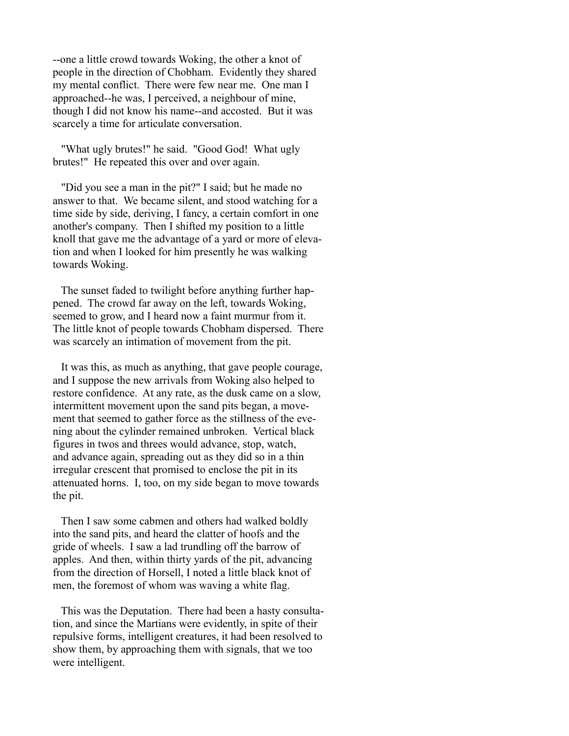--one a little crowd towards Woking, the other a knot of people in the direction of Chobham. Evidently they shared my mental conflict. There were few near me. One man I approached--he was, I perceived, a neighbour of mine, though I did not know his name--and accosted. But it was scarcely a time for articulate conversation.

"What ugly brutes!" he said. "Good God! What ugly brutes!" He repeated this over and over again.

"Did you see a man in the pit?" I said; but he made no answer to that. We became silent, and stood watching for a time side by side, deriving, I fancy, a certain comfort in one another's company. Then I shifted my position to a little knoll that gave me the advantage of a yard or more of elevation and when I looked for him presently he was walking towards Woking.

The sunset faded to twilight before anything further happened. The crowd far away on the left, towards Woking, seemed to grow, and I heard now a faint murmur from it. The little knot of people towards Chobham dispersed. There was scarcely an intimation of movement from the pit.

It was this, as much as anything, that gave people courage, and I suppose the new arrivals from Woking also helped to restore confidence. At any rate, as the dusk came on a slow, intermittent movement upon the sand pits began, a movement that seemed to gather force as the stillness of the evening about the cylinder remained unbroken. Vertical black figures in twos and threes would advance, stop, watch, and advance again, spreading out as they did so in a thin irregular crescent that promised to enclose the pit in its attenuated horns. I, too, on my side began to move towards the pit.

Then I saw some cabmen and others had walked boldly into the sand pits, and heard the clatter of hoofs and the gride of wheels. I saw a lad trundling off the barrow of apples. And then, within thirty yards of the pit, advancing from the direction of Horsell, I noted a little black knot of men, the foremost of whom was waving a white flag.

This was the Deputation. There had been a hasty consultation, and since the Martians were evidently, in spite of their repulsive forms, intelligent creatures, it had been resolved to show them, by approaching them with signals, that we too were intelligent.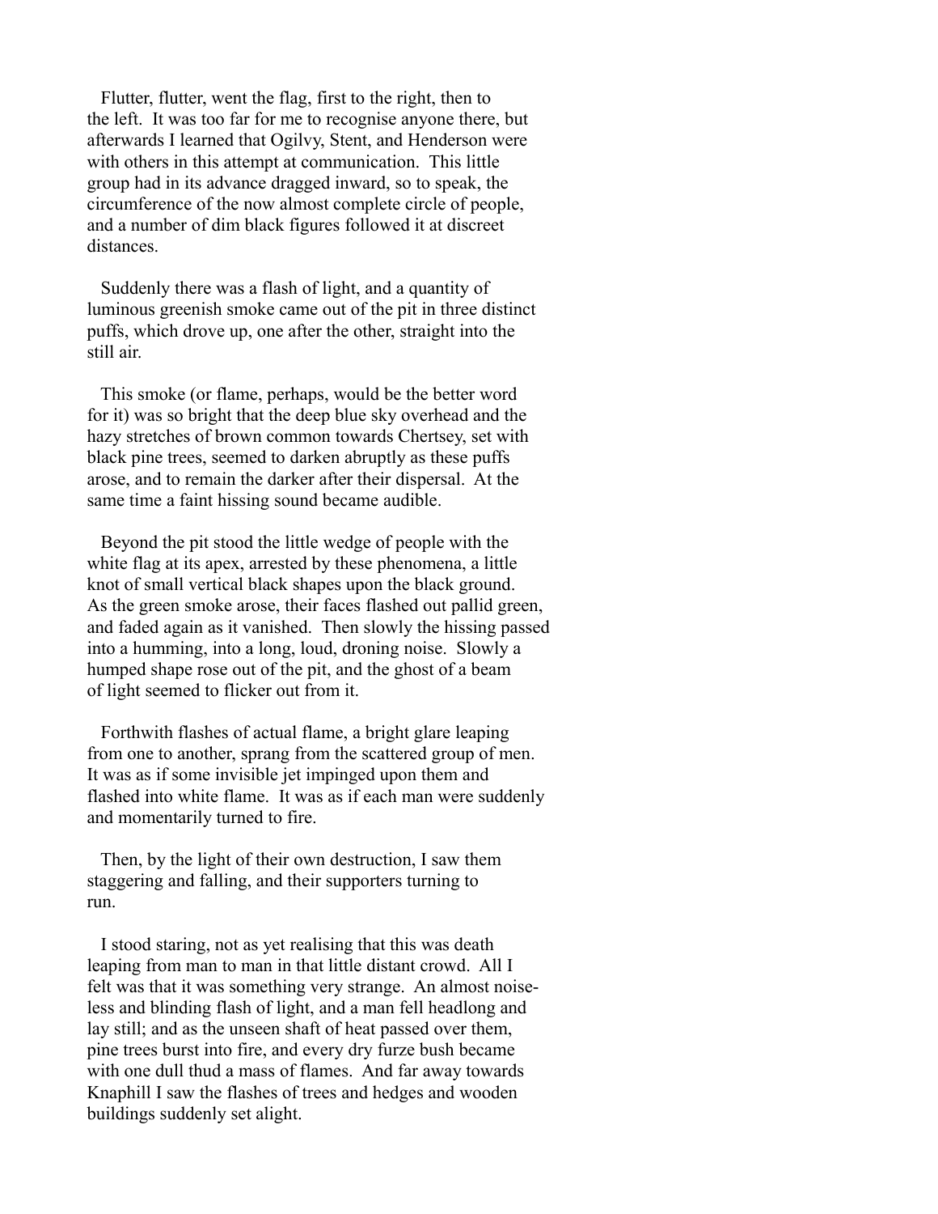Flutter, flutter, went the flag, first to the right, then to the left. It was too far for me to recognise anyone there, but afterwards I learned that Ogilvy, Stent, and Henderson were with others in this attempt at communication. This little group had in its advance dragged inward, so to speak, the circumference of the now almost complete circle of people, and a number of dim black figures followed it at discreet distances.

Suddenly there was a flash of light, and a quantity of luminous greenish smoke came out of the pit in three distinct puffs, which drove up, one after the other, straight into the still air.

This smoke (or flame, perhaps, would be the better word for it) was so bright that the deep blue sky overhead and the hazy stretches of brown common towards Chertsey, set with black pine trees, seemed to darken abruptly as these puffs arose, and to remain the darker after their dispersal. At the same time a faint hissing sound became audible.

Beyond the pit stood the little wedge of people with the white flag at its apex, arrested by these phenomena, a little knot of small vertical black shapes upon the black ground. As the green smoke arose, their faces flashed out pallid green, and faded again as it vanished. Then slowly the hissing passed into a humming, into a long, loud, droning noise. Slowly a humped shape rose out of the pit, and the ghost of a beam of light seemed to flicker out from it.

Forthwith flashes of actual flame, a bright glare leaping from one to another, sprang from the scattered group of men. It was as if some invisible jet impinged upon them and flashed into white flame. It was as if each man were suddenly and momentarily turned to fire.

Then, by the light of their own destruction, I saw them staggering and falling, and their supporters turning to run.

I stood staring, not as yet realising that this was death leaping from man to man in that little distant crowd. All I felt was that it was something very strange. An almost noiseless and blinding flash of light, and a man fell headlong and lay still; and as the unseen shaft of heat passed over them, pine trees burst into fire, and every dry furze bush became with one dull thud a mass of flames. And far away towards Knaphill I saw the flashes of trees and hedges and wooden buildings suddenly set alight.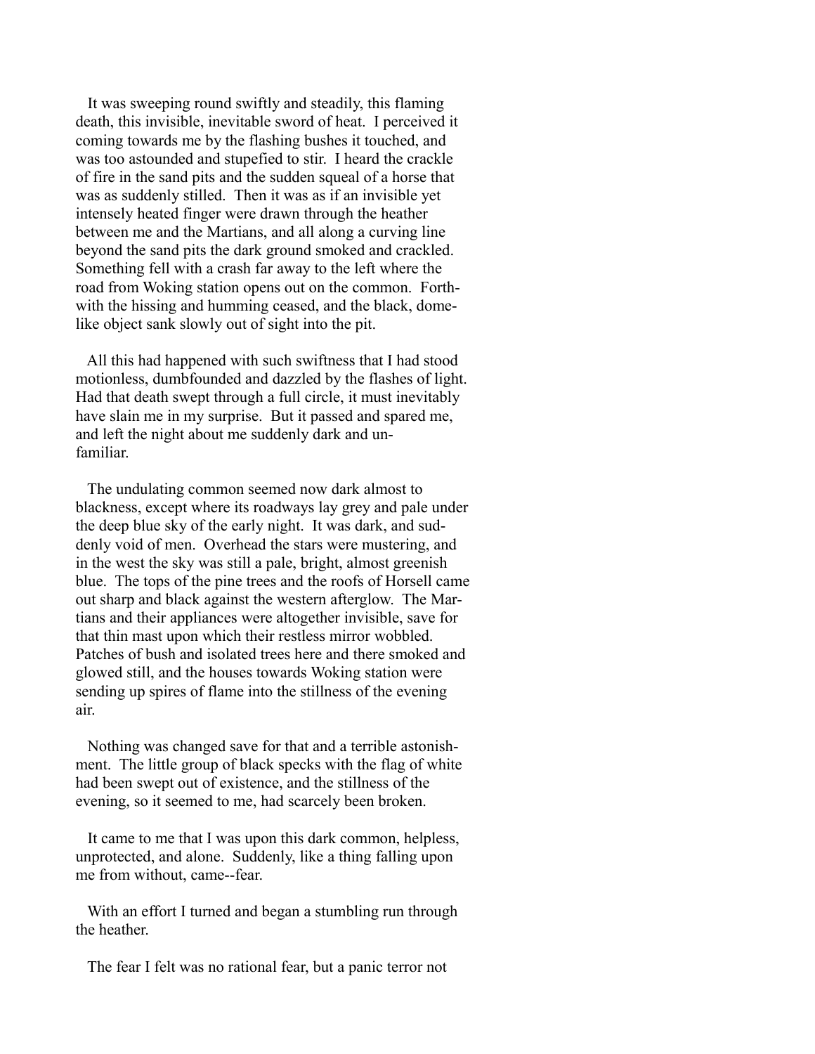It was sweeping round swiftly and steadily, this flaming death, this invisible, inevitable sword of heat. I perceived it coming towards me by the flashing bushes it touched, and was too astounded and stupefied to stir. I heard the crackle of fire in the sand pits and the sudden squeal of a horse that was as suddenly stilled. Then it was as if an invisible yet intensely heated finger were drawn through the heather between me and the Martians, and all along a curving line beyond the sand pits the dark ground smoked and crackled. Something fell with a crash far away to the left where the road from Woking station opens out on the common. Forthwith the hissing and humming ceased, and the black, domelike object sank slowly out of sight into the pit.

All this had happened with such swiftness that I had stood motionless, dumbfounded and dazzled by the flashes of light. Had that death swept through a full circle, it must inevitably have slain me in my surprise. But it passed and spared me, and left the night about me suddenly dark and unfamiliar.

The undulating common seemed now dark almost to blackness, except where its roadways lay grey and pale under the deep blue sky of the early night. It was dark, and suddenly void of men. Overhead the stars were mustering, and in the west the sky was still a pale, bright, almost greenish blue. The tops of the pine trees and the roofs of Horsell came out sharp and black against the western afterglow. The Martians and their appliances were altogether invisible, save for that thin mast upon which their restless mirror wobbled. Patches of bush and isolated trees here and there smoked and glowed still, and the houses towards Woking station were sending up spires of flame into the stillness of the evening air.

Nothing was changed save for that and a terrible astonishment. The little group of black specks with the flag of white had been swept out of existence, and the stillness of the evening, so it seemed to me, had scarcely been broken.

It came to me that I was upon this dark common, helpless, unprotected, and alone. Suddenly, like a thing falling upon me from without, came--fear.

With an effort I turned and began a stumbling run through the heather.

The fear I felt was no rational fear, but a panic terror not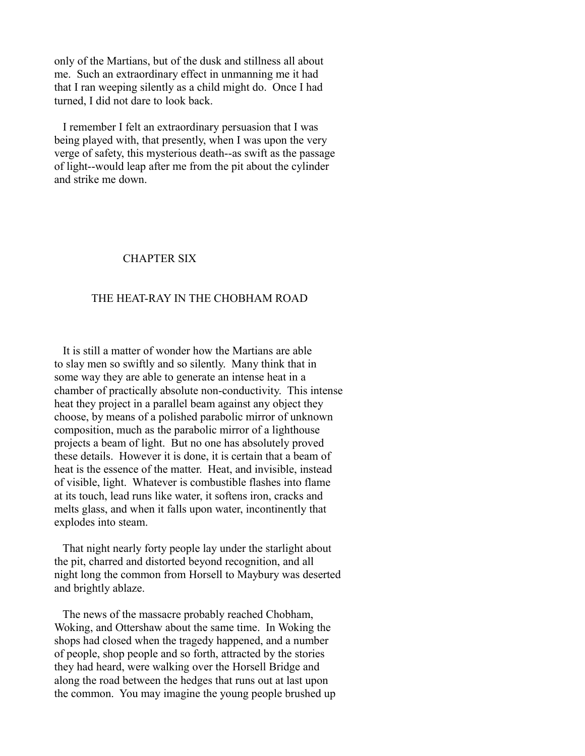only of the Martians, but of the dusk and stillness all about me. Such an extraordinary effect in unmanning me it had that I ran weeping silently as a child might do. Once I had turned, I did not dare to look back.

I remember I felt an extraordinary persuasion that I was being played with, that presently, when I was upon the very verge of safety, this mysterious death--as swift as the passage of light--would leap after me from the pit about the cylinder and strike me down.

## CHAPTER SIX

### THE HEAT-RAY IN THE CHOBHAM ROAD

It is still a matter of wonder how the Martians are able to slay men so swiftly and so silently. Many think that in some way they are able to generate an intense heat in a chamber of practically absolute non-conductivity. This intense heat they project in a parallel beam against any object they choose, by means of a polished parabolic mirror of unknown composition, much as the parabolic mirror of a lighthouse projects a beam of light. But no one has absolutely proved these details. However it is done, it is certain that a beam of heat is the essence of the matter. Heat, and invisible, instead of visible, light. Whatever is combustible flashes into flame at its touch, lead runs like water, it softens iron, cracks and melts glass, and when it falls upon water, incontinently that explodes into steam.

That night nearly forty people lay under the starlight about the pit, charred and distorted beyond recognition, and all night long the common from Horsell to Maybury was deserted and brightly ablaze.

The news of the massacre probably reached Chobham, Woking, and Ottershaw about the same time. In Woking the shops had closed when the tragedy happened, and a number of people, shop people and so forth, attracted by the stories they had heard, were walking over the Horsell Bridge and along the road between the hedges that runs out at last upon the common. You may imagine the young people brushed up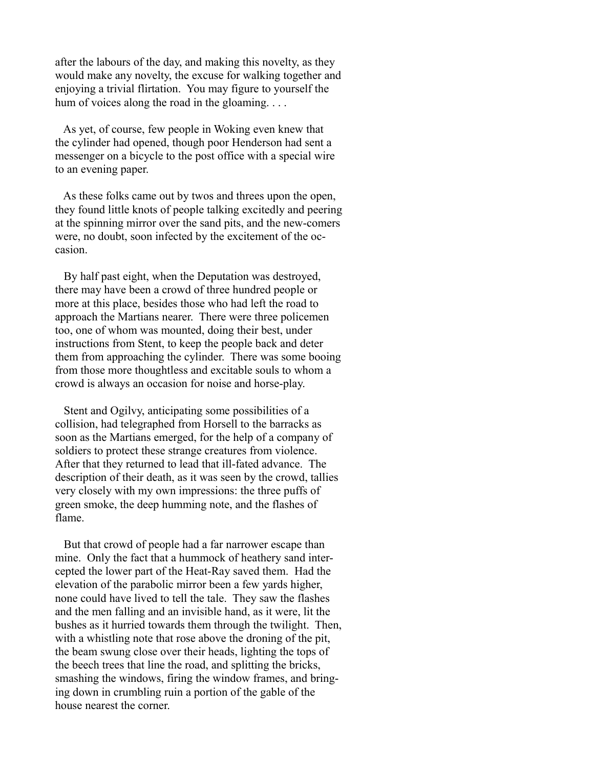after the labours of the day, and making this novelty, as they would make any novelty, the excuse for walking together and enjoying a trivial flirtation. You may figure to yourself the hum of voices along the road in the gloaming. . . .

As yet, of course, few people in Woking even knew that the cylinder had opened, though poor Henderson had sent a messenger on a bicycle to the post office with a special wire to an evening paper.

As these folks came out by twos and threes upon the open, they found little knots of people talking excitedly and peering at the spinning mirror over the sand pits, and the new-comers were, no doubt, soon infected by the excitement of the occasion.

By half past eight, when the Deputation was destroyed, there may have been a crowd of three hundred people or more at this place, besides those who had left the road to approach the Martians nearer. There were three policemen too, one of whom was mounted, doing their best, under instructions from Stent, to keep the people back and deter them from approaching the cylinder. There was some booing from those more thoughtless and excitable souls to whom a crowd is always an occasion for noise and horse-play.

Stent and Ogilvy, anticipating some possibilities of a collision, had telegraphed from Horsell to the barracks as soon as the Martians emerged, for the help of a company of soldiers to protect these strange creatures from violence. After that they returned to lead that ill-fated advance. The description of their death, as it was seen by the crowd, tallies very closely with my own impressions: the three puffs of green smoke, the deep humming note, and the flashes of flame.

But that crowd of people had a far narrower escape than mine. Only the fact that a hummock of heathery sand intercepted the lower part of the Heat-Ray saved them. Had the elevation of the parabolic mirror been a few yards higher, none could have lived to tell the tale. They saw the flashes and the men falling and an invisible hand, as it were, lit the bushes as it hurried towards them through the twilight. Then, with a whistling note that rose above the droning of the pit, the beam swung close over their heads, lighting the tops of the beech trees that line the road, and splitting the bricks, smashing the windows, firing the window frames, and bringing down in crumbling ruin a portion of the gable of the house nearest the corner.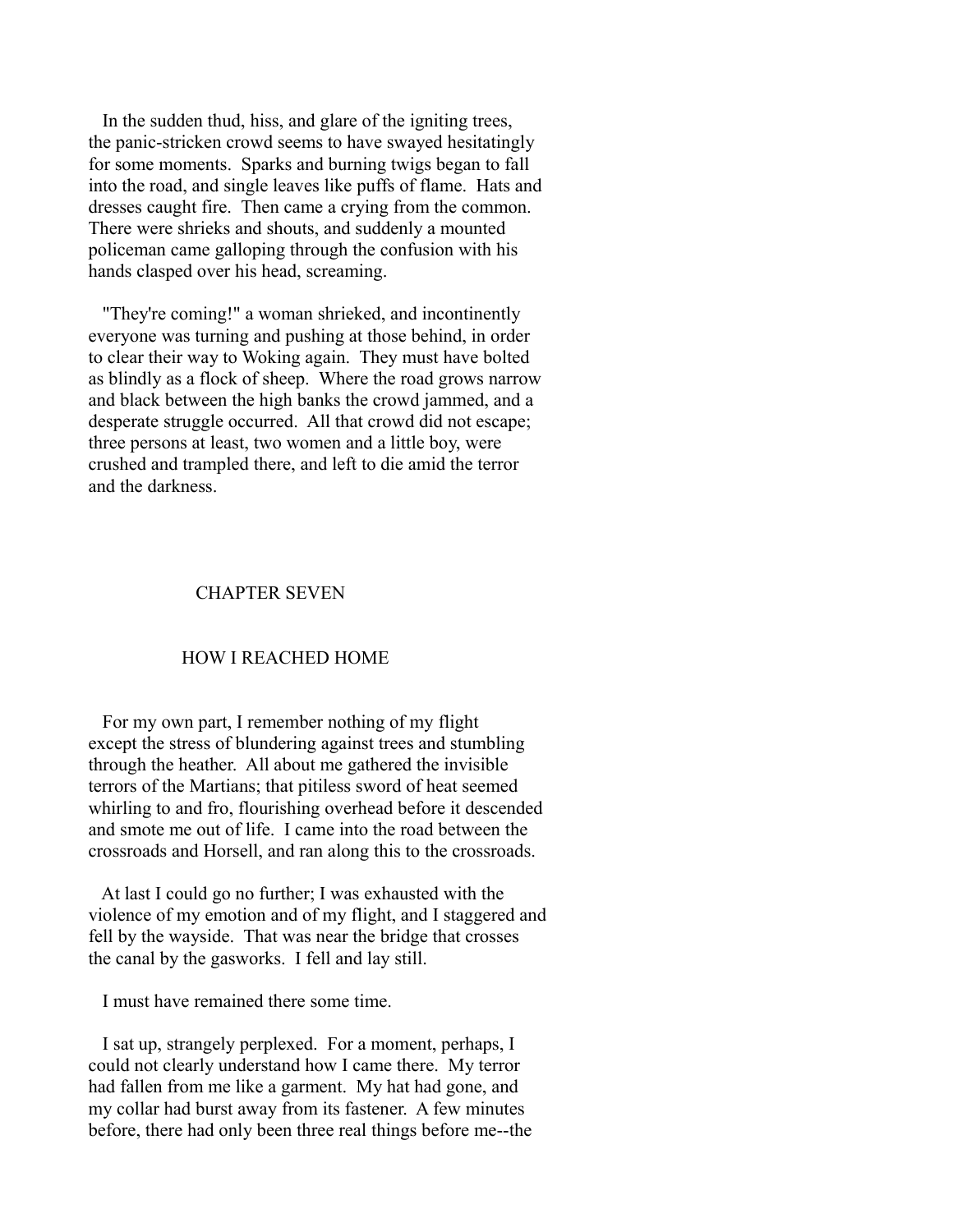In the sudden thud, hiss, and glare of the igniting trees, the panic-stricken crowd seems to have swayed hesitatingly for some moments. Sparks and burning twigs began to fall into the road, and single leaves like puffs of flame. Hats and dresses caught fire. Then came a crying from the common. There were shrieks and shouts, and suddenly a mounted policeman came galloping through the confusion with his hands clasped over his head, screaming.

"They're coming!" a woman shrieked, and incontinently everyone was turning and pushing at those behind, in order to clear their way to Woking again. They must have bolted as blindly as a flock of sheep. Where the road grows narrow and black between the high banks the crowd jammed, and a desperate struggle occurred. All that crowd did not escape; three persons at least, two women and a little boy, were crushed and trampled there, and left to die amid the terror and the darkness.

## CHAPTER SEVEN

## HOW I REACHED HOME

For my own part, I remember nothing of my flight except the stress of blundering against trees and stumbling through the heather. All about me gathered the invisible terrors of the Martians; that pitiless sword of heat seemed whirling to and fro, flourishing overhead before it descended and smote me out of life. I came into the road between the crossroads and Horsell, and ran along this to the crossroads.

At last I could go no further; I was exhausted with the violence of my emotion and of my flight, and I staggered and fell by the wayside. That was near the bridge that crosses the canal by the gasworks. I fell and lay still.

I must have remained there some time.

I sat up, strangely perplexed. For a moment, perhaps, I could not clearly understand how I came there. My terror had fallen from me like a garment. My hat had gone, and my collar had burst away from its fastener. A few minutes before, there had only been three real things before me--the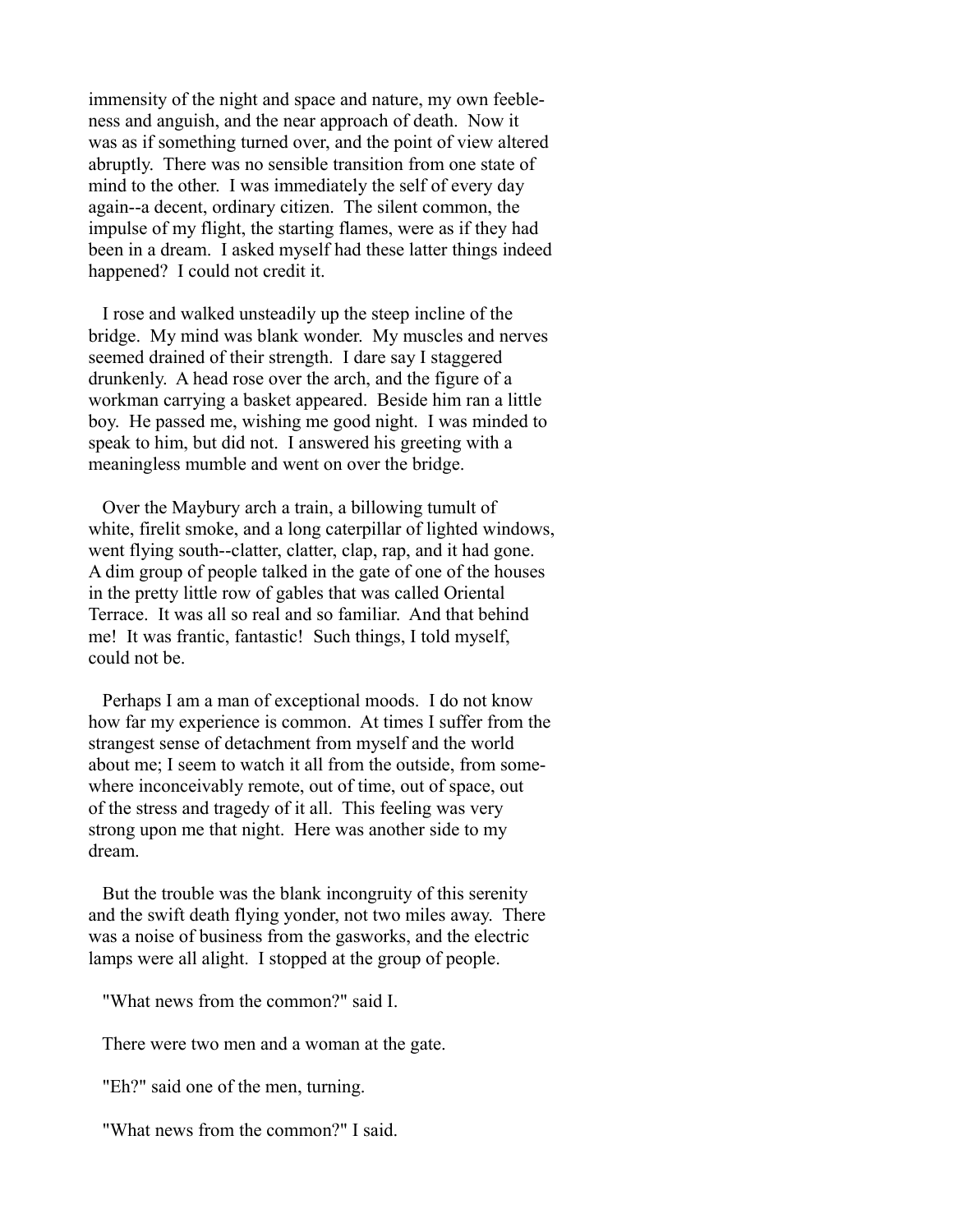immensity of the night and space and nature, my own feebleness and anguish, and the near approach of death. Now it was as if something turned over, and the point of view altered abruptly. There was no sensible transition from one state of mind to the other. I was immediately the self of every day again--a decent, ordinary citizen. The silent common, the impulse of my flight, the starting flames, were as if they had been in a dream. I asked myself had these latter things indeed happened? I could not credit it.

I rose and walked unsteadily up the steep incline of the bridge. My mind was blank wonder. My muscles and nerves seemed drained of their strength. I dare say I staggered drunkenly. A head rose over the arch, and the figure of a workman carrying a basket appeared. Beside him ran a little boy. He passed me, wishing me good night. I was minded to speak to him, but did not. I answered his greeting with a meaningless mumble and went on over the bridge.

Over the Maybury arch a train, a billowing tumult of white, firelit smoke, and a long caterpillar of lighted windows, went flying south--clatter, clatter, clap, rap, and it had gone. A dim group of people talked in the gate of one of the houses in the pretty little row of gables that was called Oriental Terrace. It was all so real and so familiar. And that behind me! It was frantic, fantastic! Such things, I told myself, could not be.

Perhaps I am a man of exceptional moods. I do not know how far my experience is common. At times I suffer from the strangest sense of detachment from myself and the world about me; I seem to watch it all from the outside, from somewhere inconceivably remote, out of time, out of space, out of the stress and tragedy of it all. This feeling was very strong upon me that night. Here was another side to my dream.

But the trouble was the blank incongruity of this serenity and the swift death flying yonder, not two miles away. There was a noise of business from the gasworks, and the electric lamps were all alight. I stopped at the group of people.

"What news from the common?" said I.

There were two men and a woman at the gate.

"Eh?" said one of the men, turning.

"What news from the common?" I said.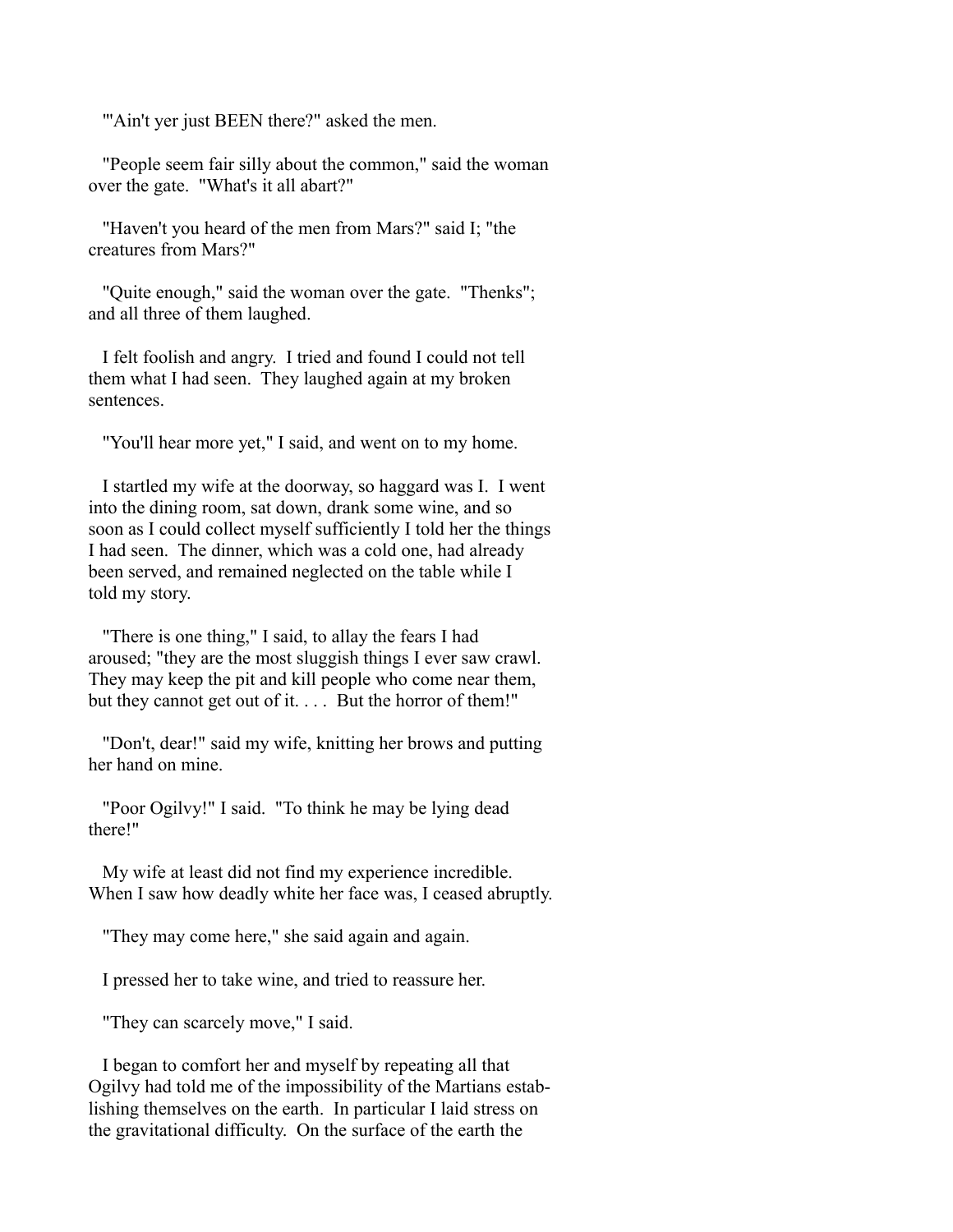"'Ain't yer just BEEN there?" asked the men.

"People seem fair silly about the common," said the woman over the gate. "What's it all abart?"

"Haven't you heard of the men from Mars?" said I; "the creatures from Mars?"

"Quite enough," said the woman over the gate. "Thenks"; and all three of them laughed.

I felt foolish and angry. I tried and found I could not tell them what I had seen. They laughed again at my broken sentences.

"You'll hear more yet," I said, and went on to my home.

I startled my wife at the doorway, so haggard was I. I went into the dining room, sat down, drank some wine, and so soon as I could collect myself sufficiently I told her the things I had seen. The dinner, which was a cold one, had already been served, and remained neglected on the table while I told my story.

"There is one thing," I said, to allay the fears I had aroused; "they are the most sluggish things I ever saw crawl. They may keep the pit and kill people who come near them, but they cannot get out of it. . . . But the horror of them!"

"Don't, dear!" said my wife, knitting her brows and putting her hand on mine.

"Poor Ogilvy!" I said. "To think he may be lying dead there!"

My wife at least did not find my experience incredible. When I saw how deadly white her face was, I ceased abruptly.

"They may come here," she said again and again.

I pressed her to take wine, and tried to reassure her.

"They can scarcely move," I said.

I began to comfort her and myself by repeating all that Ogilvy had told me of the impossibility of the Martians establishing themselves on the earth. In particular I laid stress on the gravitational difficulty. On the surface of the earth the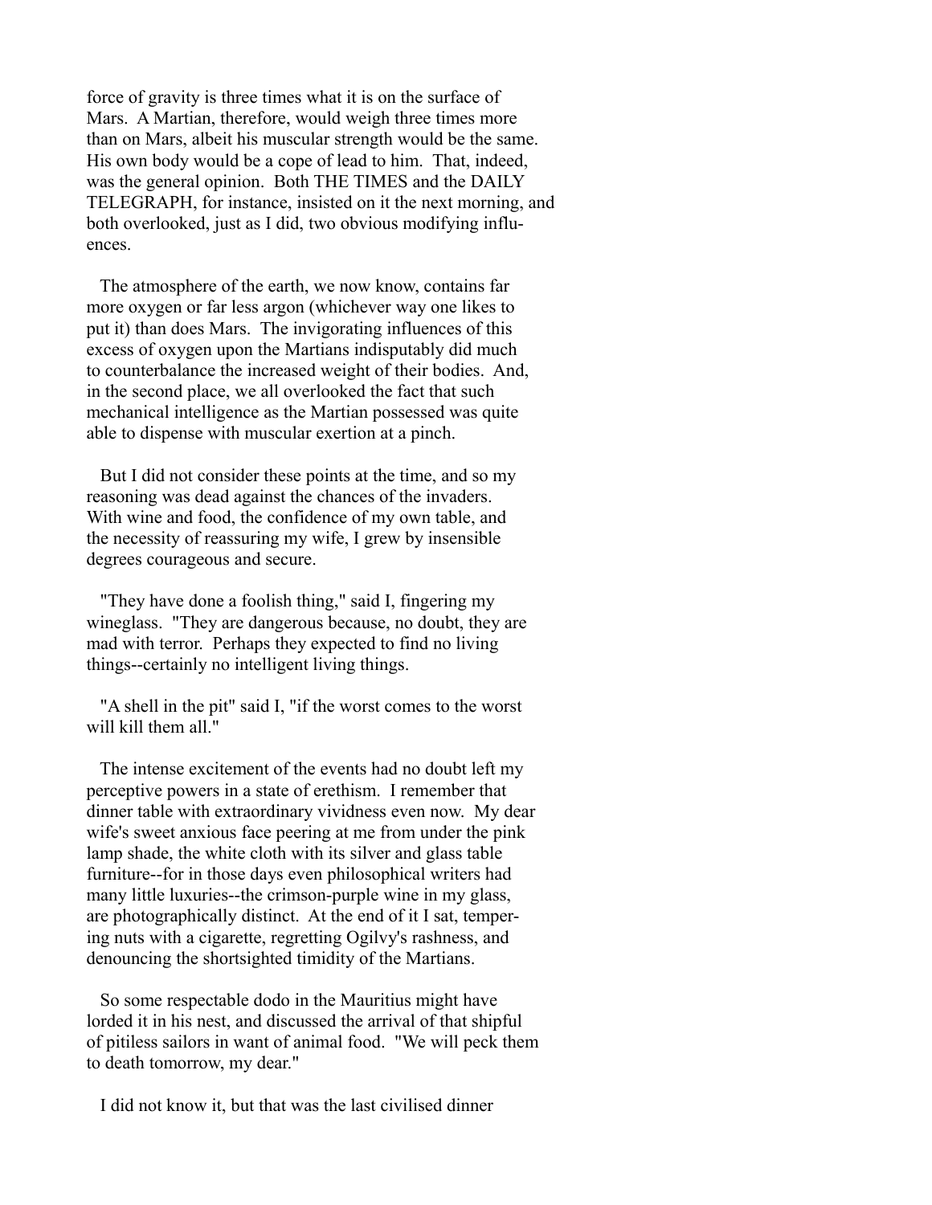force of gravity is three times what it is on the surface of Mars. A Martian, therefore, would weigh three times more than on Mars, albeit his muscular strength would be the same. His own body would be a cope of lead to him. That, indeed, was the general opinion. Both THE TIMES and the DAILY TELEGRAPH, for instance, insisted on it the next morning, and both overlooked, just as I did, two obvious modifying influences.

The atmosphere of the earth, we now know, contains far more oxygen or far less argon (whichever way one likes to put it) than does Mars. The invigorating influences of this excess of oxygen upon the Martians indisputably did much to counterbalance the increased weight of their bodies. And, in the second place, we all overlooked the fact that such mechanical intelligence as the Martian possessed was quite able to dispense with muscular exertion at a pinch.

But I did not consider these points at the time, and so my reasoning was dead against the chances of the invaders. With wine and food, the confidence of my own table, and the necessity of reassuring my wife, I grew by insensible degrees courageous and secure.

"They have done a foolish thing," said I, fingering my wineglass. "They are dangerous because, no doubt, they are mad with terror. Perhaps they expected to find no living things--certainly no intelligent living things.

"A shell in the pit" said I, "if the worst comes to the worst will kill them all."

The intense excitement of the events had no doubt left my perceptive powers in a state of erethism. I remember that dinner table with extraordinary vividness even now. My dear wife's sweet anxious face peering at me from under the pink lamp shade, the white cloth with its silver and glass table furniture--for in those days even philosophical writers had many little luxuries--the crimson-purple wine in my glass, are photographically distinct. At the end of it I sat, tempering nuts with a cigarette, regretting Ogilvy's rashness, and denouncing the shortsighted timidity of the Martians.

So some respectable dodo in the Mauritius might have lorded it in his nest, and discussed the arrival of that shipful of pitiless sailors in want of animal food. "We will peck them to death tomorrow, my dear."

I did not know it, but that was the last civilised dinner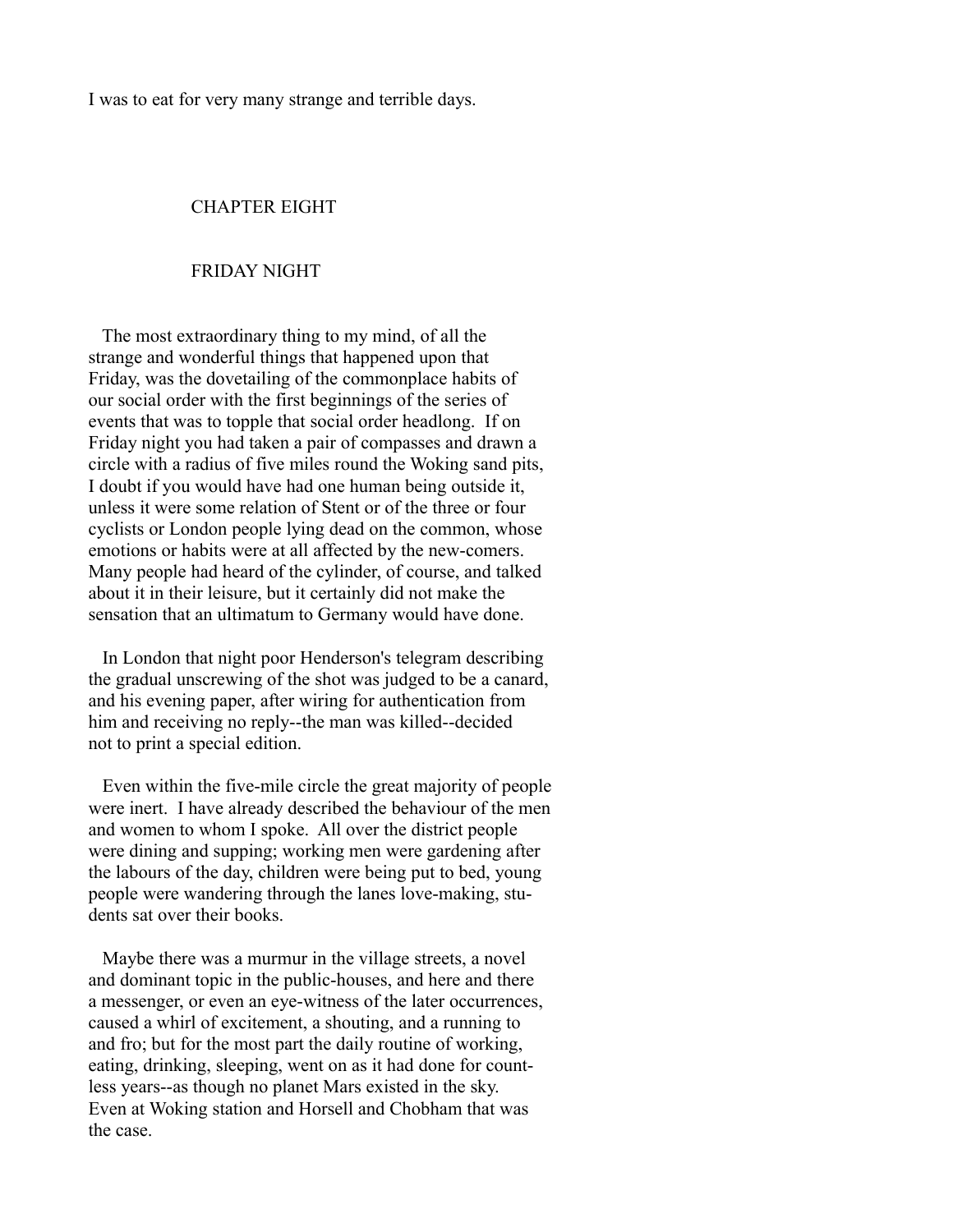I was to eat for very many strange and terrible days.

## CHAPTER EIGHT

## FRIDAY NIGHT

The most extraordinary thing to my mind, of all the strange and wonderful things that happened upon that Friday, was the dovetailing of the commonplace habits of our social order with the first beginnings of the series of events that was to topple that social order headlong. If on Friday night you had taken a pair of compasses and drawn a circle with a radius of five miles round the Woking sand pits, I doubt if you would have had one human being outside it, unless it were some relation of Stent or of the three or four cyclists or London people lying dead on the common, whose emotions or habits were at all affected by the new-comers. Many people had heard of the cylinder, of course, and talked about it in their leisure, but it certainly did not make the sensation that an ultimatum to Germany would have done.

In London that night poor Henderson's telegram describing the gradual unscrewing of the shot was judged to be a canard, and his evening paper, after wiring for authentication from him and receiving no reply--the man was killed--decided not to print a special edition.

Even within the five-mile circle the great majority of people were inert. I have already described the behaviour of the men and women to whom I spoke. All over the district people were dining and supping; working men were gardening after the labours of the day, children were being put to bed, young people were wandering through the lanes love-making, students sat over their books.

Maybe there was a murmur in the village streets, a novel and dominant topic in the public-houses, and here and there a messenger, or even an eye-witness of the later occurrences, caused a whirl of excitement, a shouting, and a running to and fro; but for the most part the daily routine of working, eating, drinking, sleeping, went on as it had done for countless years--as though no planet Mars existed in the sky. Even at Woking station and Horsell and Chobham that was the case.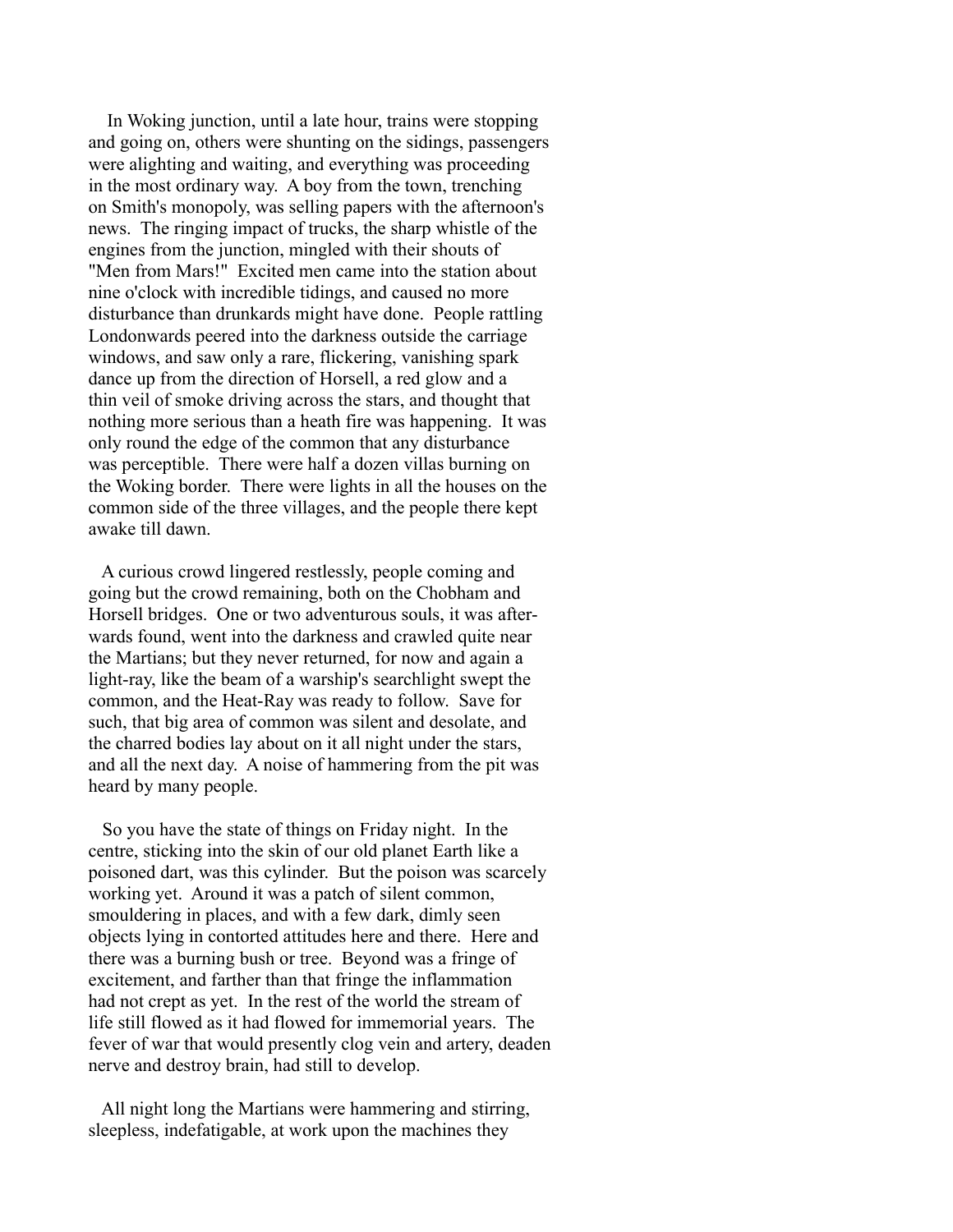In Woking junction, until a late hour, trains were stopping and going on, others were shunting on the sidings, passengers were alighting and waiting, and everything was proceeding in the most ordinary way. A boy from the town, trenching on Smith's monopoly, was selling papers with the afternoon's news. The ringing impact of trucks, the sharp whistle of the engines from the junction, mingled with their shouts of "Men from Mars!" Excited men came into the station about nine o'clock with incredible tidings, and caused no more disturbance than drunkards might have done. People rattling Londonwards peered into the darkness outside the carriage windows, and saw only a rare, flickering, vanishing spark dance up from the direction of Horsell, a red glow and a thin veil of smoke driving across the stars, and thought that nothing more serious than a heath fire was happening. It was only round the edge of the common that any disturbance was perceptible. There were half a dozen villas burning on the Woking border. There were lights in all the houses on the common side of the three villages, and the people there kept awake till dawn.

A curious crowd lingered restlessly, people coming and going but the crowd remaining, both on the Chobham and Horsell bridges. One or two adventurous souls, it was afterwards found, went into the darkness and crawled quite near the Martians; but they never returned, for now and again a light-ray, like the beam of a warship's searchlight swept the common, and the Heat-Ray was ready to follow. Save for such, that big area of common was silent and desolate, and the charred bodies lay about on it all night under the stars, and all the next day. A noise of hammering from the pit was heard by many people.

So you have the state of things on Friday night. In the centre, sticking into the skin of our old planet Earth like a poisoned dart, was this cylinder. But the poison was scarcely working yet. Around it was a patch of silent common, smouldering in places, and with a few dark, dimly seen objects lying in contorted attitudes here and there. Here and there was a burning bush or tree. Beyond was a fringe of excitement, and farther than that fringe the inflammation had not crept as yet. In the rest of the world the stream of life still flowed as it had flowed for immemorial years. The fever of war that would presently clog vein and artery, deaden nerve and destroy brain, had still to develop.

All night long the Martians were hammering and stirring, sleepless, indefatigable, at work upon the machines they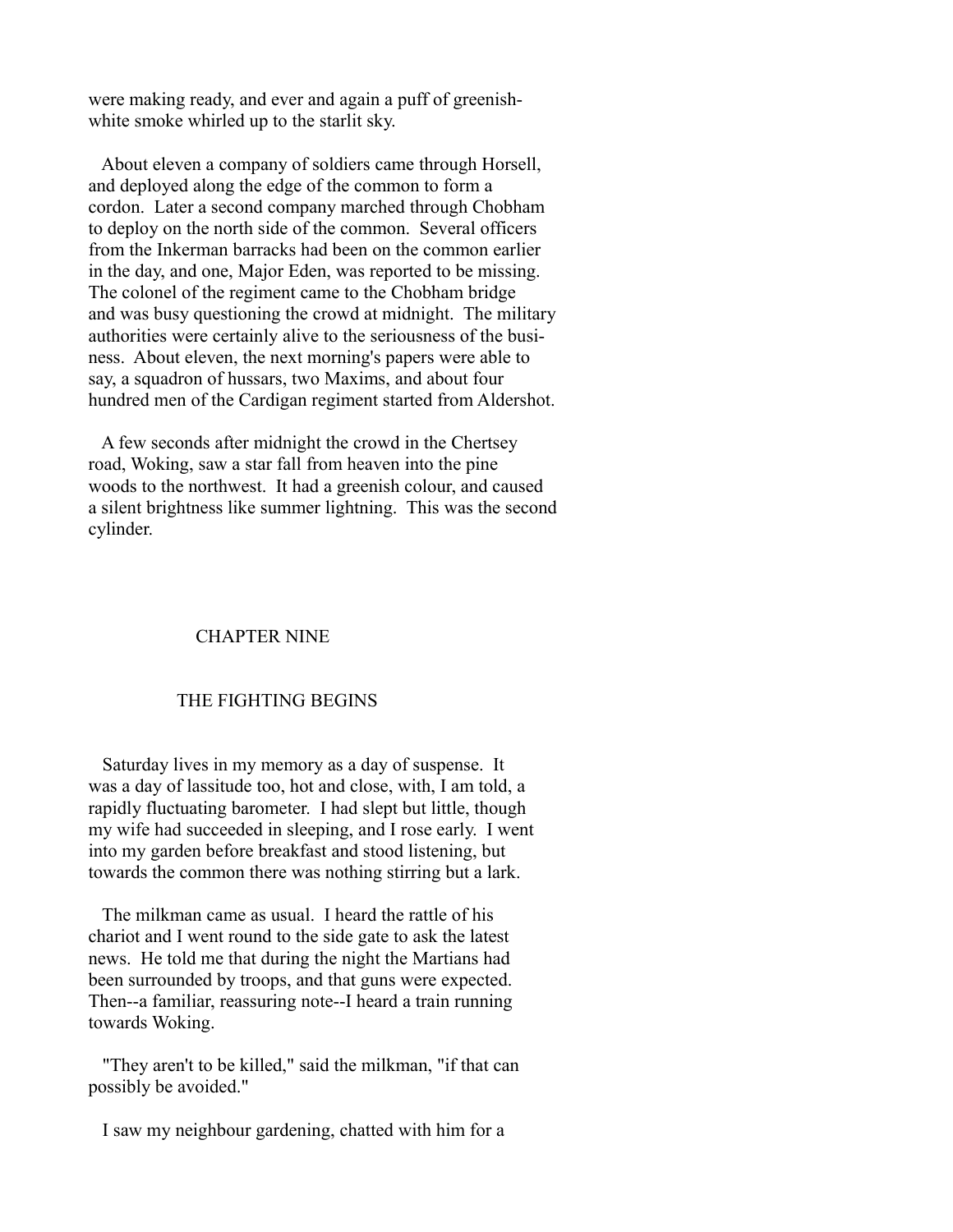were making ready, and ever and again a puff of greenish-white smoke whirled up to the starlit sky.

About eleven a company of soldiers came through Horsell, and deployed along the edge of the common to form a cordon. Later a second company marched through Chobham to deploy on the north side of the common. Several officers from the Inkerman barracks had been on the common earlier in the day, and one, Major Eden, was reported to be missing. The colonel of the regiment came to the Chobham bridge and was busy questioning the crowd at midnight. The military authorities were certainly alive to the seriousness of the business. About eleven, the next morning's papers were able to say, a squadron of hussars, two Maxims, and about four hundred men of the Cardigan regiment started from Aldershot.

A few seconds after midnight the crowd in the Chertsey road, Woking, saw a star fall from heaven into the pine woods to the northwest. It had a greenish colour, and caused a silent brightness like summer lightning. This was the second cylinder.

## CHAPTER NINE

## THE FIGHTING BEGINS

Saturday lives in my memory as a day of suspense. It was a day of lassitude too, hot and close, with, I am told, a rapidly fluctuating barometer. I had slept but little, though my wife had succeeded in sleeping, and I rose early. I went into my garden before breakfast and stood listening, but towards the common there was nothing stirring but a lark.

The milkman came as usual. I heard the rattle of his chariot and I went round to the side gate to ask the latest news. He told me that during the night the Martians had been surrounded by troops, and that guns were expected. Then--a familiar, reassuring note--I heard a train running towards Woking.

"They aren't to be killed," said the milkman, "if that can possibly be avoided."

I saw my neighbour gardening, chatted with him for a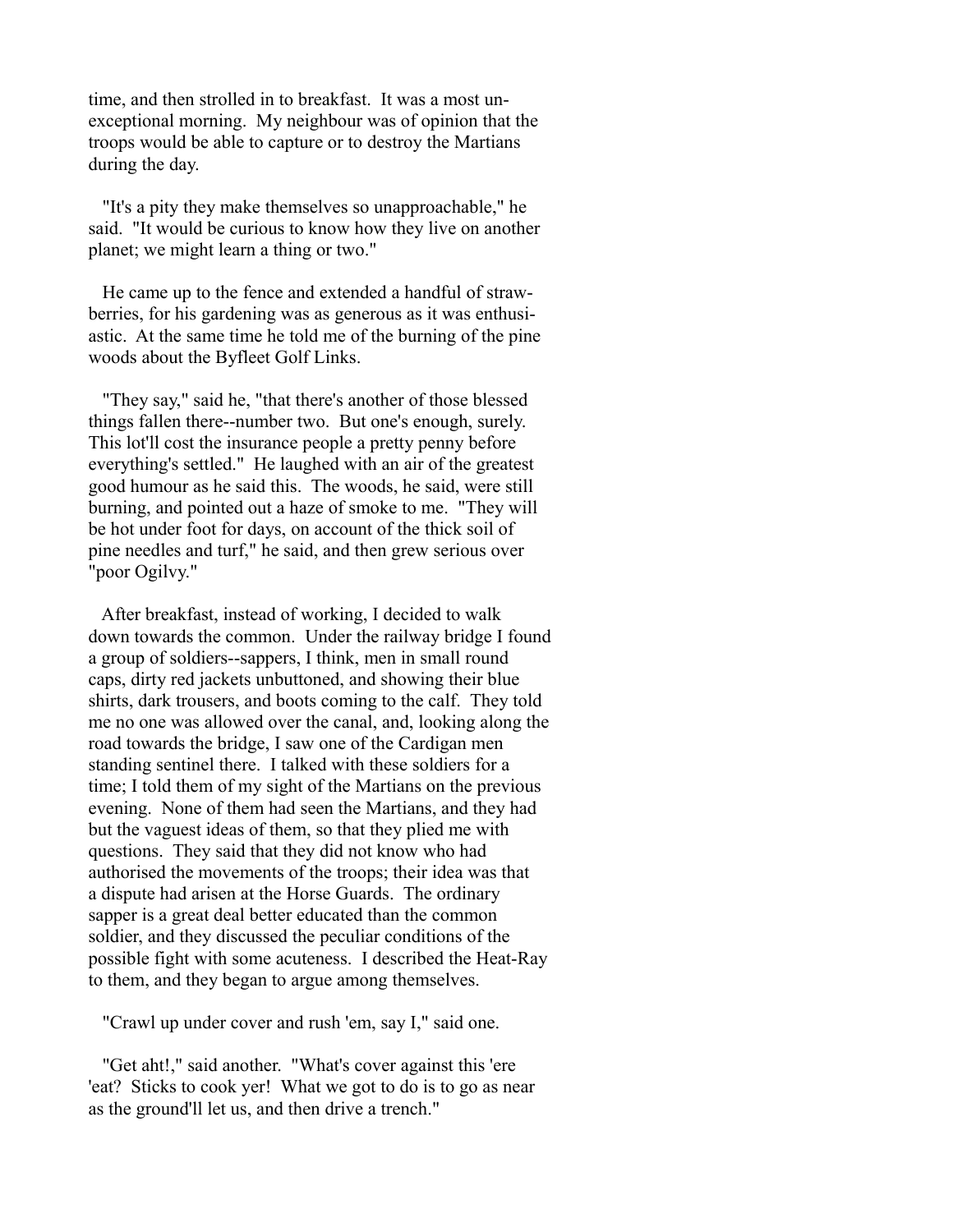time, and then strolled in to breakfast. It was a most unexceptional morning. My neighbour was of opinion that the troops would be able to capture or to destroy the Martians during the day.

"It's a pity they make themselves so unapproachable," he said. "It would be curious to know how they live on another planet; we might learn a thing or two."

He came up to the fence and extended a handful of strawberries, for his gardening was as generous as it was enthusiastic. At the same time he told me of the burning of the pine woods about the Byfleet Golf Links.

"They say," said he, "that there's another of those blessed things fallen there--number two. But one's enough, surely. This lot'll cost the insurance people a pretty penny before everything's settled." He laughed with an air of the greatest good humour as he said this. The woods, he said, were still burning, and pointed out a haze of smoke to me. "They will be hot under foot for days, on account of the thick soil of pine needles and turf," he said, and then grew serious over "poor Ogilvy."

After breakfast, instead of working, I decided to walk down towards the common. Under the railway bridge I found a group of soldiers--sappers, I think, men in small round caps, dirty red jackets unbuttoned, and showing their blue shirts, dark trousers, and boots coming to the calf. They told me no one was allowed over the canal, and, looking along the road towards the bridge, I saw one of the Cardigan men standing sentinel there. I talked with these soldiers for a time; I told them of my sight of the Martians on the previous evening. None of them had seen the Martians, and they had but the vaguest ideas of them, so that they plied me with questions. They said that they did not know who had authorised the movements of the troops; their idea was that a dispute had arisen at the Horse Guards. The ordinary sapper is a great deal better educated than the common soldier, and they discussed the peculiar conditions of the possible fight with some acuteness. I described the Heat-Ray to them, and they began to argue among themselves.

"Crawl up under cover and rush 'em, say I," said one.

"Get aht!," said another. "What's cover against this 'ere 'eat? Sticks to cook yer! What we got to do is to go as near as the ground'll let us, and then drive a trench."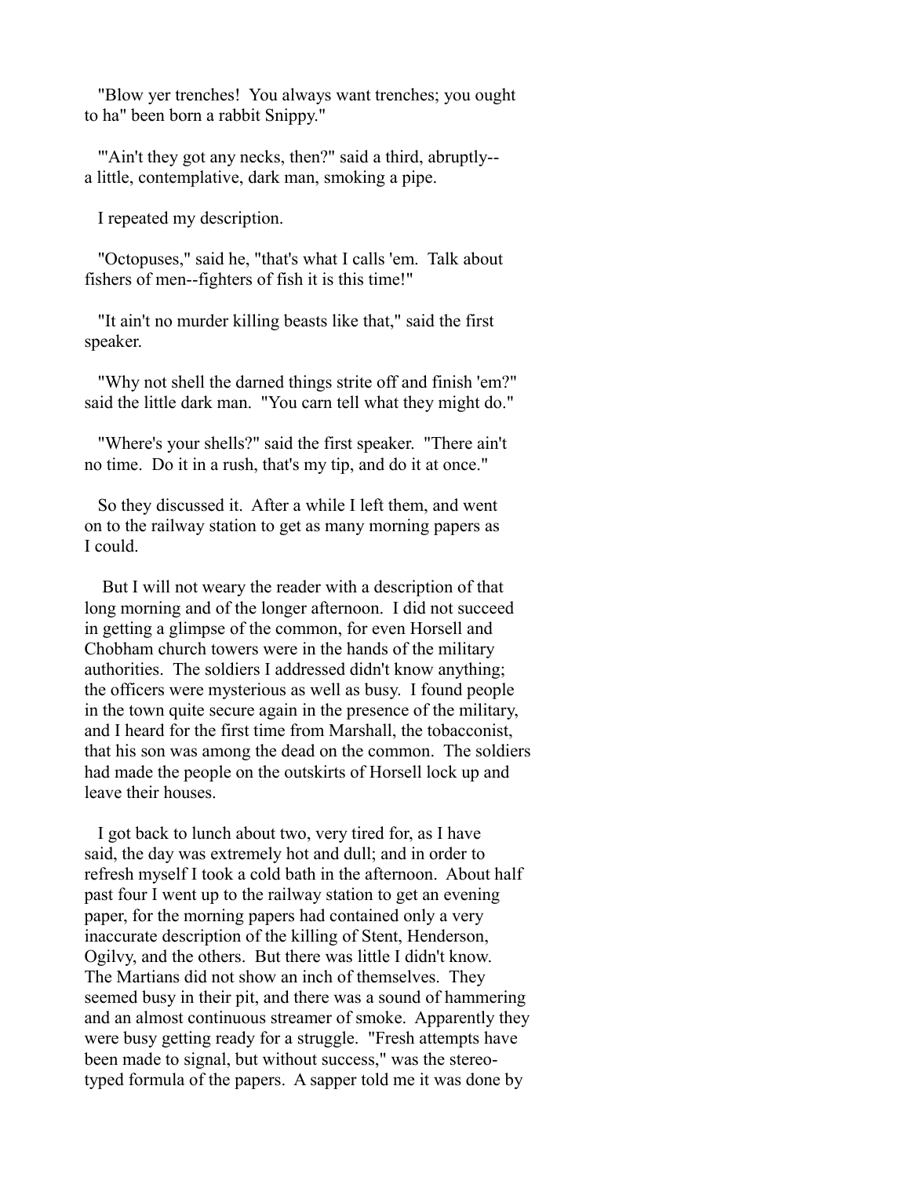"Blow yer trenches! You always want trenches; you ought to ha" been born a rabbit Snippy."

"'Ain't they got any necks, then?" said a third, abruptly--a little, contemplative, dark man, smoking a pipe.

I repeated my description.

"Octopuses," said he, "that's what I calls 'em. Talk about fishers of men--fighters of fish it is this time!"

"It ain't no murder killing beasts like that," said the first speaker.

"Why not shell the darned things strite off and finish 'em?" said the little dark man. "You carn tell what they might do."

"Where's your shells?" said the first speaker. "There ain't no time. Do it in a rush, that's my tip, and do it at once."

So they discussed it. After a while I left them, and went on to the railway station to get as many morning papers as I could.

But I will not weary the reader with a description of that long morning and of the longer afternoon. I did not succeed in getting a glimpse of the common, for even Horsell and Chobham church towers were in the hands of the military authorities. The soldiers I addressed didn't know anything; the officers were mysterious as well as busy. I found people in the town quite secure again in the presence of the military, and I heard for the first time from Marshall, the tobacconist, that his son was among the dead on the common. The soldiers had made the people on the outskirts of Horsell lock up and leave their houses.

I got back to lunch about two, very tired for, as I have said, the day was extremely hot and dull; and in order to refresh myself I took a cold bath in the afternoon. About half past four I went up to the railway station to get an evening paper, for the morning papers had contained only a very inaccurate description of the killing of Stent, Henderson, Ogilvy, and the others. But there was little I didn't know. The Martians did not show an inch of themselves. They seemed busy in their pit, and there was a sound of hammering and an almost continuous streamer of smoke. Apparently they were busy getting ready for a struggle. "Fresh attempts have been made to signal, but without success," was the stereo-typed formula of the papers. A sapper told me it was done by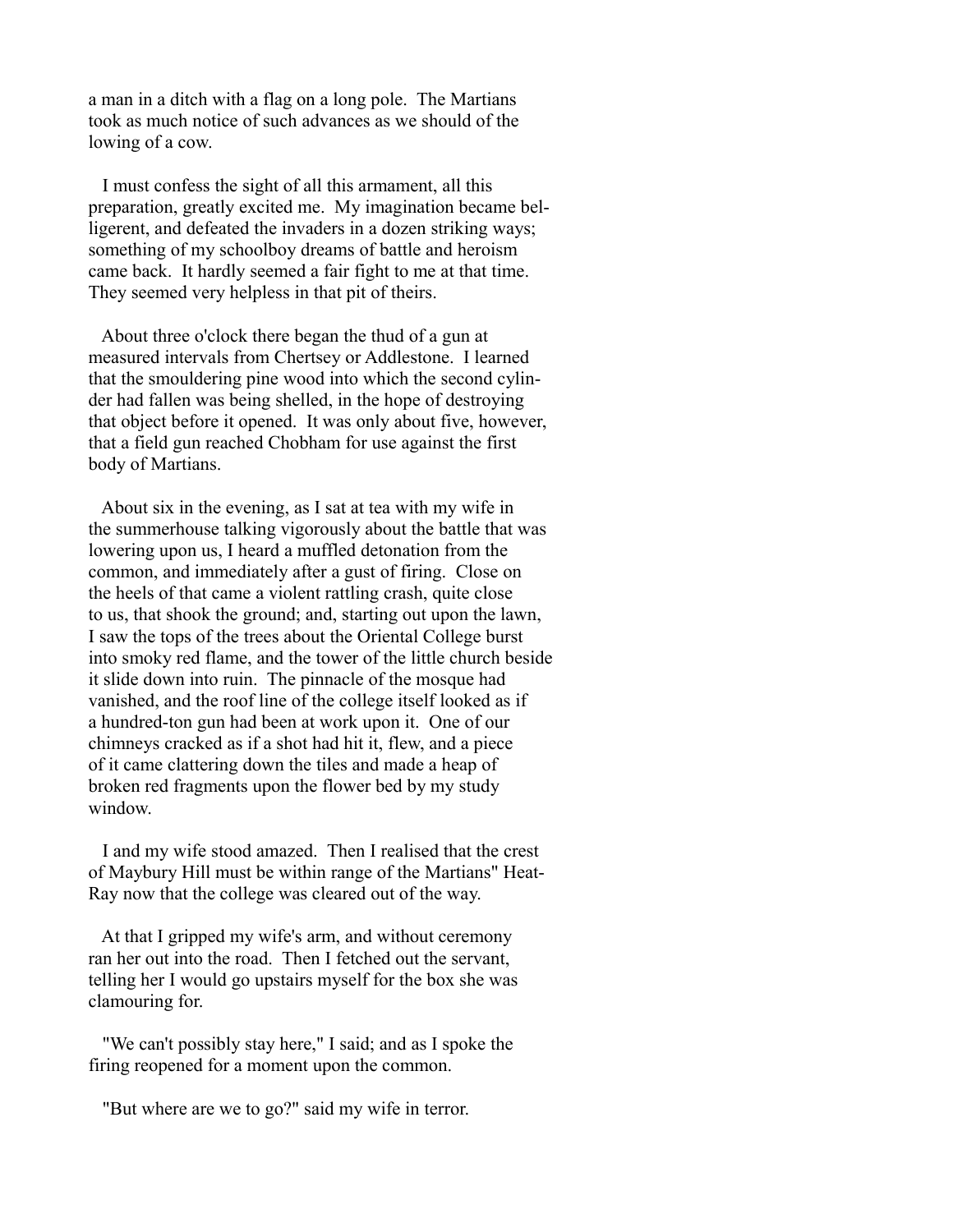a man in a ditch with a flag on a long pole. The Martians took as much notice of such advances as we should of the lowing of a cow.

I must confess the sight of all this armament, all this preparation, greatly excited me. My imagination became belligerent, and defeated the invaders in a dozen striking ways; something of my schoolboy dreams of battle and heroism came back. It hardly seemed a fair fight to me at that time. They seemed very helpless in that pit of theirs.

About three o'clock there began the thud of a gun at measured intervals from Chertsey or Addlestone. I learned that the smouldering pine wood into which the second cylinder had fallen was being shelled, in the hope of destroying that object before it opened. It was only about five, however, that a field gun reached Chobham for use against the first body of Martians.

About six in the evening, as I sat at tea with my wife in the summerhouse talking vigorously about the battle that was lowering upon us, I heard a muffled detonation from the common, and immediately after a gust of firing. Close on the heels of that came a violent rattling crash, quite close to us, that shook the ground; and, starting out upon the lawn, I saw the tops of the trees about the Oriental College burst into smoky red flame, and the tower of the little church beside it slide down into ruin. The pinnacle of the mosque had vanished, and the roof line of the college itself looked as if a hundred-ton gun had been at work upon it. One of our chimneys cracked as if a shot had hit it, flew, and a piece of it came clattering down the tiles and made a heap of broken red fragments upon the flower bed by my study window.

I and my wife stood amazed. Then I realised that the crest of Maybury Hill must be within range of the Martians" Heat-Ray now that the college was cleared out of the way.

At that I gripped my wife's arm, and without ceremony ran her out into the road. Then I fetched out the servant, telling her I would go upstairs myself for the box she was clamouring for.

"We can't possibly stay here," I said; and as I spoke the firing reopened for a moment upon the common.

"But where are we to go?" said my wife in terror.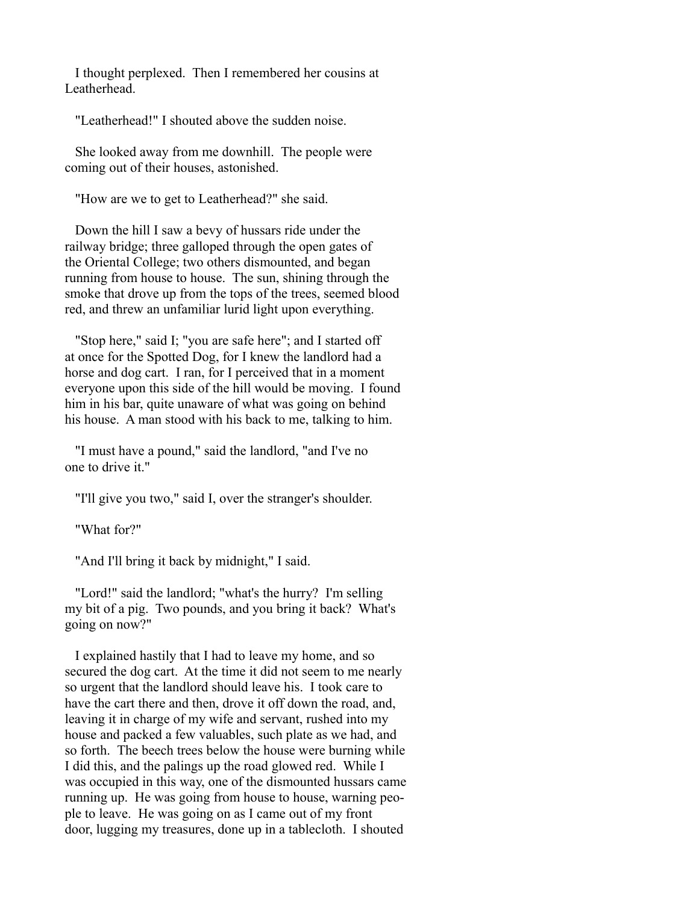I thought perplexed. Then I remembered her cousins at Leatherhead.

"Leatherhead!" I shouted above the sudden noise.

She looked away from me downhill. The people were coming out of their houses, astonished.

"How are we to get to Leatherhead?" she said.

Down the hill I saw a bevy of hussars ride under the railway bridge; three galloped through the open gates of the Oriental College; two others dismounted, and began running from house to house. The sun, shining through the smoke that drove up from the tops of the trees, seemed blood red, and threw an unfamiliar lurid light upon everything.

"Stop here," said I; "you are safe here"; and I started off at once for the Spotted Dog, for I knew the landlord had a horse and dog cart. I ran, for I perceived that in a moment everyone upon this side of the hill would be moving. I found him in his bar, quite unaware of what was going on behind his house. A man stood with his back to me, talking to him.

"I must have a pound," said the landlord, "and I've no one to drive it."

"I'll give you two," said I, over the stranger's shoulder.

"What for?"

"And I'll bring it back by midnight," I said.

"Lord!" said the landlord; "what's the hurry? I'm selling my bit of a pig. Two pounds, and you bring it back? What's going on now?"

I explained hastily that I had to leave my home, and so secured the dog cart. At the time it did not seem to me nearly so urgent that the landlord should leave his. I took care to have the cart there and then, drove it off down the road, and, leaving it in charge of my wife and servant, rushed into my house and packed a few valuables, such plate as we had, and so forth. The beech trees below the house were burning while I did this, and the palings up the road glowed red. While I was occupied in this way, one of the dismounted hussars came running up. He was going from house to house, warning people to leave. He was going on as I came out of my front door, lugging my treasures, done up in a tablecloth. I shouted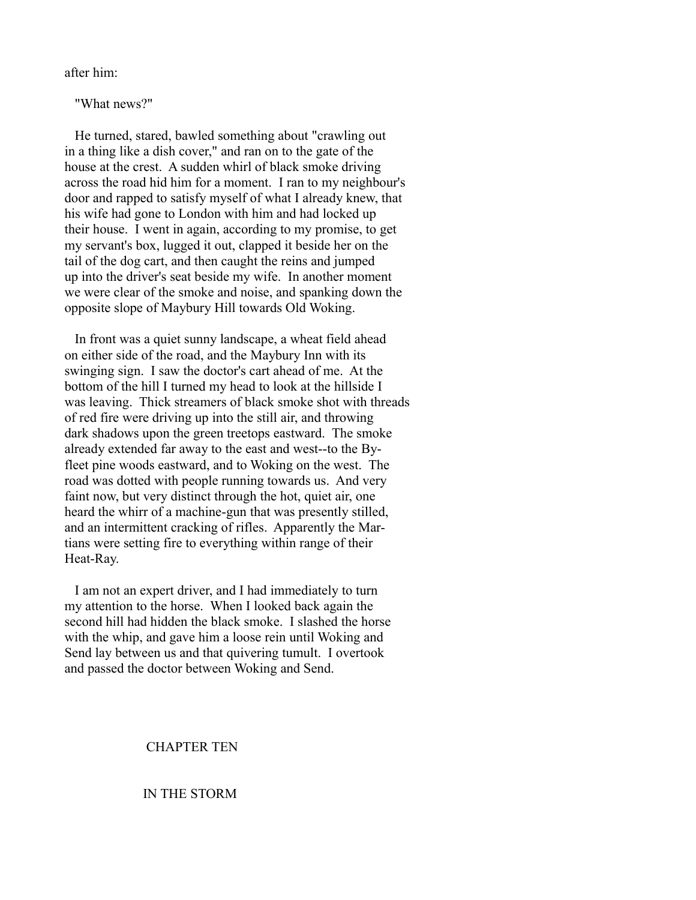after him:

"What news?"

He turned, stared, bawled something about "crawling out in a thing like a dish cover," and ran on to the gate of the house at the crest. A sudden whirl of black smoke driving across the road hid him for a moment. I ran to my neighbour's door and rapped to satisfy myself of what I already knew, that his wife had gone to London with him and had locked up their house. I went in again, according to my promise, to get my servant's box, lugged it out, clapped it beside her on the tail of the dog cart, and then caught the reins and jumped up into the driver's seat beside my wife. In another moment we were clear of the smoke and noise, and spanking down the opposite slope of Maybury Hill towards Old Woking.

In front was a quiet sunny landscape, a wheat field ahead on either side of the road, and the Maybury Inn with its swinging sign. I saw the doctor's cart ahead of me. At the bottom of the hill I turned my head to look at the hillside I was leaving. Thick streamers of black smoke shot with threads of red fire were driving up into the still air, and throwing dark shadows upon the green treetops eastward. The smoke already extended far away to the east and west--to the Byfleet pine woods eastward, and to Woking on the west. The road was dotted with people running towards us. And very faint now, but very distinct through the hot, quiet air, one heard the whirr of a machine-gun that was presently stilled, and an intermittent cracking of rifles. Apparently the Martians were setting fire to everything within range of their Heat-Ray.

I am not an expert driver, and I had immediately to turn my attention to the horse. When I looked back again the second hill had hidden the black smoke. I slashed the horse with the whip, and gave him a loose rein until Woking and Send lay between us and that quivering tumult. I overtook and passed the doctor between Woking and Send.

## CHAPTER TEN

## IN THE STORM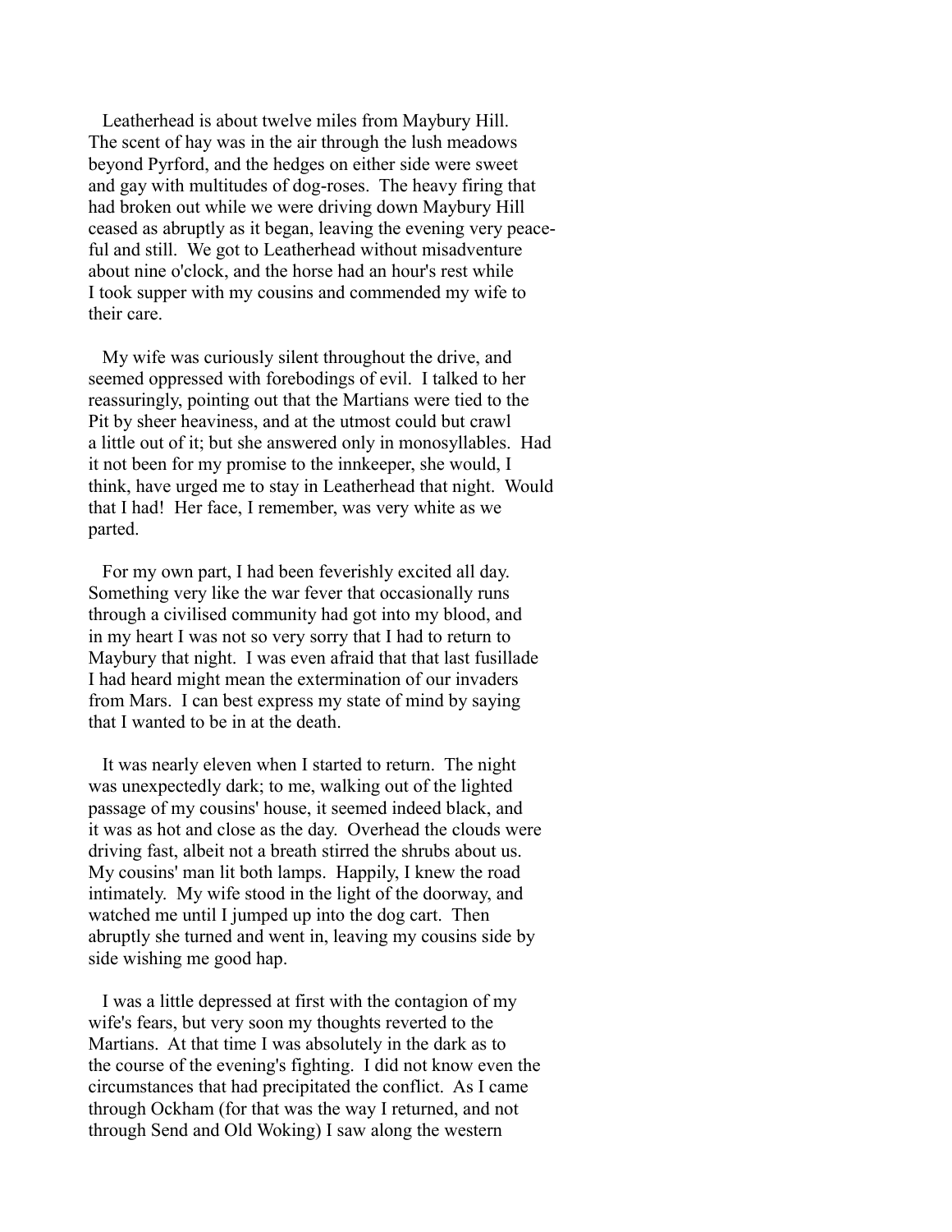Leatherhead is about twelve miles from Maybury Hill. The scent of hay was in the air through the lush meadows beyond Pyrford, and the hedges on either side were sweet and gay with multitudes of dog-roses. The heavy firing that had broken out while we were driving down Maybury Hill ceased as abruptly as it began, leaving the evening very peaceful and still. We got to Leatherhead without misadventure about nine o'clock, and the horse had an hour's rest while I took supper with my cousins and commended my wife to their care.

My wife was curiously silent throughout the drive, and seemed oppressed with forebodings of evil. I talked to her reassuringly, pointing out that the Martians were tied to the Pit by sheer heaviness, and at the utmost could but crawl a little out of it; but she answered only in monosyllables. Had it not been for my promise to the innkeeper, she would, I think, have urged me to stay in Leatherhead that night. Would that I had! Her face, I remember, was very white as we parted.

For my own part, I had been feverishly excited all day. Something very like the war fever that occasionally runs through a civilised community had got into my blood, and in my heart I was not so very sorry that I had to return to Maybury that night. I was even afraid that that last fusillade I had heard might mean the extermination of our invaders from Mars. I can best express my state of mind by saying that I wanted to be in at the death.

It was nearly eleven when I started to return. The night was unexpectedly dark; to me, walking out of the lighted passage of my cousins' house, it seemed indeed black, and it was as hot and close as the day. Overhead the clouds were driving fast, albeit not a breath stirred the shrubs about us. My cousins' man lit both lamps. Happily, I knew the road intimately. My wife stood in the light of the doorway, and watched me until I jumped up into the dog cart. Then abruptly she turned and went in, leaving my cousins side by side wishing me good hap.

I was a little depressed at first with the contagion of my wife's fears, but very soon my thoughts reverted to the Martians. At that time I was absolutely in the dark as to the course of the evening's fighting. I did not know even the circumstances that had precipitated the conflict. As I came through Ockham (for that was the way I returned, and not through Send and Old Woking) I saw along the western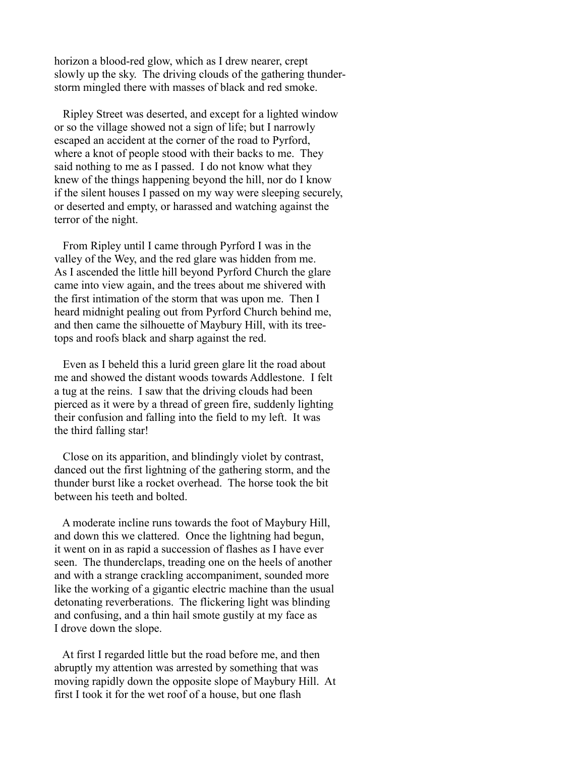horizon a blood-red glow, which as I drew nearer, crept slowly up the sky. The driving clouds of the gathering thunder-storm mingled there with masses of black and red smoke.

Ripley Street was deserted, and except for a lighted window or so the village showed not a sign of life; but I narrowly escaped an accident at the corner of the road to Pyrford, where a knot of people stood with their backs to me. They said nothing to me as I passed. I do not know what they knew of the things happening beyond the hill, nor do I know if the silent houses I passed on my way were sleeping securely, or deserted and empty, or harassed and watching against the terror of the night.

From Ripley until I came through Pyrford I was in the valley of the Wey, and the red glare was hidden from me. As I ascended the little hill beyond Pyrford Church the glare came into view again, and the trees about me shivered with the first intimation of the storm that was upon me. Then I heard midnight pealing out from Pyrford Church behind me, and then came the silhouette of Maybury Hill, with its tree-tops and roofs black and sharp against the red.

Even as I beheld this a lurid green glare lit the road about me and showed the distant woods towards Addlestone. I felt a tug at the reins. I saw that the driving clouds had been pierced as it were by a thread of green fire, suddenly lighting their confusion and falling into the field to my left. It was the third falling star!

Close on its apparition, and blindingly violet by contrast, danced out the first lightning of the gathering storm, and the thunder burst like a rocket overhead. The horse took the bit between his teeth and bolted.

A moderate incline runs towards the foot of Maybury Hill, and down this we clattered. Once the lightning had begun, it went on in as rapid a succession of flashes as I have ever seen. The thunderclaps, treading one on the heels of another and with a strange crackling accompaniment, sounded more like the working of a gigantic electric machine than the usual detonating reverberations. The flickering light was blinding and confusing, and a thin hail smote gustily at my face as I drove down the slope.

At first I regarded little but the road before me, and then abruptly my attention was arrested by something that was moving rapidly down the opposite slope of Maybury Hill. At first I took it for the wet roof of a house, but one flash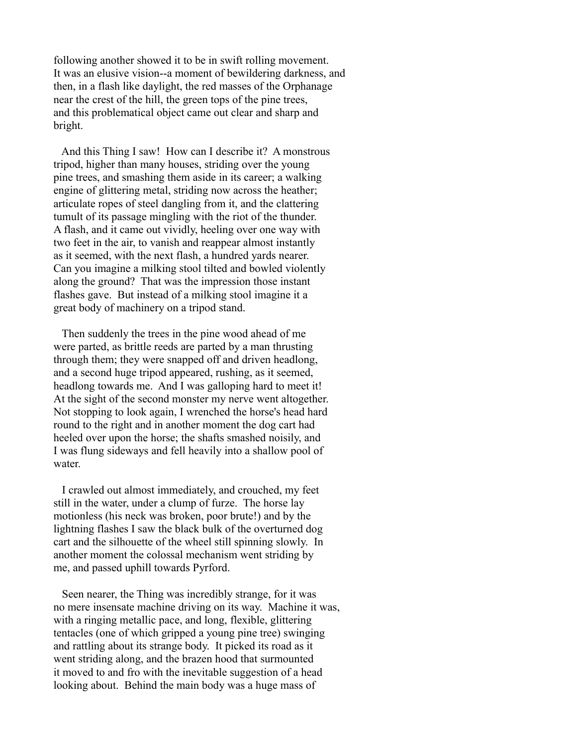following another showed it to be in swift rolling movement. It was an elusive vision--a moment of bewildering darkness, and then, in a flash like daylight, the red masses of the Orphanage near the crest of the hill, the green tops of the pine trees, and this problematical object came out clear and sharp and bright.

And this Thing I saw! How can I describe it? A monstrous tripod, higher than many houses, striding over the young pine trees, and smashing them aside in its career; a walking engine of glittering metal, striding now across the heather; articulate ropes of steel dangling from it, and the clattering tumult of its passage mingling with the riot of the thunder. A flash, and it came out vividly, heeling over one way with two feet in the air, to vanish and reappear almost instantly as it seemed, with the next flash, a hundred yards nearer. Can you imagine a milking stool tilted and bowled violently along the ground? That was the impression those instant flashes gave. But instead of a milking stool imagine it a great body of machinery on a tripod stand.

Then suddenly the trees in the pine wood ahead of me were parted, as brittle reeds are parted by a man thrusting through them; they were snapped off and driven headlong, and a second huge tripod appeared, rushing, as it seemed, headlong towards me. And I was galloping hard to meet it! At the sight of the second monster my nerve went altogether. Not stopping to look again, I wrenched the horse's head hard round to the right and in another moment the dog cart had heeled over upon the horse; the shafts smashed noisily, and I was flung sideways and fell heavily into a shallow pool of water.

I crawled out almost immediately, and crouched, my feet still in the water, under a clump of furze. The horse lay motionless (his neck was broken, poor brute!) and by the lightning flashes I saw the black bulk of the overturned dog cart and the silhouette of the wheel still spinning slowly. In another moment the colossal mechanism went striding by me, and passed uphill towards Pyrford.

Seen nearer, the Thing was incredibly strange, for it was no mere insensate machine driving on its way. Machine it was, with a ringing metallic pace, and long, flexible, glittering tentacles (one of which gripped a young pine tree) swinging and rattling about its strange body. It picked its road as it went striding along, and the brazen hood that surmounted it moved to and fro with the inevitable suggestion of a head looking about. Behind the main body was a huge mass of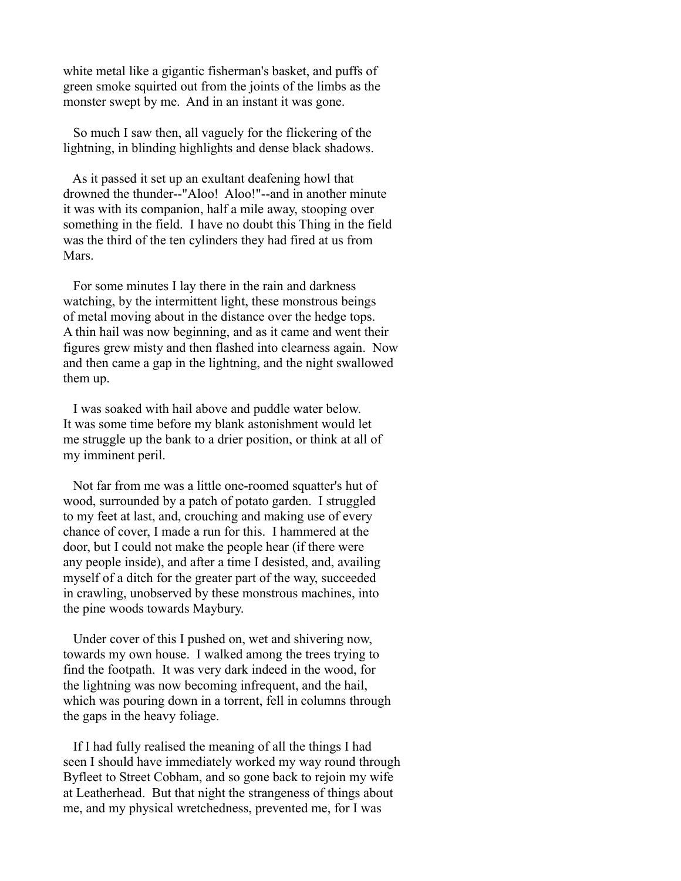white metal like a gigantic fisherman's basket, and puffs of green smoke squirted out from the joints of the limbs as the monster swept by me. And in an instant it was gone.

So much I saw then, all vaguely for the flickering of the lightning, in blinding highlights and dense black shadows.

As it passed it set up an exultant deafening howl that drowned the thunder--"Aloo! Aloo!"--and in another minute it was with its companion, half a mile away, stooping over something in the field. I have no doubt this Thing in the field was the third of the ten cylinders they had fired at us from Mars.

For some minutes I lay there in the rain and darkness watching, by the intermittent light, these monstrous beings of metal moving about in the distance over the hedge tops. A thin hail was now beginning, and as it came and went their figures grew misty and then flashed into clearness again. Now and then came a gap in the lightning, and the night swallowed them up.

I was soaked with hail above and puddle water below. It was some time before my blank astonishment would let me struggle up the bank to a drier position, or think at all of my imminent peril.

Not far from me was a little one-roomed squatter's hut of wood, surrounded by a patch of potato garden. I struggled to my feet at last, and, crouching and making use of every chance of cover, I made a run for this. I hammered at the door, but I could not make the people hear (if there were any people inside), and after a time I desisted, and, availing myself of a ditch for the greater part of the way, succeeded in crawling, unobserved by these monstrous machines, into the pine woods towards Maybury.

Under cover of this I pushed on, wet and shivering now, towards my own house. I walked among the trees trying to find the footpath. It was very dark indeed in the wood, for the lightning was now becoming infrequent, and the hail, which was pouring down in a torrent, fell in columns through the gaps in the heavy foliage.

If I had fully realised the meaning of all the things I had seen I should have immediately worked my way round through Byfleet to Street Cobham, and so gone back to rejoin my wife at Leatherhead. But that night the strangeness of things about me, and my physical wretchedness, prevented me, for I was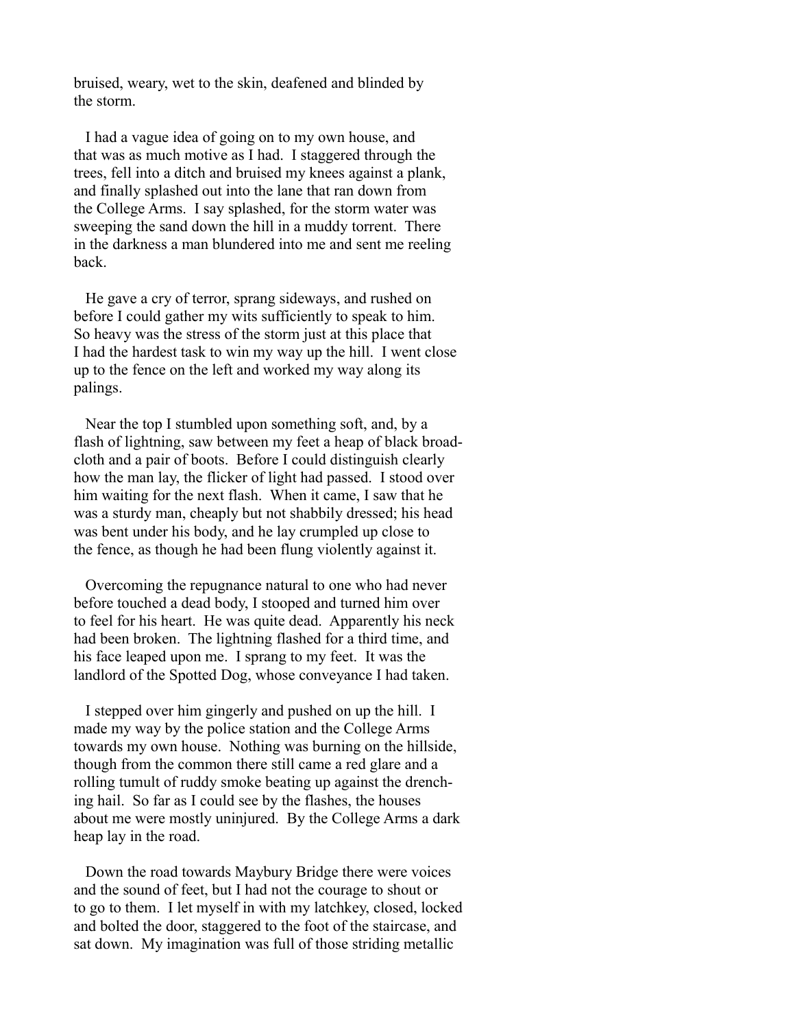bruised, weary, wet to the skin, deafened and blinded by the storm.

I had a vague idea of going on to my own house, and that was as much motive as I had. I staggered through the trees, fell into a ditch and bruised my knees against a plank, and finally splashed out into the lane that ran down from the College Arms. I say splashed, for the storm water was sweeping the sand down the hill in a muddy torrent. There in the darkness a man blundered into me and sent me reeling back.

He gave a cry of terror, sprang sideways, and rushed on before I could gather my wits sufficiently to speak to him. So heavy was the stress of the storm just at this place that I had the hardest task to win my way up the hill. I went close up to the fence on the left and worked my way along its palings.

Near the top I stumbled upon something soft, and, by a flash of lightning, saw between my feet a heap of black broadcloth and a pair of boots. Before I could distinguish clearly how the man lay, the flicker of light had passed. I stood over him waiting for the next flash. When it came, I saw that he was a sturdy man, cheaply but not shabbily dressed; his head was bent under his body, and he lay crumpled up close to the fence, as though he had been flung violently against it.

Overcoming the repugnance natural to one who had never before touched a dead body, I stooped and turned him over to feel for his heart. He was quite dead. Apparently his neck had been broken. The lightning flashed for a third time, and his face leaped upon me. I sprang to my feet. It was the landlord of the Spotted Dog, whose conveyance I had taken.

I stepped over him gingerly and pushed on up the hill. I made my way by the police station and the College Arms towards my own house. Nothing was burning on the hillside, though from the common there still came a red glare and a rolling tumult of ruddy smoke beating up against the drenching hail. So far as I could see by the flashes, the houses about me were mostly uninjured. By the College Arms a dark heap lay in the road.

Down the road towards Maybury Bridge there were voices and the sound of feet, but I had not the courage to shout or to go to them. I let myself in with my latchkey, closed, locked and bolted the door, staggered to the foot of the staircase, and sat down. My imagination was full of those striding metallic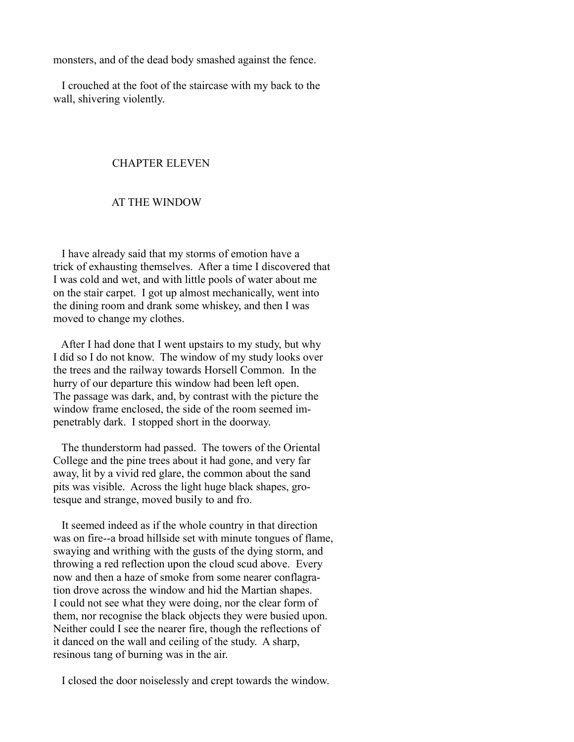monsters, and of the dead body smashed against the fence.

I crouched at the foot of the staircase with my back to the wall, shivering violently.

## CHAPTER ELEVEN

## AT THE WINDOW

I have already said that my storms of emotion have a trick of exhausting themselves. After a time I discovered that I was cold and wet, and with little pools of water about me on the stair carpet. I got up almost mechanically, went into the dining room and drank some whiskey, and then I was moved to change my clothes.

After I had done that I went upstairs to my study, but why I did so I do not know. The window of my study looks over the trees and the railway towards Horsell Common. In the hurry of our departure this window had been left open. The passage was dark, and, by contrast with the picture the window frame enclosed, the side of the room seemed impenetrably dark. I stopped short in the doorway.

The thunderstorm had passed. The towers of the Oriental College and the pine trees about it had gone, and very far away, lit by a vivid red glare, the common about the sand pits was visible. Across the light huge black shapes, grotesque and strange, moved busily to and fro.

It seemed indeed as if the whole country in that direction was on fire--a broad hillside set with minute tongues of flame, swaying and writhing with the gusts of the dying storm, and throwing a red reflection upon the cloud scud above. Every now and then a haze of smoke from some nearer conflagration drove across the window and hid the Martian shapes. I could not see what they were doing, nor the clear form of them, nor recognise the black objects they were busied upon. Neither could I see the nearer fire, though the reflections of it danced on the wall and ceiling of the study. A sharp, resinous tang of burning was in the air.

I closed the door noiselessly and crept towards the window.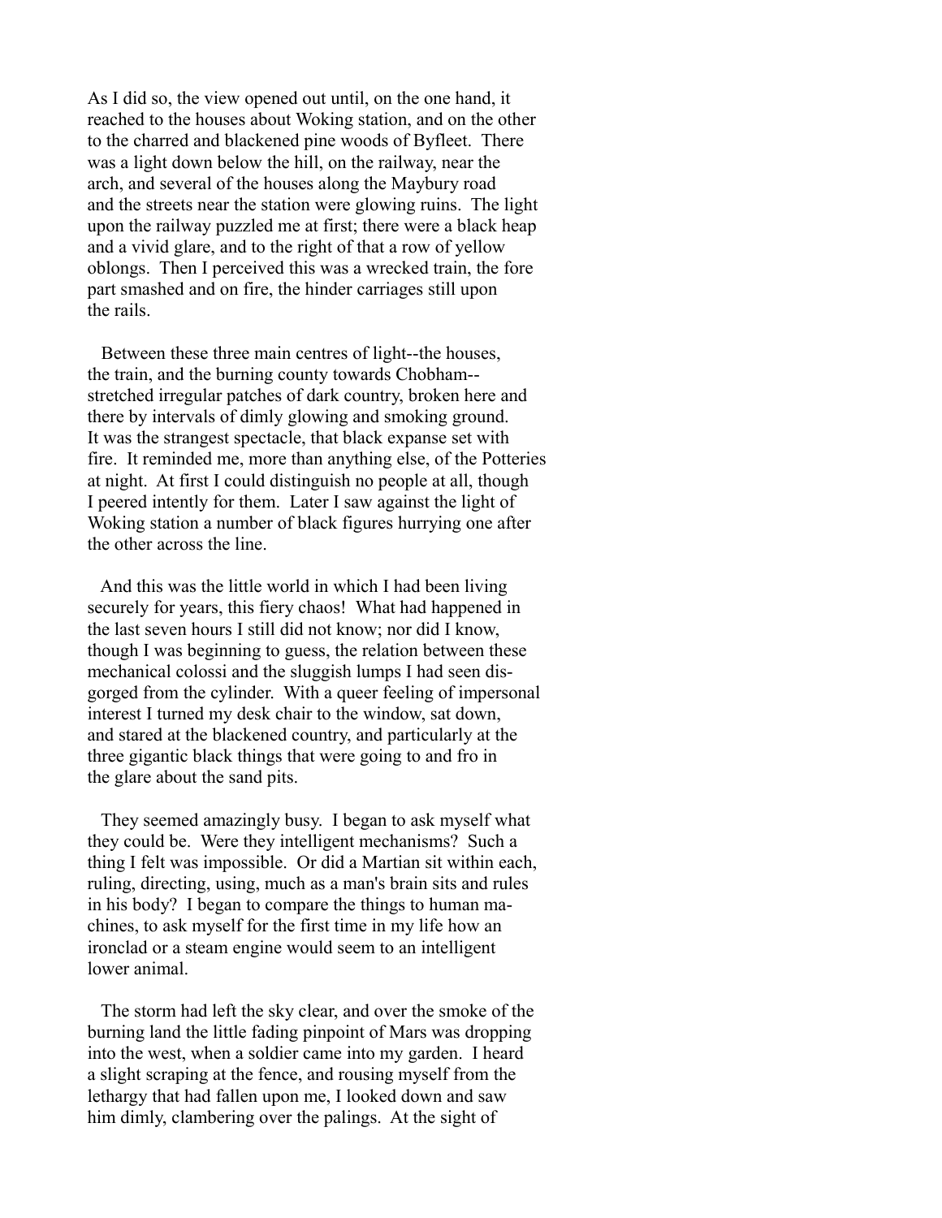As I did so, the view opened out until, on the one hand, it reached to the houses about Woking station, and on the other to the charred and blackened pine woods of Byfleet. There was a light down below the hill, on the railway, near the arch, and several of the houses along the Maybury road and the streets near the station were glowing ruins. The light upon the railway puzzled me at first; there were a black heap and a vivid glare, and to the right of that a row of yellow oblongs. Then I perceived this was a wrecked train, the fore part smashed and on fire, the hinder carriages still upon the rails.

Between these three main centres of light--the houses, the train, and the burning county towards Chobham--stretched irregular patches of dark country, broken here and there by intervals of dimly glowing and smoking ground. It was the strangest spectacle, that black expanse set with fire. It reminded me, more than anything else, of the Potteries at night. At first I could distinguish no people at all, though I peered intently for them. Later I saw against the light of Woking station a number of black figures hurrying one after the other across the line.

And this was the little world in which I had been living securely for years, this fiery chaos! What had happened in the last seven hours I still did not know; nor did I know, though I was beginning to guess, the relation between these mechanical colossi and the sluggish lumps I had seen disgorged from the cylinder. With a queer feeling of impersonal interest I turned my desk chair to the window, sat down, and stared at the blackened country, and particularly at the three gigantic black things that were going to and fro in the glare about the sand pits.

They seemed amazingly busy. I began to ask myself what they could be. Were they intelligent mechanisms? Such a thing I felt was impossible. Or did a Martian sit within each, ruling, directing, using, much as a man's brain sits and rules in his body? I began to compare the things to human machines, to ask myself for the first time in my life how an ironclad or a steam engine would seem to an intelligent lower animal.

The storm had left the sky clear, and over the smoke of the burning land the little fading pinpoint of Mars was dropping into the west, when a soldier came into my garden. I heard a slight scraping at the fence, and rousing myself from the lethargy that had fallen upon me, I looked down and saw him dimly, clambering over the palings. At the sight of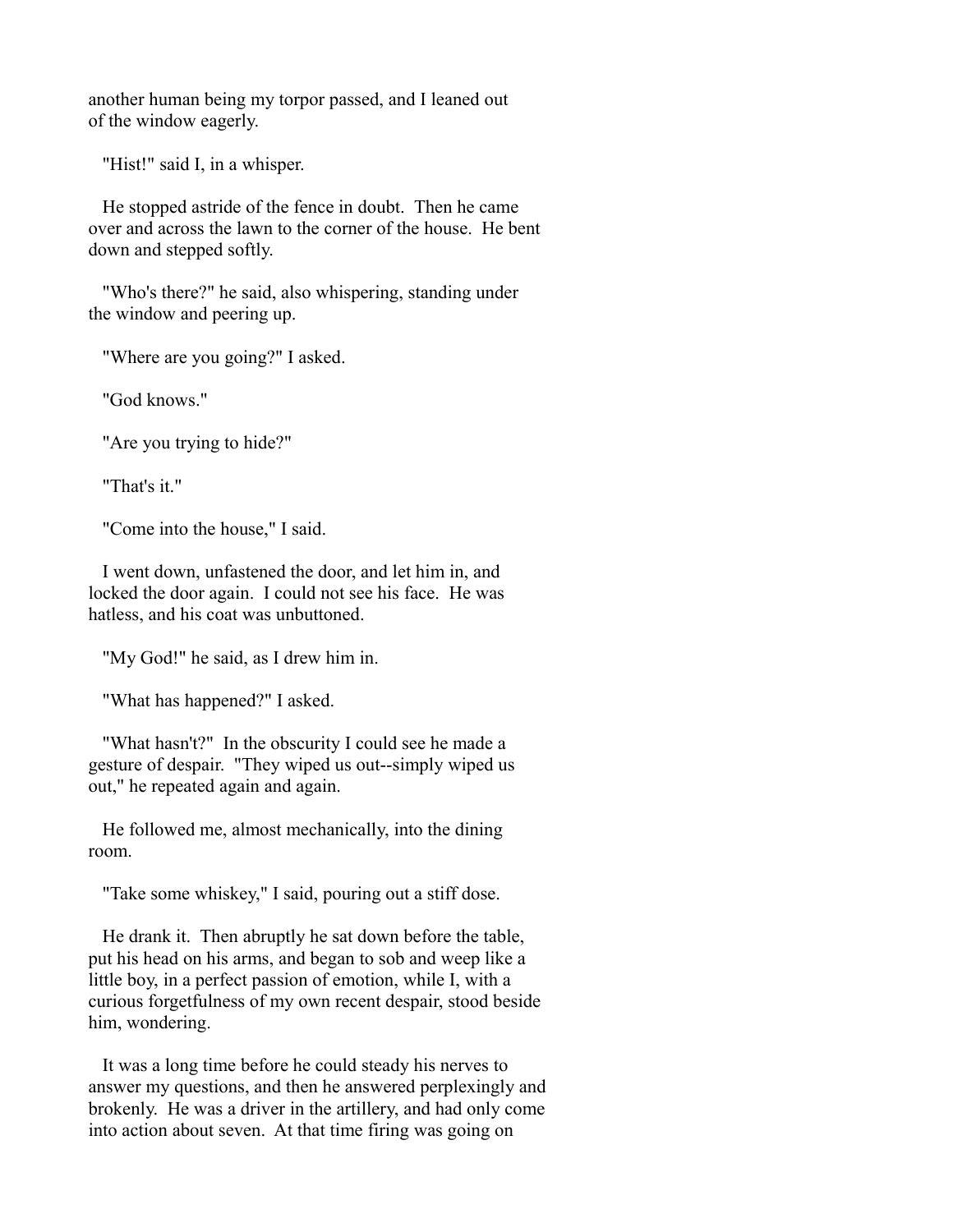another human being my torpor passed, and I leaned out of the window eagerly.

"Hist!" said I, in a whisper.

He stopped astride of the fence in doubt. Then he came over and across the lawn to the corner of the house. He bent down and stepped softly.

"Who's there?" he said, also whispering, standing under the window and peering up.

"Where are you going?" I asked.

"God knows."

"Are you trying to hide?"

"That's it."

"Come into the house," I said.

I went down, unfastened the door, and let him in, and locked the door again. I could not see his face. He was hatless, and his coat was unbuttoned.

"My God!" he said, as I drew him in.

"What has happened?" I asked.

"What hasn't?" In the obscurity I could see he made a gesture of despair. "They wiped us out--simply wiped us out," he repeated again and again.

He followed me, almost mechanically, into the dining room.

"Take some whiskey," I said, pouring out a stiff dose.

He drank it. Then abruptly he sat down before the table, put his head on his arms, and began to sob and weep like a little boy, in a perfect passion of emotion, while I, with a curious forgetfulness of my own recent despair, stood beside him, wondering.

It was a long time before he could steady his nerves to answer my questions, and then he answered perplexingly and brokenly. He was a driver in the artillery, and had only come into action about seven. At that time firing was going on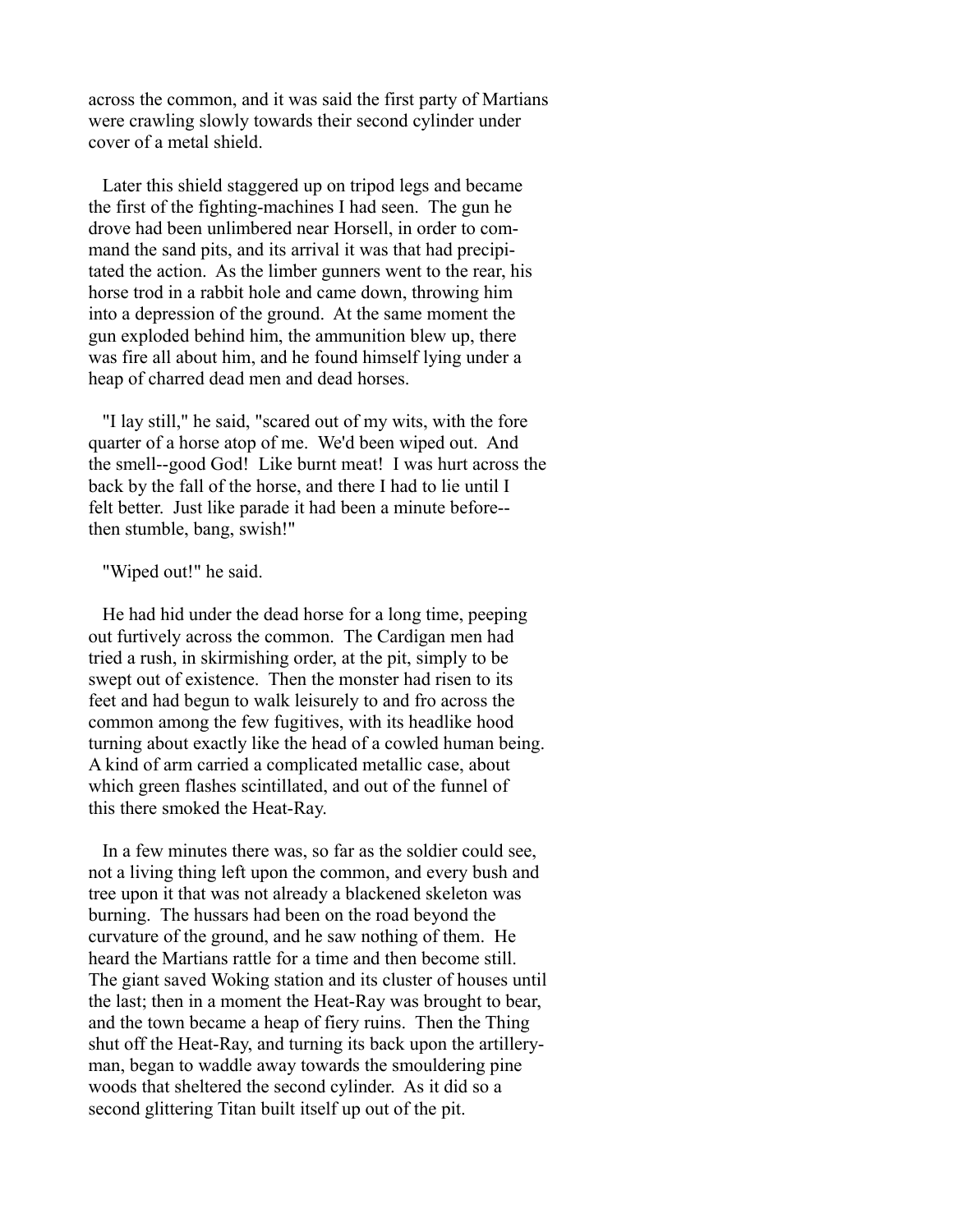across the common, and it was said the first party of Martians were crawling slowly towards their second cylinder under cover of a metal shield.

Later this shield staggered up on tripod legs and became the first of the fighting-machines I had seen. The gun he drove had been unlimbered near Horsell, in order to command the sand pits, and its arrival it was that had precipitated the action. As the limber gunners went to the rear, his horse trod in a rabbit hole and came down, throwing him into a depression of the ground. At the same moment the gun exploded behind him, the ammunition blew up, there was fire all about him, and he found himself lying under a heap of charred dead men and dead horses.

"I lay still," he said, "scared out of my wits, with the fore quarter of a horse atop of me. We'd been wiped out. And the smell--good God! Like burnt meat! I was hurt across the back by the fall of the horse, and there I had to lie until I felt better. Just like parade it had been a minute before--then stumble, bang, swish!"

"Wiped out!" he said.

He had hid under the dead horse for a long time, peeping out furtively across the common. The Cardigan men had tried a rush, in skirmishing order, at the pit, simply to be swept out of existence. Then the monster had risen to its feet and had begun to walk leisurely to and fro across the common among the few fugitives, with its headlike hood turning about exactly like the head of a cowled human being. A kind of arm carried a complicated metallic case, about which green flashes scintillated, and out of the funnel of this there smoked the Heat-Ray.

In a few minutes there was, so far as the soldier could see, not a living thing left upon the common, and every bush and tree upon it that was not already a blackened skeleton was burning. The hussars had been on the road beyond the curvature of the ground, and he saw nothing of them. He heard the Martians rattle for a time and then become still. The giant saved Woking station and its cluster of houses until the last; then in a moment the Heat-Ray was brought to bear, and the town became a heap of fiery ruins. Then the Thing shut off the Heat-Ray, and turning its back upon the artilleryman, began to waddle away towards the smouldering pine woods that sheltered the second cylinder. As it did so a second glittering Titan built itself up out of the pit.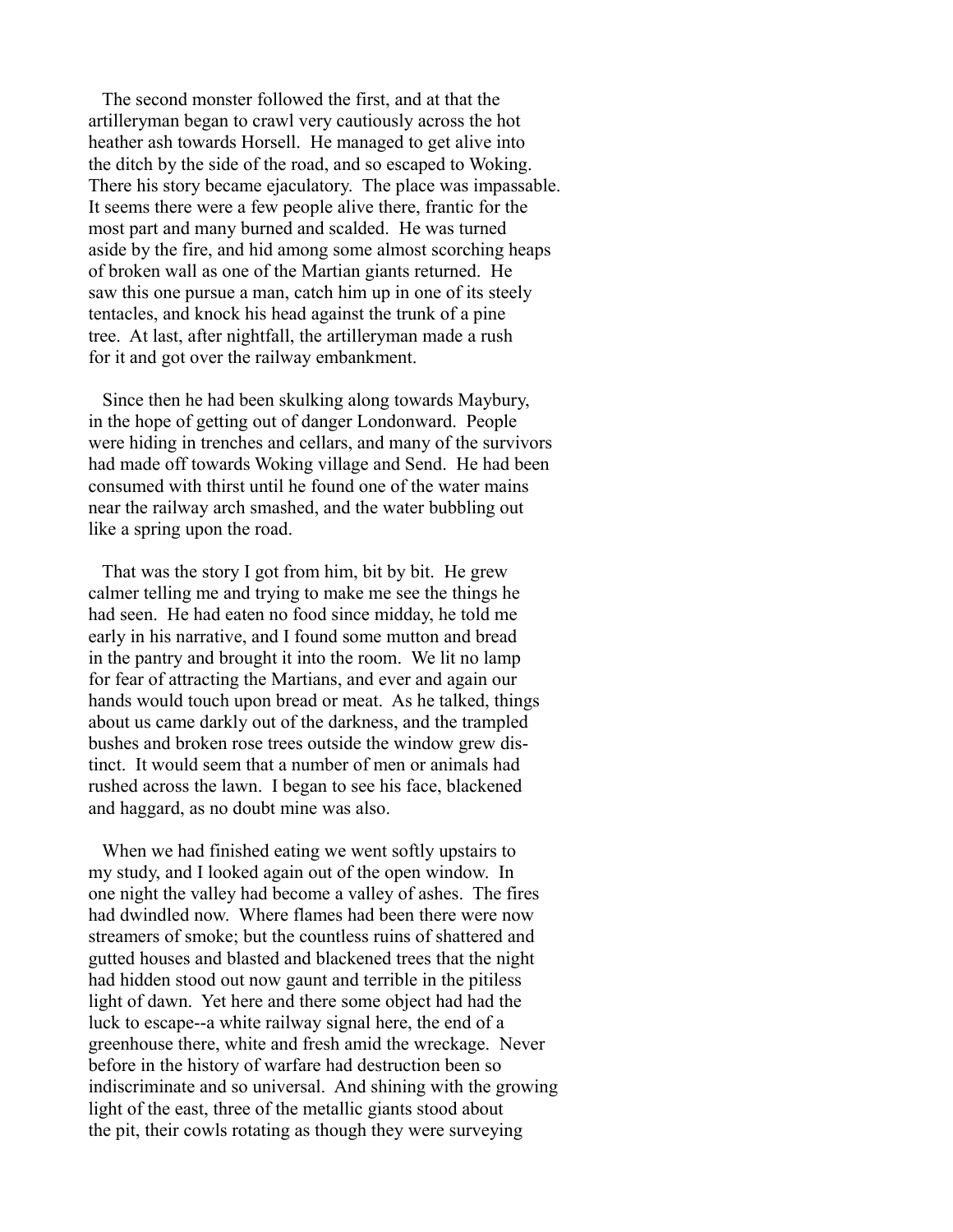The second monster followed the first, and at that the artilleryman began to crawl very cautiously across the hot heather ash towards Horsell. He managed to get alive into the ditch by the side of the road, and so escaped to Woking. There his story became ejaculatory. The place was impassable. It seems there were a few people alive there, frantic for the most part and many burned and scalded. He was turned aside by the fire, and hid among some almost scorching heaps of broken wall as one of the Martian giants returned. He saw this one pursue a man, catch him up in one of its steely tentacles, and knock his head against the trunk of a pine tree. At last, after nightfall, the artilleryman made a rush for it and got over the railway embankment.

Since then he had been skulking along towards Maybury, in the hope of getting out of danger Londonward. People were hiding in trenches and cellars, and many of the survivors had made off towards Woking village and Send. He had been consumed with thirst until he found one of the water mains near the railway arch smashed, and the water bubbling out like a spring upon the road.

That was the story I got from him, bit by bit. He grew calmer telling me and trying to make me see the things he had seen. He had eaten no food since midday, he told me early in his narrative, and I found some mutton and bread in the pantry and brought it into the room. We lit no lamp for fear of attracting the Martians, and ever and again our hands would touch upon bread or meat. As he talked, things about us came darkly out of the darkness, and the trampled bushes and broken rose trees outside the window grew distinct. It would seem that a number of men or animals had rushed across the lawn. I began to see his face, blackened and haggard, as no doubt mine was also.

When we had finished eating we went softly upstairs to my study, and I looked again out of the open window. In one night the valley had become a valley of ashes. The fires had dwindled now. Where flames had been there were now streamers of smoke; but the countless ruins of shattered and gutted houses and blasted and blackened trees that the night had hidden stood out now gaunt and terrible in the pitiless light of dawn. Yet here and there some object had had the luck to escape--a white railway signal here, the end of a greenhouse there, white and fresh amid the wreckage. Never before in the history of warfare had destruction been so indiscriminate and so universal. And shining with the growing light of the east, three of the metallic giants stood about the pit, their cowls rotating as though they were surveying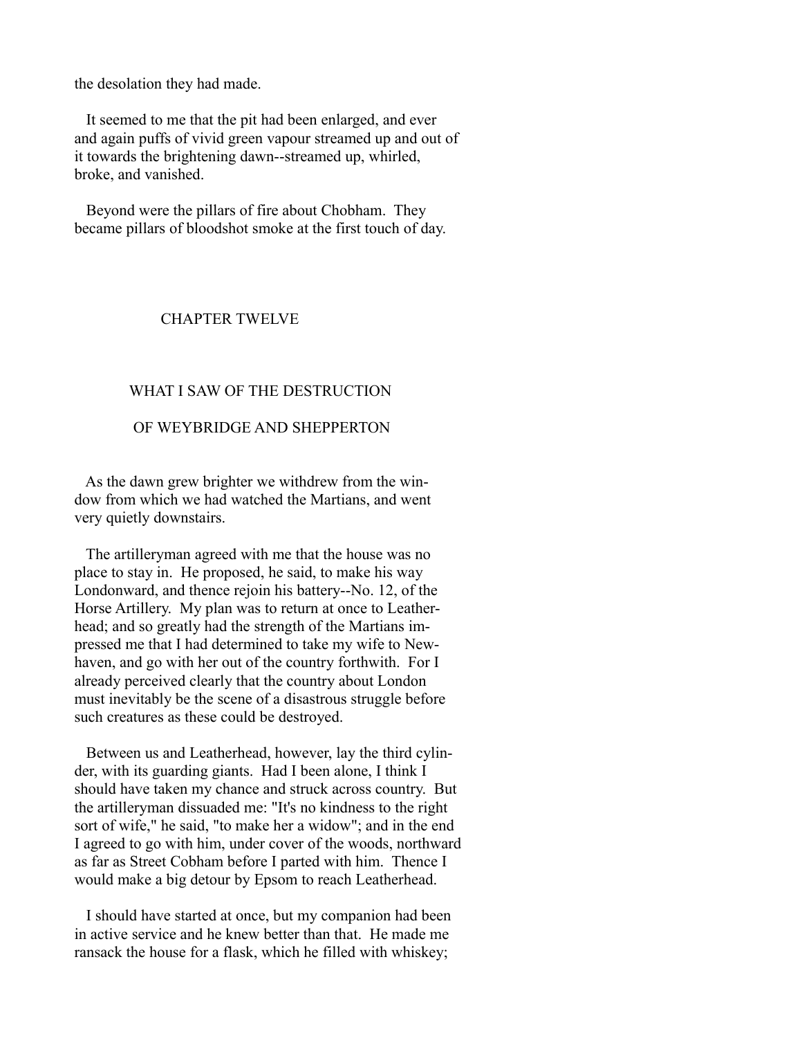the desolation they had made.

It seemed to me that the pit had been enlarged, and ever and again puffs of vivid green vapour streamed up and out of it towards the brightening dawn--streamed up, whirled, broke, and vanished.

Beyond were the pillars of fire about Chobham. They became pillars of bloodshot smoke at the first touch of day.

## CHAPTER TWELVE

### WHAT I SAW OF THE DESTRUCTION OF WEYBRIDGE AND SHEPPERTON

As the dawn grew brighter we withdrew from the window from which we had watched the Martians, and went very quietly downstairs.

The artilleryman agreed with me that the house was no place to stay in. He proposed, he said, to make his way Londonward, and thence rejoin his battery--No. 12, of the Horse Artillery. My plan was to return at once to Leatherhead; and so greatly had the strength of the Martians impressed me that I had determined to take my wife to Newhaven, and go with her out of the country forthwith. For I already perceived clearly that the country about London must inevitably be the scene of a disastrous struggle before such creatures as these could be destroyed.

Between us and Leatherhead, however, lay the third cylinder, with its guarding giants. Had I been alone, I think I should have taken my chance and struck across country. But the artilleryman dissuaded me: "It's no kindness to the right sort of wife," he said, "to make her a widow"; and in the end I agreed to go with him, under cover of the woods, northward as far as Street Cobham before I parted with him. Thence I would make a big detour by Epsom to reach Leatherhead.

I should have started at once, but my companion had been in active service and he knew better than that. He made me ransack the house for a flask, which he filled with whiskey;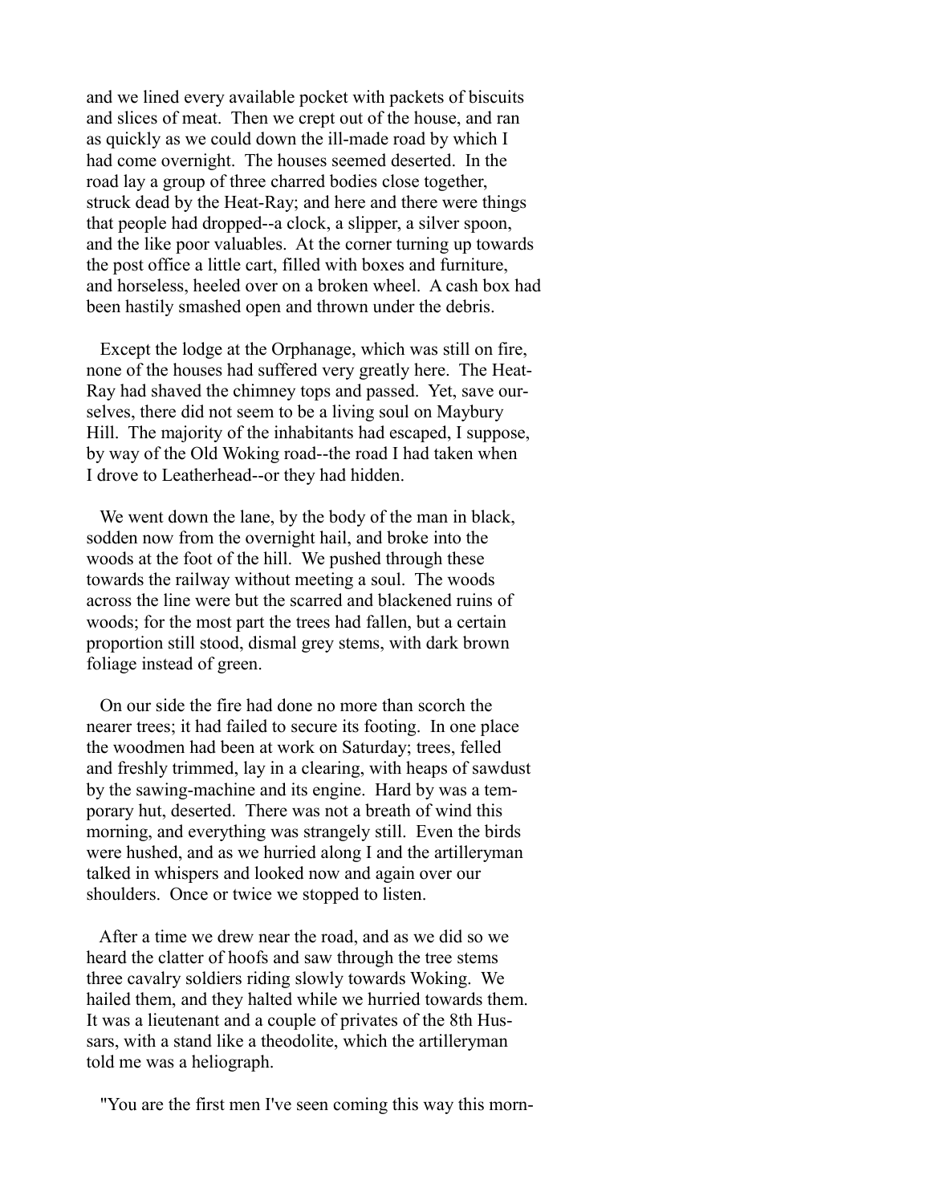and we lined every available pocket with packets of biscuits and slices of meat. Then we crept out of the house, and ran as quickly as we could down the ill-made road by which I had come overnight. The houses seemed deserted. In the road lay a group of three charred bodies close together, struck dead by the Heat-Ray; and here and there were things that people had dropped--a clock, a slipper, a silver spoon, and the like poor valuables. At the corner turning up towards the post office a little cart, filled with boxes and furniture, and horseless, heeled over on a broken wheel. A cash box had been hastily smashed open and thrown under the debris.

Except the lodge at the Orphanage, which was still on fire, none of the houses had suffered very greatly here. The Heat-Ray had shaved the chimney tops and passed. Yet, save ourselves, there did not seem to be a living soul on Maybury Hill. The majority of the inhabitants had escaped, I suppose, by way of the Old Woking road--the road I had taken when I drove to Leatherhead--or they had hidden.

We went down the lane, by the body of the man in black, sodden now from the overnight hail, and broke into the woods at the foot of the hill. We pushed through these towards the railway without meeting a soul. The woods across the line were but the scarred and blackened ruins of woods; for the most part the trees had fallen, but a certain proportion still stood, dismal grey stems, with dark brown foliage instead of green.

On our side the fire had done no more than scorch the nearer trees; it had failed to secure its footing. In one place the woodmen had been at work on Saturday; trees, felled and freshly trimmed, lay in a clearing, with heaps of sawdust by the sawing-machine and its engine. Hard by was a temporary hut, deserted. There was not a breath of wind this morning, and everything was strangely still. Even the birds were hushed, and as we hurried along I and the artilleryman talked in whispers and looked now and again over our shoulders. Once or twice we stopped to listen.

After a time we drew near the road, and as we did so we heard the clatter of hoofs and saw through the tree stems three cavalry soldiers riding slowly towards Woking. We hailed them, and they halted while we hurried towards them. It was a lieutenant and a couple of privates of the 8th Hussars, with a stand like a theodolite, which the artilleryman told me was a heliograph.

"You are the first men I've seen coming this way this morn-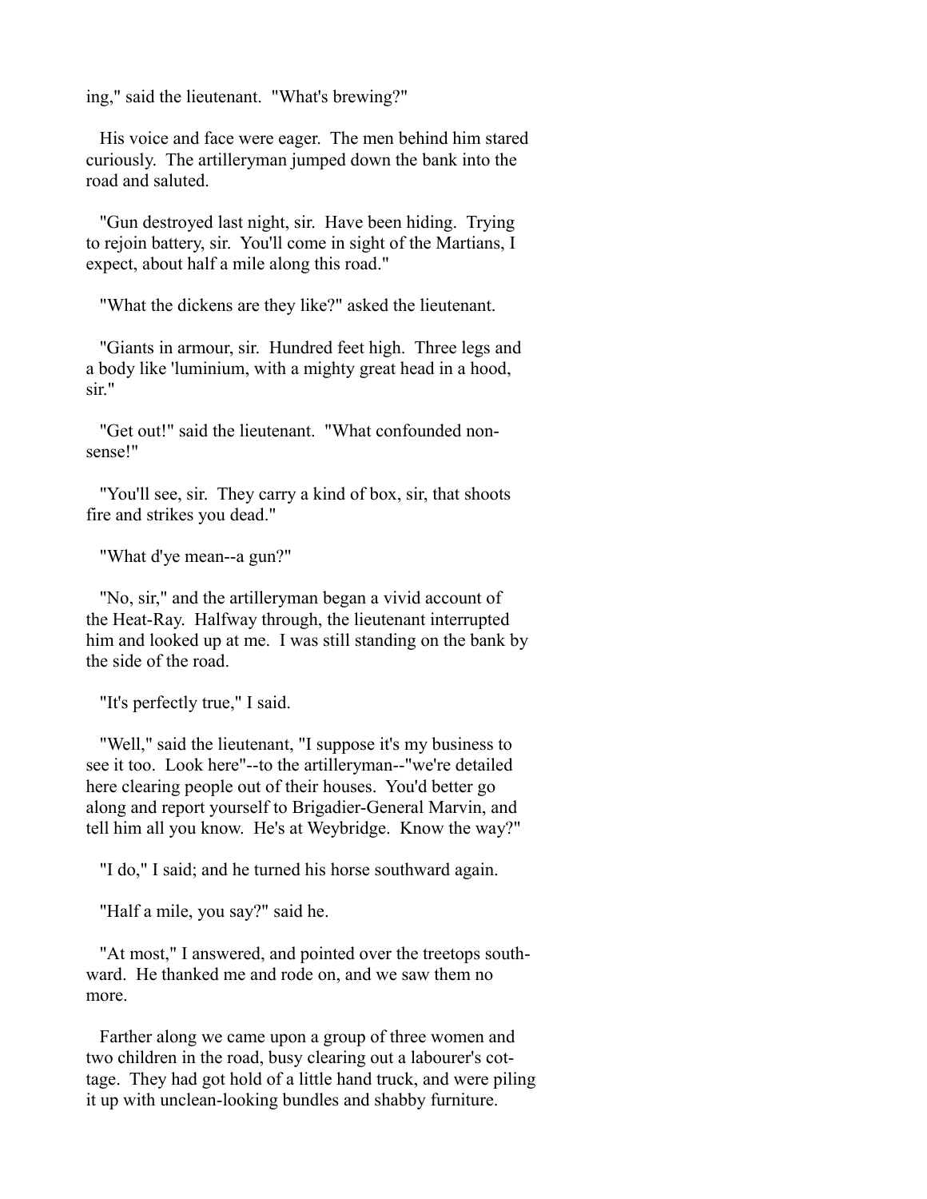ing," said the lieutenant. "What's brewing?"

His voice and face were eager. The men behind him stared curiously. The artilleryman jumped down the bank into the road and saluted.

"Gun destroyed last night, sir. Have been hiding. Trying to rejoin battery, sir. You'll come in sight of the Martians, I expect, about half a mile along this road."

"What the dickens are they like?" asked the lieutenant.

"Giants in armour, sir. Hundred feet high. Three legs and a body like 'luminium, with a mighty great head in a hood, sir."

"Get out!" said the lieutenant. "What confounded nonsense!"

"You'll see, sir. They carry a kind of box, sir, that shoots fire and strikes you dead."

"What d'ye mean--a gun?"

"No, sir," and the artilleryman began a vivid account of the Heat-Ray. Halfway through, the lieutenant interrupted him and looked up at me. I was still standing on the bank by the side of the road.

"It's perfectly true," I said.

"Well," said the lieutenant, "I suppose it's my business to see it too. Look here"--to the artilleryman--"we're detailed here clearing people out of their houses. You'd better go along and report yourself to Brigadier-General Marvin, and tell him all you know. He's at Weybridge. Know the way?"

"I do," I said; and he turned his horse southward again.

"Half a mile, you say?" said he.

"At most," I answered, and pointed over the treetops southward. He thanked me and rode on, and we saw them no more.

Farther along we came upon a group of three women and two children in the road, busy clearing out a labourer's cottage. They had got hold of a little hand truck, and were piling it up with unclean-looking bundles and shabby furniture.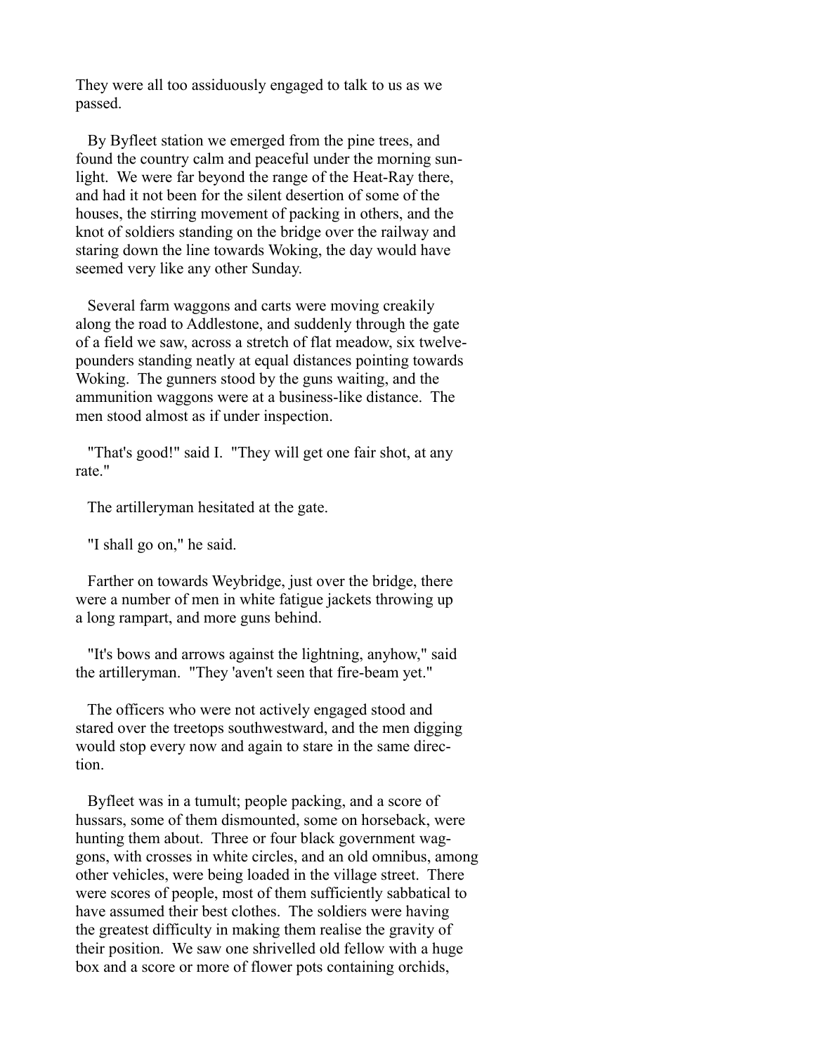They were all too assiduously engaged to talk to us as we passed.

By Byfleet station we emerged from the pine trees, and found the country calm and peaceful under the morning sunlight. We were far beyond the range of the Heat-Ray there, and had it not been for the silent desertion of some of the houses, the stirring movement of packing in others, and the knot of soldiers standing on the bridge over the railway and staring down the line towards Woking, the day would have seemed very like any other Sunday.

Several farm waggons and carts were moving creakily along the road to Addlestone, and suddenly through the gate of a field we saw, across a stretch of flat meadow, six twelve-pounders standing neatly at equal distances pointing towards Woking. The gunners stood by the guns waiting, and the ammunition waggons were at a business-like distance. The men stood almost as if under inspection.

"That's good!" said I. "They will get one fair shot, at any rate."

The artilleryman hesitated at the gate.

"I shall go on," he said.

Farther on towards Weybridge, just over the bridge, there were a number of men in white fatigue jackets throwing up a long rampart, and more guns behind.

"It's bows and arrows against the lightning, anyhow," said the artilleryman. "They 'aven't seen that fire-beam yet."

The officers who were not actively engaged stood and stared over the treetops southwestward, and the men digging would stop every now and again to stare in the same direction.

Byfleet was in a tumult; people packing, and a score of hussars, some of them dismounted, some on horseback, were hunting them about. Three or four black government waggons, with crosses in white circles, and an old omnibus, among other vehicles, were being loaded in the village street. There were scores of people, most of them sufficiently sabbatical to have assumed their best clothes. The soldiers were having the greatest difficulty in making them realise the gravity of their position. We saw one shrivelled old fellow with a huge box and a score or more of flower pots containing orchids,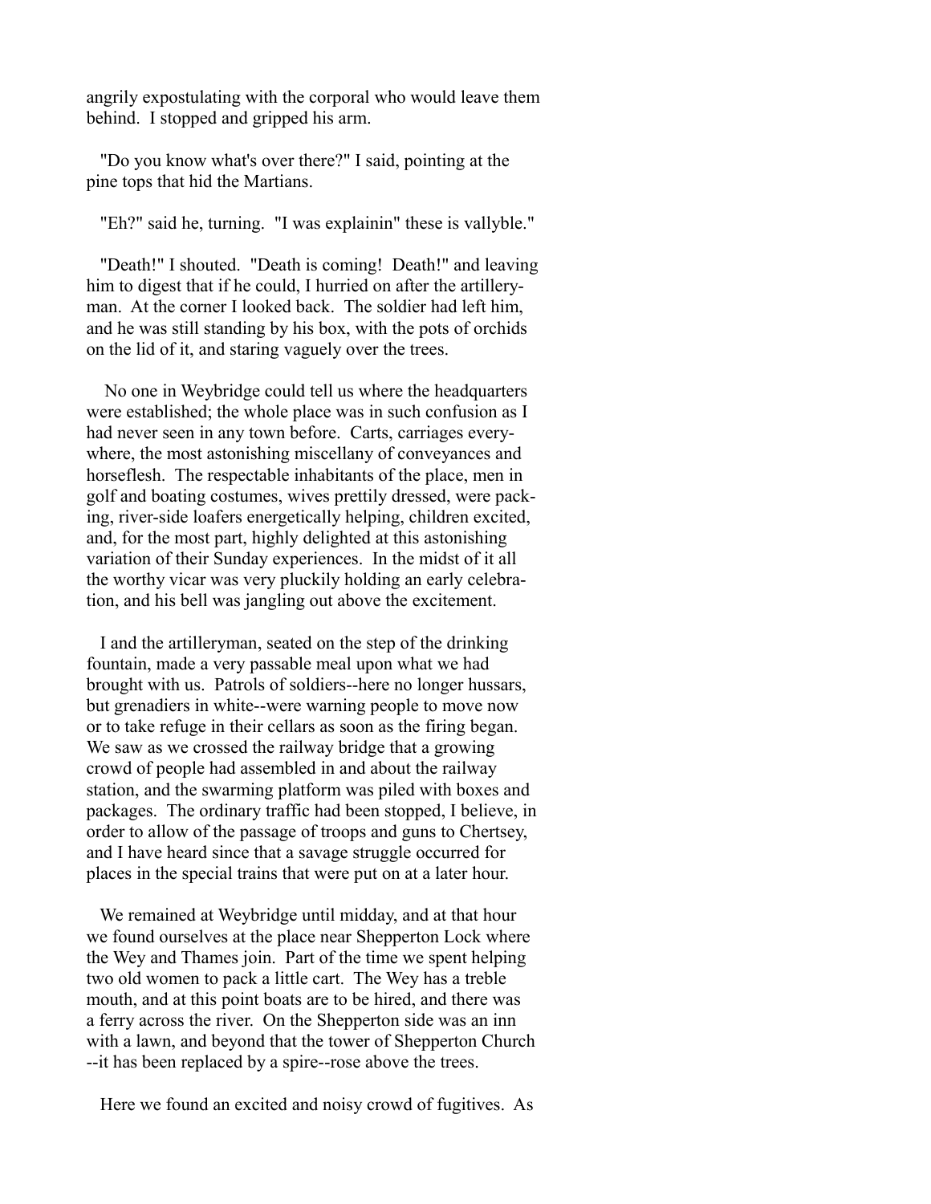angrily expostulating with the corporal who would leave them behind. I stopped and gripped his arm.

"Do you know what's over there?" I said, pointing at the pine tops that hid the Martians.

"Eh?" said he, turning. "I was explainin" these is vallyble."

"Death!" I shouted. "Death is coming! Death!" and leaving him to digest that if he could, I hurried on after the artilleryman. At the corner I looked back. The soldier had left him, and he was still standing by his box, with the pots of orchids on the lid of it, and staring vaguely over the trees.

No one in Weybridge could tell us where the headquarters were established; the whole place was in such confusion as I had never seen in any town before. Carts, carriages everywhere, the most astonishing miscellany of conveyances and horseflesh. The respectable inhabitants of the place, men in golf and boating costumes, wives prettily dressed, were packing, river-side loafers energetically helping, children excited, and, for the most part, highly delighted at this astonishing variation of their Sunday experiences. In the midst of it all the worthy vicar was very pluckily holding an early celebration, and his bell was jangling out above the excitement.

I and the artilleryman, seated on the step of the drinking fountain, made a very passable meal upon what we had brought with us. Patrols of soldiers--here no longer hussars, but grenadiers in white--were warning people to move now or to take refuge in their cellars as soon as the firing began. We saw as we crossed the railway bridge that a growing crowd of people had assembled in and about the railway station, and the swarming platform was piled with boxes and packages. The ordinary traffic had been stopped, I believe, in order to allow of the passage of troops and guns to Chertsey, and I have heard since that a savage struggle occurred for places in the special trains that were put on at a later hour.

We remained at Weybridge until midday, and at that hour we found ourselves at the place near Shepperton Lock where the Wey and Thames join. Part of the time we spent helping two old women to pack a little cart. The Wey has a treble mouth, and at this point boats are to be hired, and there was a ferry across the river. On the Shepperton side was an inn with a lawn, and beyond that the tower of Shepperton Church --it has been replaced by a spire--rose above the trees.

Here we found an excited and noisy crowd of fugitives. As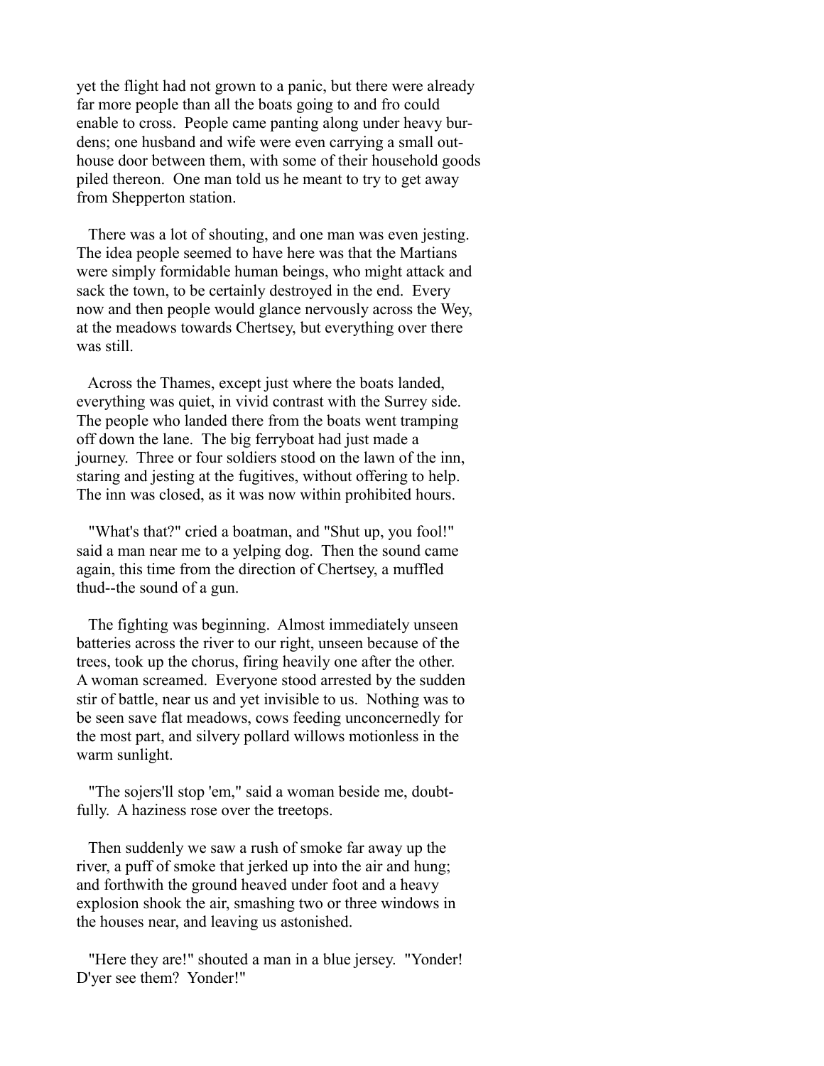yet the flight had not grown to a panic, but there were already far more people than all the boats going to and fro could enable to cross. People came panting along under heavy burdens; one husband and wife were even carrying a small outhouse door between them, with some of their household goods piled thereon. One man told us he meant to try to get away from Shepperton station.

There was a lot of shouting, and one man was even jesting. The idea people seemed to have here was that the Martians were simply formidable human beings, who might attack and sack the town, to be certainly destroyed in the end. Every now and then people would glance nervously across the Wey, at the meadows towards Chertsey, but everything over there was still.

Across the Thames, except just where the boats landed, everything was quiet, in vivid contrast with the Surrey side. The people who landed there from the boats went tramping off down the lane. The big ferryboat had just made a journey. Three or four soldiers stood on the lawn of the inn, staring and jesting at the fugitives, without offering to help. The inn was closed, as it was now within prohibited hours.

"What's that?" cried a boatman, and "Shut up, you fool!" said a man near me to a yelping dog. Then the sound came again, this time from the direction of Chertsey, a muffled thud--the sound of a gun.

The fighting was beginning. Almost immediately unseen batteries across the river to our right, unseen because of the trees, took up the chorus, firing heavily one after the other. A woman screamed. Everyone stood arrested by the sudden stir of battle, near us and yet invisible to us. Nothing was to be seen save flat meadows, cows feeding unconcernedly for the most part, and silvery pollard willows motionless in the warm sunlight.

"The sojers'll stop 'em," said a woman beside me, doubtfully. A haziness rose over the treetops.

Then suddenly we saw a rush of smoke far away up the river, a puff of smoke that jerked up into the air and hung; and forthwith the ground heaved under foot and a heavy explosion shook the air, smashing two or three windows in the houses near, and leaving us astonished.

"Here they are!" shouted a man in a blue jersey. "Yonder! D'yer see them? Yonder!"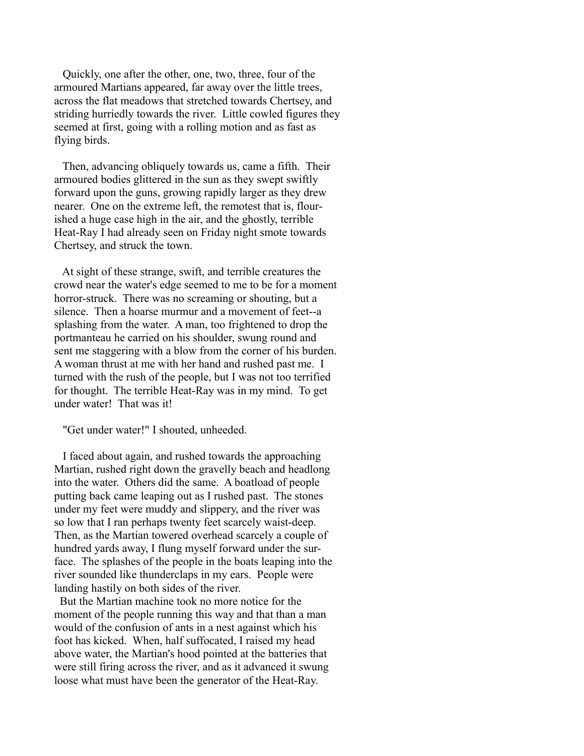Quickly, one after the other, one, two, three, four of the armoured Martians appeared, far away over the little trees, across the flat meadows that stretched towards Chertsey, and striding hurriedly towards the river. Little cowled figures they seemed at first, going with a rolling motion and as fast as flying birds.

Then, advancing obliquely towards us, came a fifth. Their armoured bodies glittered in the sun as they swept swiftly forward upon the guns, growing rapidly larger as they drew nearer. One on the extreme left, the remotest that is, flourished a huge case high in the air, and the ghostly, terrible Heat-Ray I had already seen on Friday night smote towards Chertsey, and struck the town.

At sight of these strange, swift, and terrible creatures the crowd near the water's edge seemed to me to be for a moment horror-struck. There was no screaming or shouting, but a silence. Then a hoarse murmur and a movement of feet--a splashing from the water. A man, too frightened to drop the portmanteau he carried on his shoulder, swung round and sent me staggering with a blow from the corner of his burden. A woman thrust at me with her hand and rushed past me. I turned with the rush of the people, but I was not too terrified for thought. The terrible Heat-Ray was in my mind. To get under water! That was it!

"Get under water!" I shouted, unheeded.

I faced about again, and rushed towards the approaching Martian, rushed right down the gravelly beach and headlong into the water. Others did the same. A boatload of people putting back came leaping out as I rushed past. The stones under my feet were muddy and slippery, and the river was so low that I ran perhaps twenty feet scarcely waist-deep. Then, as the Martian towered overhead scarcely a couple of hundred yards away, I flung myself forward under the surface. The splashes of the people in the boats leaping into the river sounded like thunderclaps in my ears. People were landing hastily on both sides of the river.

But the Martian machine took no more notice for the moment of the people running this way and that than a man would of the confusion of ants in a nest against which his foot has kicked. When, half suffocated, I raised my head above water, the Martian's hood pointed at the batteries that were still firing across the river, and as it advanced it swung loose what must have been the generator of the Heat-Ray.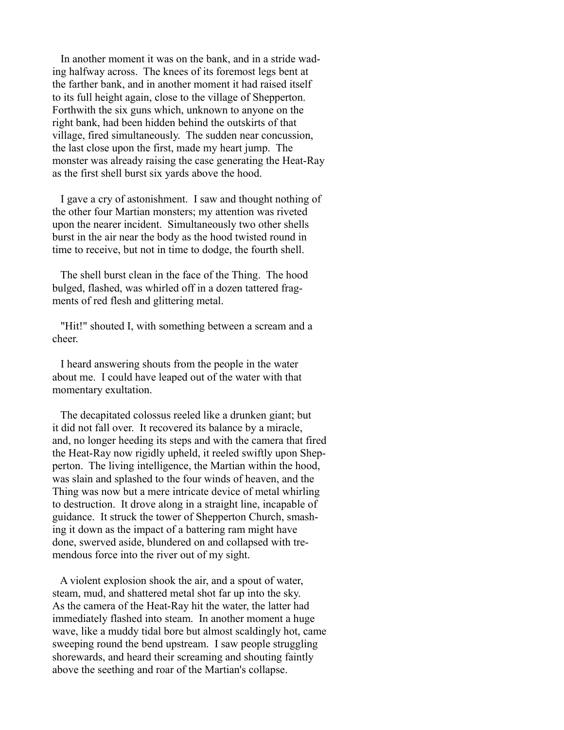In another moment it was on the bank, and in a stride wading halfway across. The knees of its foremost legs bent at the farther bank, and in another moment it had raised itself to its full height again, close to the village of Shepperton. Forthwith the six guns which, unknown to anyone on the right bank, had been hidden behind the outskirts of that village, fired simultaneously. The sudden near concussion, the last close upon the first, made my heart jump. The monster was already raising the case generating the Heat-Ray as the first shell burst six yards above the hood.

I gave a cry of astonishment. I saw and thought nothing of the other four Martian monsters; my attention was riveted upon the nearer incident. Simultaneously two other shells burst in the air near the body as the hood twisted round in time to receive, but not in time to dodge, the fourth shell.

The shell burst clean in the face of the Thing. The hood bulged, flashed, was whirled off in a dozen tattered fragments of red flesh and glittering metal.

"Hit!" shouted I, with something between a scream and a cheer.

I heard answering shouts from the people in the water about me. I could have leaped out of the water with that momentary exultation.

The decapitated colossus reeled like a drunken giant; but it did not fall over. It recovered its balance by a miracle, and, no longer heeding its steps and with the camera that fired the Heat-Ray now rigidly upheld, it reeled swiftly upon Shepperton. The living intelligence, the Martian within the hood, was slain and splashed to the four winds of heaven, and the Thing was now but a mere intricate device of metal whirling to destruction. It drove along in a straight line, incapable of guidance. It struck the tower of Shepperton Church, smashing it down as the impact of a battering ram might have done, swerved aside, blundered on and collapsed with tremendous force into the river out of my sight.

A violent explosion shook the air, and a spout of water, steam, mud, and shattered metal shot far up into the sky. As the camera of the Heat-Ray hit the water, the latter had immediately flashed into steam. In another moment a huge wave, like a muddy tidal bore but almost scaldingly hot, came sweeping round the bend upstream. I saw people struggling shorewards, and heard their screaming and shouting faintly above the seething and roar of the Martian's collapse.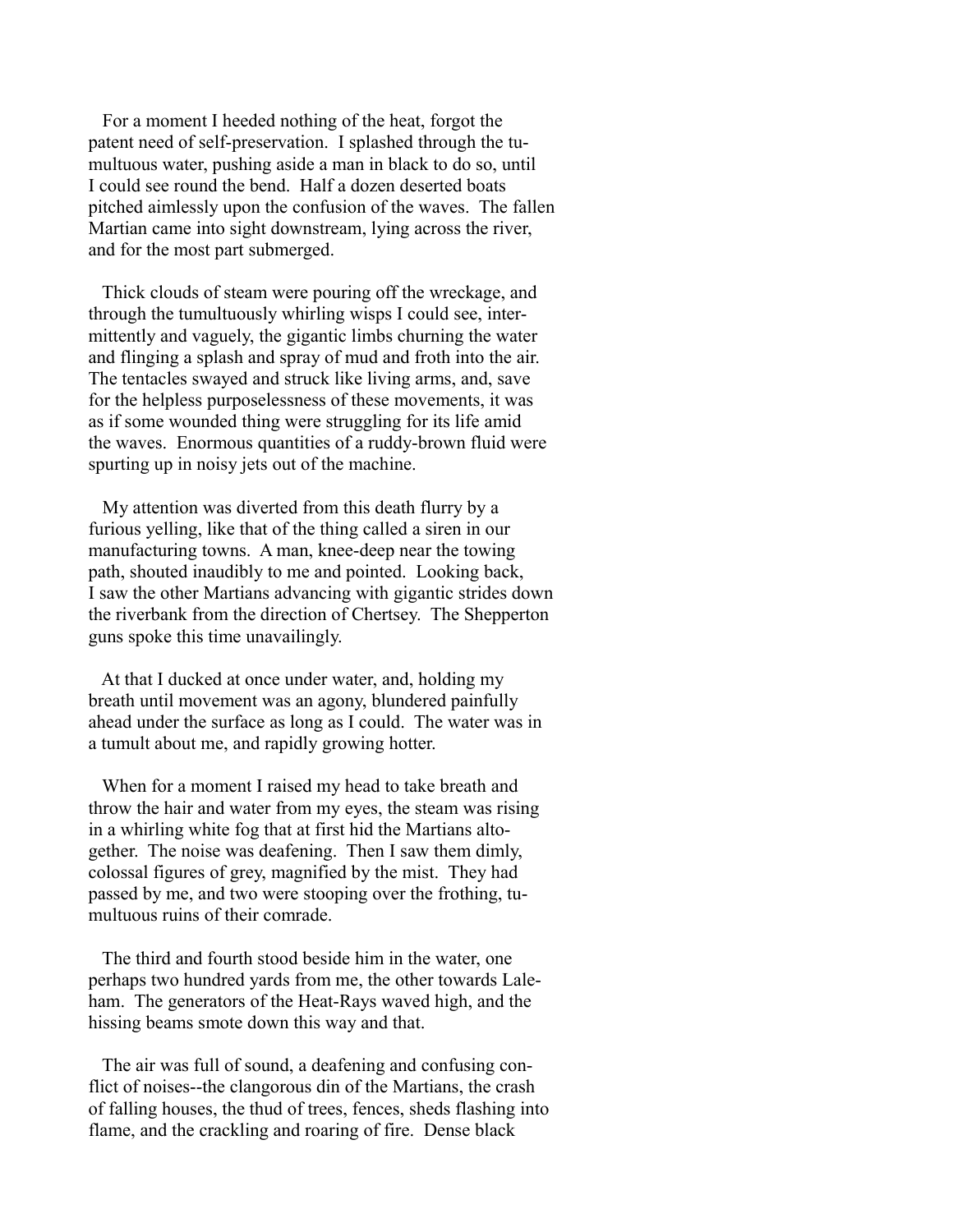For a moment I heeded nothing of the heat, forgot the patent need of self-preservation. I splashed through the tumultuous water, pushing aside a man in black to do so, until I could see round the bend. Half a dozen deserted boats pitched aimlessly upon the confusion of the waves. The fallen Martian came into sight downstream, lying across the river, and for the most part submerged.

Thick clouds of steam were pouring off the wreckage, and through the tumultuously whirling wisps I could see, intermittently and vaguely, the gigantic limbs churning the water and flinging a splash and spray of mud and froth into the air. The tentacles swayed and struck like living arms, and, save for the helpless purposelessness of these movements, it was as if some wounded thing were struggling for its life amid the waves. Enormous quantities of a ruddy-brown fluid were spurting up in noisy jets out of the machine.

My attention was diverted from this death flurry by a furious yelling, like that of the thing called a siren in our manufacturing towns. A man, knee-deep near the towing path, shouted inaudibly to me and pointed. Looking back, I saw the other Martians advancing with gigantic strides down the riverbank from the direction of Chertsey. The Shepperton guns spoke this time unavailingly.

At that I ducked at once under water, and, holding my breath until movement was an agony, blundered painfully ahead under the surface as long as I could. The water was in a tumult about me, and rapidly growing hotter.

When for a moment I raised my head to take breath and throw the hair and water from my eyes, the steam was rising in a whirling white fog that at first hid the Martians altogether. The noise was deafening. Then I saw them dimly, colossal figures of grey, magnified by the mist. They had passed by me, and two were stooping over the frothing, tumultuous ruins of their comrade.

The third and fourth stood beside him in the water, one perhaps two hundred yards from me, the other towards Laleham. The generators of the Heat-Rays waved high, and the hissing beams smote down this way and that.

The air was full of sound, a deafening and confusing conflict of noises--the clangorous din of the Martians, the crash of falling houses, the thud of trees, fences, sheds flashing into flame, and the crackling and roaring of fire. Dense black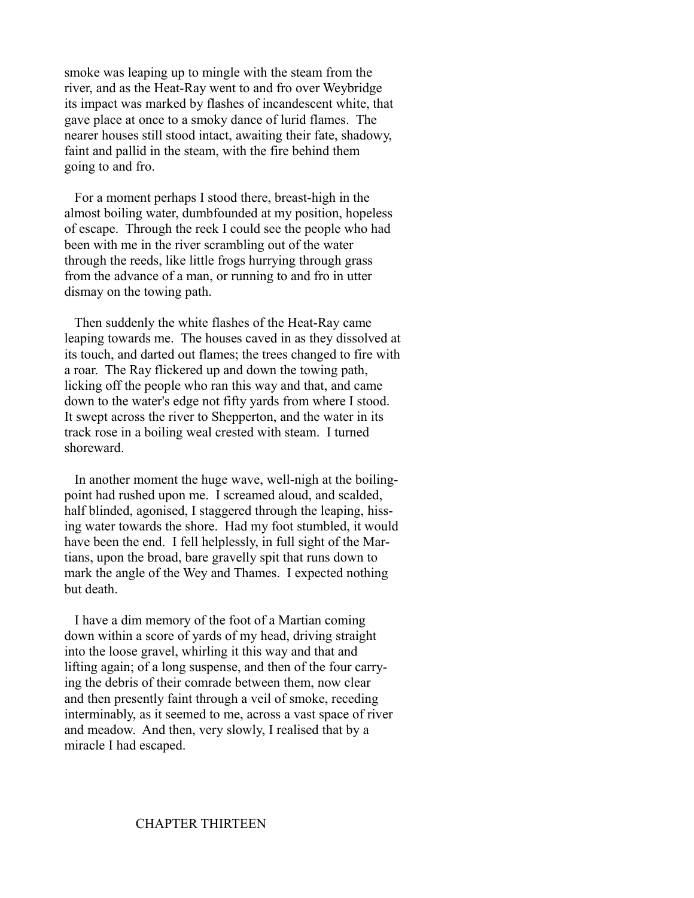smoke was leaping up to mingle with the steam from the river, and as the Heat-Ray went to and fro over Weybridge its impact was marked by flashes of incandescent white, that gave place at once to a smoky dance of lurid flames. The nearer houses still stood intact, awaiting their fate, shadowy, faint and pallid in the steam, with the fire behind them going to and fro.

For a moment perhaps I stood there, breast-high in the almost boiling water, dumbfounded at my position, hopeless of escape. Through the reek I could see the people who had been with me in the river scrambling out of the water through the reeds, like little frogs hurrying through grass from the advance of a man, or running to and fro in utter dismay on the towing path.

Then suddenly the white flashes of the Heat-Ray came leaping towards me. The houses caved in as they dissolved at its touch, and darted out flames; the trees changed to fire with a roar. The Ray flickered up and down the towing path, licking off the people who ran this way and that, and came down to the water's edge not fifty yards from where I stood. It swept across the river to Shepperton, and the water in its track rose in a boiling weal crested with steam. I turned shoreward.

In another moment the huge wave, well-nigh at the boiling-point had rushed upon me. I screamed aloud, and scalded, half blinded, agonised, I staggered through the leaping, hissing water towards the shore. Had my foot stumbled, it would have been the end. I fell helplessly, in full sight of the Martians, upon the broad, bare gravelly spit that runs down to mark the angle of the Wey and Thames. I expected nothing but death.

I have a dim memory of the foot of a Martian coming down within a score of yards of my head, driving straight into the loose gravel, whirling it this way and that and lifting again; of a long suspense, and then of the four carrying the debris of their comrade between them, now clear and then presently faint through a veil of smoke, receding interminably, as it seemed to me, across a vast space of river and meadow. And then, very slowly, I realised that by a miracle I had escaped.

## CHAPTER THIRTEEN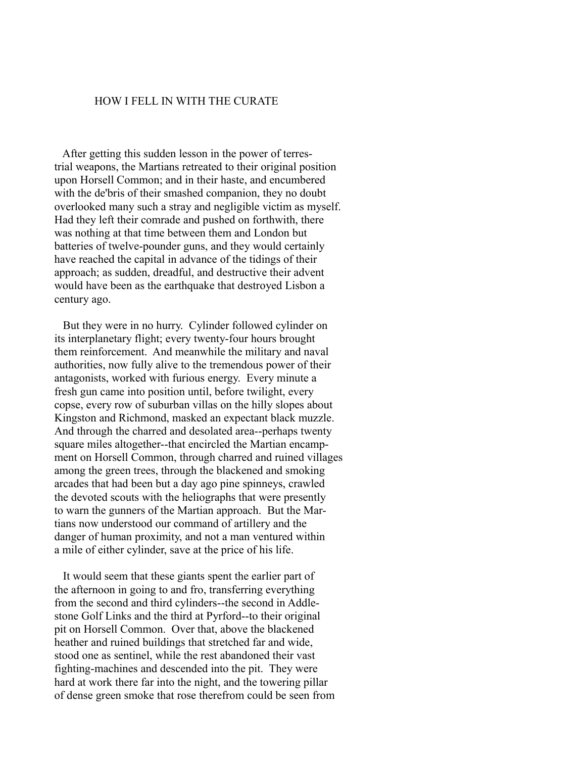## HOW I FELL IN WITH THE CURATE

After getting this sudden lesson in the power of terrestrial weapons, the Martians retreated to their original position upon Horsell Common; and in their haste, and encumbered with the de'bris of their smashed companion, they no doubt overlooked many such a stray and negligible victim as myself. Had they left their comrade and pushed on forthwith, there was nothing at that time between them and London but batteries of twelve-pounder guns, and they would certainly have reached the capital in advance of the tidings of their approach; as sudden, dreadful, and destructive their advent would have been as the earthquake that destroyed Lisbon a century ago.

But they were in no hurry. Cylinder followed cylinder on its interplanetary flight; every twenty-four hours brought them reinforcement. And meanwhile the military and naval authorities, now fully alive to the tremendous power of their antagonists, worked with furious energy. Every minute a fresh gun came into position until, before twilight, every copse, every row of suburban villas on the hilly slopes about Kingston and Richmond, masked an expectant black muzzle. And through the charred and desolated area--perhaps twenty square miles altogether--that encircled the Martian encampment on Horsell Common, through charred and ruined villages among the green trees, through the blackened and smoking arcades that had been but a day ago pine spinneys, crawled the devoted scouts with the heliographs that were presently to warn the gunners of the Martian approach. But the Martians now understood our command of artillery and the danger of human proximity, and not a man ventured within a mile of either cylinder, save at the price of his life.

It would seem that these giants spent the earlier part of the afternoon in going to and fro, transferring everything from the second and third cylinders--the second in Addlestone Golf Links and the third at Pyrford--to their original pit on Horsell Common. Over that, above the blackened heather and ruined buildings that stretched far and wide, stood one as sentinel, while the rest abandoned their vast fighting-machines and descended into the pit. They were hard at work there far into the night, and the towering pillar of dense green smoke that rose therefrom could be seen from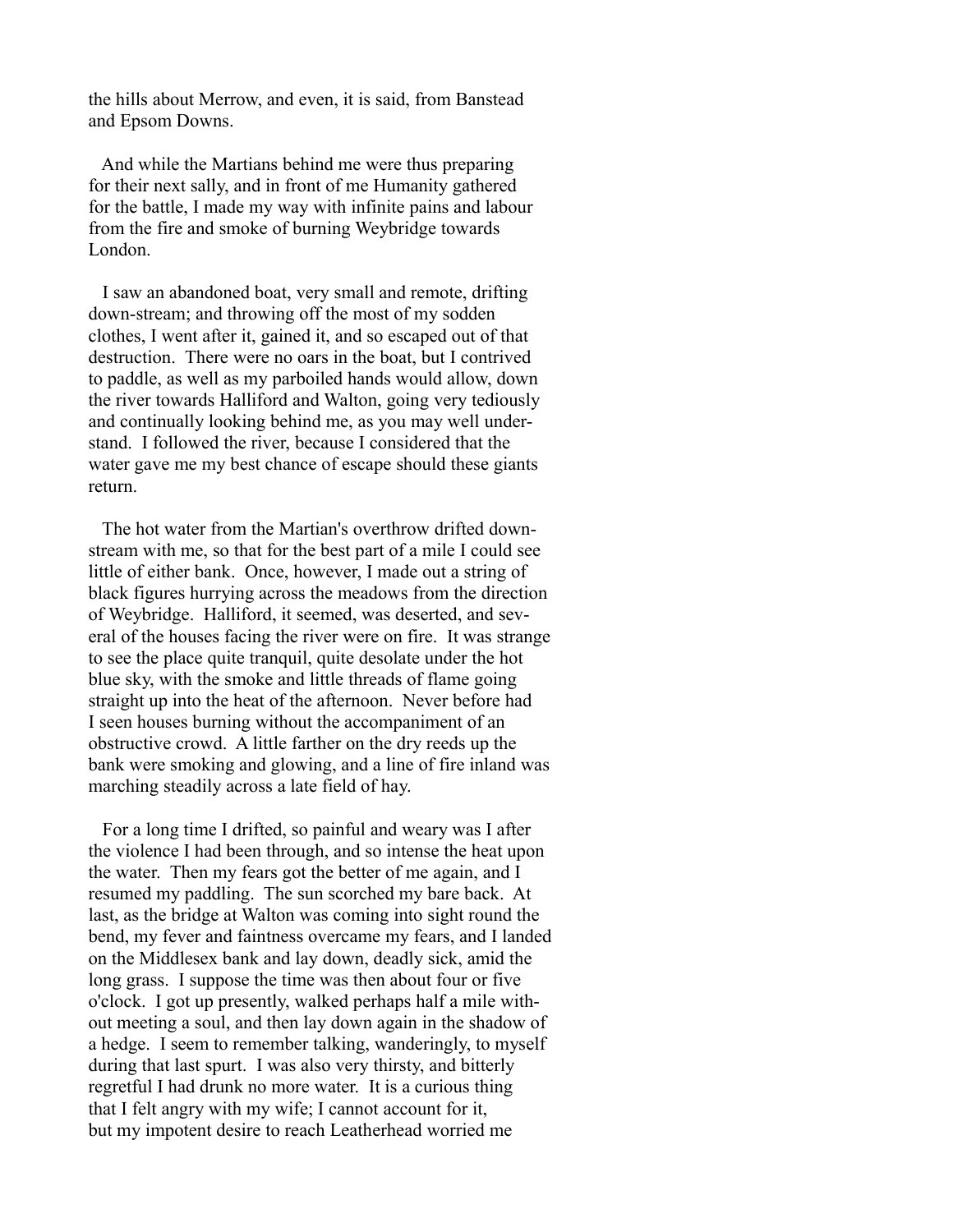the hills about Merrow, and even, it is said, from Banstead and Epsom Downs.

And while the Martians behind me were thus preparing for their next sally, and in front of me Humanity gathered for the battle, I made my way with infinite pains and labour from the fire and smoke of burning Weybridge towards London.

I saw an abandoned boat, very small and remote, drifting down-stream; and throwing off the most of my sodden clothes, I went after it, gained it, and so escaped out of that destruction. There were no oars in the boat, but I contrived to paddle, as well as my parboiled hands would allow, down the river towards Halliford and Walton, going very tediously and continually looking behind me, as you may well understand. I followed the river, because I considered that the water gave me my best chance of escape should these giants return.

The hot water from the Martian's overthrow drifted downstream with me, so that for the best part of a mile I could see little of either bank. Once, however, I made out a string of black figures hurrying across the meadows from the direction of Weybridge. Halliford, it seemed, was deserted, and several of the houses facing the river were on fire. It was strange to see the place quite tranquil, quite desolate under the hot blue sky, with the smoke and little threads of flame going straight up into the heat of the afternoon. Never before had I seen houses burning without the accompaniment of an obstructive crowd. A little farther on the dry reeds up the bank were smoking and glowing, and a line of fire inland was marching steadily across a late field of hay.

For a long time I drifted, so painful and weary was I after the violence I had been through, and so intense the heat upon the water. Then my fears got the better of me again, and I resumed my paddling. The sun scorched my bare back. At last, as the bridge at Walton was coming into sight round the bend, my fever and faintness overcame my fears, and I landed on the Middlesex bank and lay down, deadly sick, amid the long grass. I suppose the time was then about four or five o'clock. I got up presently, walked perhaps half a mile without meeting a soul, and then lay down again in the shadow of a hedge. I seem to remember talking, wanderingly, to myself during that last spurt. I was also very thirsty, and bitterly regretful I had drunk no more water. It is a curious thing that I felt angry with my wife; I cannot account for it, but my impotent desire to reach Leatherhead worried me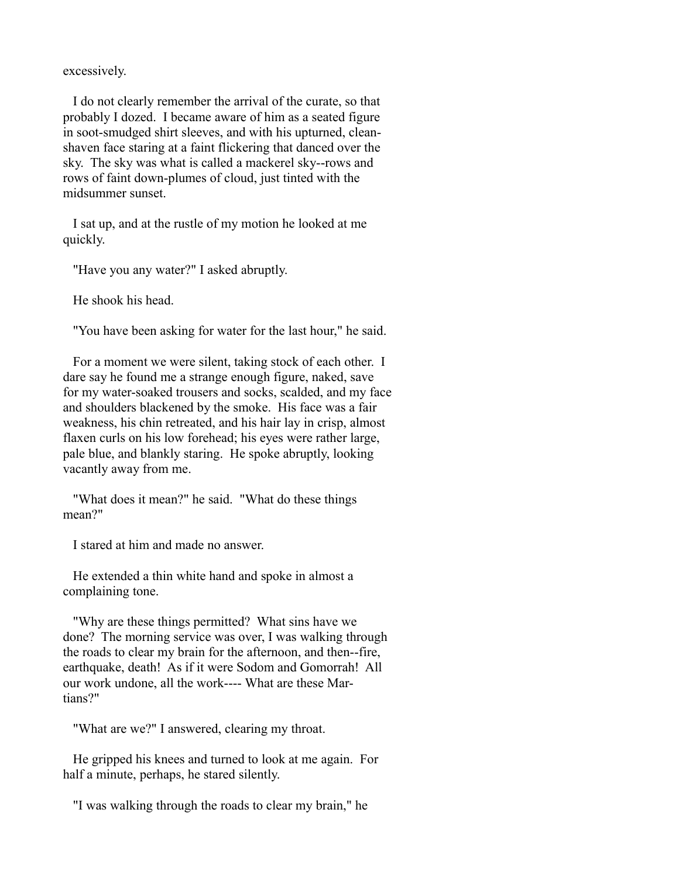excessively.

I do not clearly remember the arrival of the curate, so that probably I dozed. I became aware of him as a seated figure in soot-smudged shirt sleeves, and with his upturned, clean-shaven face staring at a faint flickering that danced over the sky. The sky was what is called a mackerel sky--rows and rows of faint down-plumes of cloud, just tinted with the midsummer sunset.

I sat up, and at the rustle of my motion he looked at me quickly.

"Have you any water?" I asked abruptly.

He shook his head.

"You have been asking for water for the last hour," he said.

For a moment we were silent, taking stock of each other. I dare say he found me a strange enough figure, naked, save for my water-soaked trousers and socks, scalded, and my face and shoulders blackened by the smoke. His face was a fair weakness, his chin retreated, and his hair lay in crisp, almost flaxen curls on his low forehead; his eyes were rather large, pale blue, and blankly staring. He spoke abruptly, looking vacantly away from me.

"What does it mean?" he said. "What do these things mean?"

I stared at him and made no answer.

He extended a thin white hand and spoke in almost a complaining tone.

"Why are these things permitted? What sins have we done? The morning service was over, I was walking through the roads to clear my brain for the afternoon, and then--fire, earthquake, death! As if it were Sodom and Gomorrah! All our work undone, all the work---- What are these Martians?"

"What are we?" I answered, clearing my throat.

He gripped his knees and turned to look at me again. For half a minute, perhaps, he stared silently.

"I was walking through the roads to clear my brain," he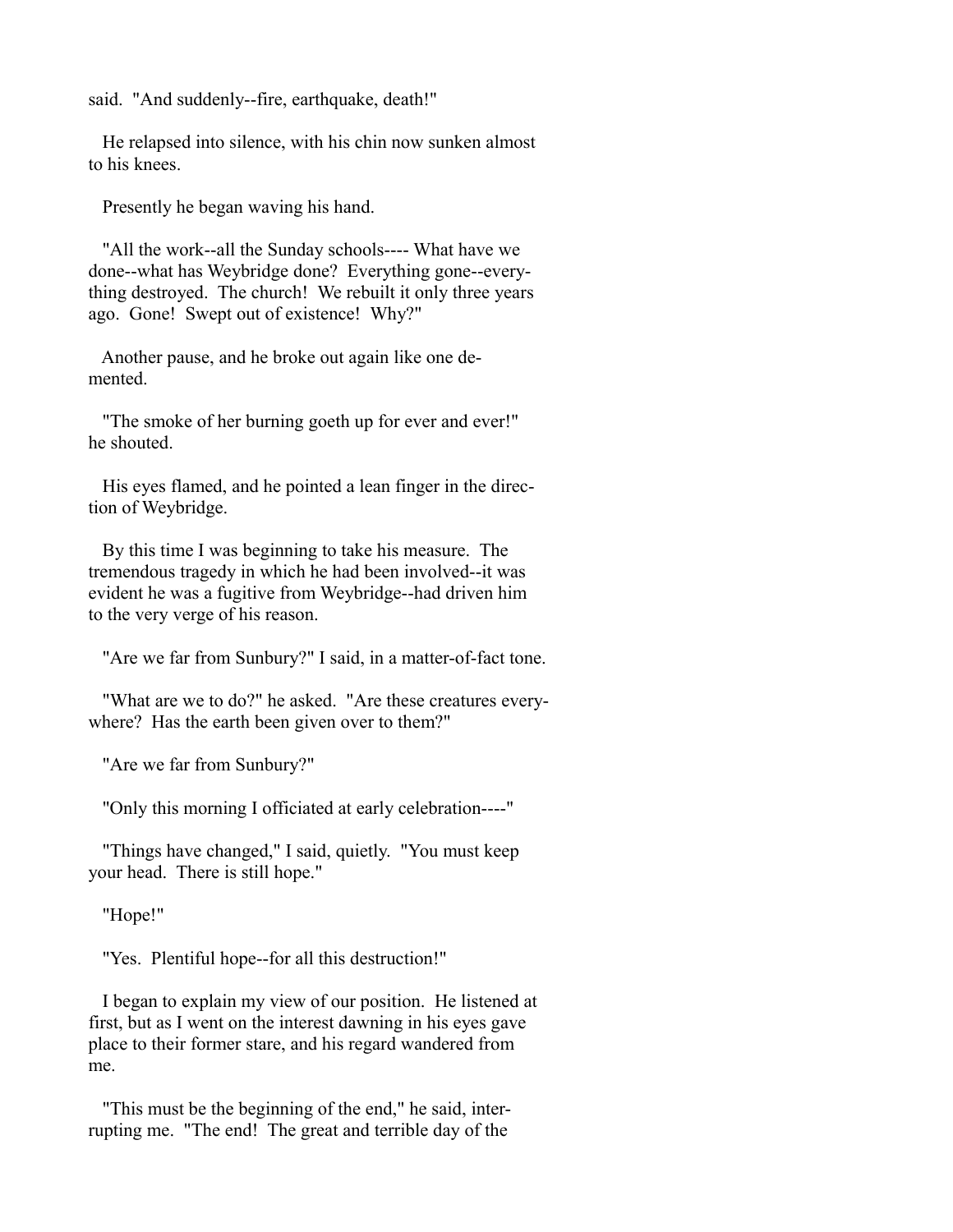said. "And suddenly--fire, earthquake, death!"

He relapsed into silence, with his chin now sunken almost to his knees.

Presently he began waving his hand.

"All the work--all the Sunday schools---- What have we done--what has Weybridge done? Everything gone--everything destroyed. The church! We rebuilt it only three years ago. Gone! Swept out of existence! Why?"

Another pause, and he broke out again like one demented.

"The smoke of her burning goeth up for ever and ever!" he shouted.

His eyes flamed, and he pointed a lean finger in the direction of Weybridge.

By this time I was beginning to take his measure. The tremendous tragedy in which he had been involved--it was evident he was a fugitive from Weybridge--had driven him to the very verge of his reason.

"Are we far from Sunbury?" I said, in a matter-of-fact tone.

"What are we to do?" he asked. "Are these creatures everywhere? Has the earth been given over to them?"

"Are we far from Sunbury?"

"Only this morning I officiated at early celebration----"

"Things have changed," I said, quietly. "You must keep your head. There is still hope."

"Hope!"

"Yes. Plentiful hope--for all this destruction!"

I began to explain my view of our position. He listened at first, but as I went on the interest dawning in his eyes gave place to their former stare, and his regard wandered from me.

"This must be the beginning of the end," he said, interrupting me. "The end! The great and terrible day of the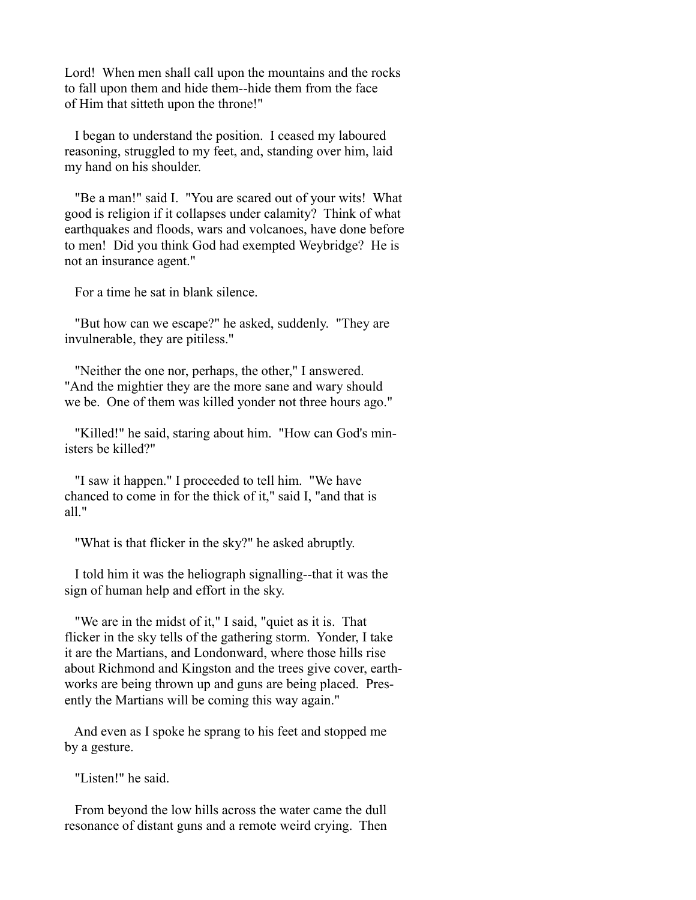Lord! When men shall call upon the mountains and the rocks to fall upon them and hide them--hide them from the face of Him that sitteth upon the throne!"

I began to understand the position. I ceased my laboured reasoning, struggled to my feet, and, standing over him, laid my hand on his shoulder.

"Be a man!" said I. "You are scared out of your wits! What good is religion if it collapses under calamity? Think of what earthquakes and floods, wars and volcanoes, have done before to men! Did you think God had exempted Weybridge? He is not an insurance agent."

For a time he sat in blank silence.

"But how can we escape?" he asked, suddenly. "They are invulnerable, they are pitiless."

"Neither the one nor, perhaps, the other," I answered. "And the mightier they are the more sane and wary should we be. One of them was killed yonder not three hours ago."

"Killed!" he said, staring about him. "How can God's ministers be killed?"

"I saw it happen." I proceeded to tell him. "We have chanced to come in for the thick of it," said I, "and that is all."

"What is that flicker in the sky?" he asked abruptly.

I told him it was the heliograph signalling--that it was the sign of human help and effort in the sky.

"We are in the midst of it," I said, "quiet as it is. That flicker in the sky tells of the gathering storm. Yonder, I take it are the Martians, and Londonward, where those hills rise about Richmond and Kingston and the trees give cover, earthworks are being thrown up and guns are being placed. Presently the Martians will be coming this way again."

And even as I spoke he sprang to his feet and stopped me by a gesture.

"Listen!" he said.

From beyond the low hills across the water came the dull resonance of distant guns and a remote weird crying. Then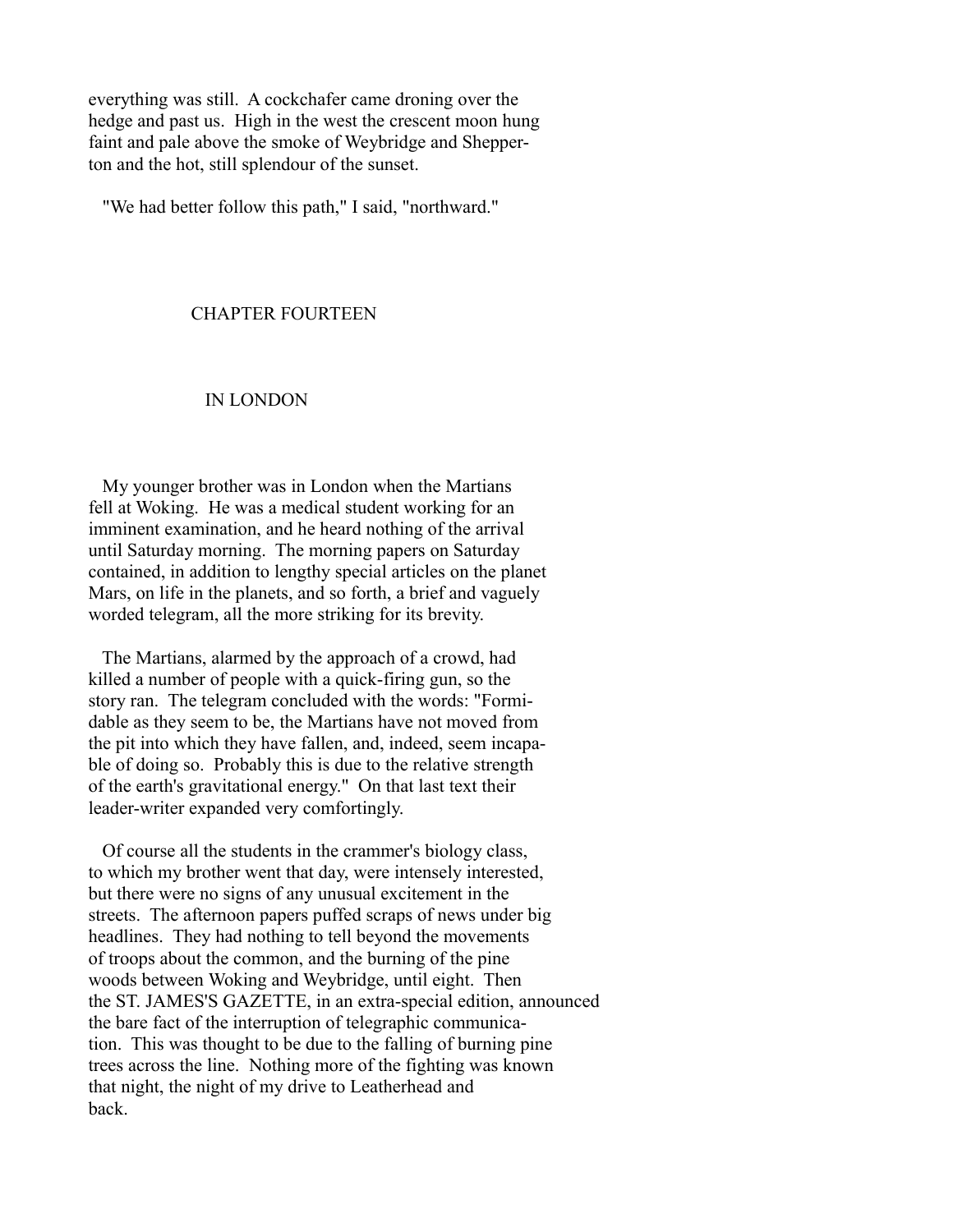everything was still. A cockchafer came droning over the hedge and past us. High in the west the crescent moon hung faint and pale above the smoke of Weybridge and Shepperton and the hot, still splendour of the sunset.

"We had better follow this path," I said, "northward."

## CHAPTER FOURTEEN

## IN LONDON

My younger brother was in London when the Martians fell at Woking. He was a medical student working for an imminent examination, and he heard nothing of the arrival until Saturday morning. The morning papers on Saturday contained, in addition to lengthy special articles on the planet Mars, on life in the planets, and so forth, a brief and vaguely worded telegram, all the more striking for its brevity.

The Martians, alarmed by the approach of a crowd, had killed a number of people with a quick-firing gun, so the story ran. The telegram concluded with the words: "Formidable as they seem to be, the Martians have not moved from the pit into which they have fallen, and, indeed, seem incapable of doing so. Probably this is due to the relative strength of the earth's gravitational energy." On that last text their leader-writer expanded very comfortingly.

Of course all the students in the crammer's biology class, to which my brother went that day, were intensely interested, but there were no signs of any unusual excitement in the streets. The afternoon papers puffed scraps of news under big headlines. They had nothing to tell beyond the movements of troops about the common, and the burning of the pine woods between Woking and Weybridge, until eight. Then the ST. JAMES'S GAZETTE, in an extra-special edition, announced the bare fact of the interruption of telegraphic communication. This was thought to be due to the falling of burning pine trees across the line. Nothing more of the fighting was known that night, the night of my drive to Leatherhead and back.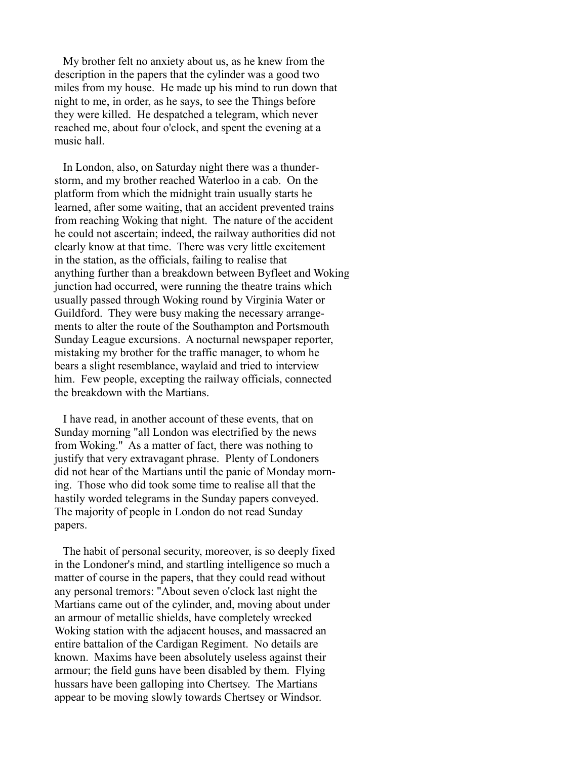My brother felt no anxiety about us, as he knew from the description in the papers that the cylinder was a good two miles from my house. He made up his mind to run down that night to me, in order, as he says, to see the Things before they were killed. He despatched a telegram, which never reached me, about four o'clock, and spent the evening at a music hall.

In London, also, on Saturday night there was a thunderstorm, and my brother reached Waterloo in a cab. On the platform from which the midnight train usually starts he learned, after some waiting, that an accident prevented trains from reaching Woking that night. The nature of the accident he could not ascertain; indeed, the railway authorities did not clearly know at that time. There was very little excitement in the station, as the officials, failing to realise that anything further than a breakdown between Byfleet and Woking junction had occurred, were running the theatre trains which usually passed through Woking round by Virginia Water or Guildford. They were busy making the necessary arrangements to alter the route of the Southampton and Portsmouth Sunday League excursions. A nocturnal newspaper reporter, mistaking my brother for the traffic manager, to whom he bears a slight resemblance, waylaid and tried to interview him. Few people, excepting the railway officials, connected the breakdown with the Martians.

I have read, in another account of these events, that on Sunday morning "all London was electrified by the news from Woking." As a matter of fact, there was nothing to justify that very extravagant phrase. Plenty of Londoners did not hear of the Martians until the panic of Monday morning. Those who did took some time to realise all that the hastily worded telegrams in the Sunday papers conveyed. The majority of people in London do not read Sunday papers.

The habit of personal security, moreover, is so deeply fixed in the Londoner's mind, and startling intelligence so much a matter of course in the papers, that they could read without any personal tremors: "About seven o'clock last night the Martians came out of the cylinder, and, moving about under an armour of metallic shields, have completely wrecked Woking station with the adjacent houses, and massacred an entire battalion of the Cardigan Regiment. No details are known. Maxims have been absolutely useless against their armour; the field guns have been disabled by them. Flying hussars have been galloping into Chertsey. The Martians appear to be moving slowly towards Chertsey or Windsor.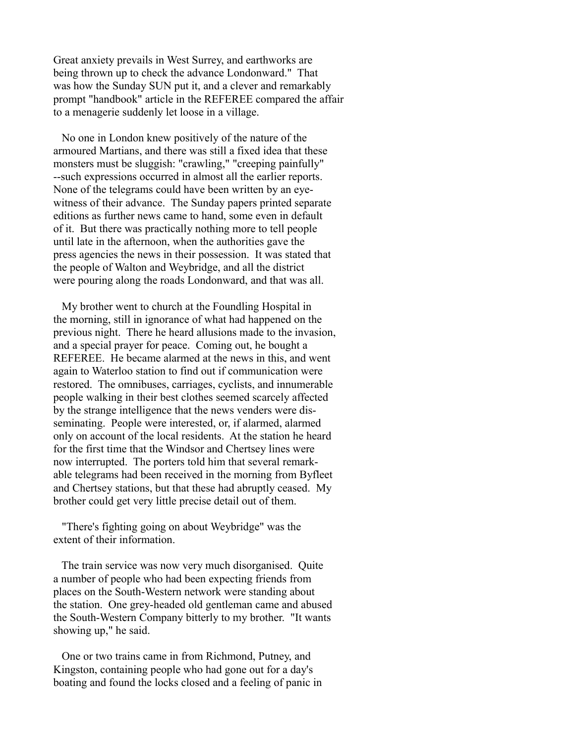Great anxiety prevails in West Surrey, and earthworks are being thrown up to check the advance Londonward." That was how the Sunday SUN put it, and a clever and remarkably prompt "handbook" article in the REFEREE compared the affair to a menagerie suddenly let loose in a village.

No one in London knew positively of the nature of the armoured Martians, and there was still a fixed idea that these monsters must be sluggish: "crawling," "creeping painfully" --such expressions occurred in almost all the earlier reports. None of the telegrams could have been written by an eyewitness of their advance. The Sunday papers printed separate editions as further news came to hand, some even in default of it. But there was practically nothing more to tell people until late in the afternoon, when the authorities gave the press agencies the news in their possession. It was stated that the people of Walton and Weybridge, and all the district were pouring along the roads Londonward, and that was all.

My brother went to church at the Foundling Hospital in the morning, still in ignorance of what had happened on the previous night. There he heard allusions made to the invasion, and a special prayer for peace. Coming out, he bought a REFEREE. He became alarmed at the news in this, and went again to Waterloo station to find out if communication were restored. The omnibuses, carriages, cyclists, and innumerable people walking in their best clothes seemed scarcely affected by the strange intelligence that the news venders were disseminating. People were interested, or, if alarmed, alarmed only on account of the local residents. At the station he heard for the first time that the Windsor and Chertsey lines were now interrupted. The porters told him that several remarkable telegrams had been received in the morning from Byfleet and Chertsey stations, but that these had abruptly ceased. My brother could get very little precise detail out of them.

"There's fighting going on about Weybridge" was the extent of their information.

The train service was now very much disorganised. Quite a number of people who had been expecting friends from places on the South-Western network were standing about the station. One grey-headed old gentleman came and abused the South-Western Company bitterly to my brother. "It wants showing up," he said.

One or two trains came in from Richmond, Putney, and Kingston, containing people who had gone out for a day's boating and found the locks closed and a feeling of panic in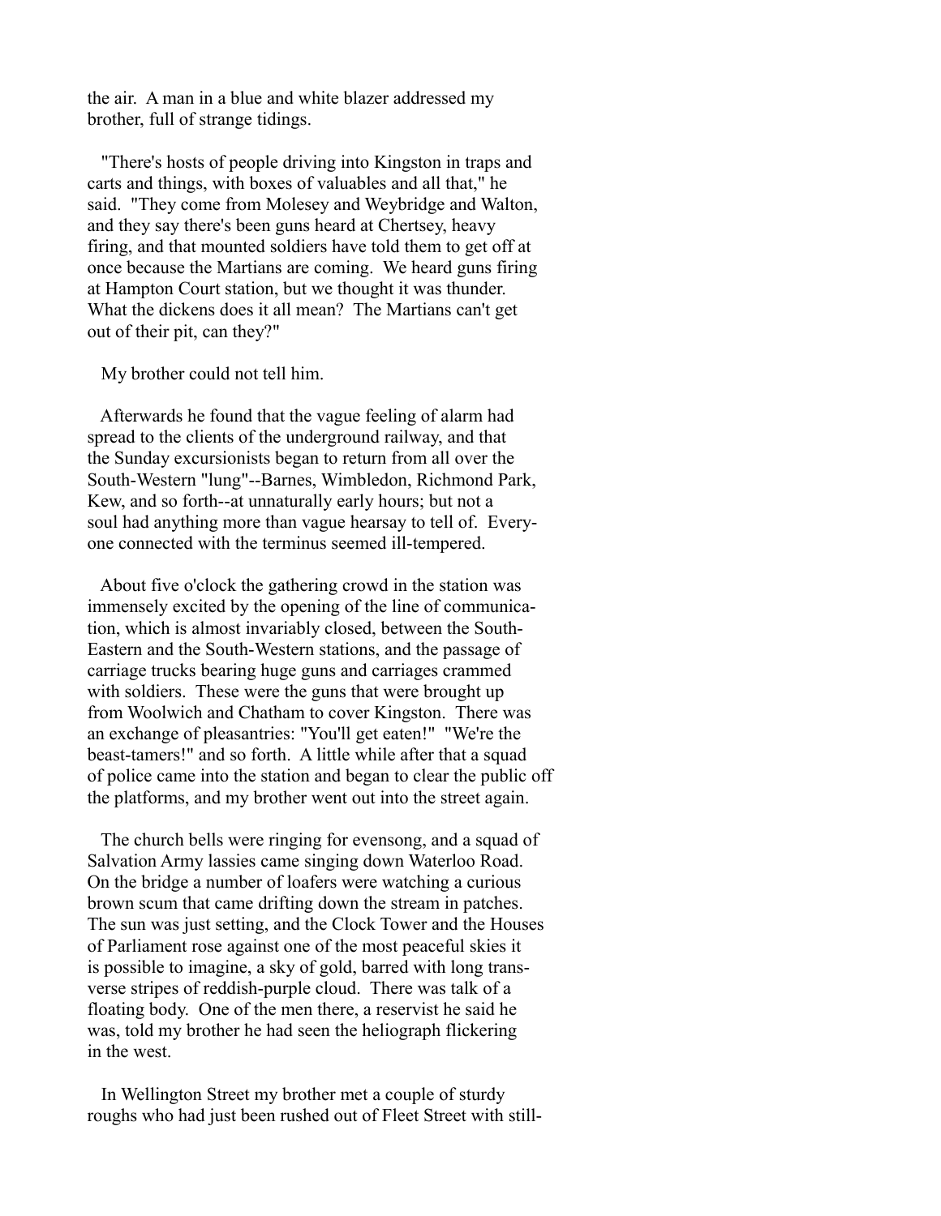the air. A man in a blue and white blazer addressed my brother, full of strange tidings.

"There's hosts of people driving into Kingston in traps and carts and things, with boxes of valuables and all that," he said. "They come from Molesey and Weybridge and Walton, and they say there's been guns heard at Chertsey, heavy firing, and that mounted soldiers have told them to get off at once because the Martians are coming. We heard guns firing at Hampton Court station, but we thought it was thunder. What the dickens does it all mean? The Martians can't get out of their pit, can they?"

My brother could not tell him.

Afterwards he found that the vague feeling of alarm had spread to the clients of the underground railway, and that the Sunday excursionists began to return from all over the South-Western "lung"--Barnes, Wimbledon, Richmond Park, Kew, and so forth--at unnaturally early hours; but not a soul had anything more than vague hearsay to tell of. Everyone connected with the terminus seemed ill-tempered.

About five o'clock the gathering crowd in the station was immensely excited by the opening of the line of communication, which is almost invariably closed, between the South-Eastern and the South-Western stations, and the passage of carriage trucks bearing huge guns and carriages crammed with soldiers. These were the guns that were brought up from Woolwich and Chatham to cover Kingston. There was an exchange of pleasantries: "You'll get eaten!" "We're the beast-tamers!" and so forth. A little while after that a squad of police came into the station and began to clear the public off the platforms, and my brother went out into the street again.

The church bells were ringing for evensong, and a squad of Salvation Army lassies came singing down Waterloo Road. On the bridge a number of loafers were watching a curious brown scum that came drifting down the stream in patches. The sun was just setting, and the Clock Tower and the Houses of Parliament rose against one of the most peaceful skies it is possible to imagine, a sky of gold, barred with long transverse stripes of reddish-purple cloud. There was talk of a floating body. One of the men there, a reservist he said he was, told my brother he had seen the heliograph flickering in the west.

In Wellington Street my brother met a couple of sturdy roughs who had just been rushed out of Fleet Street with still-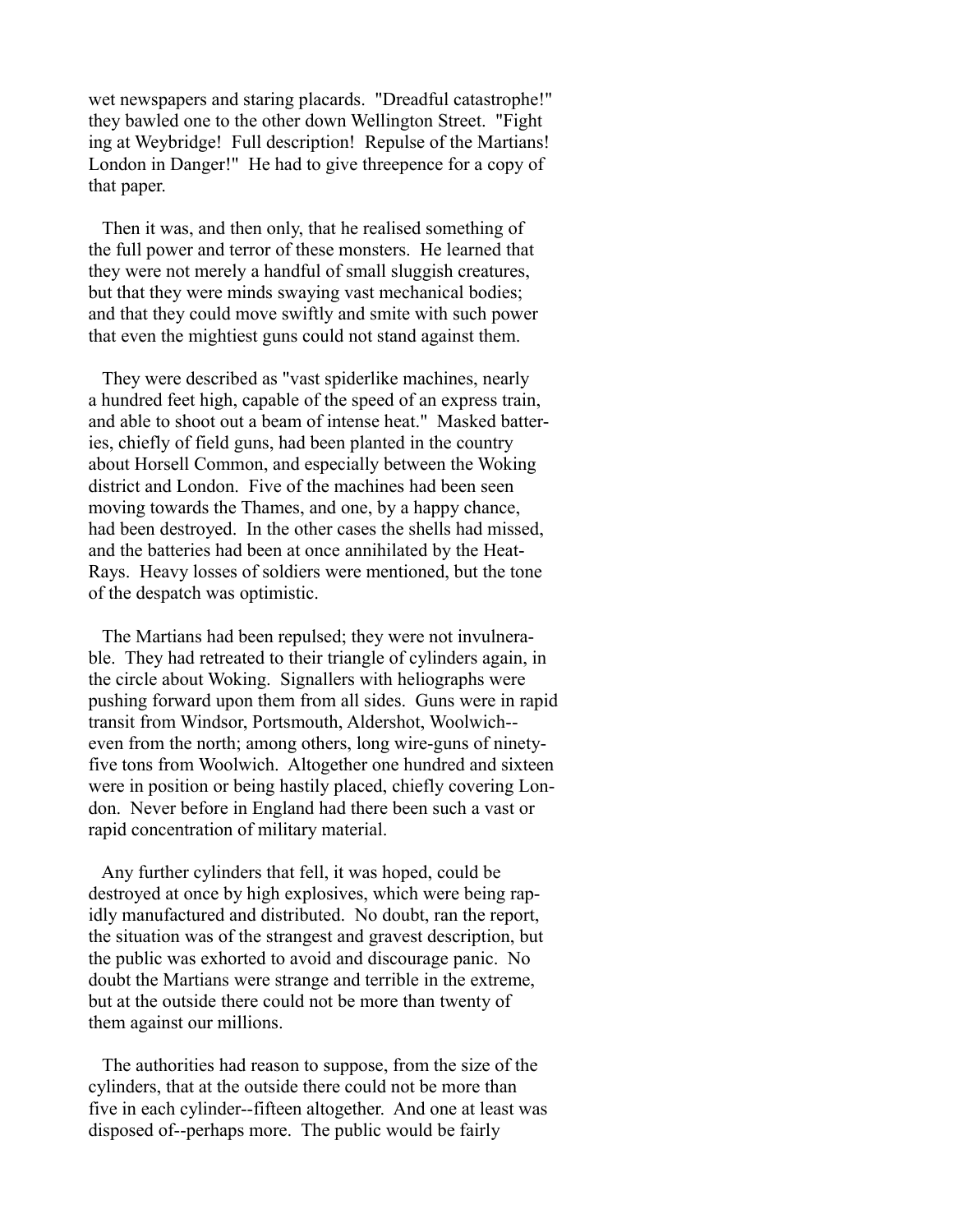wet newspapers and staring placards. "Dreadful catastrophe!" they bawled one to the other down Wellington Street. "Fighting at Weybridge! Full description! Repulse of the Martians! London in Danger!" He had to give threepence for a copy of that paper.

Then it was, and then only, that he realised something of the full power and terror of these monsters. He learned that they were not merely a handful of small sluggish creatures, but that they were minds swaying vast mechanical bodies; and that they could move swiftly and smite with such power that even the mightiest guns could not stand against them.

They were described as "vast spiderlike machines, nearly a hundred feet high, capable of the speed of an express train, and able to shoot out a beam of intense heat." Masked batteries, chiefly of field guns, had been planted in the country about Horsell Common, and especially between the Woking district and London. Five of the machines had been seen moving towards the Thames, and one, by a happy chance, had been destroyed. In the other cases the shells had missed, and the batteries had been at once annihilated by the Heat-Rays. Heavy losses of soldiers were mentioned, but the tone of the despatch was optimistic.

The Martians had been repulsed; they were not invulnerable. They had retreated to their triangle of cylinders again, in the circle about Woking. Signallers with heliographs were pushing forward upon them from all sides. Guns were in rapid transit from Windsor, Portsmouth, Aldershot, Woolwich--even from the north; among others, long wire-guns of ninety-five tons from Woolwich. Altogether one hundred and sixteen were in position or being hastily placed, chiefly covering London. Never before in England had there been such a vast or rapid concentration of military material.

Any further cylinders that fell, it was hoped, could be destroyed at once by high explosives, which were being rapidly manufactured and distributed. No doubt, ran the report, the situation was of the strangest and gravest description, but the public was exhorted to avoid and discourage panic. No doubt the Martians were strange and terrible in the extreme, but at the outside there could not be more than twenty of them against our millions.

The authorities had reason to suppose, from the size of the cylinders, that at the outside there could not be more than five in each cylinder--fifteen altogether. And one at least was disposed of--perhaps more. The public would be fairly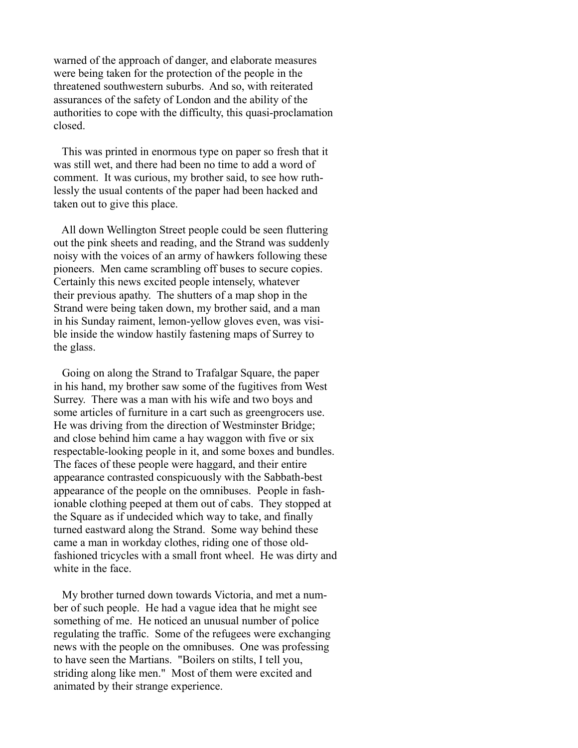warned of the approach of danger, and elaborate measures were being taken for the protection of the people in the threatened southwestern suburbs. And so, with reiterated assurances of the safety of London and the ability of the authorities to cope with the difficulty, this quasi-proclamation closed.

This was printed in enormous type on paper so fresh that it was still wet, and there had been no time to add a word of comment. It was curious, my brother said, to see how ruthlessly the usual contents of the paper had been hacked and taken out to give this place.

All down Wellington Street people could be seen fluttering out the pink sheets and reading, and the Strand was suddenly noisy with the voices of an army of hawkers following these pioneers. Men came scrambling off buses to secure copies. Certainly this news excited people intensely, whatever their previous apathy. The shutters of a map shop in the Strand were being taken down, my brother said, and a man in his Sunday raiment, lemon-yellow gloves even, was visible inside the window hastily fastening maps of Surrey to the glass.

Going on along the Strand to Trafalgar Square, the paper in his hand, my brother saw some of the fugitives from West Surrey. There was a man with his wife and two boys and some articles of furniture in a cart such as greengrocers use. He was driving from the direction of Westminster Bridge; and close behind him came a hay waggon with five or six respectable-looking people in it, and some boxes and bundles. The faces of these people were haggard, and their entire appearance contrasted conspicuously with the Sabbath-best appearance of the people on the omnibuses. People in fashionable clothing peeped at them out of cabs. They stopped at the Square as if undecided which way to take, and finally turned eastward along the Strand. Some way behind these came a man in workday clothes, riding one of those old-fashioned tricycles with a small front wheel. He was dirty and white in the face.

My brother turned down towards Victoria, and met a number of such people. He had a vague idea that he might see something of me. He noticed an unusual number of police regulating the traffic. Some of the refugees were exchanging news with the people on the omnibuses. One was professing to have seen the Martians. "Boilers on stilts, I tell you, striding along like men." Most of them were excited and animated by their strange experience.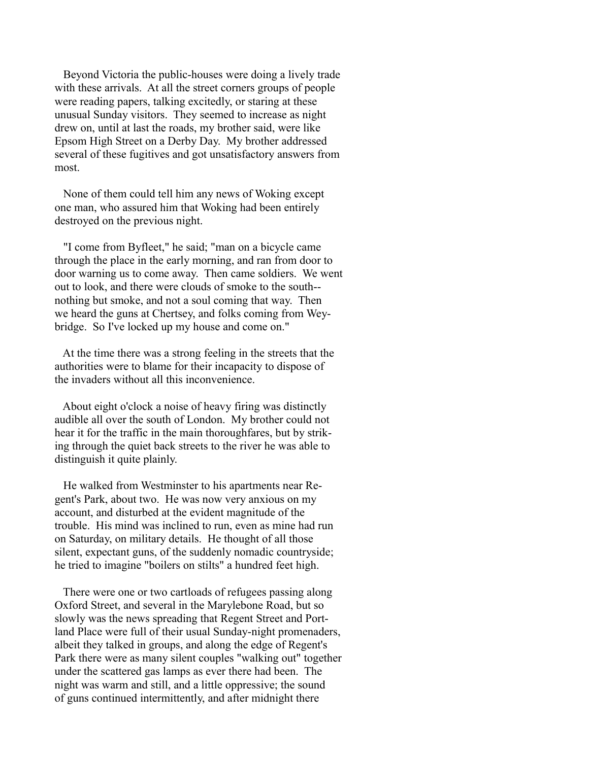Beyond Victoria the public-houses were doing a lively trade with these arrivals. At all the street corners groups of people were reading papers, talking excitedly, or staring at these unusual Sunday visitors. They seemed to increase as night drew on, until at last the roads, my brother said, were like Epsom High Street on a Derby Day. My brother addressed several of these fugitives and got unsatisfactory answers from most.

None of them could tell him any news of Woking except one man, who assured him that Woking had been entirely destroyed on the previous night.

"I come from Byfleet," he said; "man on a bicycle came through the place in the early morning, and ran from door to door warning us to come away. Then came soldiers. We went out to look, and there were clouds of smoke to the south--nothing but smoke, and not a soul coming that way. Then we heard the guns at Chertsey, and folks coming from Weybridge. So I've locked up my house and come on."

At the time there was a strong feeling in the streets that the authorities were to blame for their incapacity to dispose of the invaders without all this inconvenience.

About eight o'clock a noise of heavy firing was distinctly audible all over the south of London. My brother could not hear it for the traffic in the main thoroughfares, but by striking through the quiet back streets to the river he was able to distinguish it quite plainly.

He walked from Westminster to his apartments near Regent's Park, about two. He was now very anxious on my account, and disturbed at the evident magnitude of the trouble. His mind was inclined to run, even as mine had run on Saturday, on military details. He thought of all those silent, expectant guns, of the suddenly nomadic countryside; he tried to imagine "boilers on stilts" a hundred feet high.

There were one or two cartloads of refugees passing along Oxford Street, and several in the Marylebone Road, but so slowly was the news spreading that Regent Street and Portland Place were full of their usual Sunday-night promenaders, albeit they talked in groups, and along the edge of Regent's Park there were as many silent couples "walking out" together under the scattered gas lamps as ever there had been. The night was warm and still, and a little oppressive; the sound of guns continued intermittently, and after midnight there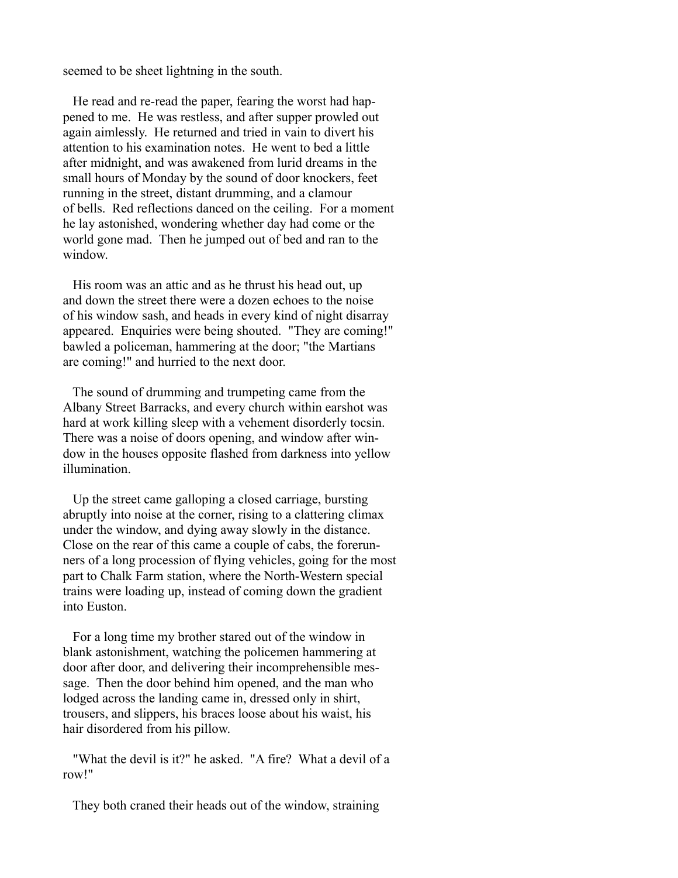seemed to be sheet lightning in the south.

He read and re-read the paper, fearing the worst had happened to me. He was restless, and after supper prowled out again aimlessly. He returned and tried in vain to divert his attention to his examination notes. He went to bed a little after midnight, and was awakened from lurid dreams in the small hours of Monday by the sound of door knockers, feet running in the street, distant drumming, and a clamour of bells. Red reflections danced on the ceiling. For a moment he lay astonished, wondering whether day had come or the world gone mad. Then he jumped out of bed and ran to the window.

His room was an attic and as he thrust his head out, up and down the street there were a dozen echoes to the noise of his window sash, and heads in every kind of night disarray appeared. Enquiries were being shouted. "They are coming!" bawled a policeman, hammering at the door; "the Martians are coming!" and hurried to the next door.

The sound of drumming and trumpeting came from the Albany Street Barracks, and every church within earshot was hard at work killing sleep with a vehement disorderly tocsin. There was a noise of doors opening, and window after window in the houses opposite flashed from darkness into yellow illumination.

Up the street came galloping a closed carriage, bursting abruptly into noise at the corner, rising to a clattering climax under the window, and dying away slowly in the distance. Close on the rear of this came a couple of cabs, the forerunners of a long procession of flying vehicles, going for the most part to Chalk Farm station, where the North-Western special trains were loading up, instead of coming down the gradient into Euston.

For a long time my brother stared out of the window in blank astonishment, watching the policemen hammering at door after door, and delivering their incomprehensible message. Then the door behind him opened, and the man who lodged across the landing came in, dressed only in shirt, trousers, and slippers, his braces loose about his waist, his hair disordered from his pillow.

"What the devil is it?" he asked. "A fire? What a devil of a row!"

They both craned their heads out of the window, straining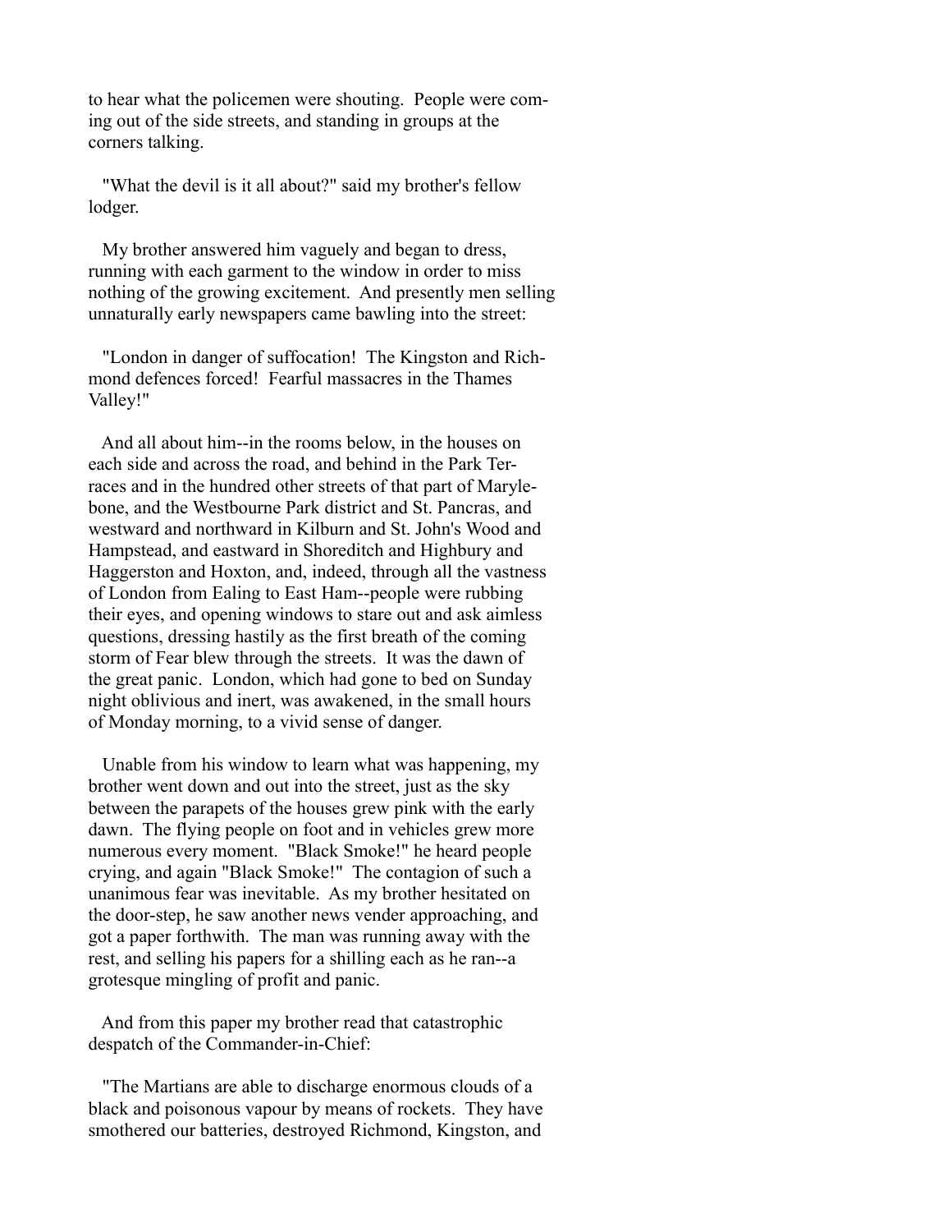to hear what the policemen were shouting. People were coming out of the side streets, and standing in groups at the corners talking.

"What the devil is it all about?" said my brother's fellow lodger.

My brother answered him vaguely and began to dress, running with each garment to the window in order to miss nothing of the growing excitement. And presently men selling unnaturally early newspapers came bawling into the street:

"London in danger of suffocation! The Kingston and Richmond defences forced! Fearful massacres in the Thames Valley!"

And all about him--in the rooms below, in the houses on each side and across the road, and behind in the Park Terraces and in the hundred other streets of that part of Marylebone, and the Westbourne Park district and St. Pancras, and westward and northward in Kilburn and St. John's Wood and Hampstead, and eastward in Shoreditch and Highbury and Haggerston and Hoxton, and, indeed, through all the vastness of London from Ealing to East Ham--people were rubbing their eyes, and opening windows to stare out and ask aimless questions, dressing hastily as the first breath of the coming storm of Fear blew through the streets. It was the dawn of the great panic. London, which had gone to bed on Sunday night oblivious and inert, was awakened, in the small hours of Monday morning, to a vivid sense of danger.

Unable from his window to learn what was happening, my brother went down and out into the street, just as the sky between the parapets of the houses grew pink with the early dawn. The flying people on foot and in vehicles grew more numerous every moment. "Black Smoke!" he heard people crying, and again "Black Smoke!" The contagion of such a unanimous fear was inevitable. As my brother hesitated on the door-step, he saw another news vender approaching, and got a paper forthwith. The man was running away with the rest, and selling his papers for a shilling each as he ran--a grotesque mingling of profit and panic.

And from this paper my brother read that catastrophic despatch of the Commander-in-Chief:

"The Martians are able to discharge enormous clouds of a black and poisonous vapour by means of rockets. They have smothered our batteries, destroyed Richmond, Kingston, and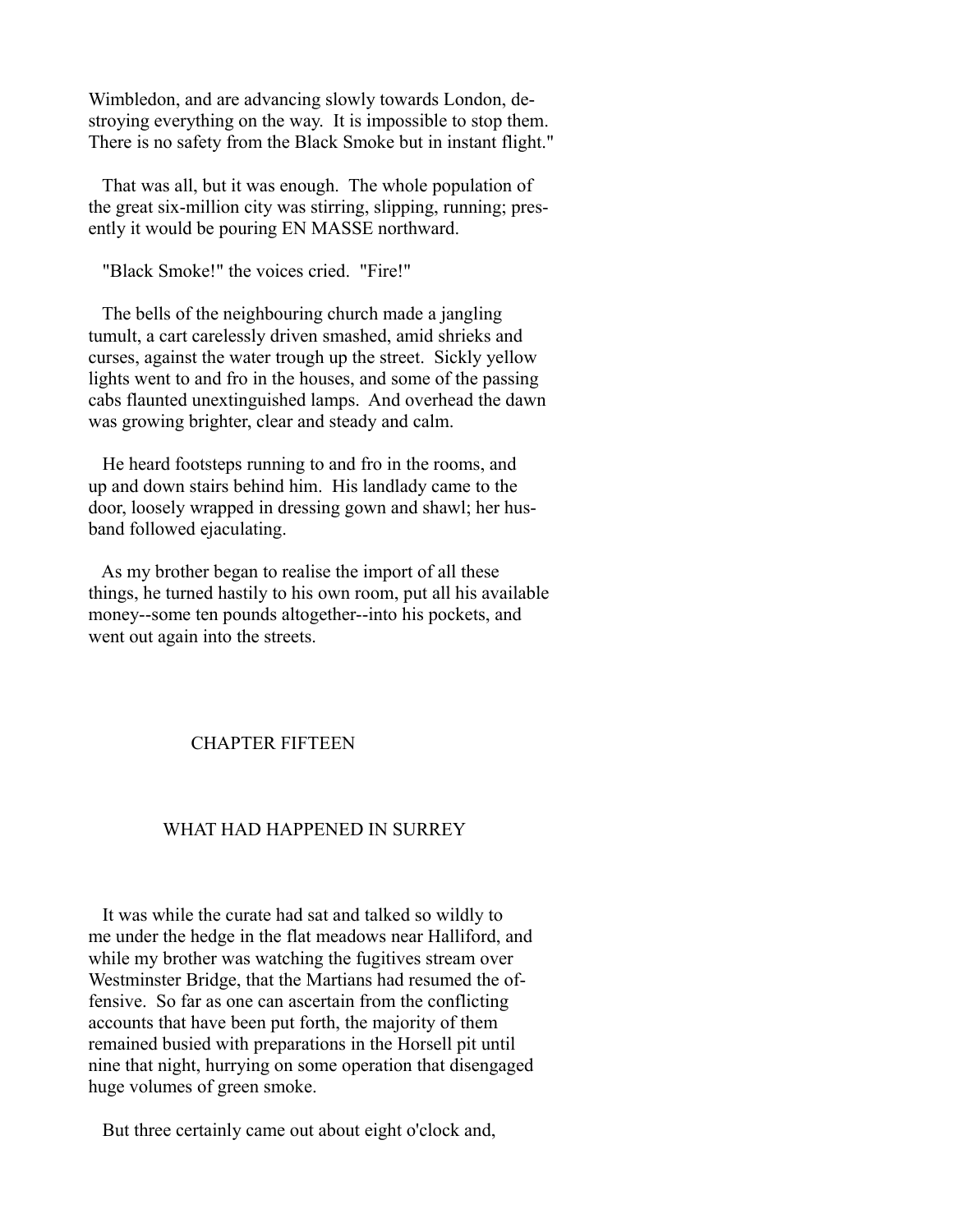Wimbledon, and are advancing slowly towards London, destroying everything on the way. It is impossible to stop them. There is no safety from the Black Smoke but in instant flight."

That was all, but it was enough. The whole population of the great six-million city was stirring, slipping, running; presently it would be pouring EN MASSE northward.

"Black Smoke!" the voices cried. "Fire!"

The bells of the neighbouring church made a jangling tumult, a cart carelessly driven smashed, amid shrieks and curses, against the water trough up the street. Sickly yellow lights went to and fro in the houses, and some of the passing cabs flaunted unextinguished lamps. And overhead the dawn was growing brighter, clear and steady and calm.

He heard footsteps running to and fro in the rooms, and up and down stairs behind him. His landlady came to the door, loosely wrapped in dressing gown and shawl; her husband followed ejaculating.

As my brother began to realise the import of all these things, he turned hastily to his own room, put all his available money--some ten pounds altogether--into his pockets, and went out again into the streets.

## CHAPTER FIFTEEN

## WHAT HAD HAPPENED IN SURREY

It was while the curate had sat and talked so wildly to me under the hedge in the flat meadows near Halliford, and while my brother was watching the fugitives stream over Westminster Bridge, that the Martians had resumed the offensive. So far as one can ascertain from the conflicting accounts that have been put forth, the majority of them remained busied with preparations in the Horsell pit until nine that night, hurrying on some operation that disengaged huge volumes of green smoke.

But three certainly came out about eight o'clock and,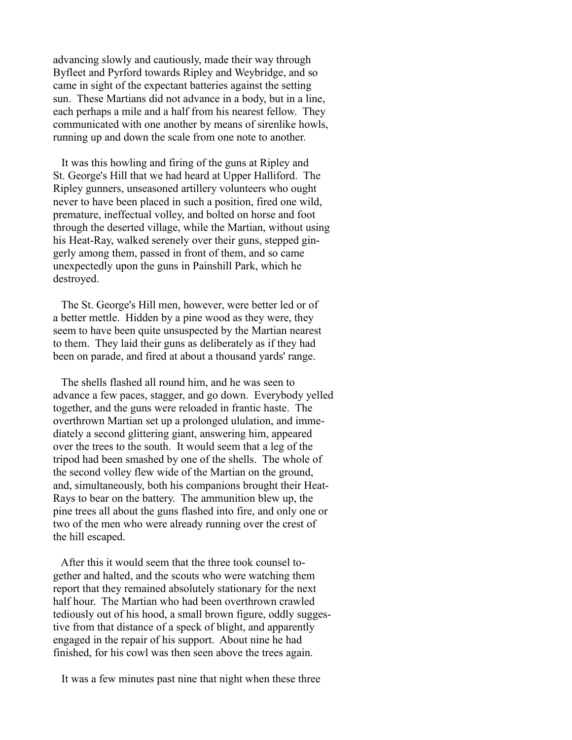advancing slowly and cautiously, made their way through Byfleet and Pyrford towards Ripley and Weybridge, and so came in sight of the expectant batteries against the setting sun. These Martians did not advance in a body, but in a line, each perhaps a mile and a half from his nearest fellow. They communicated with one another by means of sirenlike howls, running up and down the scale from one note to another.

It was this howling and firing of the guns at Ripley and St. George's Hill that we had heard at Upper Halliford. The Ripley gunners, unseasoned artillery volunteers who ought never to have been placed in such a position, fired one wild, premature, ineffectual volley, and bolted on horse and foot through the deserted village, while the Martian, without using his Heat-Ray, walked serenely over their guns, stepped gingerly among them, passed in front of them, and so came unexpectedly upon the guns in Painshill Park, which he destroyed.

The St. George's Hill men, however, were better led or of a better mettle. Hidden by a pine wood as they were, they seem to have been quite unsuspected by the Martian nearest to them. They laid their guns as deliberately as if they had been on parade, and fired at about a thousand yards' range.

The shells flashed all round him, and he was seen to advance a few paces, stagger, and go down. Everybody yelled together, and the guns were reloaded in frantic haste. The overthrown Martian set up a prolonged ululation, and immediately a second glittering giant, answering him, appeared over the trees to the south. It would seem that a leg of the tripod had been smashed by one of the shells. The whole of the second volley flew wide of the Martian on the ground, and, simultaneously, both his companions brought their Heat-Rays to bear on the battery. The ammunition blew up, the pine trees all about the guns flashed into fire, and only one or two of the men who were already running over the crest of the hill escaped.

After this it would seem that the three took counsel together and halted, and the scouts who were watching them report that they remained absolutely stationary for the next half hour. The Martian who had been overthrown crawled tediously out of his hood, a small brown figure, oddly suggestive from that distance of a speck of blight, and apparently engaged in the repair of his support. About nine he had finished, for his cowl was then seen above the trees again.

It was a few minutes past nine that night when these three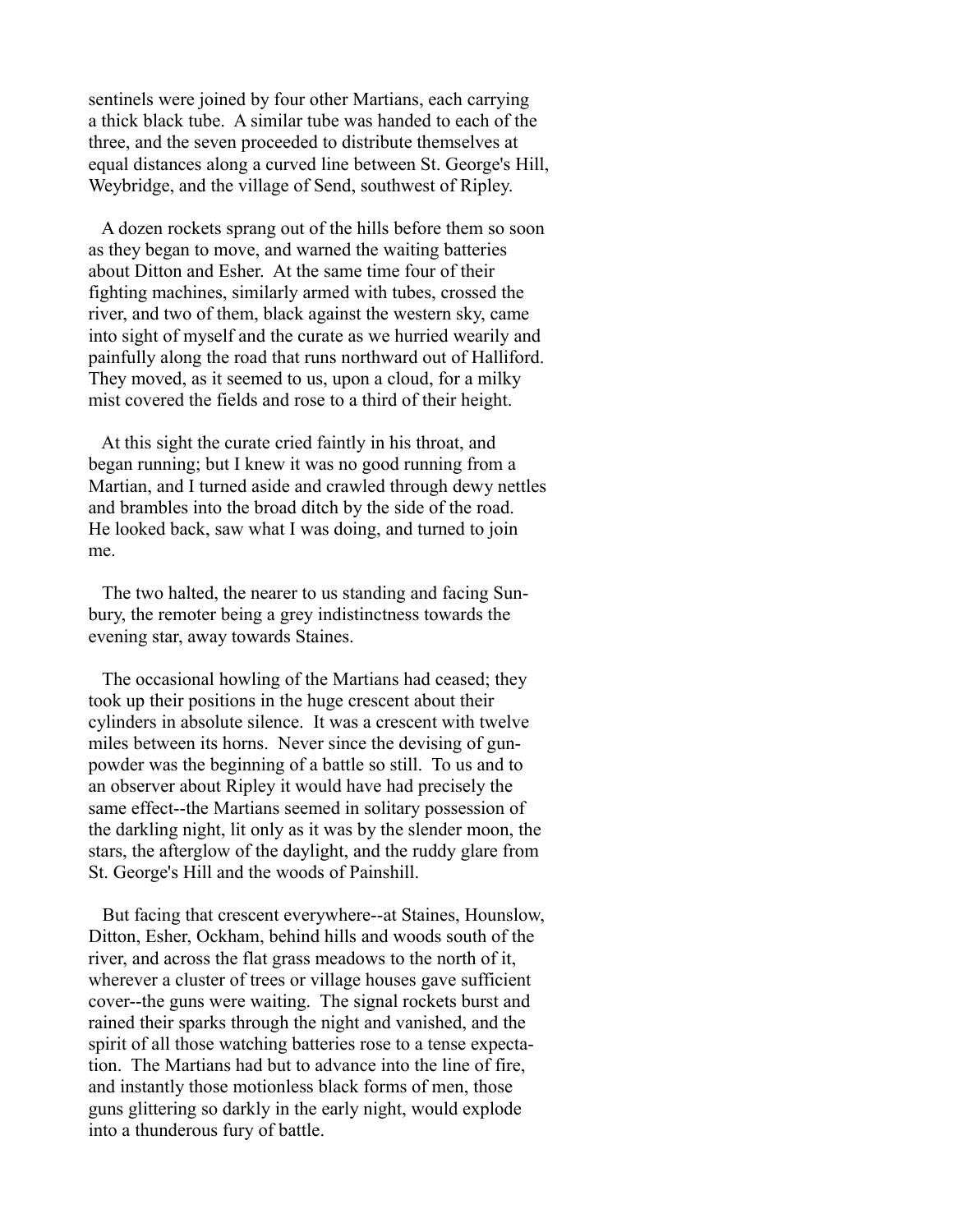sentinels were joined by four other Martians, each carrying a thick black tube. A similar tube was handed to each of the three, and the seven proceeded to distribute themselves at equal distances along a curved line between St. George's Hill, Weybridge, and the village of Send, southwest of Ripley.

A dozen rockets sprang out of the hills before them so soon as they began to move, and warned the waiting batteries about Ditton and Esher. At the same time four of their fighting machines, similarly armed with tubes, crossed the river, and two of them, black against the western sky, came into sight of myself and the curate as we hurried wearily and painfully along the road that runs northward out of Halliford. They moved, as it seemed to us, upon a cloud, for a milky mist covered the fields and rose to a third of their height.

At this sight the curate cried faintly in his throat, and began running; but I knew it was no good running from a Martian, and I turned aside and crawled through dewy nettles and brambles into the broad ditch by the side of the road. He looked back, saw what I was doing, and turned to join me.

The two halted, the nearer to us standing and facing Sunbury, the remoter being a grey indistinctness towards the evening star, away towards Staines.

The occasional howling of the Martians had ceased; they took up their positions in the huge crescent about their cylinders in absolute silence. It was a crescent with twelve miles between its horns. Never since the devising of gunpowder was the beginning of a battle so still. To us and to an observer about Ripley it would have had precisely the same effect--the Martians seemed in solitary possession of the darkling night, lit only as it was by the slender moon, the stars, the afterglow of the daylight, and the ruddy glare from St. George's Hill and the woods of Painshill.

But facing that crescent everywhere--at Staines, Hounslow, Ditton, Esher, Ockham, behind hills and woods south of the river, and across the flat grass meadows to the north of it, wherever a cluster of trees or village houses gave sufficient cover--the guns were waiting. The signal rockets burst and rained their sparks through the night and vanished, and the spirit of all those watching batteries rose to a tense expectation. The Martians had but to advance into the line of fire, and instantly those motionless black forms of men, those guns glittering so darkly in the early night, would explode into a thunderous fury of battle.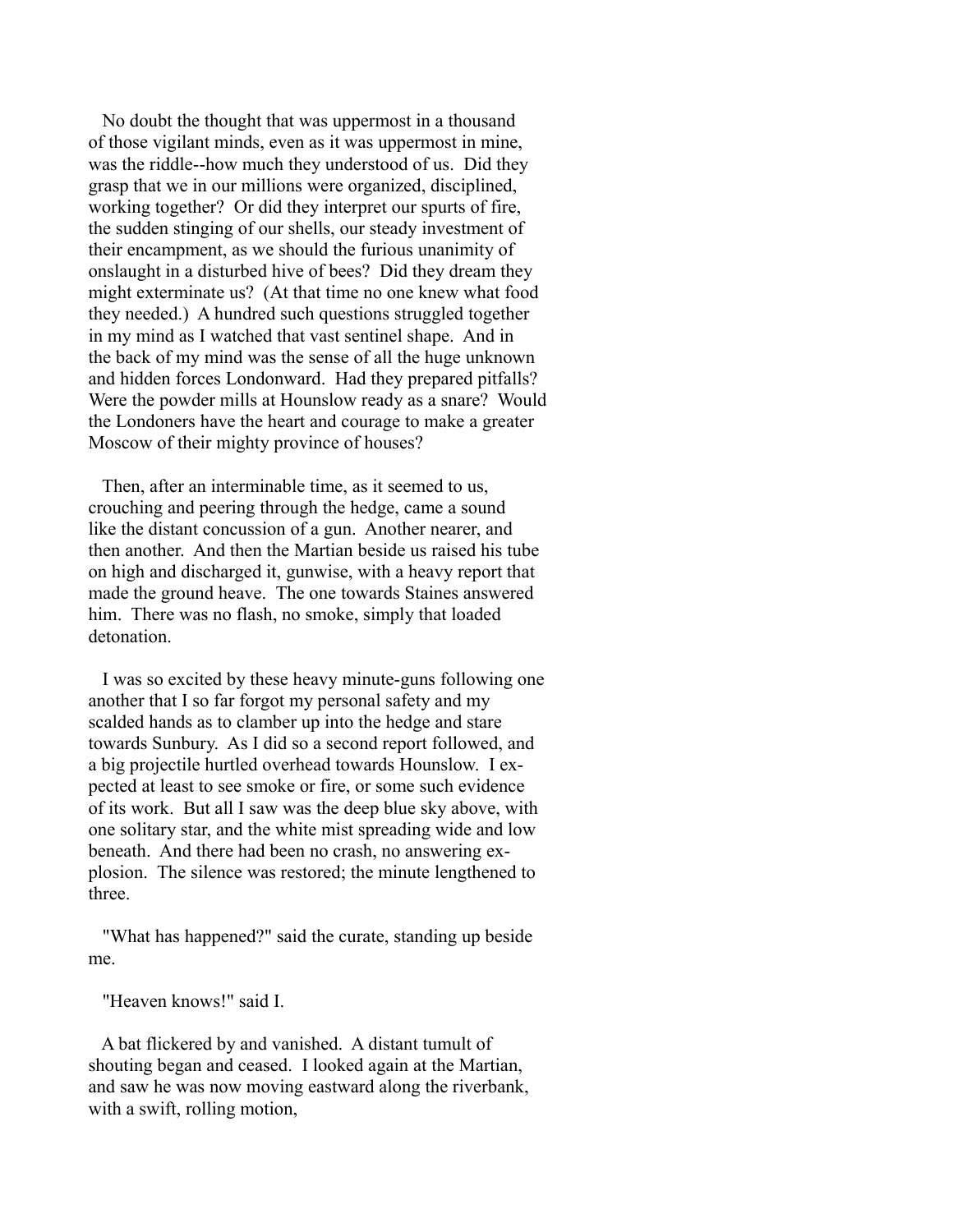No doubt the thought that was uppermost in a thousand of those vigilant minds, even as it was uppermost in mine, was the riddle--how much they understood of us. Did they grasp that we in our millions were organized, disciplined, working together? Or did they interpret our spurts of fire, the sudden stinging of our shells, our steady investment of their encampment, as we should the furious unanimity of onslaught in a disturbed hive of bees? Did they dream they might exterminate us? (At that time no one knew what food they needed.) A hundred such questions struggled together in my mind as I watched that vast sentinel shape. And in the back of my mind was the sense of all the huge unknown and hidden forces Londonward. Had they prepared pitfalls? Were the powder mills at Hounslow ready as a snare? Would the Londoners have the heart and courage to make a greater Moscow of their mighty province of houses?

Then, after an interminable time, as it seemed to us, crouching and peering through the hedge, came a sound like the distant concussion of a gun. Another nearer, and then another. And then the Martian beside us raised his tube on high and discharged it, gunwise, with a heavy report that made the ground heave. The one towards Staines answered him. There was no flash, no smoke, simply that loaded detonation.

I was so excited by these heavy minute-guns following one another that I so far forgot my personal safety and my scalded hands as to clamber up into the hedge and stare towards Sunbury. As I did so a second report followed, and a big projectile hurtled overhead towards Hounslow. I expected at least to see smoke or fire, or some such evidence of its work. But all I saw was the deep blue sky above, with one solitary star, and the white mist spreading wide and low beneath. And there had been no crash, no answering explosion. The silence was restored; the minute lengthened to three.

"What has happened?" said the curate, standing up beside me.

"Heaven knows!" said I.

A bat flickered by and vanished. A distant tumult of shouting began and ceased. I looked again at the Martian, and saw he was now moving eastward along the riverbank, with a swift, rolling motion,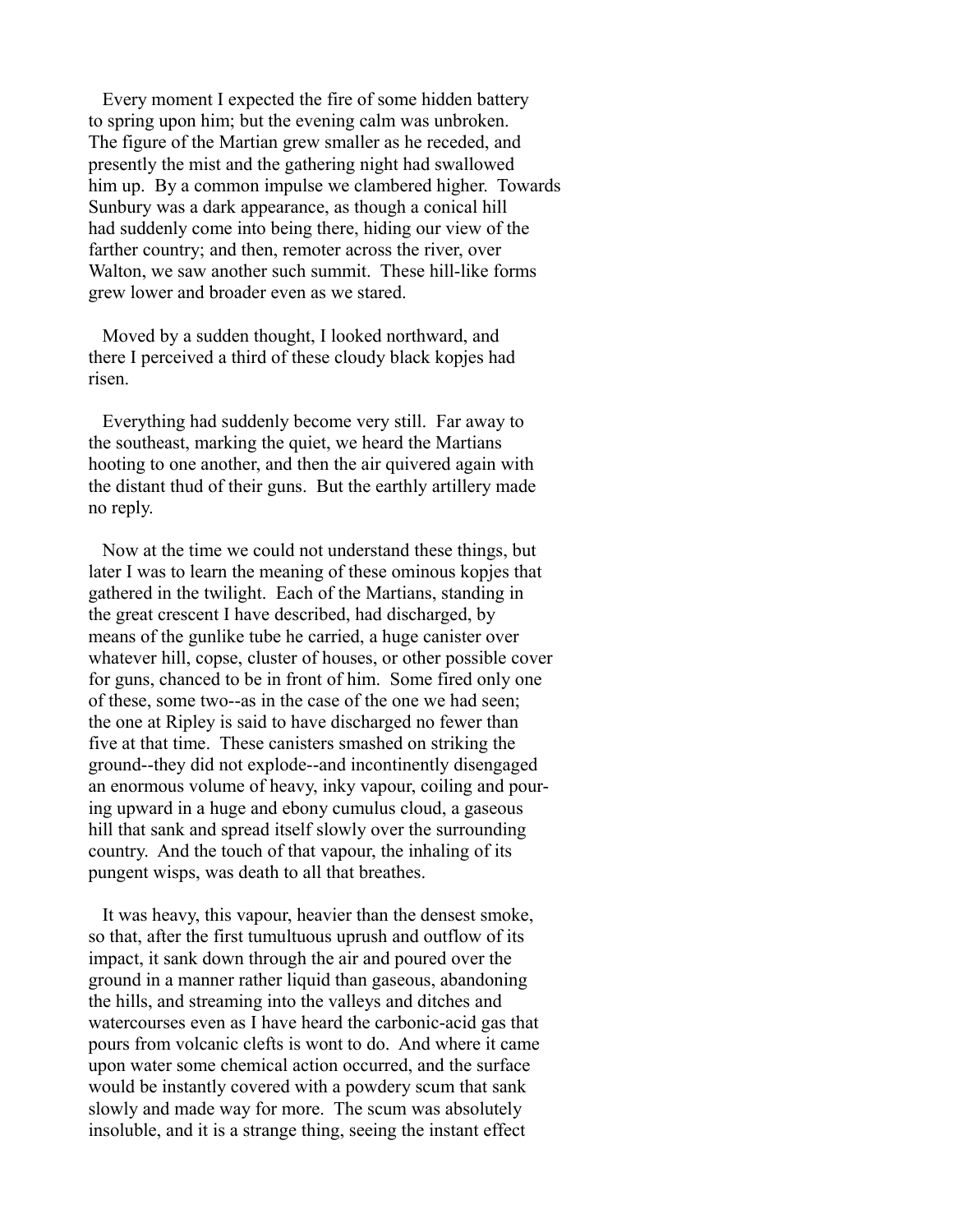Every moment I expected the fire of some hidden battery to spring upon him; but the evening calm was unbroken. The figure of the Martian grew smaller as he receded, and presently the mist and the gathering night had swallowed him up. By a common impulse we clambered higher. Towards Sunbury was a dark appearance, as though a conical hill had suddenly come into being there, hiding our view of the farther country; and then, remoter across the river, over Walton, we saw another such summit. These hill-like forms grew lower and broader even as we stared.

Moved by a sudden thought, I looked northward, and there I perceived a third of these cloudy black kopjes had risen.

Everything had suddenly become very still. Far away to the southeast, marking the quiet, we heard the Martians hooting to one another, and then the air quivered again with the distant thud of their guns. But the earthly artillery made no reply.

Now at the time we could not understand these things, but later I was to learn the meaning of these ominous kopjes that gathered in the twilight. Each of the Martians, standing in the great crescent I have described, had discharged, by means of the gunlike tube he carried, a huge canister over whatever hill, copse, cluster of houses, or other possible cover for guns, chanced to be in front of him. Some fired only one of these, some two--as in the case of the one we had seen; the one at Ripley is said to have discharged no fewer than five at that time. These canisters smashed on striking the ground--they did not explode--and incontinently disengaged an enormous volume of heavy, inky vapour, coiling and pouring upward in a huge and ebony cumulus cloud, a gaseous hill that sank and spread itself slowly over the surrounding country. And the touch of that vapour, the inhaling of its pungent wisps, was death to all that breathes.

It was heavy, this vapour, heavier than the densest smoke, so that, after the first tumultuous uprush and outflow of its impact, it sank down through the air and poured over the ground in a manner rather liquid than gaseous, abandoning the hills, and streaming into the valleys and ditches and watercourses even as I have heard the carbonic-acid gas that pours from volcanic clefts is wont to do. And where it came upon water some chemical action occurred, and the surface would be instantly covered with a powdery scum that sank slowly and made way for more. The scum was absolutely insoluble, and it is a strange thing, seeing the instant effect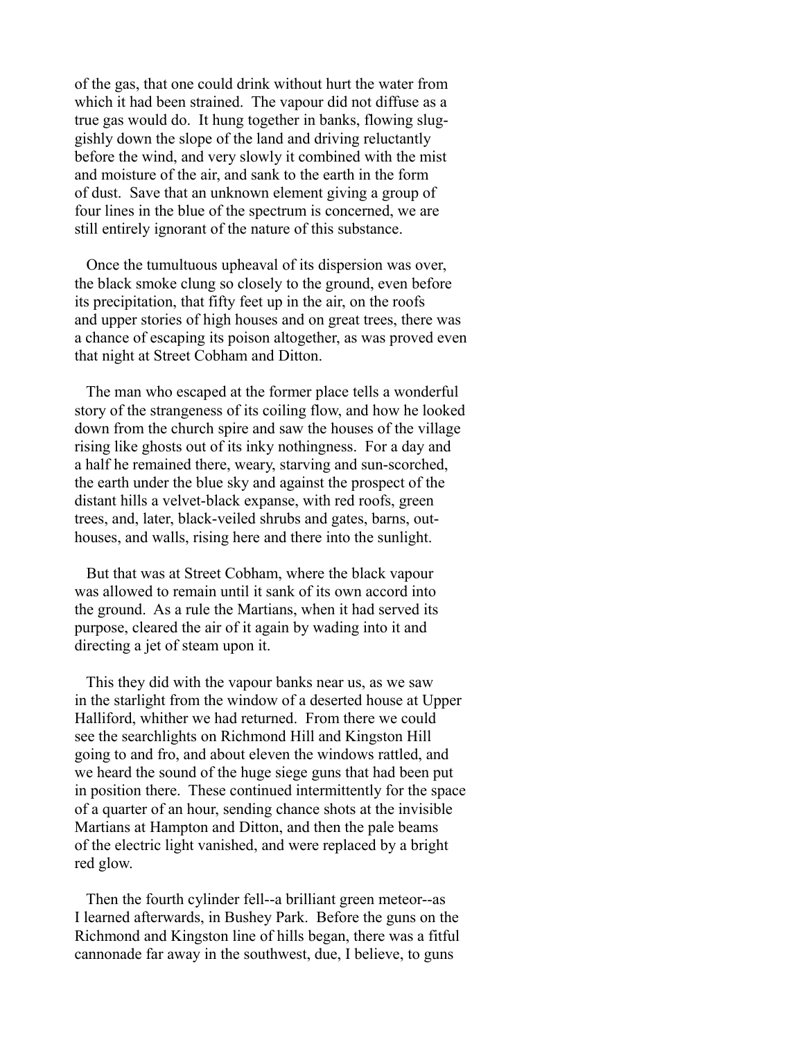of the gas, that one could drink without hurt the water from which it had been strained. The vapour did not diffuse as a true gas would do. It hung together in banks, flowing sluggishly down the slope of the land and driving reluctantly before the wind, and very slowly it combined with the mist and moisture of the air, and sank to the earth in the form of dust. Save that an unknown element giving a group of four lines in the blue of the spectrum is concerned, we are still entirely ignorant of the nature of this substance.

Once the tumultuous upheaval of its dispersion was over, the black smoke clung so closely to the ground, even before its precipitation, that fifty feet up in the air, on the roofs and upper stories of high houses and on great trees, there was a chance of escaping its poison altogether, as was proved even that night at Street Cobham and Ditton.

The man who escaped at the former place tells a wonderful story of the strangeness of its coiling flow, and how he looked down from the church spire and saw the houses of the village rising like ghosts out of its inky nothingness. For a day and a half he remained there, weary, starving and sun-scorched, the earth under the blue sky and against the prospect of the distant hills a velvet-black expanse, with red roofs, green trees, and, later, black-veiled shrubs and gates, barns, outhouses, and walls, rising here and there into the sunlight.

But that was at Street Cobham, where the black vapour was allowed to remain until it sank of its own accord into the ground. As a rule the Martians, when it had served its purpose, cleared the air of it again by wading into it and directing a jet of steam upon it.

This they did with the vapour banks near us, as we saw in the starlight from the window of a deserted house at Upper Halliford, whither we had returned. From there we could see the searchlights on Richmond Hill and Kingston Hill going to and fro, and about eleven the windows rattled, and we heard the sound of the huge siege guns that had been put in position there. These continued intermittently for the space of a quarter of an hour, sending chance shots at the invisible Martians at Hampton and Ditton, and then the pale beams of the electric light vanished, and were replaced by a bright red glow.

Then the fourth cylinder fell--a brilliant green meteor--as I learned afterwards, in Bushey Park. Before the guns on the Richmond and Kingston line of hills began, there was a fitful cannonade far away in the southwest, due, I believe, to guns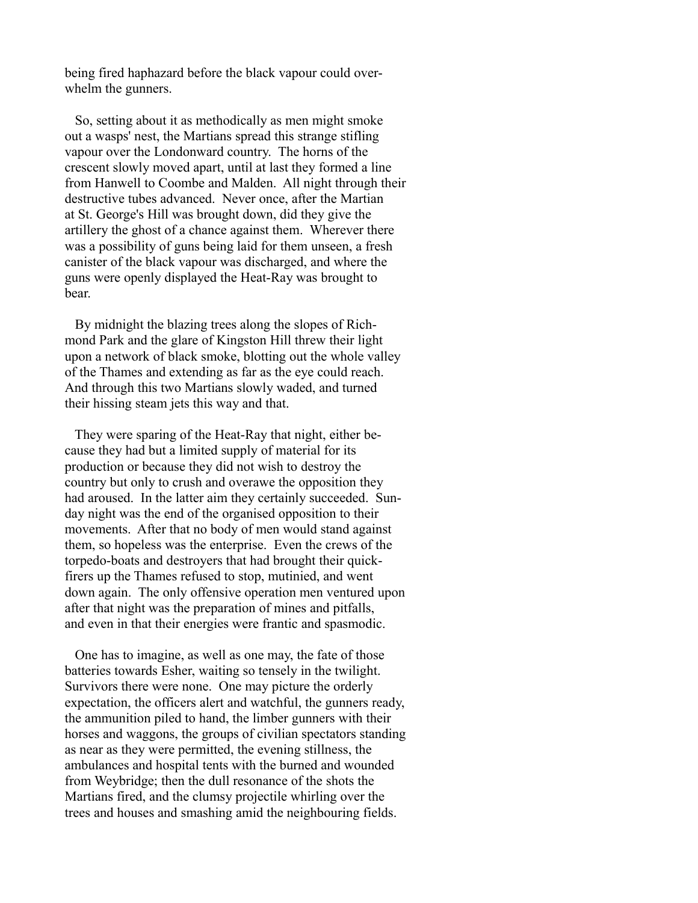being fired haphazard before the black vapour could overwhelm the gunners.

So, setting about it as methodically as men might smoke out a wasps' nest, the Martians spread this strange stifling vapour over the Londonward country. The horns of the crescent slowly moved apart, until at last they formed a line from Hanwell to Coombe and Malden. All night through their destructive tubes advanced. Never once, after the Martian at St. George's Hill was brought down, did they give the artillery the ghost of a chance against them. Wherever there was a possibility of guns being laid for them unseen, a fresh canister of the black vapour was discharged, and where the guns were openly displayed the Heat-Ray was brought to bear.

By midnight the blazing trees along the slopes of Richmond Park and the glare of Kingston Hill threw their light upon a network of black smoke, blotting out the whole valley of the Thames and extending as far as the eye could reach. And through this two Martians slowly waded, and turned their hissing steam jets this way and that.

They were sparing of the Heat-Ray that night, either because they had but a limited supply of material for its production or because they did not wish to destroy the country but only to crush and overawe the opposition they had aroused. In the latter aim they certainly succeeded. Sunday night was the end of the organised opposition to their movements. After that no body of men would stand against them, so hopeless was the enterprise. Even the crews of the torpedo-boats and destroyers that had brought their quick-firers up the Thames refused to stop, mutinied, and went down again. The only offensive operation men ventured upon after that night was the preparation of mines and pitfalls, and even in that their energies were frantic and spasmodic.

One has to imagine, as well as one may, the fate of those batteries towards Esher, waiting so tensely in the twilight. Survivors there were none. One may picture the orderly expectation, the officers alert and watchful, the gunners ready, the ammunition piled to hand, the limber gunners with their horses and waggons, the groups of civilian spectators standing as near as they were permitted, the evening stillness, the ambulances and hospital tents with the burned and wounded from Weybridge; then the dull resonance of the shots the Martians fired, and the clumsy projectile whirling over the trees and houses and smashing amid the neighbouring fields.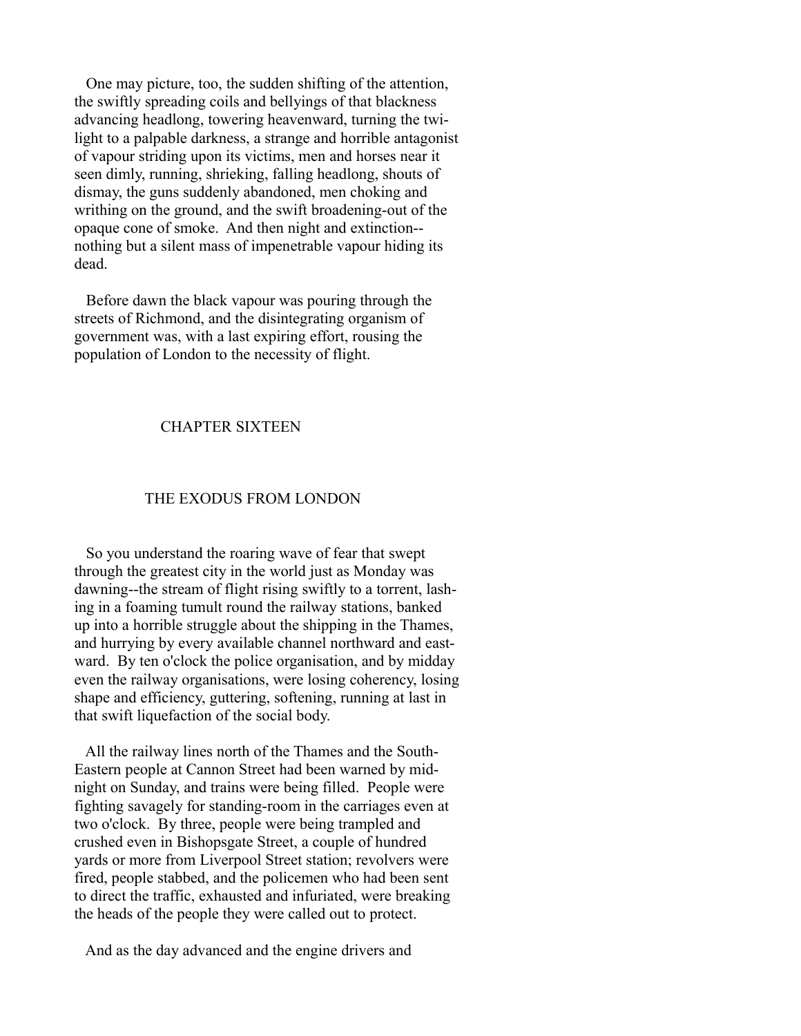One may picture, too, the sudden shifting of the attention, the swiftly spreading coils and bellyings of that blackness advancing headlong, towering heavenward, turning the twilight to a palpable darkness, a strange and horrible antagonist of vapour striding upon its victims, men and horses near it seen dimly, running, shrieking, falling headlong, shouts of dismay, the guns suddenly abandoned, men choking and writhing on the ground, and the swift broadening-out of the opaque cone of smoke. And then night and extinction--nothing but a silent mass of impenetrable vapour hiding its dead.

Before dawn the black vapour was pouring through the streets of Richmond, and the disintegrating organism of government was, with a last expiring effort, rousing the population of London to the necessity of flight.

## CHAPTER SIXTEEN

## THE EXODUS FROM LONDON

So you understand the roaring wave of fear that swept through the greatest city in the world just as Monday was dawning--the stream of flight rising swiftly to a torrent, lashing in a foaming tumult round the railway stations, banked up into a horrible struggle about the shipping in the Thames, and hurrying by every available channel northward and eastward. By ten o'clock the police organisation, and by midday even the railway organisations, were losing coherency, losing shape and efficiency, guttering, softening, running at last in that swift liquefaction of the social body.

All the railway lines north of the Thames and the South-Eastern people at Cannon Street had been warned by midnight on Sunday, and trains were being filled. People were fighting savagely for standing-room in the carriages even at two o'clock. By three, people were being trampled and crushed even in Bishopsgate Street, a couple of hundred yards or more from Liverpool Street station; revolvers were fired, people stabbed, and the policemen who had been sent to direct the traffic, exhausted and infuriated, were breaking the heads of the people they were called out to protect.

And as the day advanced and the engine drivers and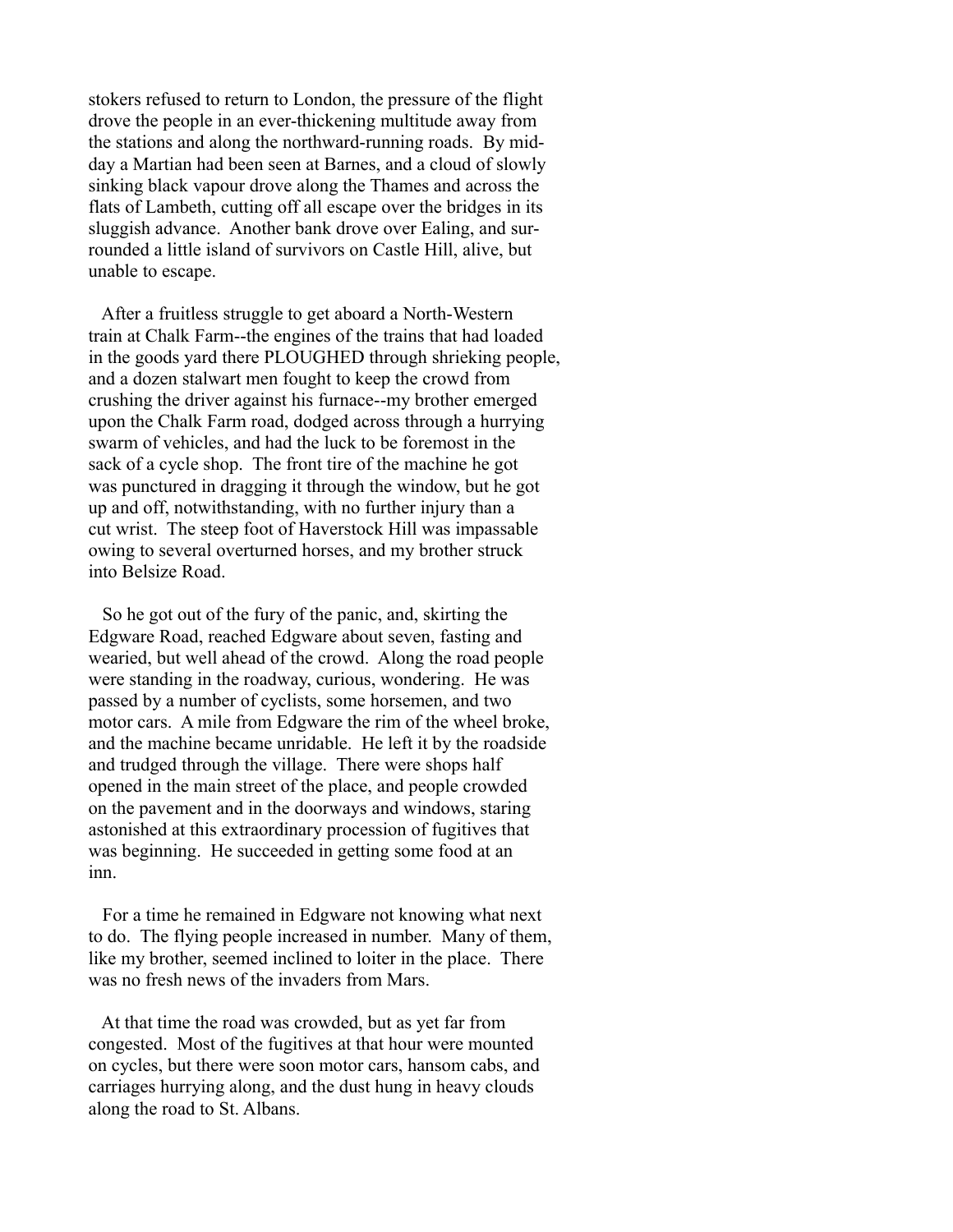stokers refused to return to London, the pressure of the flight drove the people in an ever-thickening multitude away from the stations and along the northward-running roads. By midday a Martian had been seen at Barnes, and a cloud of slowly sinking black vapour drove along the Thames and across the flats of Lambeth, cutting off all escape over the bridges in its sluggish advance. Another bank drove over Ealing, and surrounded a little island of survivors on Castle Hill, alive, but unable to escape.

After a fruitless struggle to get aboard a North-Western train at Chalk Farm--the engines of the trains that had loaded in the goods yard there PLOUGHED through shrieking people, and a dozen stalwart men fought to keep the crowd from crushing the driver against his furnace--my brother emerged upon the Chalk Farm road, dodged across through a hurrying swarm of vehicles, and had the luck to be foremost in the sack of a cycle shop. The front tire of the machine he got was punctured in dragging it through the window, but he got up and off, notwithstanding, with no further injury than a cut wrist. The steep foot of Haverstock Hill was impassable owing to several overturned horses, and my brother struck into Belsize Road.

So he got out of the fury of the panic, and, skirting the Edgware Road, reached Edgware about seven, fasting and wearied, but well ahead of the crowd. Along the road people were standing in the roadway, curious, wondering. He was passed by a number of cyclists, some horsemen, and two motor cars. A mile from Edgware the rim of the wheel broke, and the machine became unridable. He left it by the roadside and trudged through the village. There were shops half opened in the main street of the place, and people crowded on the pavement and in the doorways and windows, staring astonished at this extraordinary procession of fugitives that was beginning. He succeeded in getting some food at an inn.

For a time he remained in Edgware not knowing what next to do. The flying people increased in number. Many of them, like my brother, seemed inclined to loiter in the place. There was no fresh news of the invaders from Mars.

At that time the road was crowded, but as yet far from congested. Most of the fugitives at that hour were mounted on cycles, but there were soon motor cars, hansom cabs, and carriages hurrying along, and the dust hung in heavy clouds along the road to St. Albans.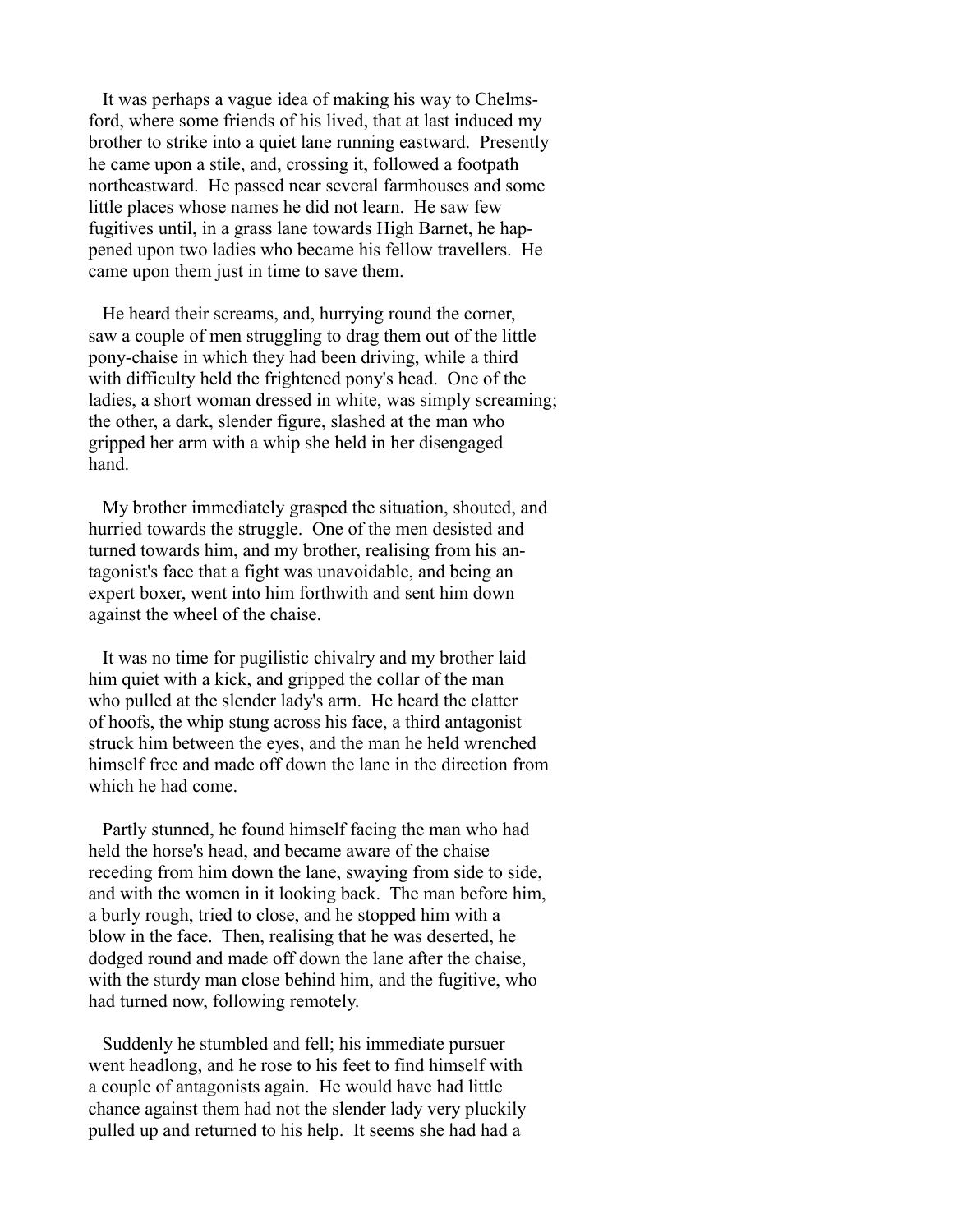It was perhaps a vague idea of making his way to Chelmsford, where some friends of his lived, that at last induced my brother to strike into a quiet lane running eastward. Presently he came upon a stile, and, crossing it, followed a footpath northeastward. He passed near several farmhouses and some little places whose names he did not learn. He saw few fugitives until, in a grass lane towards High Barnet, he happened upon two ladies who became his fellow travellers. He came upon them just in time to save them.

He heard their screams, and, hurrying round the corner, saw a couple of men struggling to drag them out of the little pony-chaise in which they had been driving, while a third with difficulty held the frightened pony's head. One of the ladies, a short woman dressed in white, was simply screaming; the other, a dark, slender figure, slashed at the man who gripped her arm with a whip she held in her disengaged hand.

My brother immediately grasped the situation, shouted, and hurried towards the struggle. One of the men desisted and turned towards him, and my brother, realising from his antagonist's face that a fight was unavoidable, and being an expert boxer, went into him forthwith and sent him down against the wheel of the chaise.

It was no time for pugilistic chivalry and my brother laid him quiet with a kick, and gripped the collar of the man who pulled at the slender lady's arm. He heard the clatter of hoofs, the whip stung across his face, a third antagonist struck him between the eyes, and the man he held wrenched himself free and made off down the lane in the direction from which he had come.

Partly stunned, he found himself facing the man who had held the horse's head, and became aware of the chaise receding from him down the lane, swaying from side to side, and with the women in it looking back. The man before him, a burly rough, tried to close, and he stopped him with a blow in the face. Then, realising that he was deserted, he dodged round and made off down the lane after the chaise, with the sturdy man close behind him, and the fugitive, who had turned now, following remotely.

Suddenly he stumbled and fell; his immediate pursuer went headlong, and he rose to his feet to find himself with a couple of antagonists again. He would have had little chance against them had not the slender lady very pluckily pulled up and returned to his help. It seems she had had a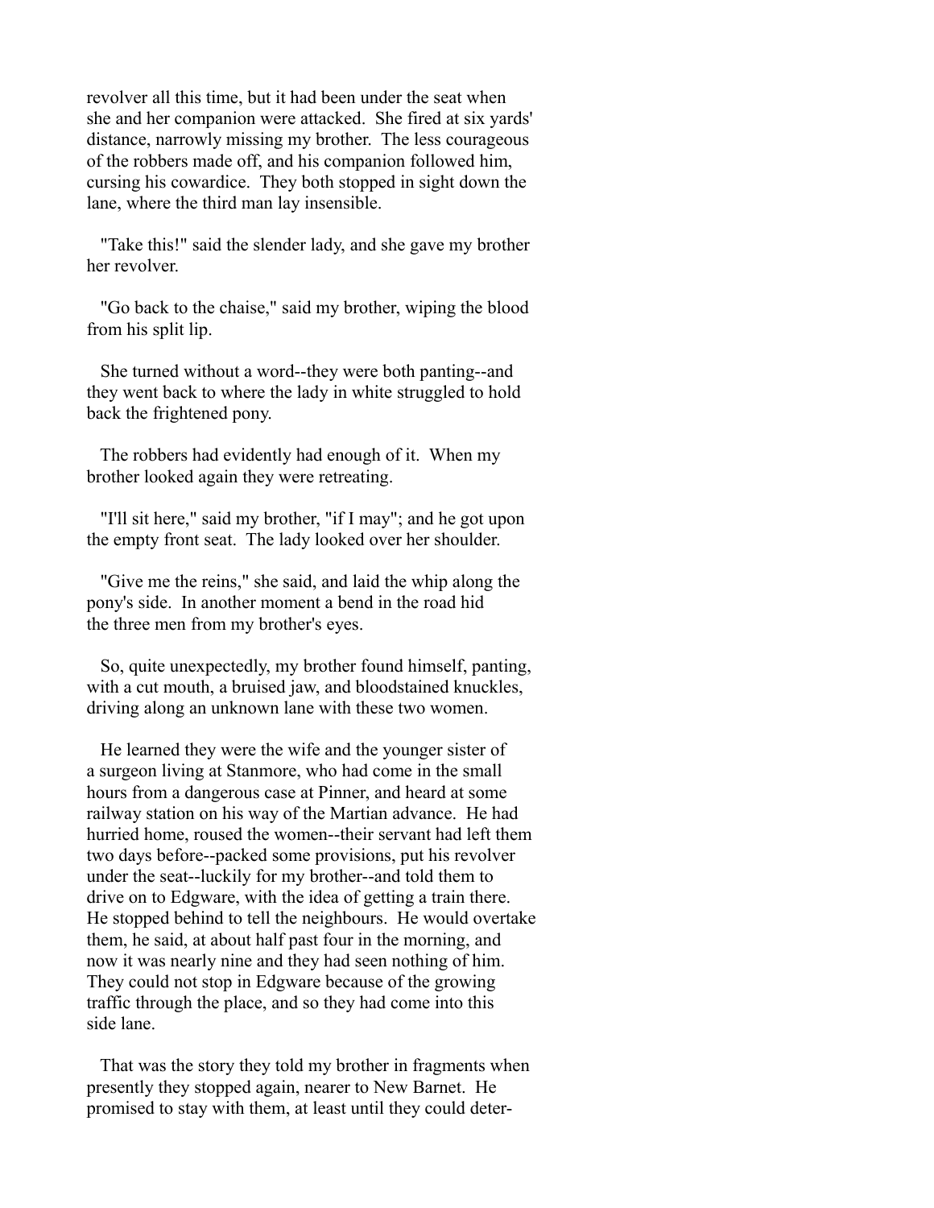revolver all this time, but it had been under the seat when she and her companion were attacked. She fired at six yards' distance, narrowly missing my brother. The less courageous of the robbers made off, and his companion followed him, cursing his cowardice. They both stopped in sight down the lane, where the third man lay insensible.

"Take this!" said the slender lady, and she gave my brother her revolver.

"Go back to the chaise," said my brother, wiping the blood from his split lip.

She turned without a word--they were both panting--and they went back to where the lady in white struggled to hold back the frightened pony.

The robbers had evidently had enough of it. When my brother looked again they were retreating.

"I'll sit here," said my brother, "if I may"; and he got upon the empty front seat. The lady looked over her shoulder.

"Give me the reins," she said, and laid the whip along the pony's side. In another moment a bend in the road hid the three men from my brother's eyes.

So, quite unexpectedly, my brother found himself, panting, with a cut mouth, a bruised jaw, and bloodstained knuckles, driving along an unknown lane with these two women.

He learned they were the wife and the younger sister of a surgeon living at Stanmore, who had come in the small hours from a dangerous case at Pinner, and heard at some railway station on his way of the Martian advance. He had hurried home, roused the women--their servant had left them two days before--packed some provisions, put his revolver under the seat--luckily for my brother--and told them to drive on to Edgware, with the idea of getting a train there. He stopped behind to tell the neighbours. He would overtake them, he said, at about half past four in the morning, and now it was nearly nine and they had seen nothing of him. They could not stop in Edgware because of the growing traffic through the place, and so they had come into this side lane.

That was the story they told my brother in fragments when presently they stopped again, nearer to New Barnet. He promised to stay with them, at least until they could deter-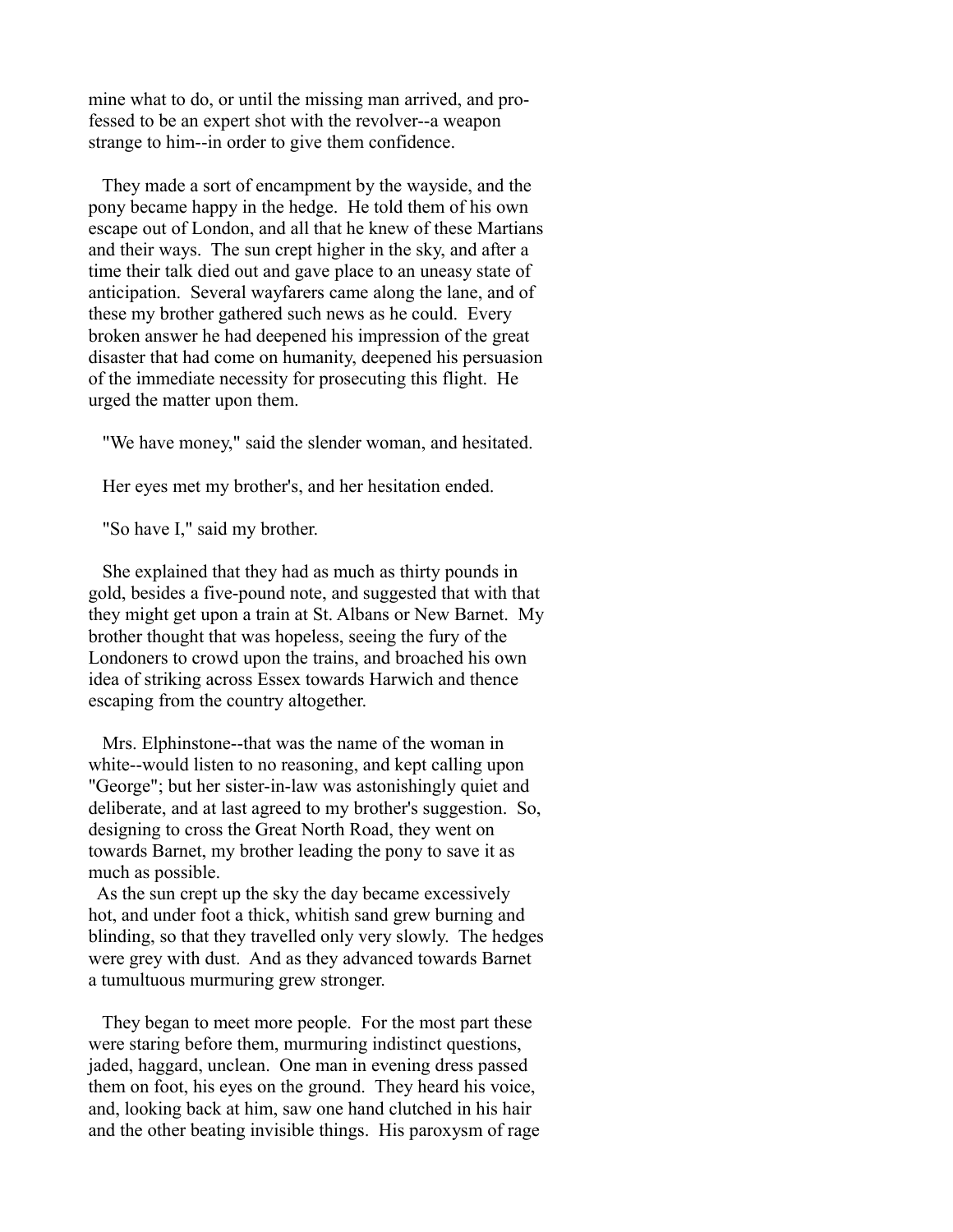mine what to do, or until the missing man arrived, and professed to be an expert shot with the revolver--a weapon strange to him--in order to give them confidence.

They made a sort of encampment by the wayside, and the pony became happy in the hedge. He told them of his own escape out of London, and all that he knew of these Martians and their ways. The sun crept higher in the sky, and after a time their talk died out and gave place to an uneasy state of anticipation. Several wayfarers came along the lane, and of these my brother gathered such news as he could. Every broken answer he had deepened his impression of the great disaster that had come on humanity, deepened his persuasion of the immediate necessity for prosecuting this flight. He urged the matter upon them.

"We have money," said the slender woman, and hesitated.

Her eyes met my brother's, and her hesitation ended.

"So have I," said my brother.

She explained that they had as much as thirty pounds in gold, besides a five-pound note, and suggested that with that they might get upon a train at St. Albans or New Barnet. My brother thought that was hopeless, seeing the fury of the Londoners to crowd upon the trains, and broached his own idea of striking across Essex towards Harwich and thence escaping from the country altogether.

Mrs. Elphinstone--that was the name of the woman in white--would listen to no reasoning, and kept calling upon "George"; but her sister-in-law was astonishingly quiet and deliberate, and at last agreed to my brother's suggestion. So, designing to cross the Great North Road, they went on towards Barnet, my brother leading the pony to save it as much as possible.

As the sun crept up the sky the day became excessively hot, and under foot a thick, whitish sand grew burning and blinding, so that they travelled only very slowly. The hedges were grey with dust. And as they advanced towards Barnet a tumultuous murmuring grew stronger.

They began to meet more people. For the most part these were staring before them, murmuring indistinct questions, jaded, haggard, unclean. One man in evening dress passed them on foot, his eyes on the ground. They heard his voice, and, looking back at him, saw one hand clutched in his hair and the other beating invisible things. His paroxysm of rage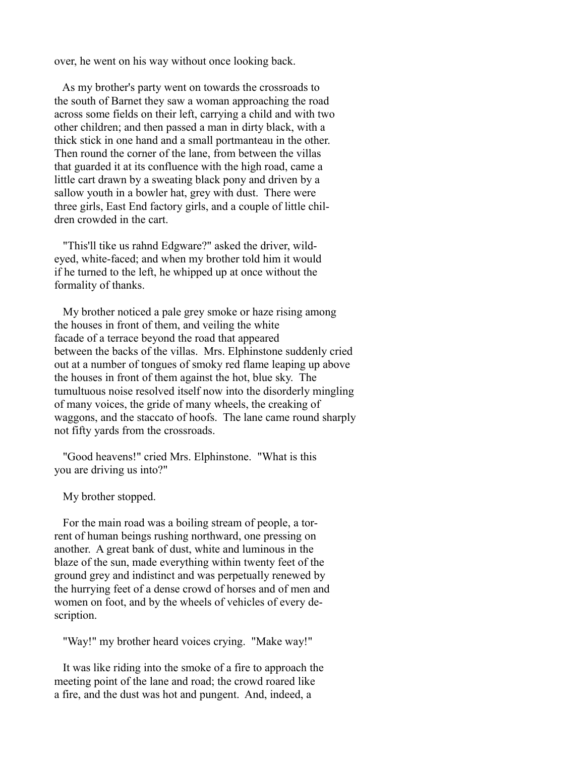over, he went on his way without once looking back.

As my brother's party went on towards the crossroads to the south of Barnet they saw a woman approaching the road across some fields on their left, carrying a child and with two other children; and then passed a man in dirty black, with a thick stick in one hand and a small portmanteau in the other. Then round the corner of the lane, from between the villas that guarded it at its confluence with the high road, came a little cart drawn by a sweating black pony and driven by a sallow youth in a bowler hat, grey with dust. There were three girls, East End factory girls, and a couple of little children crowded in the cart.

"This'll tike us rahnd Edgware?" asked the driver, wild-eyed, white-faced; and when my brother told him it would if he turned to the left, he whipped up at once without the formality of thanks.

My brother noticed a pale grey smoke or haze rising among the houses in front of them, and veiling the white facade of a terrace beyond the road that appeared between the backs of the villas. Mrs. Elphinstone suddenly cried out at a number of tongues of smoky red flame leaping up above the houses in front of them against the hot, blue sky. The tumultuous noise resolved itself now into the disorderly mingling of many voices, the gride of many wheels, the creaking of waggons, and the staccato of hoofs. The lane came round sharply not fifty yards from the crossroads.

"Good heavens!" cried Mrs. Elphinstone. "What is this you are driving us into?"

My brother stopped.

For the main road was a boiling stream of people, a torrent of human beings rushing northward, one pressing on another. A great bank of dust, white and luminous in the blaze of the sun, made everything within twenty feet of the ground grey and indistinct and was perpetually renewed by the hurrying feet of a dense crowd of horses and of men and women on foot, and by the wheels of vehicles of every description.

"Way!" my brother heard voices crying. "Make way!"

It was like riding into the smoke of a fire to approach the meeting point of the lane and road; the crowd roared like a fire, and the dust was hot and pungent. And, indeed, a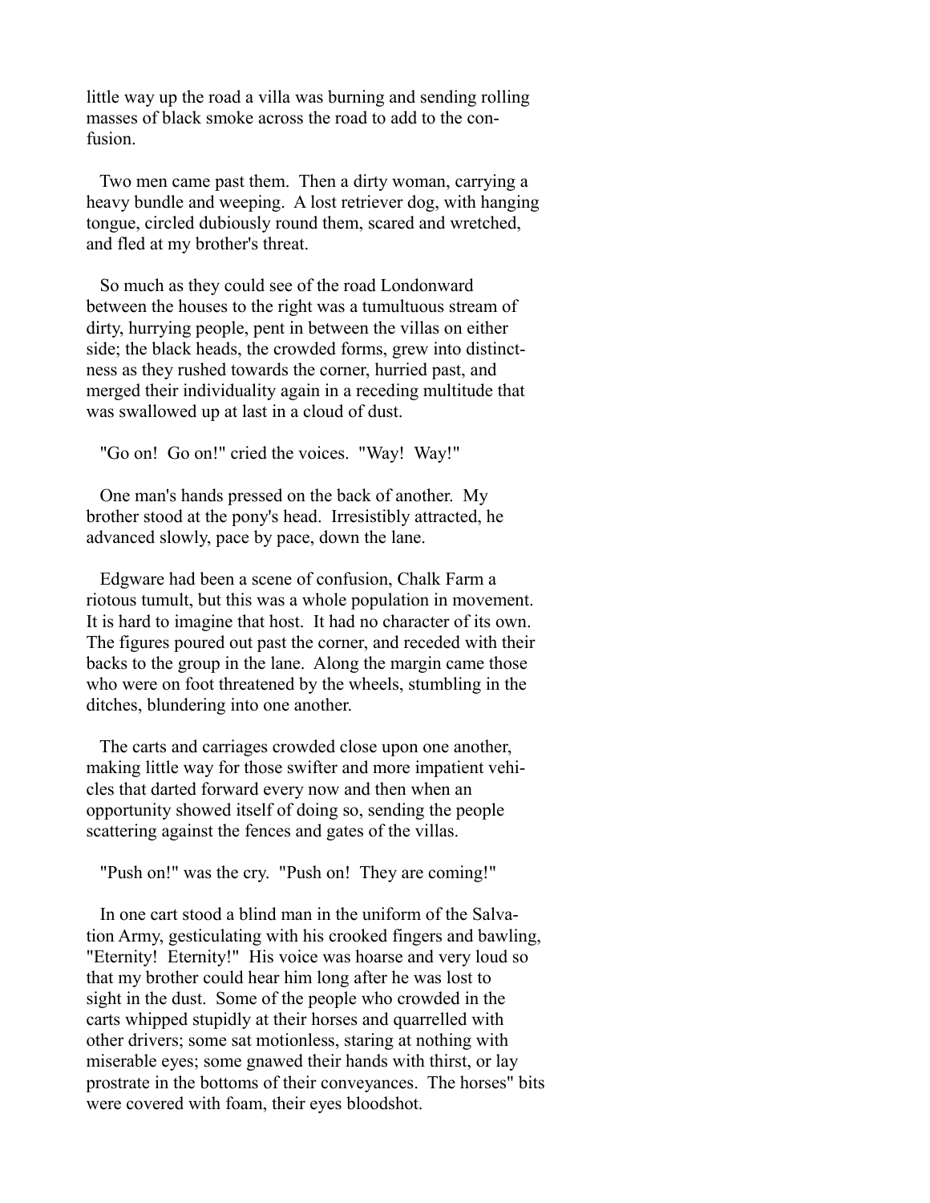little way up the road a villa was burning and sending rolling masses of black smoke across the road to add to the confusion.

Two men came past them. Then a dirty woman, carrying a heavy bundle and weeping. A lost retriever dog, with hanging tongue, circled dubiously round them, scared and wretched, and fled at my brother's threat.

So much as they could see of the road Londonward between the houses to the right was a tumultuous stream of dirty, hurrying people, pent in between the villas on either side; the black heads, the crowded forms, grew into distinctness as they rushed towards the corner, hurried past, and merged their individuality again in a receding multitude that was swallowed up at last in a cloud of dust.

"Go on! Go on!" cried the voices. "Way! Way!"

One man's hands pressed on the back of another. My brother stood at the pony's head. Irresistibly attracted, he advanced slowly, pace by pace, down the lane.

Edgware had been a scene of confusion, Chalk Farm a riotous tumult, but this was a whole population in movement. It is hard to imagine that host. It had no character of its own. The figures poured out past the corner, and receded with their backs to the group in the lane. Along the margin came those who were on foot threatened by the wheels, stumbling in the ditches, blundering into one another.

The carts and carriages crowded close upon one another, making little way for those swifter and more impatient vehicles that darted forward every now and then when an opportunity showed itself of doing so, sending the people scattering against the fences and gates of the villas.

"Push on!" was the cry. "Push on! They are coming!"

In one cart stood a blind man in the uniform of the Salvation Army, gesticulating with his crooked fingers and bawling, "Eternity! Eternity!" His voice was hoarse and very loud so that my brother could hear him long after he was lost to sight in the dust. Some of the people who crowded in the carts whipped stupidly at their horses and quarrelled with other drivers; some sat motionless, staring at nothing with miserable eyes; some gnawed their hands with thirst, or lay prostrate in the bottoms of their conveyances. The horses" bits were covered with foam, their eyes bloodshot.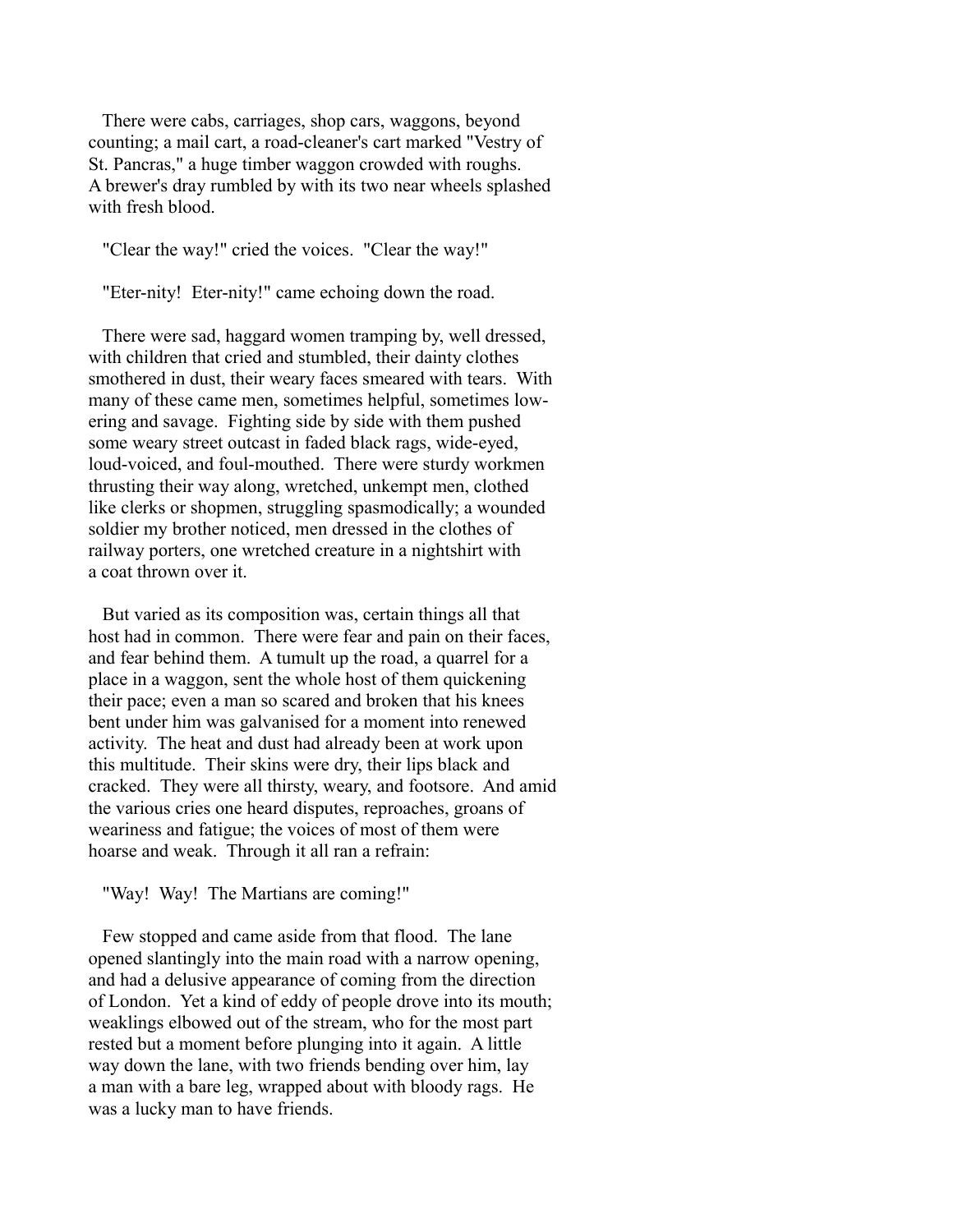There were cabs, carriages, shop cars, waggons, beyond counting; a mail cart, a road-cleaner's cart marked "Vestry of St. Pancras," a huge timber waggon crowded with roughs. A brewer's dray rumbled by with its two near wheels splashed with fresh blood.

"Clear the way!" cried the voices. "Clear the way!"

"Eter-nity! Eter-nity!" came echoing down the road.

There were sad, haggard women tramping by, well dressed, with children that cried and stumbled, their dainty clothes smothered in dust, their weary faces smeared with tears. With many of these came men, sometimes helpful, sometimes lowering and savage. Fighting side by side with them pushed some weary street outcast in faded black rags, wide-eyed, loud-voiced, and foul-mouthed. There were sturdy workmen thrusting their way along, wretched, unkempt men, clothed like clerks or shopmen, struggling spasmodically; a wounded soldier my brother noticed, men dressed in the clothes of railway porters, one wretched creature in a nightshirt with a coat thrown over it.

But varied as its composition was, certain things all that host had in common. There were fear and pain on their faces, and fear behind them. A tumult up the road, a quarrel for a place in a waggon, sent the whole host of them quickening their pace; even a man so scared and broken that his knees bent under him was galvanised for a moment into renewed activity. The heat and dust had already been at work upon this multitude. Their skins were dry, their lips black and cracked. They were all thirsty, weary, and footsore. And amid the various cries one heard disputes, reproaches, groans of weariness and fatigue; the voices of most of them were hoarse and weak. Through it all ran a refrain:

"Way! Way! The Martians are coming!"

Few stopped and came aside from that flood. The lane opened slantingly into the main road with a narrow opening, and had a delusive appearance of coming from the direction of London. Yet a kind of eddy of people drove into its mouth; weaklings elbowed out of the stream, who for the most part rested but a moment before plunging into it again. A little way down the lane, with two friends bending over him, lay a man with a bare leg, wrapped about with bloody rags. He was a lucky man to have friends.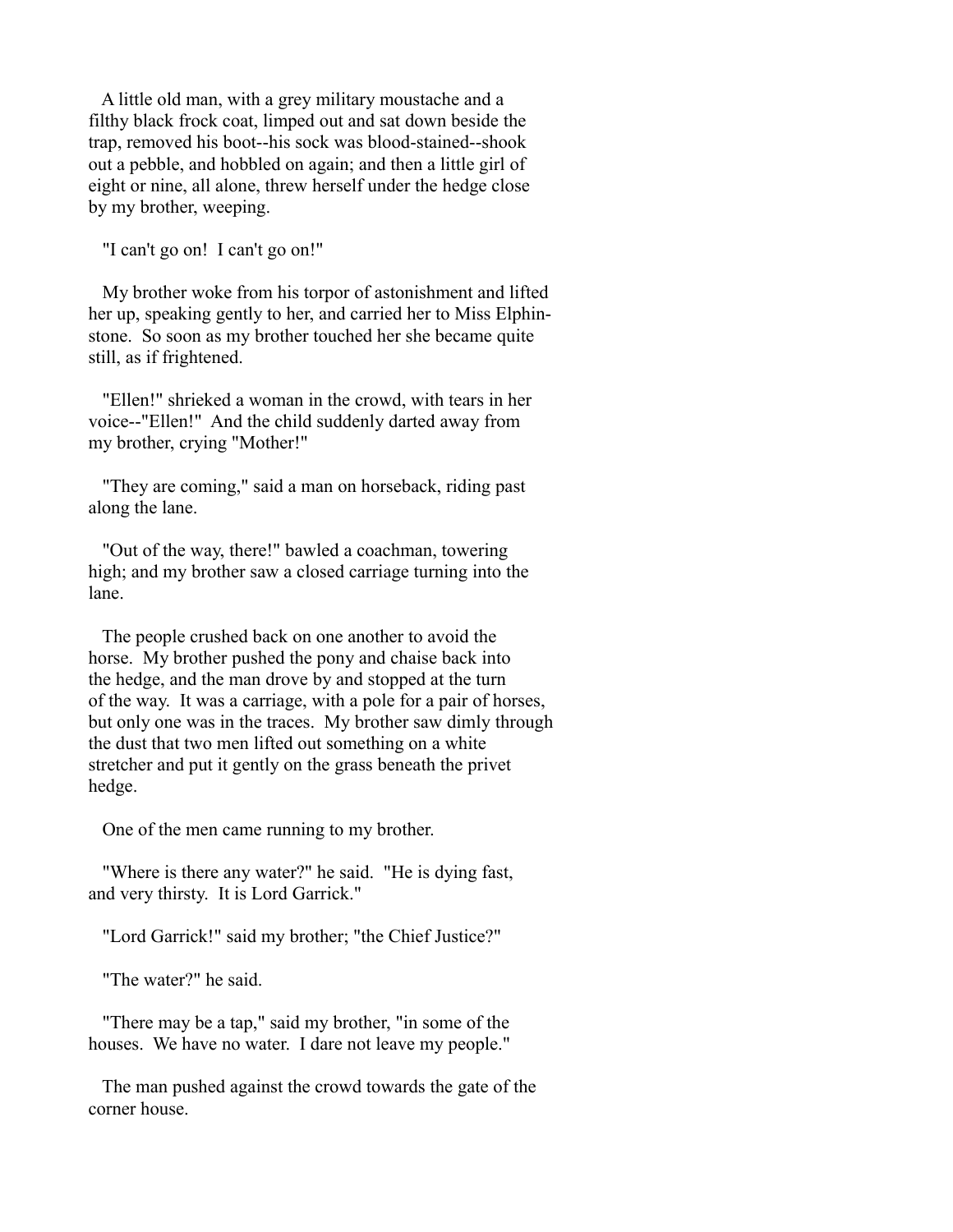A little old man, with a grey military moustache and a filthy black frock coat, limped out and sat down beside the trap, removed his boot--his sock was blood-stained--shook out a pebble, and hobbled on again; and then a little girl of eight or nine, all alone, threw herself under the hedge close by my brother, weeping.

"I can't go on! I can't go on!"

My brother woke from his torpor of astonishment and lifted her up, speaking gently to her, and carried her to Miss Elphinstone. So soon as my brother touched her she became quite still, as if frightened.

"Ellen!" shrieked a woman in the crowd, with tears in her voice--"Ellen!" And the child suddenly darted away from my brother, crying "Mother!"

"They are coming," said a man on horseback, riding past along the lane.

"Out of the way, there!" bawled a coachman, towering high; and my brother saw a closed carriage turning into the lane.

The people crushed back on one another to avoid the horse. My brother pushed the pony and chaise back into the hedge, and the man drove by and stopped at the turn of the way. It was a carriage, with a pole for a pair of horses, but only one was in the traces. My brother saw dimly through the dust that two men lifted out something on a white stretcher and put it gently on the grass beneath the privet hedge.

One of the men came running to my brother.

"Where is there any water?" he said. "He is dying fast, and very thirsty. It is Lord Garrick."

"Lord Garrick!" said my brother; "the Chief Justice?"

"The water?" he said.

"There may be a tap," said my brother, "in some of the houses. We have no water. I dare not leave my people."

The man pushed against the crowd towards the gate of the corner house.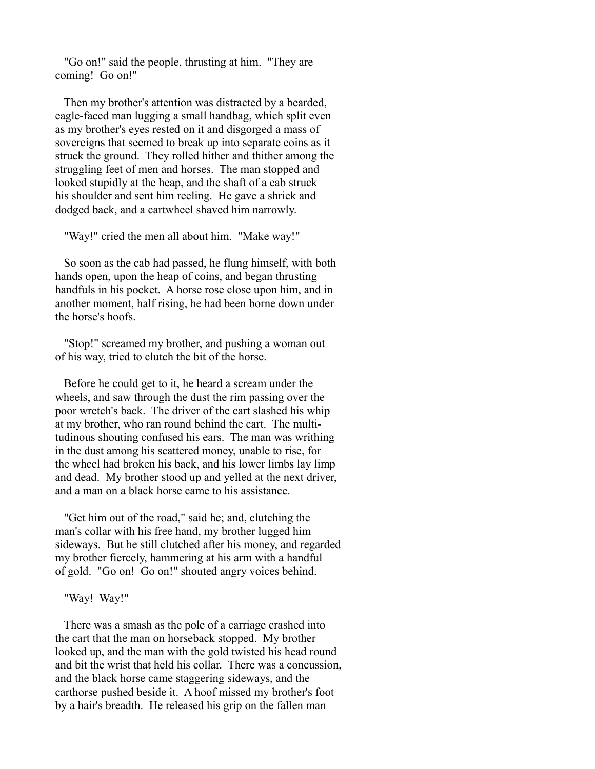"Go on!" said the people, thrusting at him. "They are coming! Go on!"

Then my brother's attention was distracted by a bearded, eagle-faced man lugging a small handbag, which split even as my brother's eyes rested on it and disgorged a mass of sovereigns that seemed to break up into separate coins as it struck the ground. They rolled hither and thither among the struggling feet of men and horses. The man stopped and looked stupidly at the heap, and the shaft of a cab struck his shoulder and sent him reeling. He gave a shriek and dodged back, and a cartwheel shaved him narrowly.

"Way!" cried the men all about him. "Make way!"

So soon as the cab had passed, he flung himself, with both hands open, upon the heap of coins, and began thrusting handfuls in his pocket. A horse rose close upon him, and in another moment, half rising, he had been borne down under the horse's hoofs.

"Stop!" screamed my brother, and pushing a woman out of his way, tried to clutch the bit of the horse.

Before he could get to it, he heard a scream under the wheels, and saw through the dust the rim passing over the poor wretch's back. The driver of the cart slashed his whip at my brother, who ran round behind the cart. The multitudinous shouting confused his ears. The man was writhing in the dust among his scattered money, unable to rise, for the wheel had broken his back, and his lower limbs lay limp and dead. My brother stood up and yelled at the next driver, and a man on a black horse came to his assistance.

"Get him out of the road," said he; and, clutching the man's collar with his free hand, my brother lugged him sideways. But he still clutched after his money, and regarded my brother fiercely, hammering at his arm with a handful of gold. "Go on! Go on!" shouted angry voices behind.

"Way! Way!"

There was a smash as the pole of a carriage crashed into the cart that the man on horseback stopped. My brother looked up, and the man with the gold twisted his head round and bit the wrist that held his collar. There was a concussion, and the black horse came staggering sideways, and the carthorse pushed beside it. A hoof missed my brother's foot by a hair's breadth. He released his grip on the fallen man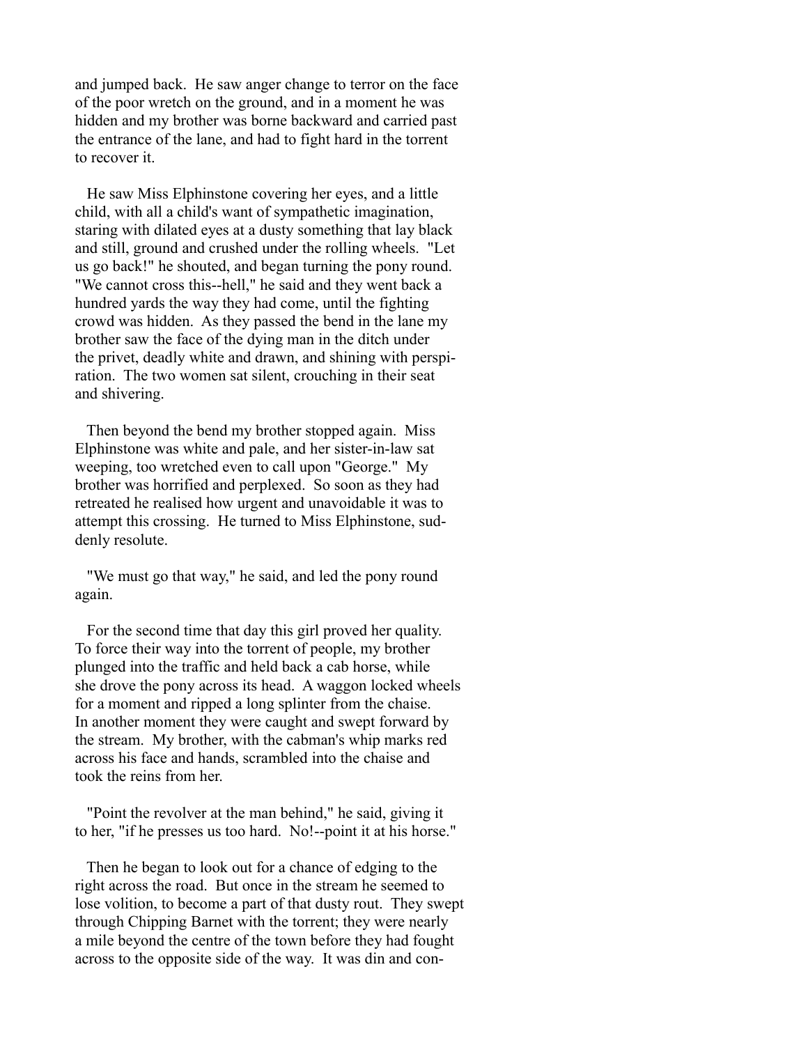and jumped back. He saw anger change to terror on the face of the poor wretch on the ground, and in a moment he was hidden and my brother was borne backward and carried past the entrance of the lane, and had to fight hard in the torrent to recover it.

He saw Miss Elphinstone covering her eyes, and a little child, with all a child's want of sympathetic imagination, staring with dilated eyes at a dusty something that lay black and still, ground and crushed under the rolling wheels. "Let us go back!" he shouted, and began turning the pony round. "We cannot cross this--hell," he said and they went back a hundred yards the way they had come, until the fighting crowd was hidden. As they passed the bend in the lane my brother saw the face of the dying man in the ditch under the privet, deadly white and drawn, and shining with perspiration. The two women sat silent, crouching in their seat and shivering.

Then beyond the bend my brother stopped again. Miss Elphinstone was white and pale, and her sister-in-law sat weeping, too wretched even to call upon "George." My brother was horrified and perplexed. So soon as they had retreated he realised how urgent and unavoidable it was to attempt this crossing. He turned to Miss Elphinstone, suddenly resolute.

"We must go that way," he said, and led the pony round again.

For the second time that day this girl proved her quality. To force their way into the torrent of people, my brother plunged into the traffic and held back a cab horse, while she drove the pony across its head. A waggon locked wheels for a moment and ripped a long splinter from the chaise. In another moment they were caught and swept forward by the stream. My brother, with the cabman's whip marks red across his face and hands, scrambled into the chaise and took the reins from her.

"Point the revolver at the man behind," he said, giving it to her, "if he presses us too hard. No!--point it at his horse."

Then he began to look out for a chance of edging to the right across the road. But once in the stream he seemed to lose volition, to become a part of that dusty rout. They swept through Chipping Barnet with the torrent; they were nearly a mile beyond the centre of the town before they had fought across to the opposite side of the way. It was din and con-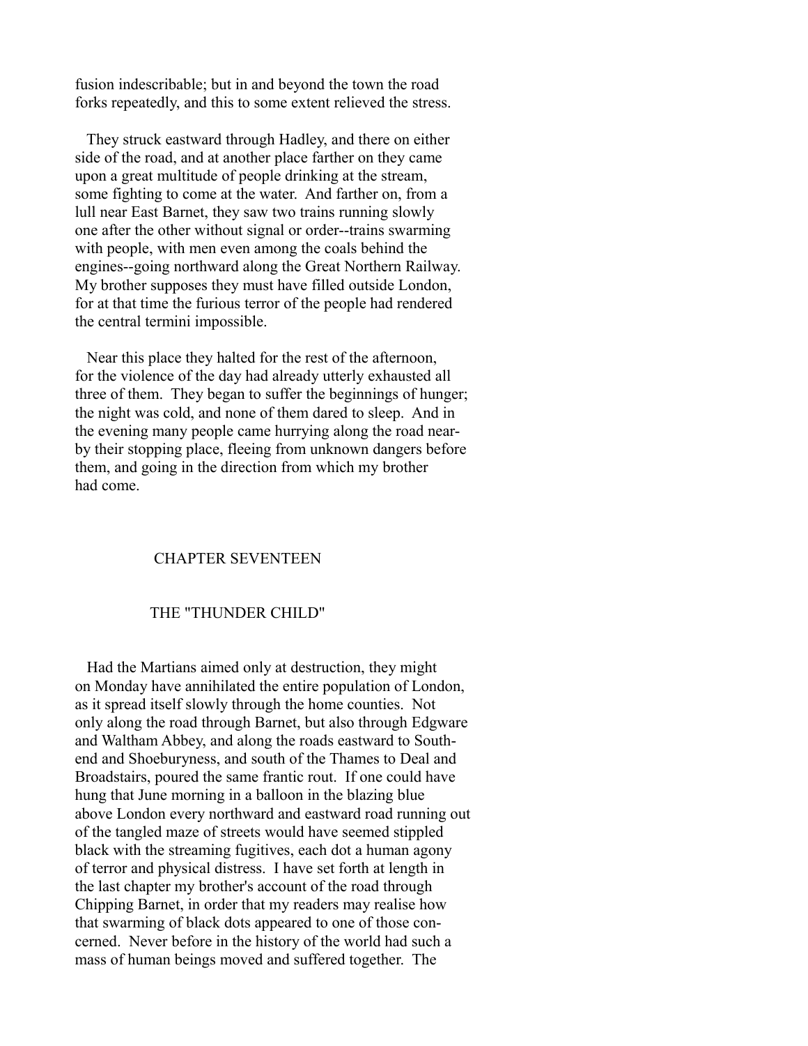fusion indescribable; but in and beyond the town the road forks repeatedly, and this to some extent relieved the stress.

They struck eastward through Hadley, and there on either side of the road, and at another place farther on they came upon a great multitude of people drinking at the stream, some fighting to come at the water. And farther on, from a lull near East Barnet, they saw two trains running slowly one after the other without signal or order--trains swarming with people, with men even among the coals behind the engines--going northward along the Great Northern Railway. My brother supposes they must have filled outside London, for at that time the furious terror of the people had rendered the central termini impossible.

Near this place they halted for the rest of the afternoon, for the violence of the day had already utterly exhausted all three of them. They began to suffer the beginnings of hunger; the night was cold, and none of them dared to sleep. And in the evening many people came hurrying along the road near-by their stopping place, fleeing from unknown dangers before them, and going in the direction from which my brother had come.

## CHAPTER SEVENTEEN

## THE "THUNDER CHILD"

Had the Martians aimed only at destruction, they might on Monday have annihilated the entire population of London, as it spread itself slowly through the home counties. Not only along the road through Barnet, but also through Edgware and Waltham Abbey, and along the roads eastward to Southend and Shoeburyness, and south of the Thames to Deal and Broadstairs, poured the same frantic rout. If one could have hung that June morning in a balloon in the blazing blue above London every northward and eastward road running out of the tangled maze of streets would have seemed stippled black with the streaming fugitives, each dot a human agony of terror and physical distress. I have set forth at length in the last chapter my brother's account of the road through Chipping Barnet, in order that my readers may realise how that swarming of black dots appeared to one of those concerned. Never before in the history of the world had such a mass of human beings moved and suffered together. The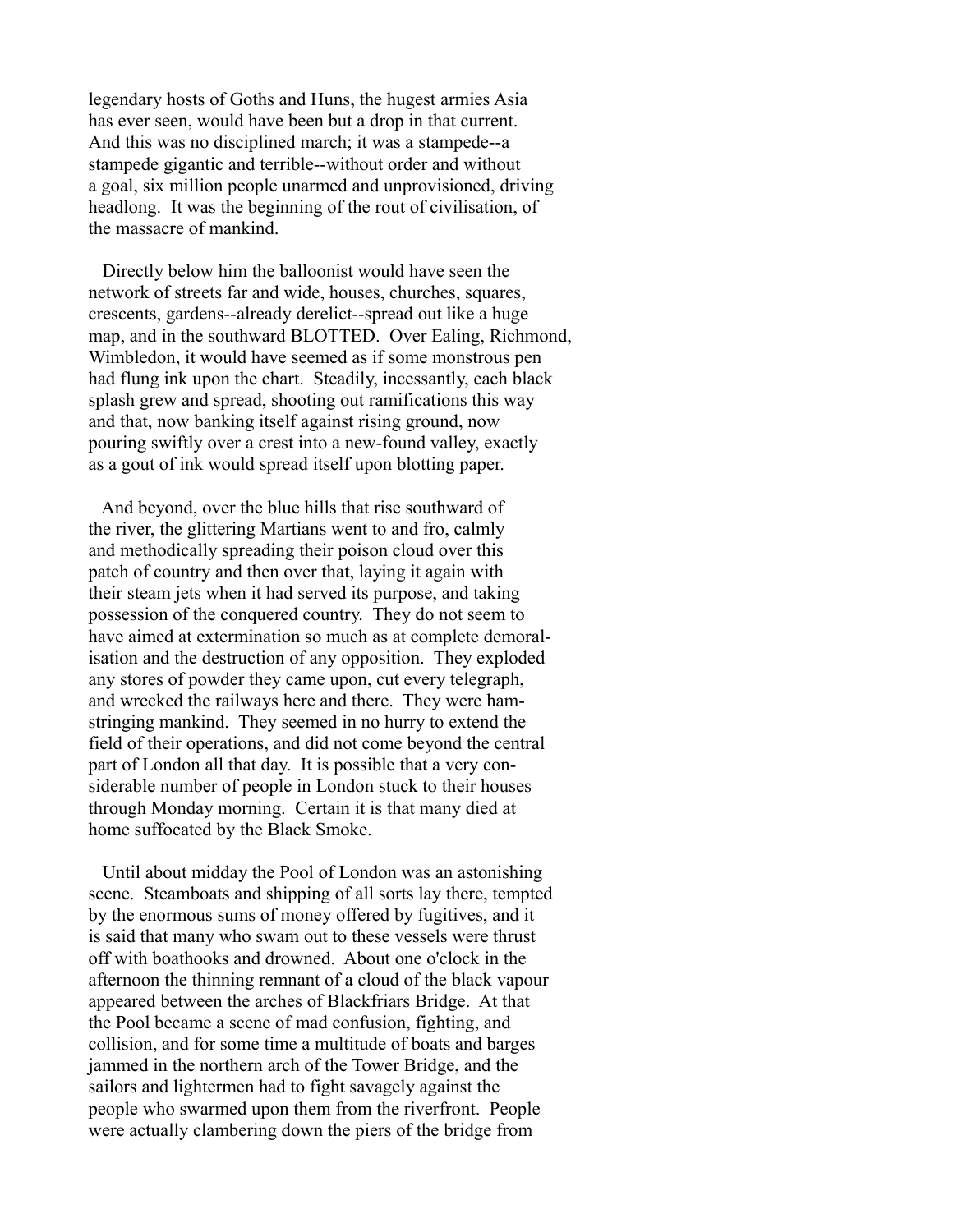legendary hosts of Goths and Huns, the hugest armies Asia has ever seen, would have been but a drop in that current. And this was no disciplined march; it was a stampede--a stampede gigantic and terrible--without order and without a goal, six million people unarmed and unprovisioned, driving headlong. It was the beginning of the rout of civilisation, of the massacre of mankind.

Directly below him the balloonist would have seen the network of streets far and wide, houses, churches, squares, crescents, gardens--already derelict--spread out like a huge map, and in the southward BLOTTED. Over Ealing, Richmond, Wimbledon, it would have seemed as if some monstrous pen had flung ink upon the chart. Steadily, incessantly, each black splash grew and spread, shooting out ramifications this way and that, now banking itself against rising ground, now pouring swiftly over a crest into a new-found valley, exactly as a gout of ink would spread itself upon blotting paper.

And beyond, over the blue hills that rise southward of the river, the glittering Martians went to and fro, calmly and methodically spreading their poison cloud over this patch of country and then over that, laying it again with their steam jets when it had served its purpose, and taking possession of the conquered country. They do not seem to have aimed at extermination so much as at complete demoralisation and the destruction of any opposition. They exploded any stores of powder they came upon, cut every telegraph, and wrecked the railways here and there. They were hamstringing mankind. They seemed in no hurry to extend the field of their operations, and did not come beyond the central part of London all that day. It is possible that a very considerable number of people in London stuck to their houses through Monday morning. Certain it is that many died at home suffocated by the Black Smoke.

Until about midday the Pool of London was an astonishing scene. Steamboats and shipping of all sorts lay there, tempted by the enormous sums of money offered by fugitives, and it is said that many who swam out to these vessels were thrust off with boathooks and drowned. About one o'clock in the afternoon the thinning remnant of a cloud of the black vapour appeared between the arches of Blackfriars Bridge. At that the Pool became a scene of mad confusion, fighting, and collision, and for some time a multitude of boats and barges jammed in the northern arch of the Tower Bridge, and the sailors and lightermen had to fight savagely against the people who swarmed upon them from the riverfront. People were actually clambering down the piers of the bridge from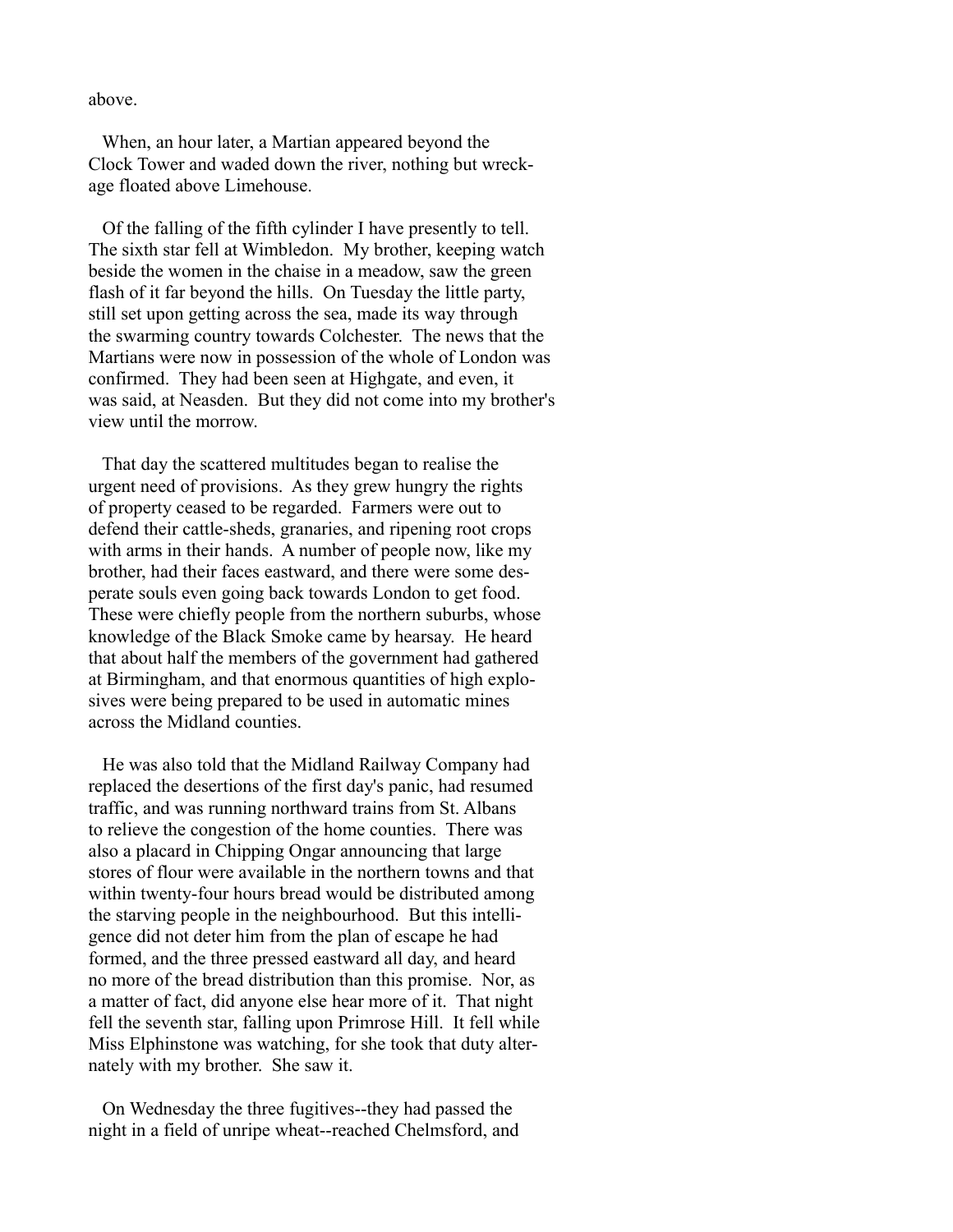above.

When, an hour later, a Martian appeared beyond the Clock Tower and waded down the river, nothing but wreckage floated above Limehouse.

Of the falling of the fifth cylinder I have presently to tell. The sixth star fell at Wimbledon. My brother, keeping watch beside the women in the chaise in a meadow, saw the green flash of it far beyond the hills. On Tuesday the little party, still set upon getting across the sea, made its way through the swarming country towards Colchester. The news that the Martians were now in possession of the whole of London was confirmed. They had been seen at Highgate, and even, it was said, at Neasden. But they did not come into my brother's view until the morrow.

That day the scattered multitudes began to realise the urgent need of provisions. As they grew hungry the rights of property ceased to be regarded. Farmers were out to defend their cattle-sheds, granaries, and ripening root crops with arms in their hands. A number of people now, like my brother, had their faces eastward, and there were some desperate souls even going back towards London to get food. These were chiefly people from the northern suburbs, whose knowledge of the Black Smoke came by hearsay. He heard that about half the members of the government had gathered at Birmingham, and that enormous quantities of high explosives were being prepared to be used in automatic mines across the Midland counties.

He was also told that the Midland Railway Company had replaced the desertions of the first day's panic, had resumed traffic, and was running northward trains from St. Albans to relieve the congestion of the home counties. There was also a placard in Chipping Ongar announcing that large stores of flour were available in the northern towns and that within twenty-four hours bread would be distributed among the starving people in the neighbourhood. But this intelligence did not deter him from the plan of escape he had formed, and the three pressed eastward all day, and heard no more of the bread distribution than this promise. Nor, as a matter of fact, did anyone else hear more of it. That night fell the seventh star, falling upon Primrose Hill. It fell while Miss Elphinstone was watching, for she took that duty alternately with my brother. She saw it.

On Wednesday the three fugitives--they had passed the night in a field of unripe wheat--reached Chelmsford, and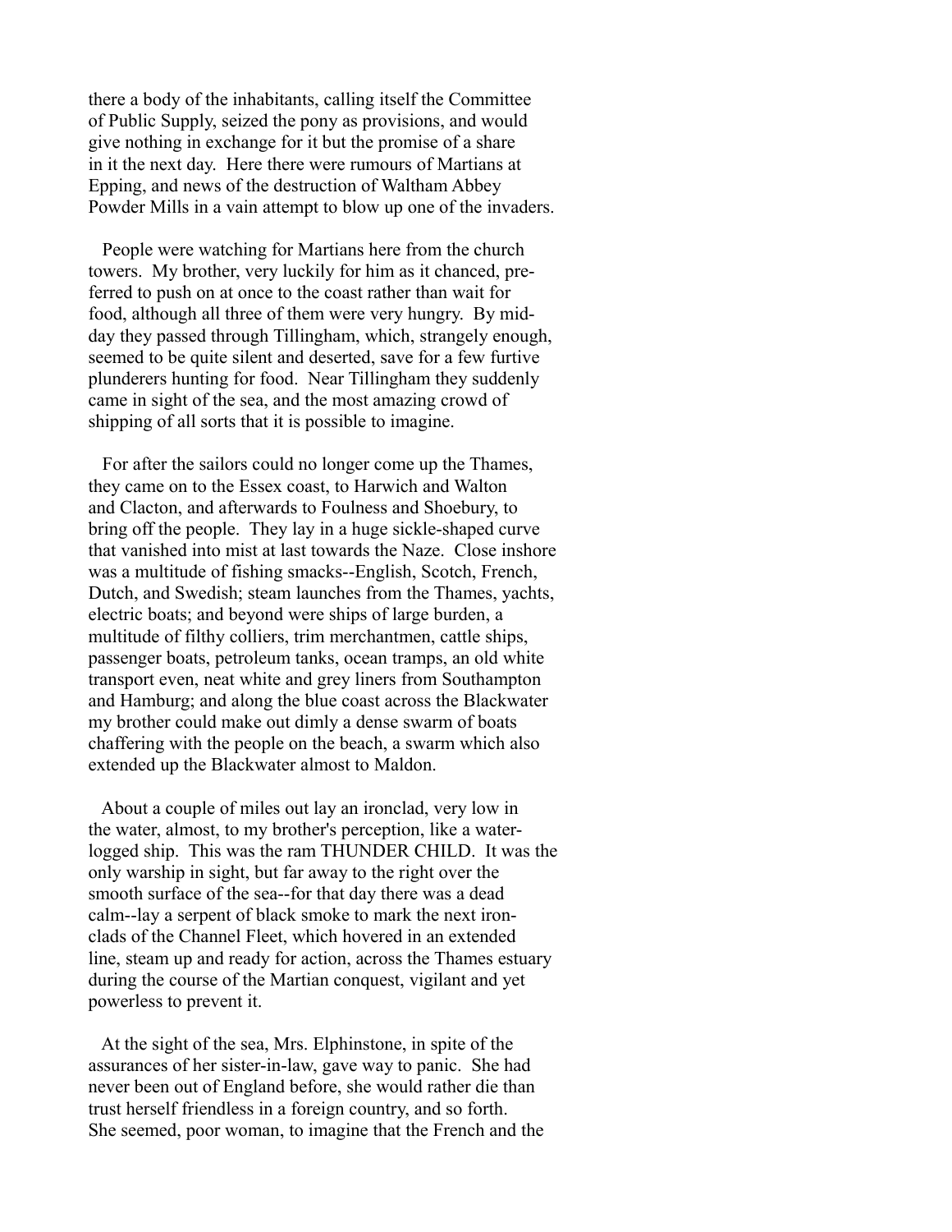there a body of the inhabitants, calling itself the Committee of Public Supply, seized the pony as provisions, and would give nothing in exchange for it but the promise of a share in it the next day. Here there were rumours of Martians at Epping, and news of the destruction of Waltham Abbey Powder Mills in a vain attempt to blow up one of the invaders.

People were watching for Martians here from the church towers. My brother, very luckily for him as it chanced, preferred to push on at once to the coast rather than wait for food, although all three of them were very hungry. By midday they passed through Tillingham, which, strangely enough, seemed to be quite silent and deserted, save for a few furtive plunderers hunting for food. Near Tillingham they suddenly came in sight of the sea, and the most amazing crowd of shipping of all sorts that it is possible to imagine.

For after the sailors could no longer come up the Thames, they came on to the Essex coast, to Harwich and Walton and Clacton, and afterwards to Foulness and Shoebury, to bring off the people. They lay in a huge sickle-shaped curve that vanished into mist at last towards the Naze. Close inshore was a multitude of fishing smacks--English, Scotch, French, Dutch, and Swedish; steam launches from the Thames, yachts, electric boats; and beyond were ships of large burden, a multitude of filthy colliers, trim merchantmen, cattle ships, passenger boats, petroleum tanks, ocean tramps, an old white transport even, neat white and grey liners from Southampton and Hamburg; and along the blue coast across the Blackwater my brother could make out dimly a dense swarm of boats chaffering with the people on the beach, a swarm which also extended up the Blackwater almost to Maldon.

About a couple of miles out lay an ironclad, very low in the water, almost, to my brother's perception, like a waterlogged ship. This was the ram THUNDER CHILD. It was the only warship in sight, but far away to the right over the smooth surface of the sea--for that day there was a dead calm--lay a serpent of black smoke to mark the next ironclads of the Channel Fleet, which hovered in an extended line, steam up and ready for action, across the Thames estuary during the course of the Martian conquest, vigilant and yet powerless to prevent it.

At the sight of the sea, Mrs. Elphinstone, in spite of the assurances of her sister-in-law, gave way to panic. She had never been out of England before, she would rather die than trust herself friendless in a foreign country, and so forth. She seemed, poor woman, to imagine that the French and the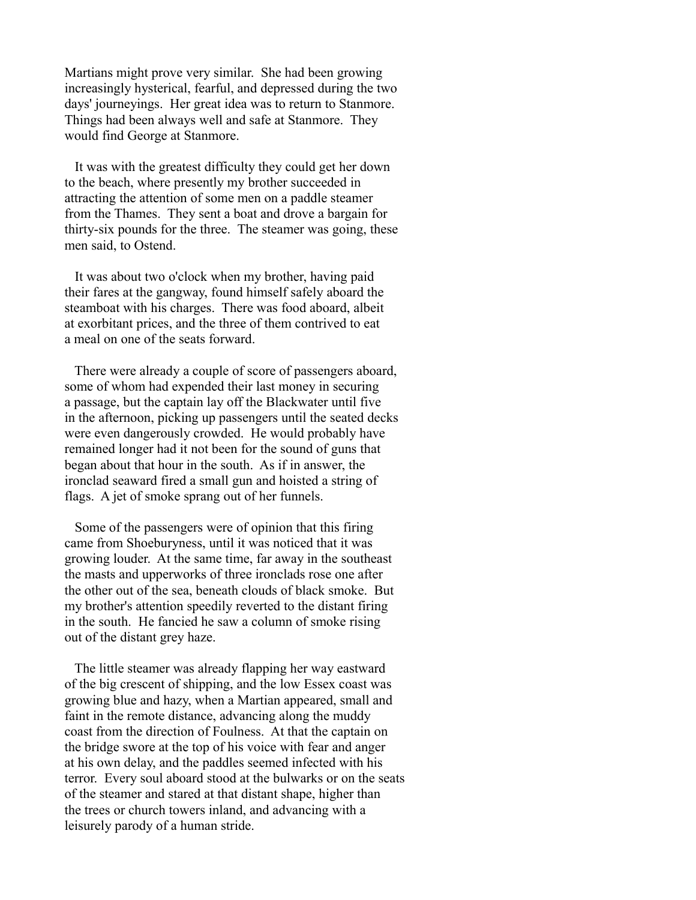Martians might prove very similar. She had been growing increasingly hysterical, fearful, and depressed during the two days' journeyings. Her great idea was to return to Stanmore. Things had been always well and safe at Stanmore. They would find George at Stanmore.

It was with the greatest difficulty they could get her down to the beach, where presently my brother succeeded in attracting the attention of some men on a paddle steamer from the Thames. They sent a boat and drove a bargain for thirty-six pounds for the three. The steamer was going, these men said, to Ostend.

It was about two o'clock when my brother, having paid their fares at the gangway, found himself safely aboard the steamboat with his charges. There was food aboard, albeit at exorbitant prices, and the three of them contrived to eat a meal on one of the seats forward.

There were already a couple of score of passengers aboard, some of whom had expended their last money in securing a passage, but the captain lay off the Blackwater until five in the afternoon, picking up passengers until the seated decks were even dangerously crowded. He would probably have remained longer had it not been for the sound of guns that began about that hour in the south. As if in answer, the ironclad seaward fired a small gun and hoisted a string of flags. A jet of smoke sprang out of her funnels.

Some of the passengers were of opinion that this firing came from Shoeburyness, until it was noticed that it was growing louder. At the same time, far away in the southeast the masts and upperworks of three ironclads rose one after the other out of the sea, beneath clouds of black smoke. But my brother's attention speedily reverted to the distant firing in the south. He fancied he saw a column of smoke rising out of the distant grey haze.

The little steamer was already flapping her way eastward of the big crescent of shipping, and the low Essex coast was growing blue and hazy, when a Martian appeared, small and faint in the remote distance, advancing along the muddy coast from the direction of Foulness. At that the captain on the bridge swore at the top of his voice with fear and anger at his own delay, and the paddles seemed infected with his terror. Every soul aboard stood at the bulwarks or on the seats of the steamer and stared at that distant shape, higher than the trees or church towers inland, and advancing with a leisurely parody of a human stride.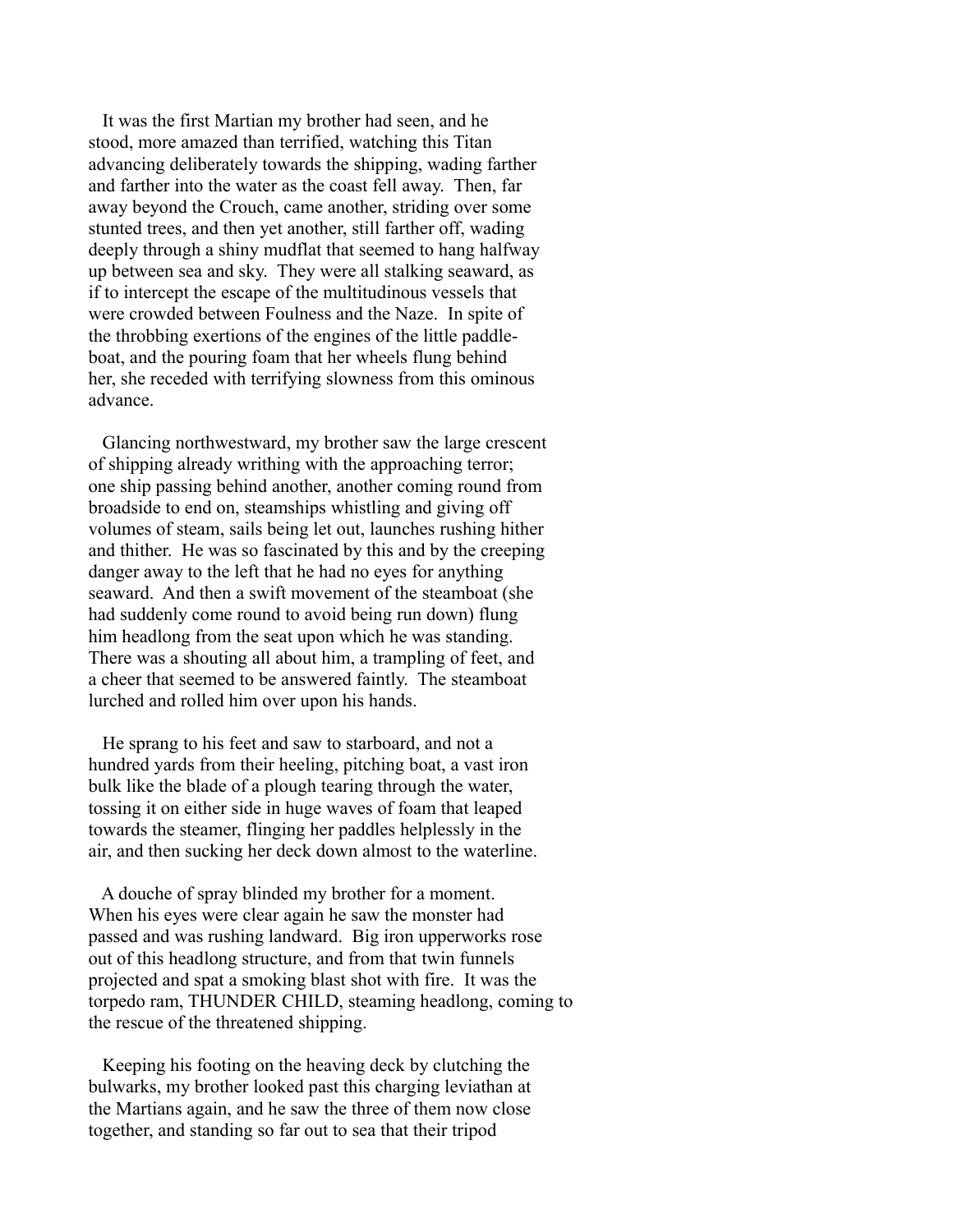It was the first Martian my brother had seen, and he stood, more amazed than terrified, watching this Titan advancing deliberately towards the shipping, wading farther and farther into the water as the coast fell away. Then, far away beyond the Crouch, came another, striding over some stunted trees, and then yet another, still farther off, wading deeply through a shiny mudflat that seemed to hang halfway up between sea and sky. They were all stalking seaward, as if to intercept the escape of the multitudinous vessels that were crowded between Foulness and the Naze. In spite of the throbbing exertions of the engines of the little paddle-boat, and the pouring foam that her wheels flung behind her, she receded with terrifying slowness from this ominous advance.

Glancing northwestward, my brother saw the large crescent of shipping already writhing with the approaching terror; one ship passing behind another, another coming round from broadside to end on, steamships whistling and giving off volumes of steam, sails being let out, launches rushing hither and thither. He was so fascinated by this and by the creeping danger away to the left that he had no eyes for anything seaward. And then a swift movement of the steamboat (she had suddenly come round to avoid being run down) flung him headlong from the seat upon which he was standing. There was a shouting all about him, a trampling of feet, and a cheer that seemed to be answered faintly. The steamboat lurched and rolled him over upon his hands.

He sprang to his feet and saw to starboard, and not a hundred yards from their heeling, pitching boat, a vast iron bulk like the blade of a plough tearing through the water, tossing it on either side in huge waves of foam that leaped towards the steamer, flinging her paddles helplessly in the air, and then sucking her deck down almost to the waterline.

A douche of spray blinded my brother for a moment. When his eyes were clear again he saw the monster had passed and was rushing landward. Big iron upperworks rose out of this headlong structure, and from that twin funnels projected and spat a smoking blast shot with fire. It was the torpedo ram, THUNDER CHILD, steaming headlong, coming to the rescue of the threatened shipping.

Keeping his footing on the heaving deck by clutching the bulwarks, my brother looked past this charging leviathan at the Martians again, and he saw the three of them now close together, and standing so far out to sea that their tripod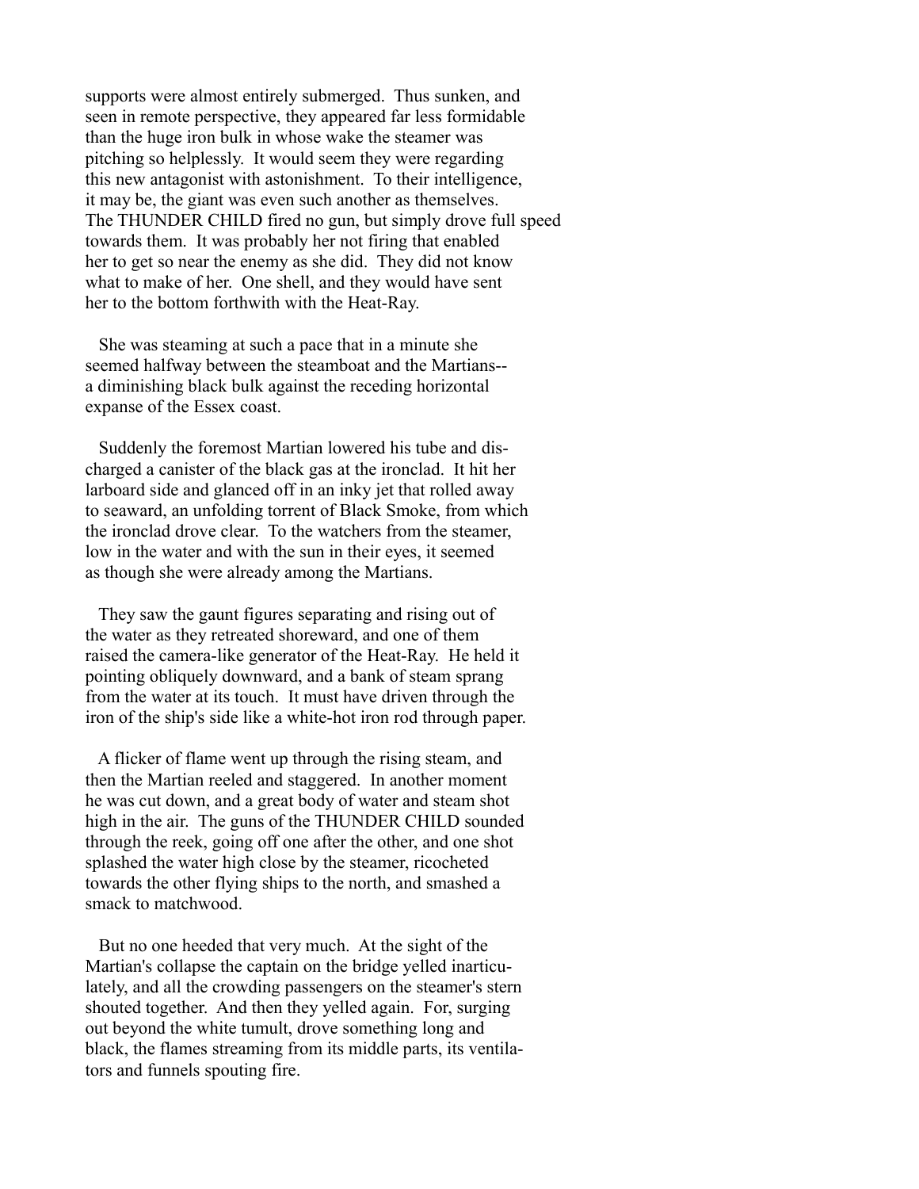supports were almost entirely submerged. Thus sunken, and seen in remote perspective, they appeared far less formidable than the huge iron bulk in whose wake the steamer was pitching so helplessly. It would seem they were regarding this new antagonist with astonishment. To their intelligence, it may be, the giant was even such another as themselves. The THUNDER CHILD fired no gun, but simply drove full speed towards them. It was probably her not firing that enabled her to get so near the enemy as she did. They did not know what to make of her. One shell, and they would have sent her to the bottom forthwith with the Heat-Ray.

She was steaming at such a pace that in a minute she seemed halfway between the steamboat and the Martians--a diminishing black bulk against the receding horizontal expanse of the Essex coast.

Suddenly the foremost Martian lowered his tube and discharged a canister of the black gas at the ironclad. It hit her larboard side and glanced off in an inky jet that rolled away to seaward, an unfolding torrent of Black Smoke, from which the ironclad drove clear. To the watchers from the steamer, low in the water and with the sun in their eyes, it seemed as though she were already among the Martians.

They saw the gaunt figures separating and rising out of the water as they retreated shoreward, and one of them raised the camera-like generator of the Heat-Ray. He held it pointing obliquely downward, and a bank of steam sprang from the water at its touch. It must have driven through the iron of the ship's side like a white-hot iron rod through paper.

A flicker of flame went up through the rising steam, and then the Martian reeled and staggered. In another moment he was cut down, and a great body of water and steam shot high in the air. The guns of the THUNDER CHILD sounded through the reek, going off one after the other, and one shot splashed the water high close by the steamer, ricocheted towards the other flying ships to the north, and smashed a smack to matchwood.

But no one heeded that very much. At the sight of the Martian's collapse the captain on the bridge yelled inarticulately, and all the crowding passengers on the steamer's stern shouted together. And then they yelled again. For, surging out beyond the white tumult, drove something long and black, the flames streaming from its middle parts, its ventilators and funnels spouting fire.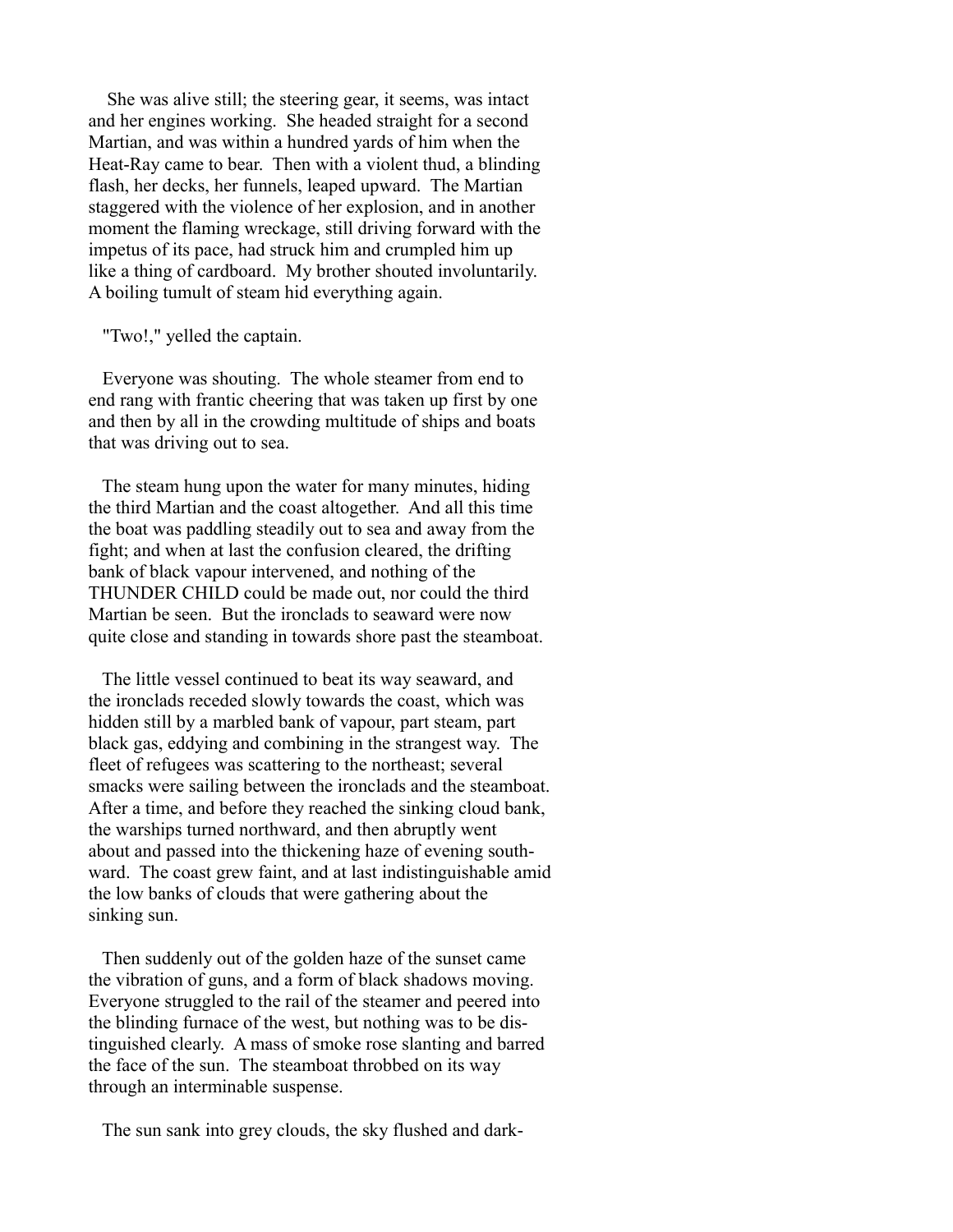She was alive still; the steering gear, it seems, was intact and her engines working. She headed straight for a second Martian, and was within a hundred yards of him when the Heat-Ray came to bear. Then with a violent thud, a blinding flash, her decks, her funnels, leaped upward. The Martian staggered with the violence of her explosion, and in another moment the flaming wreckage, still driving forward with the impetus of its pace, had struck him and crumpled him up like a thing of cardboard. My brother shouted involuntarily. A boiling tumult of steam hid everything again.

"Two!," yelled the captain.

Everyone was shouting. The whole steamer from end to end rang with frantic cheering that was taken up first by one and then by all in the crowding multitude of ships and boats that was driving out to sea.

The steam hung upon the water for many minutes, hiding the third Martian and the coast altogether. And all this time the boat was paddling steadily out to sea and away from the fight; and when at last the confusion cleared, the drifting bank of black vapour intervened, and nothing of the THUNDER CHILD could be made out, nor could the third Martian be seen. But the ironclads to seaward were now quite close and standing in towards shore past the steamboat.

The little vessel continued to beat its way seaward, and the ironclads receded slowly towards the coast, which was hidden still by a marbled bank of vapour, part steam, part black gas, eddying and combining in the strangest way. The fleet of refugees was scattering to the northeast; several smacks were sailing between the ironclads and the steamboat. After a time, and before they reached the sinking cloud bank, the warships turned northward, and then abruptly went about and passed into the thickening haze of evening southward. The coast grew faint, and at last indistinguishable amid the low banks of clouds that were gathering about the sinking sun.

Then suddenly out of the golden haze of the sunset came the vibration of guns, and a form of black shadows moving. Everyone struggled to the rail of the steamer and peered into the blinding furnace of the west, but nothing was to be distinguished clearly. A mass of smoke rose slanting and barred the face of the sun. The steamboat throbbed on its way through an interminable suspense.

The sun sank into grey clouds, the sky flushed and dark-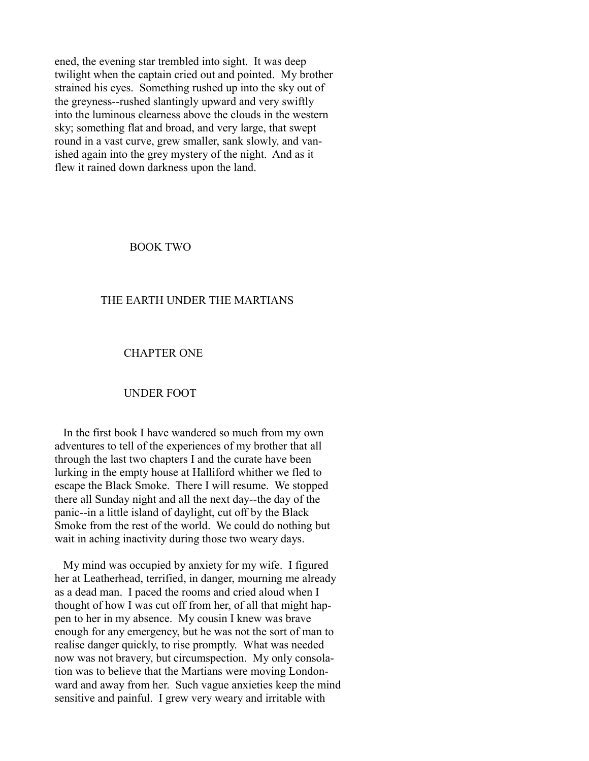ened, the evening star trembled into sight. It was deep twilight when the captain cried out and pointed. My brother strained his eyes. Something rushed up into the sky out of the greyness--rushed slantingly upward and very swiftly into the luminous clearness above the clouds in the western sky; something flat and broad, and very large, that swept round in a vast curve, grew smaller, sank slowly, and vanished again into the grey mystery of the night. And as it flew it rained down darkness upon the land.

# BOOK TWO

# THE EARTH UNDER THE MARTIANS

## CHAPTER ONE

## UNDER FOOT

In the first book I have wandered so much from my own adventures to tell of the experiences of my brother that all through the last two chapters I and the curate have been lurking in the empty house at Halliford whither we fled to escape the Black Smoke. There I will resume. We stopped there all Sunday night and all the next day--the day of the panic--in a little island of daylight, cut off by the Black Smoke from the rest of the world. We could do nothing but wait in aching inactivity during those two weary days.

My mind was occupied by anxiety for my wife. I figured her at Leatherhead, terrified, in danger, mourning me already as a dead man. I paced the rooms and cried aloud when I thought of how I was cut off from her, of all that might happen to her in my absence. My cousin I knew was brave enough for any emergency, but he was not the sort of man to realise danger quickly, to rise promptly. What was needed now was not bravery, but circumspection. My only consolation was to believe that the Martians were moving Londonward and away from her. Such vague anxieties keep the mind sensitive and painful. I grew very weary and irritable with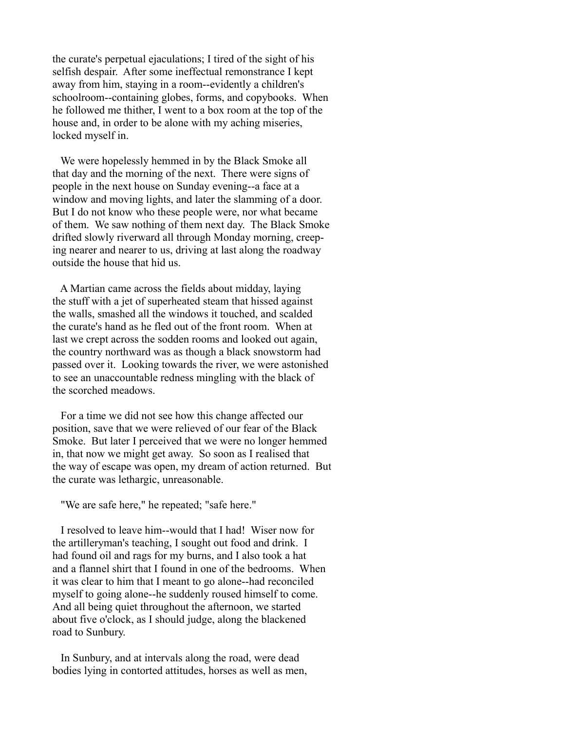the curate's perpetual ejaculations; I tired of the sight of his selfish despair. After some ineffectual remonstrance I kept away from him, staying in a room--evidently a children's schoolroom--containing globes, forms, and copybooks. When he followed me thither, I went to a box room at the top of the house and, in order to be alone with my aching miseries, locked myself in.

We were hopelessly hemmed in by the Black Smoke all that day and the morning of the next. There were signs of people in the next house on Sunday evening--a face at a window and moving lights, and later the slamming of a door. But I do not know who these people were, nor what became of them. We saw nothing of them next day. The Black Smoke drifted slowly riverward all through Monday morning, creeping nearer and nearer to us, driving at last along the roadway outside the house that hid us.

A Martian came across the fields about midday, laying the stuff with a jet of superheated steam that hissed against the walls, smashed all the windows it touched, and scalded the curate's hand as he fled out of the front room. When at last we crept across the sodden rooms and looked out again, the country northward was as though a black snowstorm had passed over it. Looking towards the river, we were astonished to see an unaccountable redness mingling with the black of the scorched meadows.

For a time we did not see how this change affected our position, save that we were relieved of our fear of the Black Smoke. But later I perceived that we were no longer hemmed in, that now we might get away. So soon as I realised that the way of escape was open, my dream of action returned. But the curate was lethargic, unreasonable.

"We are safe here," he repeated; "safe here."

I resolved to leave him--would that I had! Wiser now for the artilleryman's teaching, I sought out food and drink. I had found oil and rags for my burns, and I also took a hat and a flannel shirt that I found in one of the bedrooms. When it was clear to him that I meant to go alone--had reconciled myself to going alone--he suddenly roused himself to come. And all being quiet throughout the afternoon, we started about five o'clock, as I should judge, along the blackened road to Sunbury.

In Sunbury, and at intervals along the road, were dead bodies lying in contorted attitudes, horses as well as men,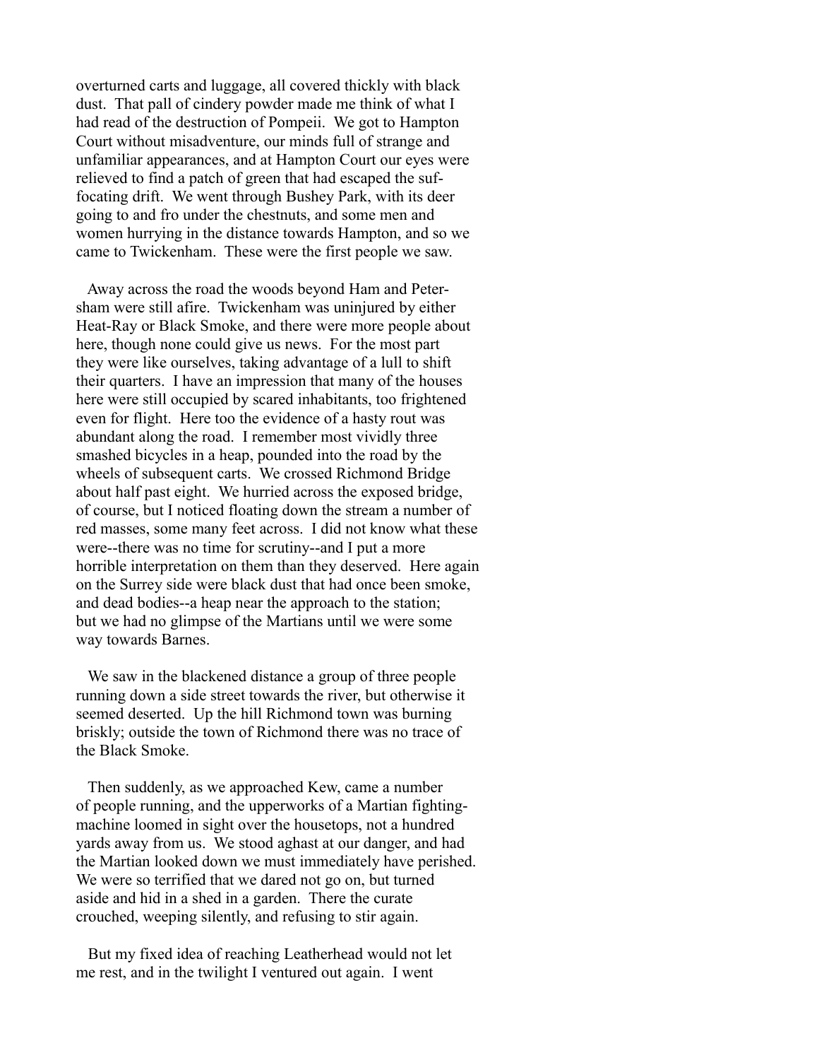overturned carts and luggage, all covered thickly with black dust. That pall of cindery powder made me think of what I had read of the destruction of Pompeii. We got to Hampton Court without misadventure, our minds full of strange and unfamiliar appearances, and at Hampton Court our eyes were relieved to find a patch of green that had escaped the suffocating drift. We went through Bushey Park, with its deer going to and fro under the chestnuts, and some men and women hurrying in the distance towards Hampton, and so we came to Twickenham. These were the first people we saw.

Away across the road the woods beyond Ham and Petersham were still afire. Twickenham was uninjured by either Heat-Ray or Black Smoke, and there were more people about here, though none could give us news. For the most part they were like ourselves, taking advantage of a lull to shift their quarters. I have an impression that many of the houses here were still occupied by scared inhabitants, too frightened even for flight. Here too the evidence of a hasty rout was abundant along the road. I remember most vividly three smashed bicycles in a heap, pounded into the road by the wheels of subsequent carts. We crossed Richmond Bridge about half past eight. We hurried across the exposed bridge, of course, but I noticed floating down the stream a number of red masses, some many feet across. I did not know what these were--there was no time for scrutiny--and I put a more horrible interpretation on them than they deserved. Here again on the Surrey side were black dust that had once been smoke, and dead bodies--a heap near the approach to the station; but we had no glimpse of the Martians until we were some way towards Barnes.

We saw in the blackened distance a group of three people running down a side street towards the river, but otherwise it seemed deserted. Up the hill Richmond town was burning briskly; outside the town of Richmond there was no trace of the Black Smoke.

Then suddenly, as we approached Kew, came a number of people running, and the upperworks of a Martian fighting-machine loomed in sight over the housetops, not a hundred yards away from us. We stood aghast at our danger, and had the Martian looked down we must immediately have perished. We were so terrified that we dared not go on, but turned aside and hid in a shed in a garden. There the curate crouched, weeping silently, and refusing to stir again.

But my fixed idea of reaching Leatherhead would not let me rest, and in the twilight I ventured out again. I went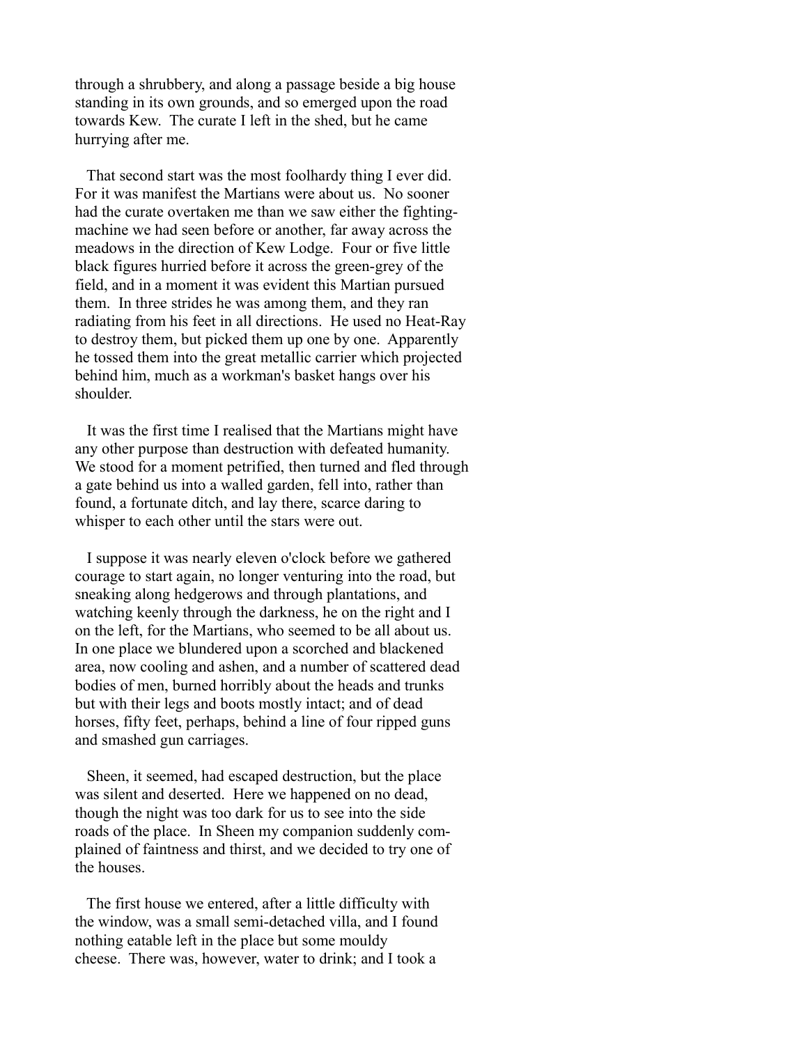through a shrubbery, and along a passage beside a big house standing in its own grounds, and so emerged upon the road towards Kew. The curate I left in the shed, but he came hurrying after me.

That second start was the most foolhardy thing I ever did. For it was manifest the Martians were about us. No sooner had the curate overtaken me than we saw either the fighting-machine we had seen before or another, far away across the meadows in the direction of Kew Lodge. Four or five little black figures hurried before it across the green-grey of the field, and in a moment it was evident this Martian pursued them. In three strides he was among them, and they ran radiating from his feet in all directions. He used no Heat-Ray to destroy them, but picked them up one by one. Apparently he tossed them into the great metallic carrier which projected behind him, much as a workman's basket hangs over his shoulder.

It was the first time I realised that the Martians might have any other purpose than destruction with defeated humanity. We stood for a moment petrified, then turned and fled through a gate behind us into a walled garden, fell into, rather than found, a fortunate ditch, and lay there, scarce daring to whisper to each other until the stars were out.

I suppose it was nearly eleven o'clock before we gathered courage to start again, no longer venturing into the road, but sneaking along hedgerows and through plantations, and watching keenly through the darkness, he on the right and I on the left, for the Martians, who seemed to be all about us. In one place we blundered upon a scorched and blackened area, now cooling and ashen, and a number of scattered dead bodies of men, burned horribly about the heads and trunks but with their legs and boots mostly intact; and of dead horses, fifty feet, perhaps, behind a line of four ripped guns and smashed gun carriages.

Sheen, it seemed, had escaped destruction, but the place was silent and deserted. Here we happened on no dead, though the night was too dark for us to see into the side roads of the place. In Sheen my companion suddenly complained of faintness and thirst, and we decided to try one of the houses.

The first house we entered, after a little difficulty with the window, was a small semi-detached villa, and I found nothing eatable left in the place but some mouldy cheese. There was, however, water to drink; and I took a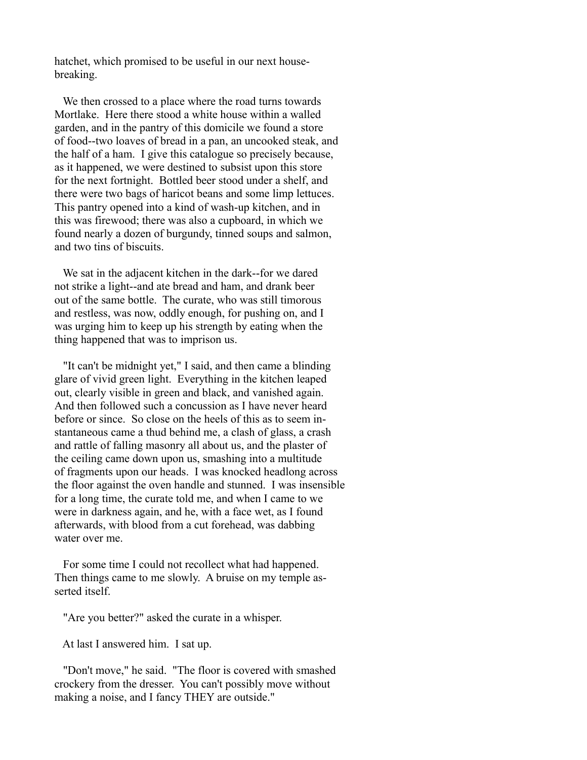hatchet, which promised to be useful in our next house-breaking.

We then crossed to a place where the road turns towards Mortlake. Here there stood a white house within a walled garden, and in the pantry of this domicile we found a store of food--two loaves of bread in a pan, an uncooked steak, and the half of a ham. I give this catalogue so precisely because, as it happened, we were destined to subsist upon this store for the next fortnight. Bottled beer stood under a shelf, and there were two bags of haricot beans and some limp lettuces. This pantry opened into a kind of wash-up kitchen, and in this was firewood; there was also a cupboard, in which we found nearly a dozen of burgundy, tinned soups and salmon, and two tins of biscuits.

We sat in the adjacent kitchen in the dark--for we dared not strike a light--and ate bread and ham, and drank beer out of the same bottle. The curate, who was still timorous and restless, was now, oddly enough, for pushing on, and I was urging him to keep up his strength by eating when the thing happened that was to imprison us.

"It can't be midnight yet," I said, and then came a blinding glare of vivid green light. Everything in the kitchen leaped out, clearly visible in green and black, and vanished again. And then followed such a concussion as I have never heard before or since. So close on the heels of this as to seem instantaneous came a thud behind me, a clash of glass, a crash and rattle of falling masonry all about us, and the plaster of the ceiling came down upon us, smashing into a multitude of fragments upon our heads. I was knocked headlong across the floor against the oven handle and stunned. I was insensible for a long time, the curate told me, and when I came to we were in darkness again, and he, with a face wet, as I found afterwards, with blood from a cut forehead, was dabbing water over me.

For some time I could not recollect what had happened. Then things came to me slowly. A bruise on my temple asserted itself.

"Are you better?" asked the curate in a whisper.

At last I answered him. I sat up.

"Don't move," he said. "The floor is covered with smashed crockery from the dresser. You can't possibly move without making a noise, and I fancy THEY are outside."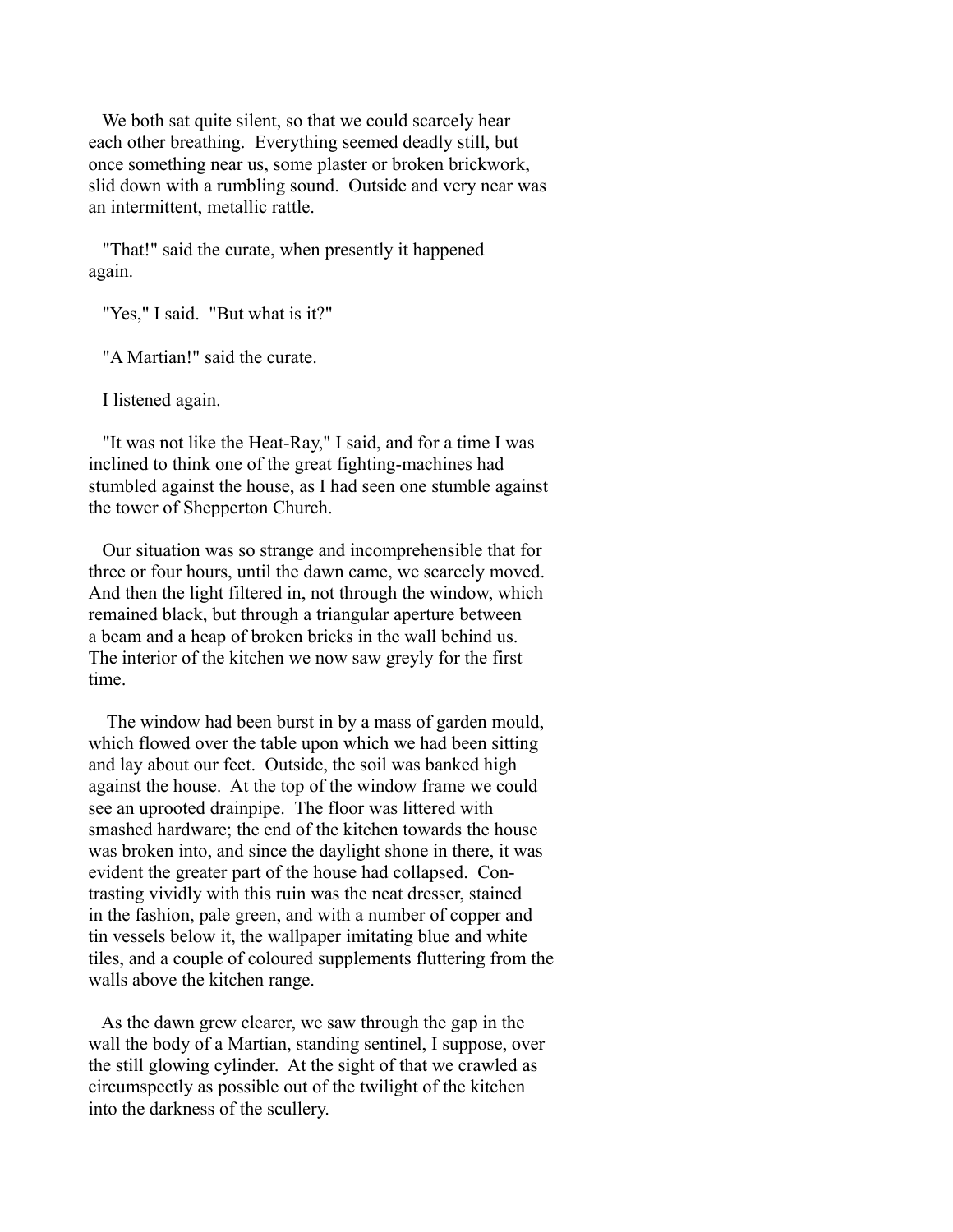We both sat quite silent, so that we could scarcely hear each other breathing. Everything seemed deadly still, but once something near us, some plaster or broken brickwork, slid down with a rumbling sound. Outside and very near was an intermittent, metallic rattle.

"That!" said the curate, when presently it happened again.

"Yes," I said. "But what is it?"

"A Martian!" said the curate.

I listened again.

"It was not like the Heat-Ray," I said, and for a time I was inclined to think one of the great fighting-machines had stumbled against the house, as I had seen one stumble against the tower of Shepperton Church.

Our situation was so strange and incomprehensible that for three or four hours, until the dawn came, we scarcely moved. And then the light filtered in, not through the window, which remained black, but through a triangular aperture between a beam and a heap of broken bricks in the wall behind us. The interior of the kitchen we now saw greyly for the first time.

The window had been burst in by a mass of garden mould, which flowed over the table upon which we had been sitting and lay about our feet. Outside, the soil was banked high against the house. At the top of the window frame we could see an uprooted drainpipe. The floor was littered with smashed hardware; the end of the kitchen towards the house was broken into, and since the daylight shone in there, it was evident the greater part of the house had collapsed. Contrasting vividly with this ruin was the neat dresser, stained in the fashion, pale green, and with a number of copper and tin vessels below it, the wallpaper imitating blue and white tiles, and a couple of coloured supplements fluttering from the walls above the kitchen range.

As the dawn grew clearer, we saw through the gap in the wall the body of a Martian, standing sentinel, I suppose, over the still glowing cylinder. At the sight of that we crawled as circumspectly as possible out of the twilight of the kitchen into the darkness of the scullery.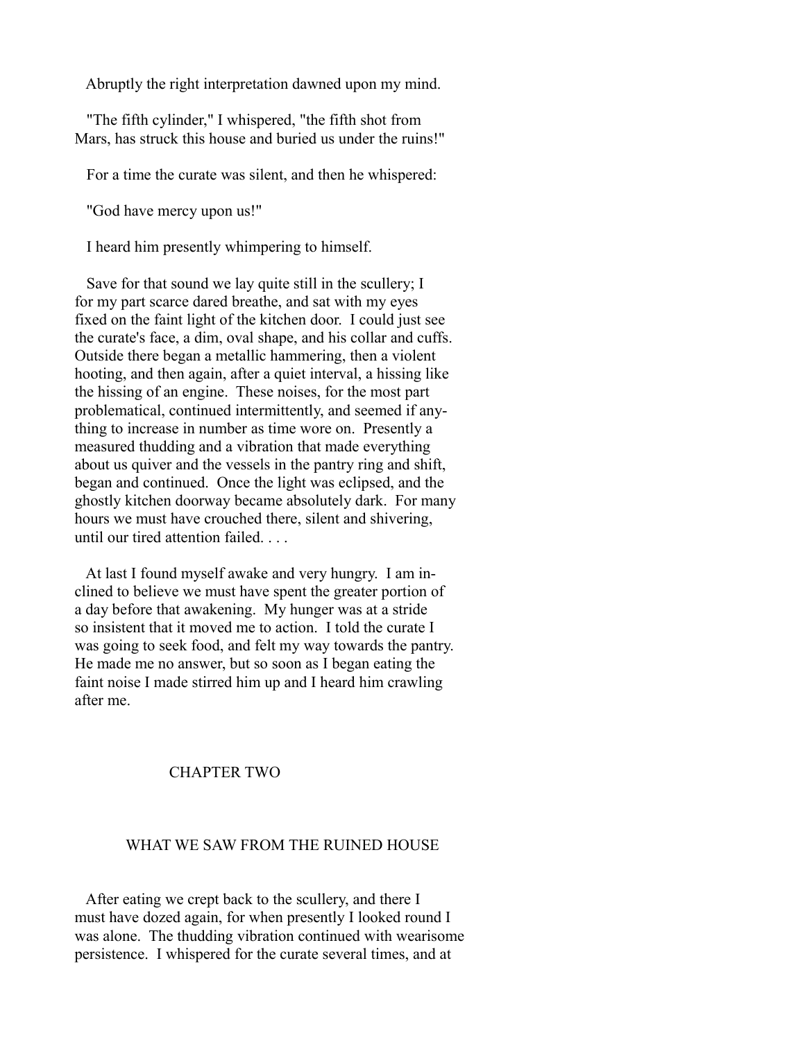Abruptly the right interpretation dawned upon my mind.

"The fifth cylinder," I whispered, "the fifth shot from Mars, has struck this house and buried us under the ruins!"

For a time the curate was silent, and then he whispered:

"God have mercy upon us!"

I heard him presently whimpering to himself.

Save for that sound we lay quite still in the scullery; I for my part scarce dared breathe, and sat with my eyes fixed on the faint light of the kitchen door. I could just see the curate's face, a dim, oval shape, and his collar and cuffs. Outside there began a metallic hammering, then a violent hooting, and then again, after a quiet interval, a hissing like the hissing of an engine. These noises, for the most part problematical, continued intermittently, and seemed if anything to increase in number as time wore on. Presently a measured thudding and a vibration that made everything about us quiver and the vessels in the pantry ring and shift, began and continued. Once the light was eclipsed, and the ghostly kitchen doorway became absolutely dark. For many hours we must have crouched there, silent and shivering, until our tired attention failed. . . .

At last I found myself awake and very hungry. I am inclined to believe we must have spent the greater portion of a day before that awakening. My hunger was at a stride so insistent that it moved me to action. I told the curate I was going to seek food, and felt my way towards the pantry. He made me no answer, but so soon as I began eating the faint noise I made stirred him up and I heard him crawling after me.

## CHAPTER TWO

## WHAT WE SAW FROM THE RUINED HOUSE

After eating we crept back to the scullery, and there I must have dozed again, for when presently I looked round I was alone. The thudding vibration continued with wearisome persistence. I whispered for the curate several times, and at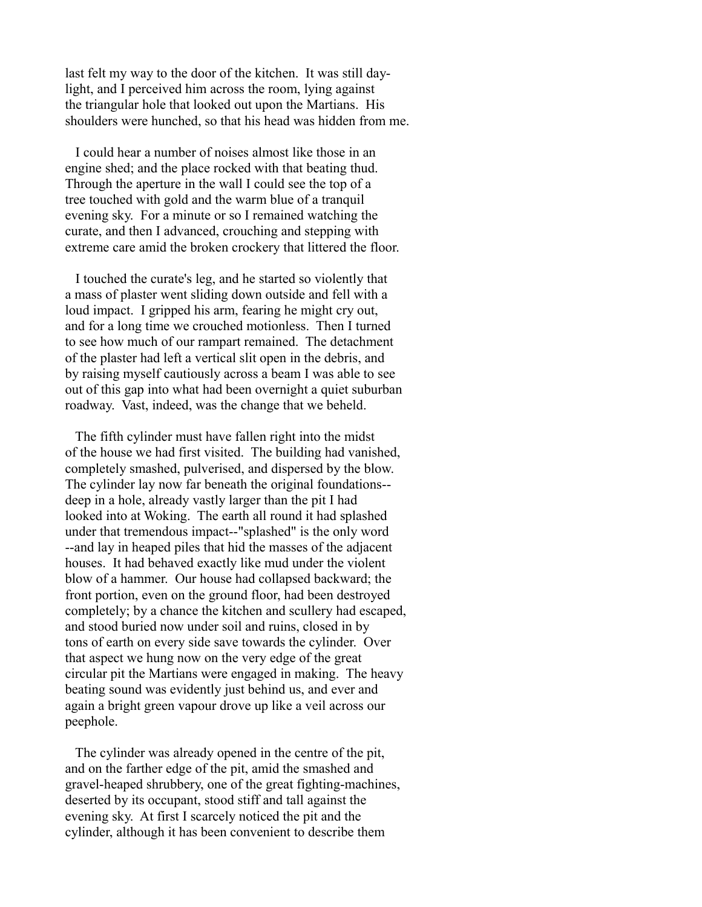last felt my way to the door of the kitchen. It was still daylight, and I perceived him across the room, lying against the triangular hole that looked out upon the Martians. His shoulders were hunched, so that his head was hidden from me.

I could hear a number of noises almost like those in an engine shed; and the place rocked with that beating thud. Through the aperture in the wall I could see the top of a tree touched with gold and the warm blue of a tranquil evening sky. For a minute or so I remained watching the curate, and then I advanced, crouching and stepping with extreme care amid the broken crockery that littered the floor.

I touched the curate's leg, and he started so violently that a mass of plaster went sliding down outside and fell with a loud impact. I gripped his arm, fearing he might cry out, and for a long time we crouched motionless. Then I turned to see how much of our rampart remained. The detachment of the plaster had left a vertical slit open in the debris, and by raising myself cautiously across a beam I was able to see out of this gap into what had been overnight a quiet suburban roadway. Vast, indeed, was the change that we beheld.

The fifth cylinder must have fallen right into the midst of the house we had first visited. The building had vanished, completely smashed, pulverised, and dispersed by the blow. The cylinder lay now far beneath the original foundations--deep in a hole, already vastly larger than the pit I had looked into at Woking. The earth all round it had splashed under that tremendous impact--"splashed" is the only word--and lay in heaped piles that hid the masses of the adjacent houses. It had behaved exactly like mud under the violent blow of a hammer. Our house had collapsed backward; the front portion, even on the ground floor, had been destroyed completely; by a chance the kitchen and scullery had escaped, and stood buried now under soil and ruins, closed in by tons of earth on every side save towards the cylinder. Over that aspect we hung now on the very edge of the great circular pit the Martians were engaged in making. The heavy beating sound was evidently just behind us, and ever and again a bright green vapour drove up like a veil across our peephole.

The cylinder was already opened in the centre of the pit, and on the farther edge of the pit, amid the smashed and gravel-heaped shrubbery, one of the great fighting-machines, deserted by its occupant, stood stiff and tall against the evening sky. At first I scarcely noticed the pit and the cylinder, although it has been convenient to describe them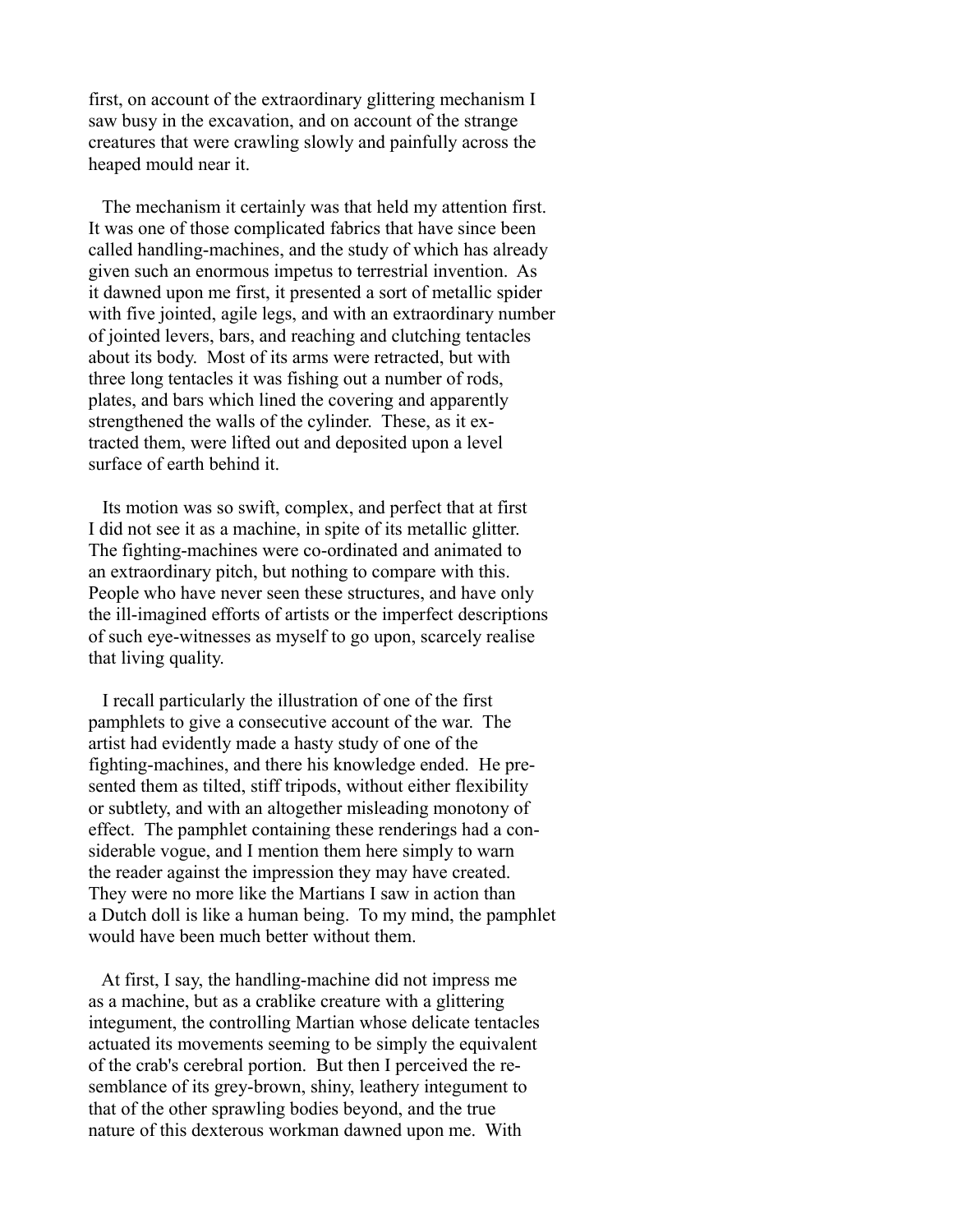first, on account of the extraordinary glittering mechanism I saw busy in the excavation, and on account of the strange creatures that were crawling slowly and painfully across the heaped mould near it.

The mechanism it certainly was that held my attention first. It was one of those complicated fabrics that have since been called handling-machines, and the study of which has already given such an enormous impetus to terrestrial invention. As it dawned upon me first, it presented a sort of metallic spider with five jointed, agile legs, and with an extraordinary number of jointed levers, bars, and reaching and clutching tentacles about its body. Most of its arms were retracted, but with three long tentacles it was fishing out a number of rods, plates, and bars which lined the covering and apparently strengthened the walls of the cylinder. These, as it extracted them, were lifted out and deposited upon a level surface of earth behind it.

Its motion was so swift, complex, and perfect that at first I did not see it as a machine, in spite of its metallic glitter. The fighting-machines were co-ordinated and animated to an extraordinary pitch, but nothing to compare with this. People who have never seen these structures, and have only the ill-imagined efforts of artists or the imperfect descriptions of such eye-witnesses as myself to go upon, scarcely realise that living quality.

I recall particularly the illustration of one of the first pamphlets to give a consecutive account of the war. The artist had evidently made a hasty study of one of the fighting-machines, and there his knowledge ended. He presented them as tilted, stiff tripods, without either flexibility or subtlety, and with an altogether misleading monotony of effect. The pamphlet containing these renderings had a considerable vogue, and I mention them here simply to warn the reader against the impression they may have created. They were no more like the Martians I saw in action than a Dutch doll is like a human being. To my mind, the pamphlet would have been much better without them.

At first, I say, the handling-machine did not impress me as a machine, but as a crablike creature with a glittering integument, the controlling Martian whose delicate tentacles actuated its movements seeming to be simply the equivalent of the crab's cerebral portion. But then I perceived the resemblance of its grey-brown, shiny, leathery integument to that of the other sprawling bodies beyond, and the true nature of this dexterous workman dawned upon me. With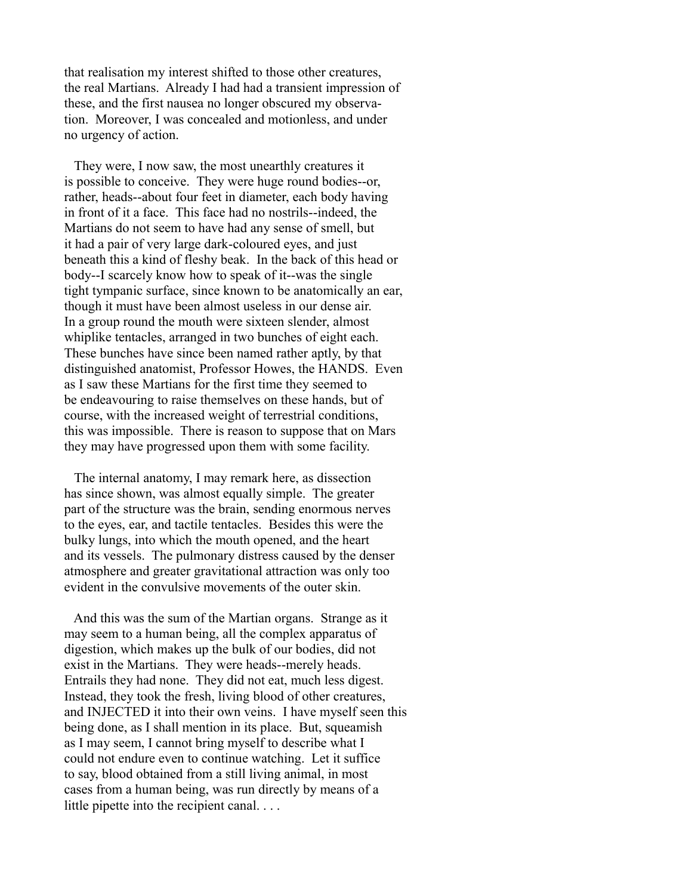that realisation my interest shifted to those other creatures, the real Martians. Already I had had a transient impression of these, and the first nausea no longer obscured my observation. Moreover, I was concealed and motionless, and under no urgency of action.

They were, I now saw, the most unearthly creatures it is possible to conceive. They were huge round bodies--or, rather, heads--about four feet in diameter, each body having in front of it a face. This face had no nostrils--indeed, the Martians do not seem to have had any sense of smell, but it had a pair of very large dark-coloured eyes, and just beneath this a kind of fleshy beak. In the back of this head or body--I scarcely know how to speak of it--was the single tight tympanic surface, since known to be anatomically an ear, though it must have been almost useless in our dense air. In a group round the mouth were sixteen slender, almost whiplike tentacles, arranged in two bunches of eight each. These bunches have since been named rather aptly, by that distinguished anatomist, Professor Howes, the HANDS. Even as I saw these Martians for the first time they seemed to be endeavouring to raise themselves on these hands, but of course, with the increased weight of terrestrial conditions, this was impossible. There is reason to suppose that on Mars they may have progressed upon them with some facility.

The internal anatomy, I may remark here, as dissection has since shown, was almost equally simple. The greater part of the structure was the brain, sending enormous nerves to the eyes, ear, and tactile tentacles. Besides this were the bulky lungs, into which the mouth opened, and the heart and its vessels. The pulmonary distress caused by the denser atmosphere and greater gravitational attraction was only too evident in the convulsive movements of the outer skin.

And this was the sum of the Martian organs. Strange as it may seem to a human being, all the complex apparatus of digestion, which makes up the bulk of our bodies, did not exist in the Martians. They were heads--merely heads. Entrails they had none. They did not eat, much less digest. Instead, they took the fresh, living blood of other creatures, and INJECTED it into their own veins. I have myself seen this being done, as I shall mention in its place. But, squeamish as I may seem, I cannot bring myself to describe what I could not endure even to continue watching. Let it suffice to say, blood obtained from a still living animal, in most cases from a human being, was run directly by means of a little pipette into the recipient canal. . . .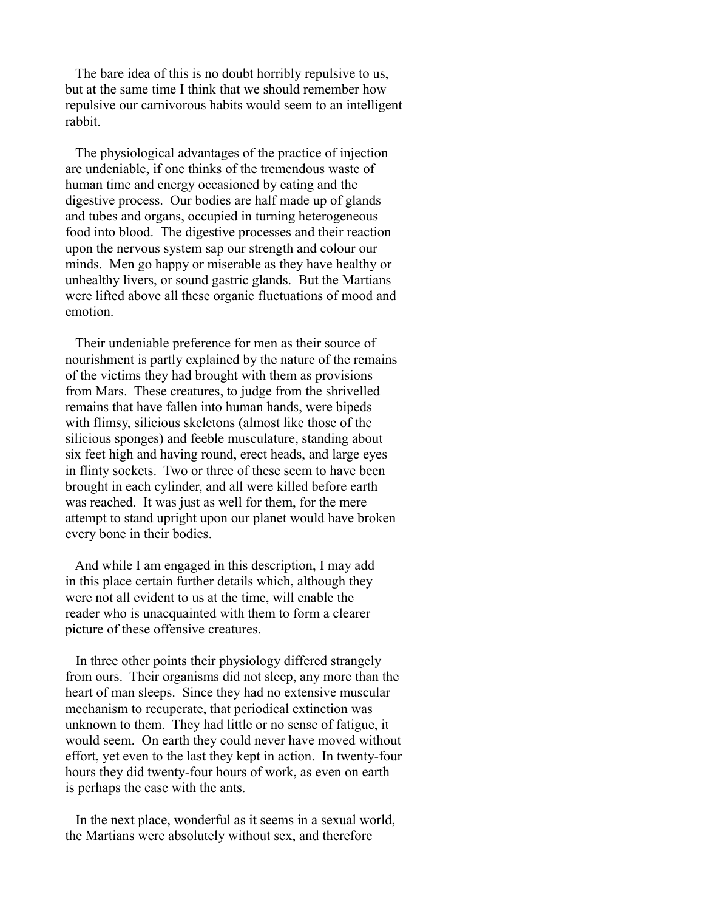The bare idea of this is no doubt horribly repulsive to us, but at the same time I think that we should remember how repulsive our carnivorous habits would seem to an intelligent rabbit.

The physiological advantages of the practice of injection are undeniable, if one thinks of the tremendous waste of human time and energy occasioned by eating and the digestive process. Our bodies are half made up of glands and tubes and organs, occupied in turning heterogeneous food into blood. The digestive processes and their reaction upon the nervous system sap our strength and colour our minds. Men go happy or miserable as they have healthy or unhealthy livers, or sound gastric glands. But the Martians were lifted above all these organic fluctuations of mood and emotion.

Their undeniable preference for men as their source of nourishment is partly explained by the nature of the remains of the victims they had brought with them as provisions from Mars. These creatures, to judge from the shrivelled remains that have fallen into human hands, were bipeds with flimsy, silicious skeletons (almost like those of the silicious sponges) and feeble musculature, standing about six feet high and having round, erect heads, and large eyes in flinty sockets. Two or three of these seem to have been brought in each cylinder, and all were killed before earth was reached. It was just as well for them, for the mere attempt to stand upright upon our planet would have broken every bone in their bodies.

And while I am engaged in this description, I may add in this place certain further details which, although they were not all evident to us at the time, will enable the reader who is unacquainted with them to form a clearer picture of these offensive creatures.

In three other points their physiology differed strangely from ours. Their organisms did not sleep, any more than the heart of man sleeps. Since they had no extensive muscular mechanism to recuperate, that periodical extinction was unknown to them. They had little or no sense of fatigue, it would seem. On earth they could never have moved without effort, yet even to the last they kept in action. In twenty-four hours they did twenty-four hours of work, as even on earth is perhaps the case with the ants.

In the next place, wonderful as it seems in a sexual world, the Martians were absolutely without sex, and therefore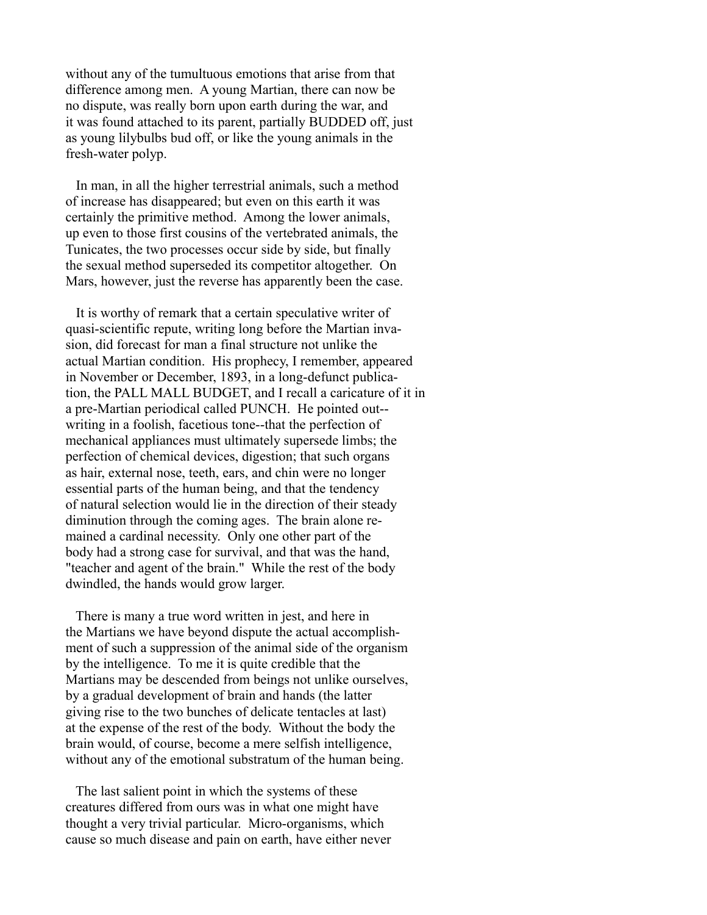without any of the tumultuous emotions that arise from that difference among men. A young Martian, there can now be no dispute, was really born upon earth during the war, and it was found attached to its parent, partially BUDDED off, just as young lilybulbs bud off, or like the young animals in the fresh-water polyp.

In man, in all the higher terrestrial animals, such a method of increase has disappeared; but even on this earth it was certainly the primitive method. Among the lower animals, up even to those first cousins of the vertebrated animals, the Tunicates, the two processes occur side by side, but finally the sexual method superseded its competitor altogether. On Mars, however, just the reverse has apparently been the case.

It is worthy of remark that a certain speculative writer of quasi-scientific repute, writing long before the Martian invasion, did forecast for man a final structure not unlike the actual Martian condition. His prophecy, I remember, appeared in November or December, 1893, in a long-defunct publication, the PALL MALL BUDGET, and I recall a caricature of it in a pre-Martian periodical called PUNCH. He pointed out--writing in a foolish, facetious tone--that the perfection of mechanical appliances must ultimately supersede limbs; the perfection of chemical devices, digestion; that such organs as hair, external nose, teeth, ears, and chin were no longer essential parts of the human being, and that the tendency of natural selection would lie in the direction of their steady diminution through the coming ages. The brain alone remained a cardinal necessity. Only one other part of the body had a strong case for survival, and that was the hand, "teacher and agent of the brain." While the rest of the body dwindled, the hands would grow larger.

There is many a true word written in jest, and here in the Martians we have beyond dispute the actual accomplishment of such a suppression of the animal side of the organism by the intelligence. To me it is quite credible that the Martians may be descended from beings not unlike ourselves, by a gradual development of brain and hands (the latter giving rise to the two bunches of delicate tentacles at last) at the expense of the rest of the body. Without the body the brain would, of course, become a mere selfish intelligence, without any of the emotional substratum of the human being.

The last salient point in which the systems of these creatures differed from ours was in what one might have thought a very trivial particular. Micro-organisms, which cause so much disease and pain on earth, have either never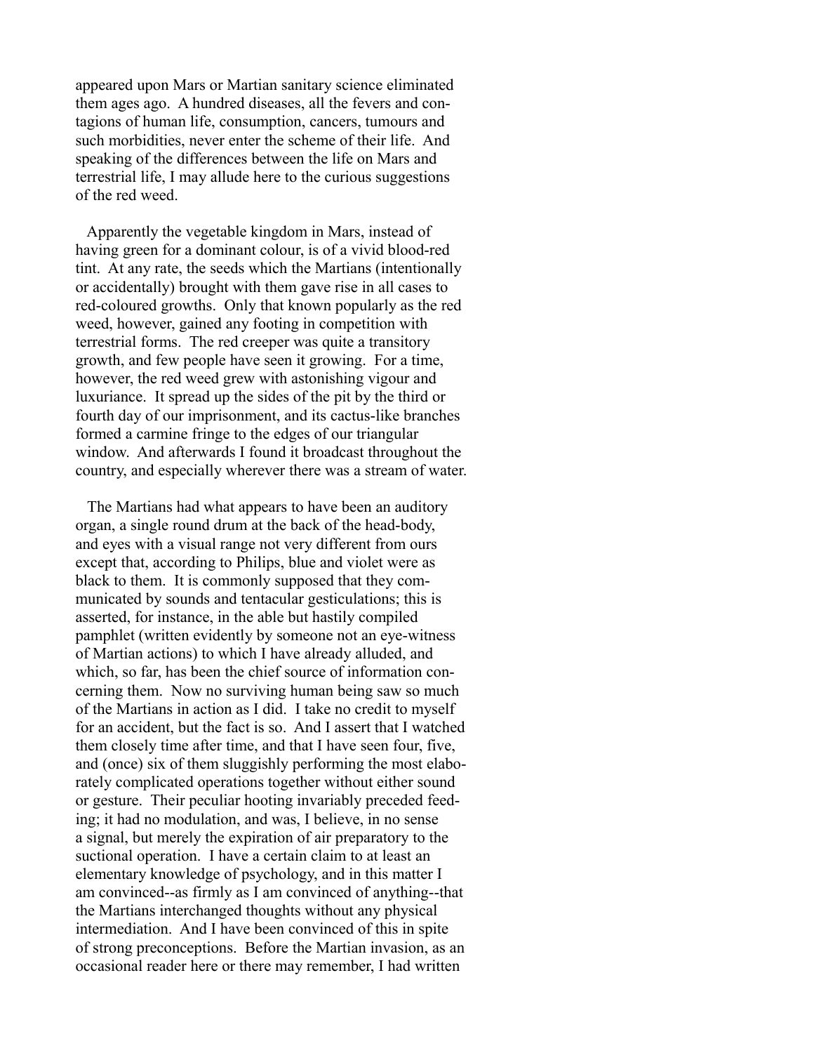appeared upon Mars or Martian sanitary science eliminated them ages ago. A hundred diseases, all the fevers and contagions of human life, consumption, cancers, tumours and such morbidities, never enter the scheme of their life. And speaking of the differences between the life on Mars and terrestrial life, I may allude here to the curious suggestions of the red weed.

Apparently the vegetable kingdom in Mars, instead of having green for a dominant colour, is of a vivid blood-red tint. At any rate, the seeds which the Martians (intentionally or accidentally) brought with them gave rise in all cases to red-coloured growths. Only that known popularly as the red weed, however, gained any footing in competition with terrestrial forms. The red creeper was quite a transitory growth, and few people have seen it growing. For a time, however, the red weed grew with astonishing vigour and luxuriance. It spread up the sides of the pit by the third or fourth day of our imprisonment, and its cactus-like branches formed a carmine fringe to the edges of our triangular window. And afterwards I found it broadcast throughout the country, and especially wherever there was a stream of water.

The Martians had what appears to have been an auditory organ, a single round drum at the back of the head-body, and eyes with a visual range not very different from ours except that, according to Philips, blue and violet were as black to them. It is commonly supposed that they communicated by sounds and tentacular gesticulations; this is asserted, for instance, in the able but hastily compiled pamphlet (written evidently by someone not an eye-witness of Martian actions) to which I have already alluded, and which, so far, has been the chief source of information concerning them. Now no surviving human being saw so much of the Martians in action as I did. I take no credit to myself for an accident, but the fact is so. And I assert that I watched them closely time after time, and that I have seen four, five, and (once) six of them sluggishly performing the most elaborately complicated operations together without either sound or gesture. Their peculiar hooting invariably preceded feeding; it had no modulation, and was, I believe, in no sense a signal, but merely the expiration of air preparatory to the suctional operation. I have a certain claim to at least an elementary knowledge of psychology, and in this matter I am convinced--as firmly as I am convinced of anything--that the Martians interchanged thoughts without any physical intermediation. And I have been convinced of this in spite of strong preconceptions. Before the Martian invasion, as an occasional reader here or there may remember, I had written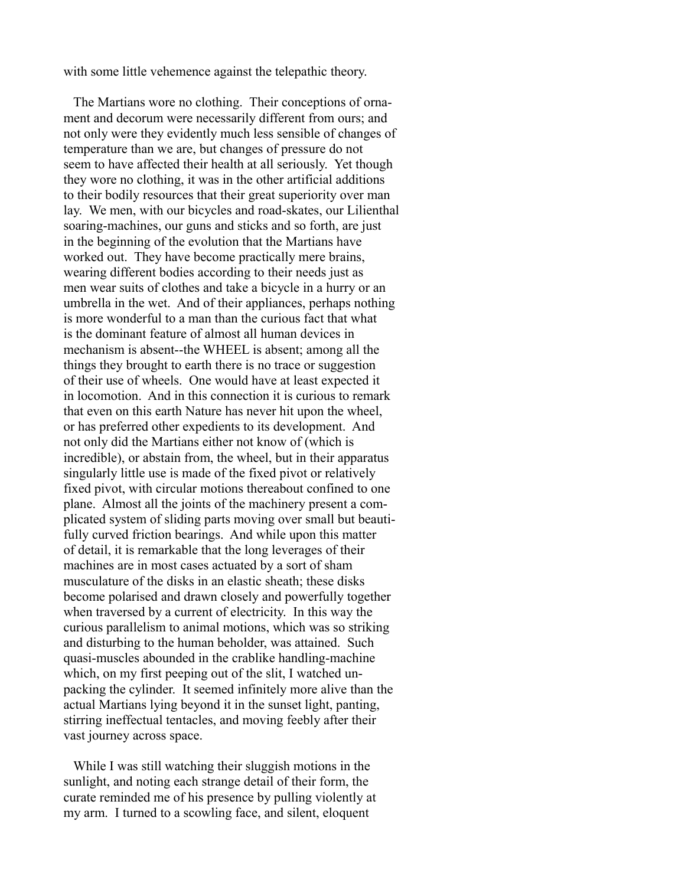with some little vehemence against the telepathic theory.

The Martians wore no clothing. Their conceptions of ornament and decorum were necessarily different from ours; and not only were they evidently much less sensible of changes of temperature than we are, but changes of pressure do not seem to have affected their health at all seriously. Yet though they wore no clothing, it was in the other artificial additions to their bodily resources that their great superiority over man lay. We men, with our bicycles and road-skates, our Lilienthal soaring-machines, our guns and sticks and so forth, are just in the beginning of the evolution that the Martians have worked out. They have become practically mere brains, wearing different bodies according to their needs just as men wear suits of clothes and take a bicycle in a hurry or an umbrella in the wet. And of their appliances, perhaps nothing is more wonderful to a man than the curious fact that what is the dominant feature of almost all human devices in mechanism is absent--the WHEEL is absent; among all the things they brought to earth there is no trace or suggestion of their use of wheels. One would have at least expected it in locomotion. And in this connection it is curious to remark that even on this earth Nature has never hit upon the wheel, or has preferred other expedients to its development. And not only did the Martians either not know of (which is incredible), or abstain from, the wheel, but in their apparatus singularly little use is made of the fixed pivot or relatively fixed pivot, with circular motions thereabout confined to one plane. Almost all the joints of the machinery present a complicated system of sliding parts moving over small but beautifully curved friction bearings. And while upon this matter of detail, it is remarkable that the long leverages of their machines are in most cases actuated by a sort of sham musculature of the disks in an elastic sheath; these disks become polarised and drawn closely and powerfully together when traversed by a current of electricity. In this way the curious parallelism to animal motions, which was so striking and disturbing to the human beholder, was attained. Such quasi-muscles abounded in the crablike handling-machine which, on my first peeping out of the slit, I watched unpacking the cylinder. It seemed infinitely more alive than the actual Martians lying beyond it in the sunset light, panting, stirring ineffectual tentacles, and moving feebly after their vast journey across space.

While I was still watching their sluggish motions in the sunlight, and noting each strange detail of their form, the curate reminded me of his presence by pulling violently at my arm. I turned to a scowling face, and silent, eloquent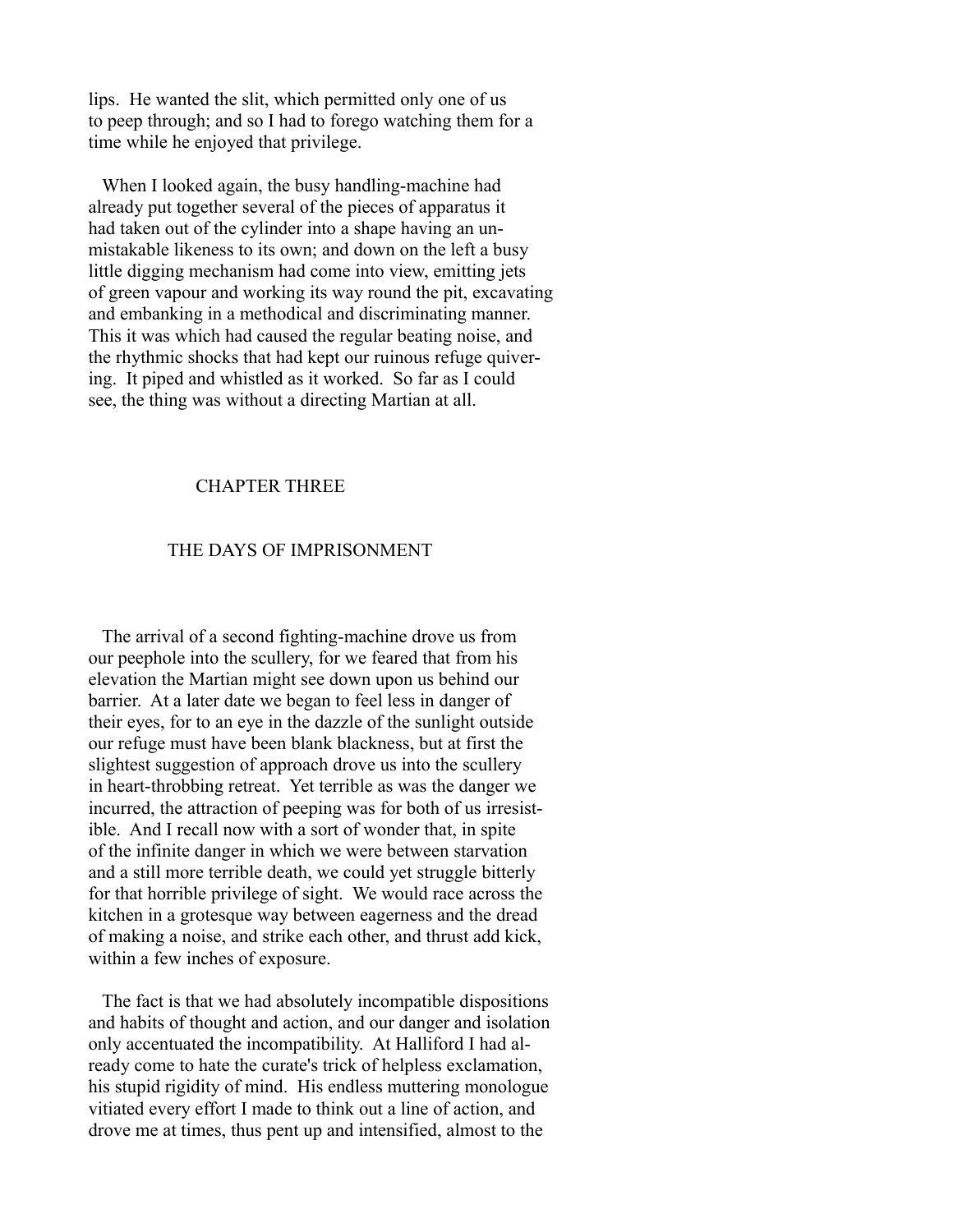lips. He wanted the slit, which permitted only one of us to peep through; and so I had to forego watching them for a time while he enjoyed that privilege.

When I looked again, the busy handling-machine had already put together several of the pieces of apparatus it had taken out of the cylinder into a shape having an unmistakable likeness to its own; and down on the left a busy little digging mechanism had come into view, emitting jets of green vapour and working its way round the pit, excavating and embanking in a methodical and discriminating manner. This it was which had caused the regular beating noise, and the rhythmic shocks that had kept our ruinous refuge quivering. It piped and whistled as it worked. So far as I could see, the thing was without a directing Martian at all.

## CHAPTER THREE

## THE DAYS OF IMPRISONMENT

The arrival of a second fighting-machine drove us from our peephole into the scullery, for we feared that from his elevation the Martian might see down upon us behind our barrier. At a later date we began to feel less in danger of their eyes, for to an eye in the dazzle of the sunlight outside our refuge must have been blank blackness, but at first the slightest suggestion of approach drove us into the scullery in heart-throbbing retreat. Yet terrible as was the danger we incurred, the attraction of peeping was for both of us irresistible. And I recall now with a sort of wonder that, in spite of the infinite danger in which we were between starvation and a still more terrible death, we could yet struggle bitterly for that horrible privilege of sight. We would race across the kitchen in a grotesque way between eagerness and the dread of making a noise, and strike each other, and thrust add kick, within a few inches of exposure.

The fact is that we had absolutely incompatible dispositions and habits of thought and action, and our danger and isolation only accentuated the incompatibility. At Halliford I had already come to hate the curate's trick of helpless exclamation, his stupid rigidity of mind. His endless muttering monologue vitiated every effort I made to think out a line of action, and drove me at times, thus pent up and intensified, almost to the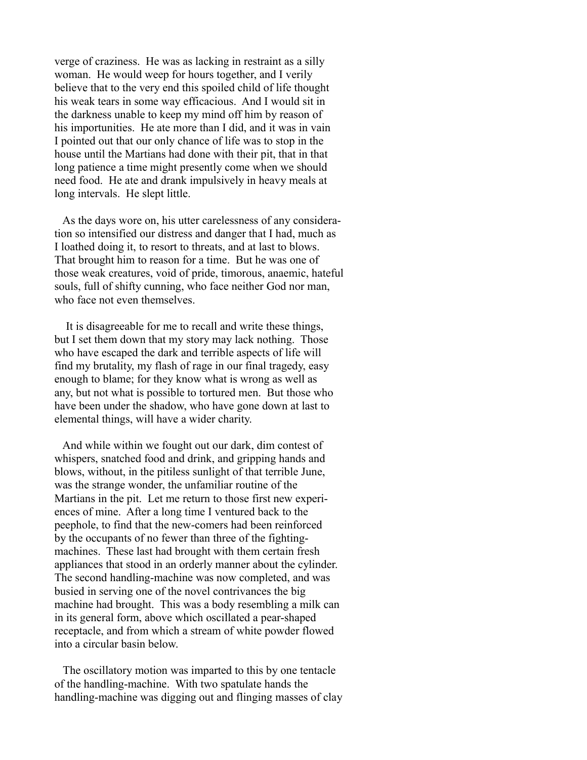verge of craziness. He was as lacking in restraint as a silly woman. He would weep for hours together, and I verily believe that to the very end this spoiled child of life thought his weak tears in some way efficacious. And I would sit in the darkness unable to keep my mind off him by reason of his importunities. He ate more than I did, and it was in vain I pointed out that our only chance of life was to stop in the house until the Martians had done with their pit, that in that long patience a time might presently come when we should need food. He ate and drank impulsively in heavy meals at long intervals. He slept little.

As the days wore on, his utter carelessness of any consideration so intensified our distress and danger that I had, much as I loathed doing it, to resort to threats, and at last to blows. That brought him to reason for a time. But he was one of those weak creatures, void of pride, timorous, anaemic, hateful souls, full of shifty cunning, who face neither God nor man, who face not even themselves.

It is disagreeable for me to recall and write these things, but I set them down that my story may lack nothing. Those who have escaped the dark and terrible aspects of life will find my brutality, my flash of rage in our final tragedy, easy enough to blame; for they know what is wrong as well as any, but not what is possible to tortured men. But those who have been under the shadow, who have gone down at last to elemental things, will have a wider charity.

And while within we fought out our dark, dim contest of whispers, snatched food and drink, and gripping hands and blows, without, in the pitiless sunlight of that terrible June, was the strange wonder, the unfamiliar routine of the Martians in the pit. Let me return to those first new experiences of mine. After a long time I ventured back to the peephole, to find that the new-comers had been reinforced by the occupants of no fewer than three of the fighting-machines. These last had brought with them certain fresh appliances that stood in an orderly manner about the cylinder. The second handling-machine was now completed, and was busied in serving one of the novel contrivances the big machine had brought. This was a body resembling a milk can in its general form, above which oscillated a pear-shaped receptacle, and from which a stream of white powder flowed into a circular basin below.

The oscillatory motion was imparted to this by one tentacle of the handling-machine. With two spatulate hands the handling-machine was digging out and flinging masses of clay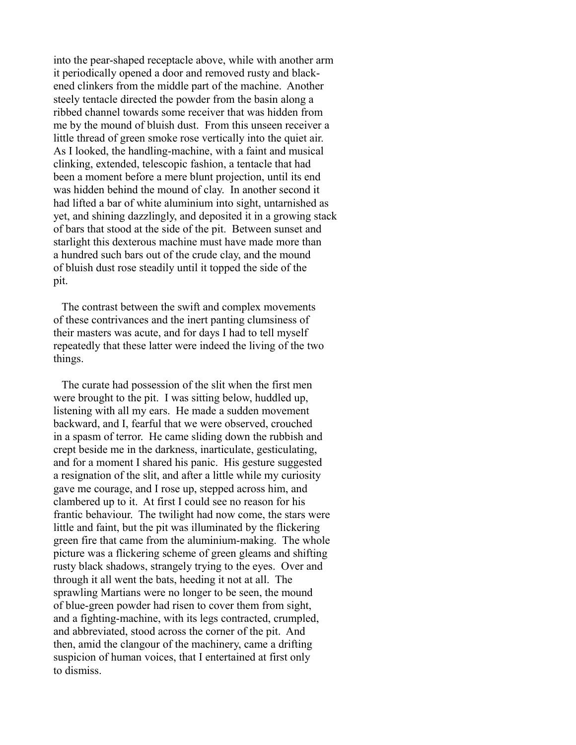into the pear-shaped receptacle above, while with another arm it periodically opened a door and removed rusty and blackened clinkers from the middle part of the machine. Another steely tentacle directed the powder from the basin along a ribbed channel towards some receiver that was hidden from me by the mound of bluish dust. From this unseen receiver a little thread of green smoke rose vertically into the quiet air. As I looked, the handling-machine, with a faint and musical clinking, extended, telescopic fashion, a tentacle that had been a moment before a mere blunt projection, until its end was hidden behind the mound of clay. In another second it had lifted a bar of white aluminium into sight, untarnished as yet, and shining dazzlingly, and deposited it in a growing stack of bars that stood at the side of the pit. Between sunset and starlight this dexterous machine must have made more than a hundred such bars out of the crude clay, and the mound of bluish dust rose steadily until it topped the side of the pit.

The contrast between the swift and complex movements of these contrivances and the inert panting clumsiness of their masters was acute, and for days I had to tell myself repeatedly that these latter were indeed the living of the two things.

The curate had possession of the slit when the first men were brought to the pit. I was sitting below, huddled up, listening with all my ears. He made a sudden movement backward, and I, fearful that we were observed, crouched in a spasm of terror. He came sliding down the rubbish and crept beside me in the darkness, inarticulate, gesticulating, and for a moment I shared his panic. His gesture suggested a resignation of the slit, and after a little while my curiosity gave me courage, and I rose up, stepped across him, and clambered up to it. At first I could see no reason for his frantic behaviour. The twilight had now come, the stars were little and faint, but the pit was illuminated by the flickering green fire that came from the aluminium-making. The whole picture was a flickering scheme of green gleams and shifting rusty black shadows, strangely trying to the eyes. Over and through it all went the bats, heeding it not at all. The sprawling Martians were no longer to be seen, the mound of blue-green powder had risen to cover them from sight, and a fighting-machine, with its legs contracted, crumpled, and abbreviated, stood across the corner of the pit. And then, amid the clangour of the machinery, came a drifting suspicion of human voices, that I entertained at first only to dismiss.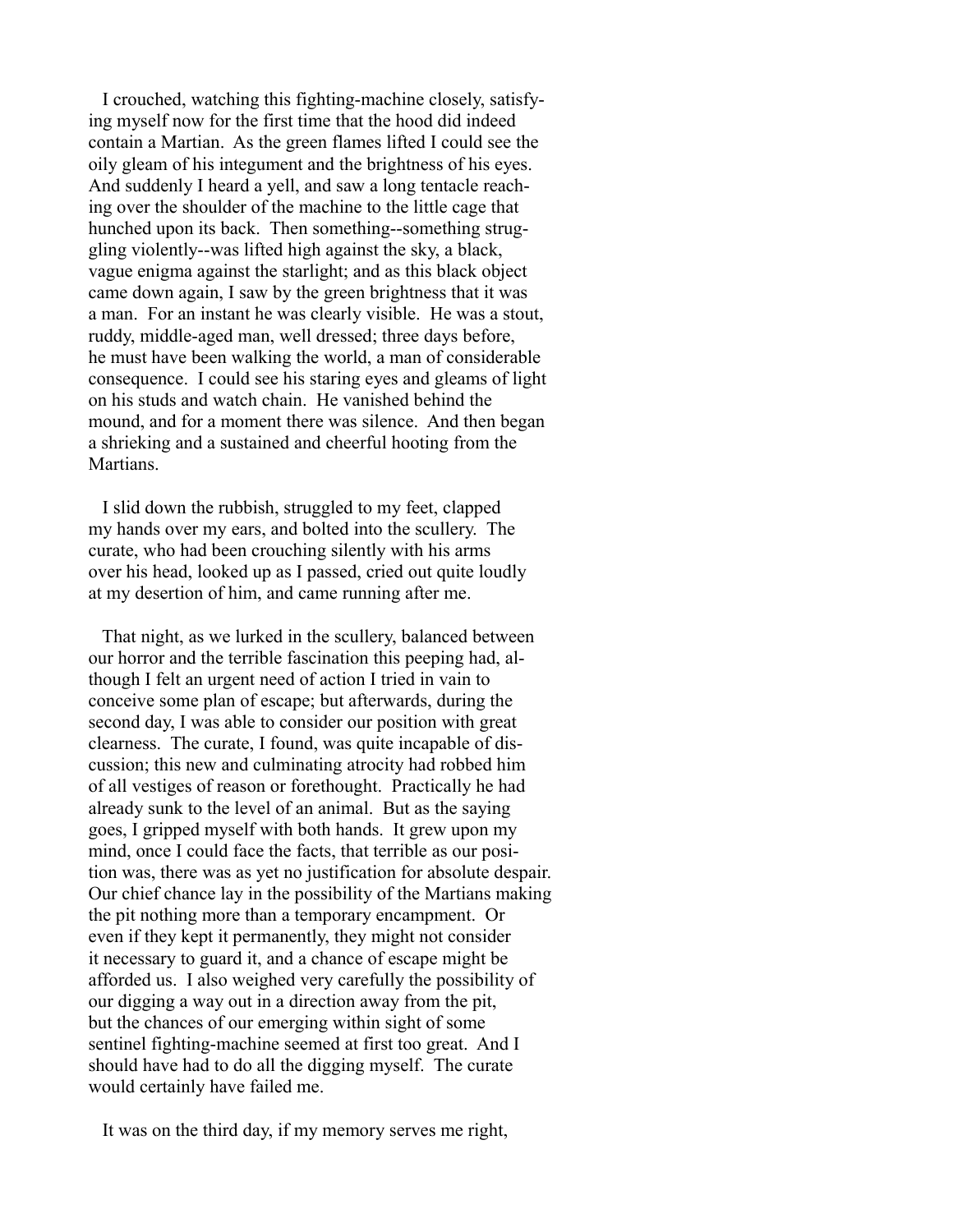I crouched, watching this fighting-machine closely, satisfying myself now for the first time that the hood did indeed contain a Martian. As the green flames lifted I could see the oily gleam of his integument and the brightness of his eyes. And suddenly I heard a yell, and saw a long tentacle reaching over the shoulder of the machine to the little cage that hunched upon its back. Then something--something struggling violently--was lifted high against the sky, a black, vague enigma against the starlight; and as this black object came down again, I saw by the green brightness that it was a man. For an instant he was clearly visible. He was a stout, ruddy, middle-aged man, well dressed; three days before, he must have been walking the world, a man of considerable consequence. I could see his staring eyes and gleams of light on his studs and watch chain. He vanished behind the mound, and for a moment there was silence. And then began a shrieking and a sustained and cheerful hooting from the Martians.

I slid down the rubbish, struggled to my feet, clapped my hands over my ears, and bolted into the scullery. The curate, who had been crouching silently with his arms over his head, looked up as I passed, cried out quite loudly at my desertion of him, and came running after me.

That night, as we lurked in the scullery, balanced between our horror and the terrible fascination this peeping had, although I felt an urgent need of action I tried in vain to conceive some plan of escape; but afterwards, during the second day, I was able to consider our position with great clearness. The curate, I found, was quite incapable of discussion; this new and culminating atrocity had robbed him of all vestiges of reason or forethought. Practically he had already sunk to the level of an animal. But as the saying goes, I gripped myself with both hands. It grew upon my mind, once I could face the facts, that terrible as our position was, there was as yet no justification for absolute despair. Our chief chance lay in the possibility of the Martians making the pit nothing more than a temporary encampment. Or even if they kept it permanently, they might not consider it necessary to guard it, and a chance of escape might be afforded us. I also weighed very carefully the possibility of our digging a way out in a direction away from the pit, but the chances of our emerging within sight of some sentinel fighting-machine seemed at first too great. And I should have had to do all the digging myself. The curate would certainly have failed me.

It was on the third day, if my memory serves me right,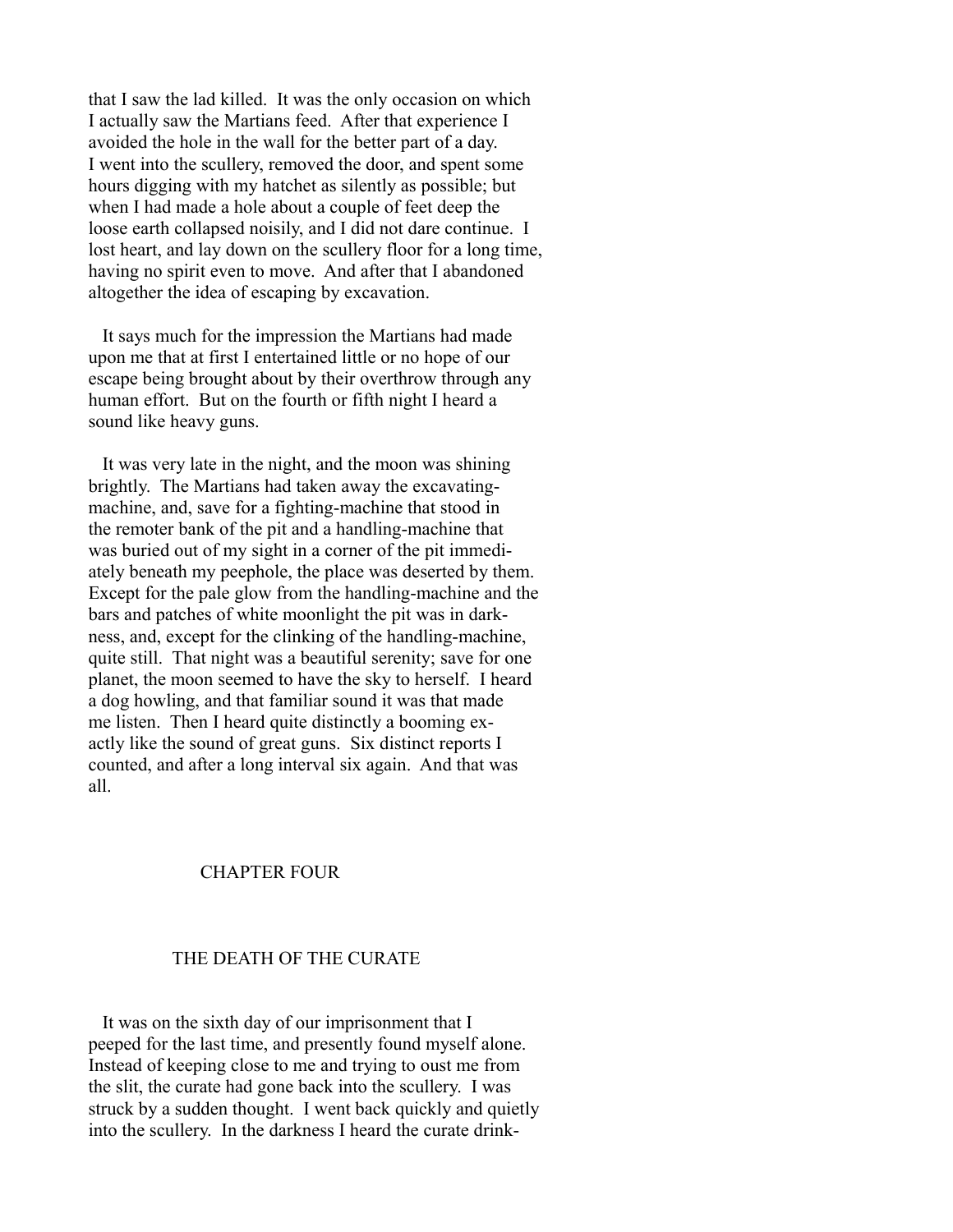that I saw the lad killed. It was the only occasion on which I actually saw the Martians feed. After that experience I avoided the hole in the wall for the better part of a day. I went into the scullery, removed the door, and spent some hours digging with my hatchet as silently as possible; but when I had made a hole about a couple of feet deep the loose earth collapsed noisily, and I did not dare continue. I lost heart, and lay down on the scullery floor for a long time, having no spirit even to move. And after that I abandoned altogether the idea of escaping by excavation.

It says much for the impression the Martians had made upon me that at first I entertained little or no hope of our escape being brought about by their overthrow through any human effort. But on the fourth or fifth night I heard a sound like heavy guns.

It was very late in the night, and the moon was shining brightly. The Martians had taken away the excavating-machine, and, save for a fighting-machine that stood in the remoter bank of the pit and a handling-machine that was buried out of my sight in a corner of the pit immediately beneath my peephole, the place was deserted by them. Except for the pale glow from the handling-machine and the bars and patches of white moonlight the pit was in darkness, and, except for the clinking of the handling-machine, quite still. That night was a beautiful serenity; save for one planet, the moon seemed to have the sky to herself. I heard a dog howling, and that familiar sound it was that made me listen. Then I heard quite distinctly a booming exactly like the sound of great guns. Six distinct reports I counted, and after a long interval six again. And that was all.

## CHAPTER FOUR

## THE DEATH OF THE CURATE

It was on the sixth day of our imprisonment that I peeped for the last time, and presently found myself alone. Instead of keeping close to me and trying to oust me from the slit, the curate had gone back into the scullery. I was struck by a sudden thought. I went back quickly and quietly into the scullery. In the darkness I heard the curate drink-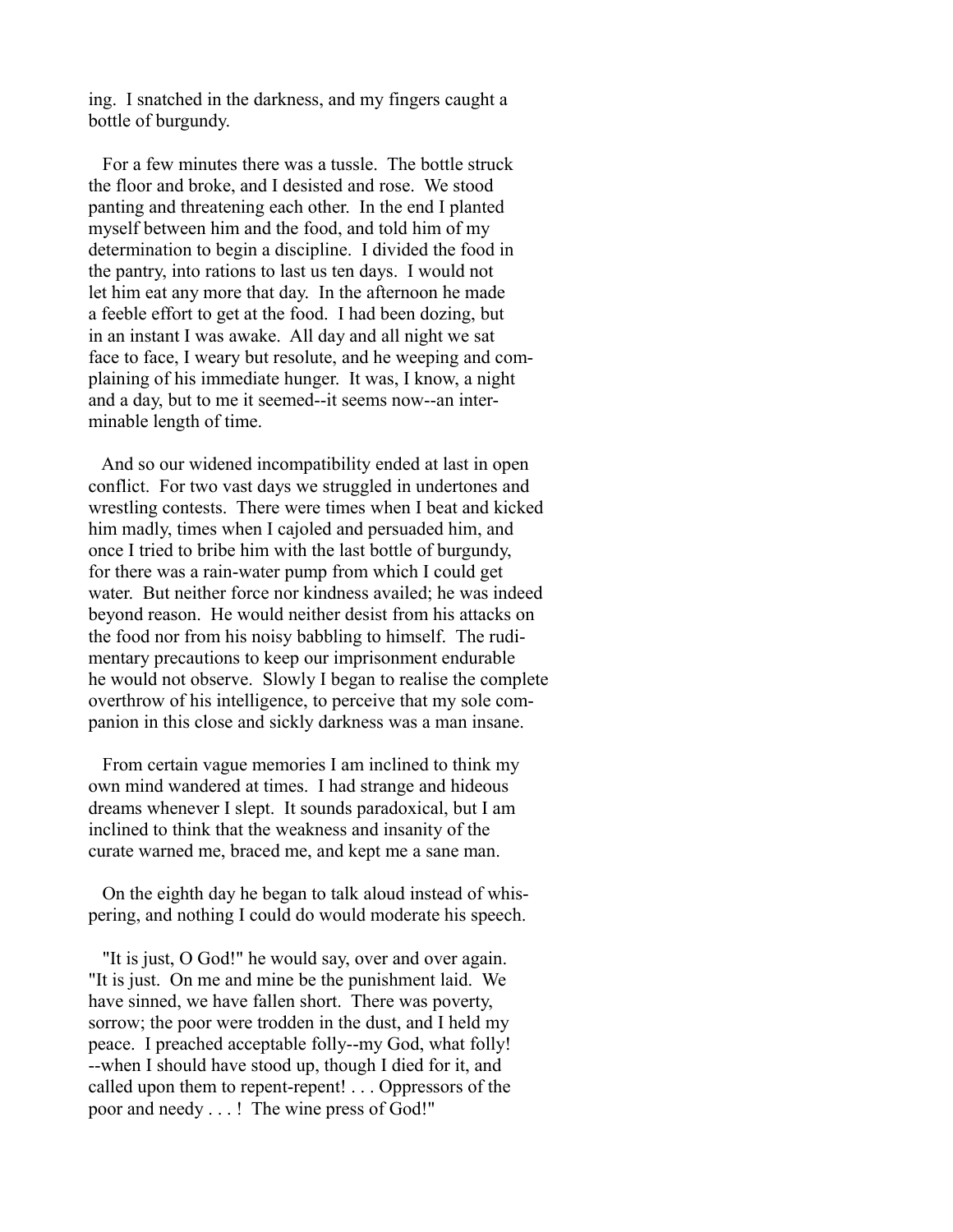ing. I snatched in the darkness, and my fingers caught a bottle of burgundy.

For a few minutes there was a tussle. The bottle struck the floor and broke, and I desisted and rose. We stood panting and threatening each other. In the end I planted myself between him and the food, and told him of my determination to begin a discipline. I divided the food in the pantry, into rations to last us ten days. I would not let him eat any more that day. In the afternoon he made a feeble effort to get at the food. I had been dozing, but in an instant I was awake. All day and all night we sat face to face, I weary but resolute, and he weeping and complaining of his immediate hunger. It was, I know, a night and a day, but to me it seemed--it seems now--an interminable length of time.

And so our widened incompatibility ended at last in open conflict. For two vast days we struggled in undertones and wrestling contests. There were times when I beat and kicked him madly, times when I cajoled and persuaded him, and once I tried to bribe him with the last bottle of burgundy, for there was a rain-water pump from which I could get water. But neither force nor kindness availed; he was indeed beyond reason. He would neither desist from his attacks on the food nor from his noisy babbling to himself. The rudimentary precautions to keep our imprisonment endurable he would not observe. Slowly I began to realise the complete overthrow of his intelligence, to perceive that my sole companion in this close and sickly darkness was a man insane.

From certain vague memories I am inclined to think my own mind wandered at times. I had strange and hideous dreams whenever I slept. It sounds paradoxical, but I am inclined to think that the weakness and insanity of the curate warned me, braced me, and kept me a sane man.

On the eighth day he began to talk aloud instead of whispering, and nothing I could do would moderate his speech.

"It is just, O God!" he would say, over and over again. "It is just. On me and mine be the punishment laid. We have sinned, we have fallen short. There was poverty, sorrow; the poor were trodden in the dust, and I held my peace. I preached acceptable folly--my God, what folly! --when I should have stood up, though I died for it, and called upon them to repent-repent! . . . Oppressors of the poor and needy . . . ! The wine press of God!"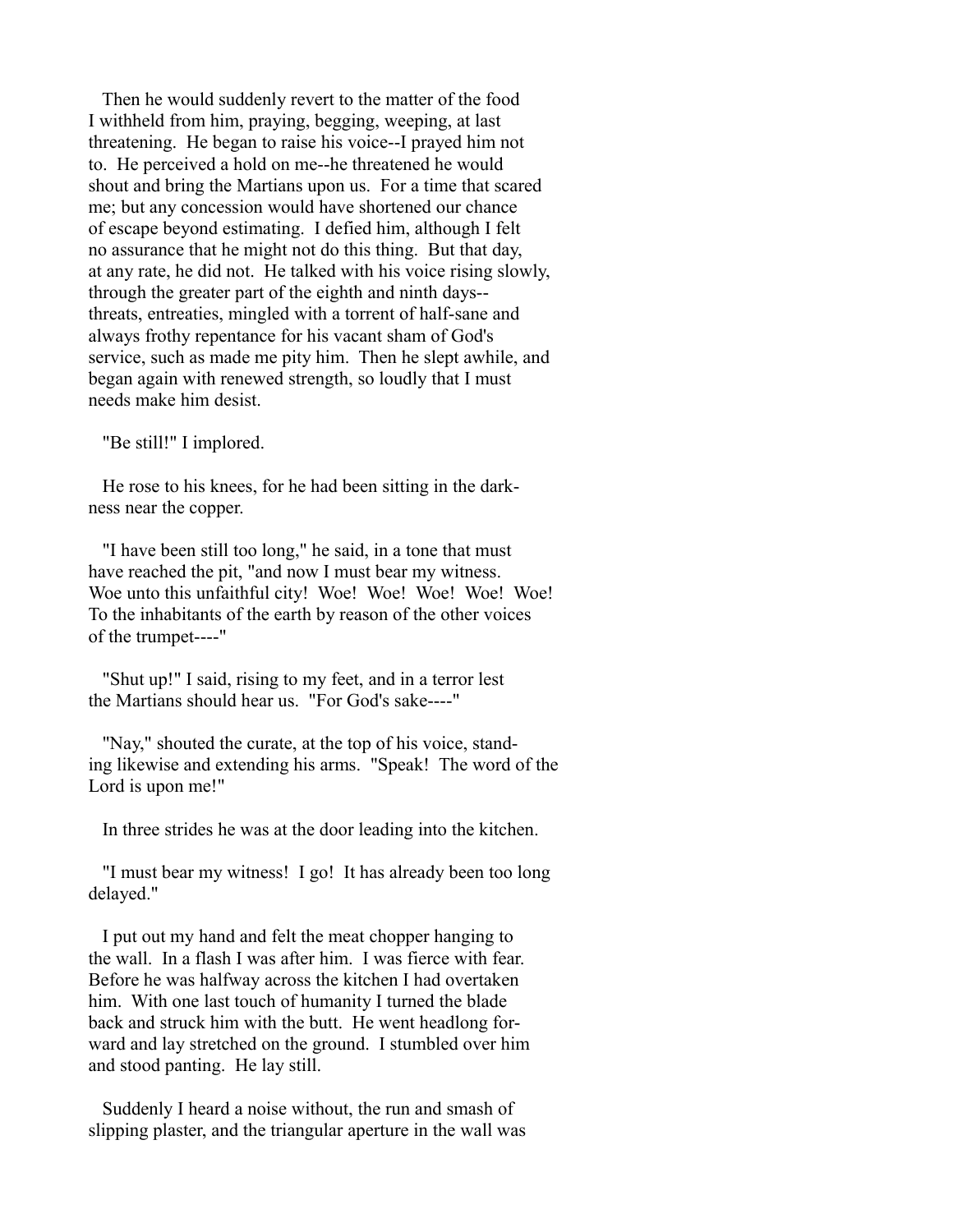Then he would suddenly revert to the matter of the food I withheld from him, praying, begging, weeping, at last threatening. He began to raise his voice--I prayed him not to. He perceived a hold on me--he threatened he would shout and bring the Martians upon us. For a time that scared me; but any concession would have shortened our chance of escape beyond estimating. I defied him, although I felt no assurance that he might not do this thing. But that day, at any rate, he did not. He talked with his voice rising slowly, through the greater part of the eighth and ninth days--threats, entreaties, mingled with a torrent of half-sane and always frothy repentance for his vacant sham of God's service, such as made me pity him. Then he slept awhile, and began again with renewed strength, so loudly that I must needs make him desist.

"Be still!" I implored.

He rose to his knees, for he had been sitting in the darkness near the copper.

"I have been still too long," he said, in a tone that must have reached the pit, "and now I must bear my witness. Woe unto this unfaithful city! Woe! Woe! Woe! Woe! Woe! To the inhabitants of the earth by reason of the other voices of the trumpet----"

"Shut up!" I said, rising to my feet, and in a terror lest the Martians should hear us. "For God's sake----"

"Nay," shouted the curate, at the top of his voice, standing likewise and extending his arms. "Speak! The word of the Lord is upon me!"

In three strides he was at the door leading into the kitchen.

"I must bear my witness! I go! It has already been too long delayed."

I put out my hand and felt the meat chopper hanging to the wall. In a flash I was after him. I was fierce with fear. Before he was halfway across the kitchen I had overtaken him. With one last touch of humanity I turned the blade back and struck him with the butt. He went headlong forward and lay stretched on the ground. I stumbled over him and stood panting. He lay still.

Suddenly I heard a noise without, the run and smash of slipping plaster, and the triangular aperture in the wall was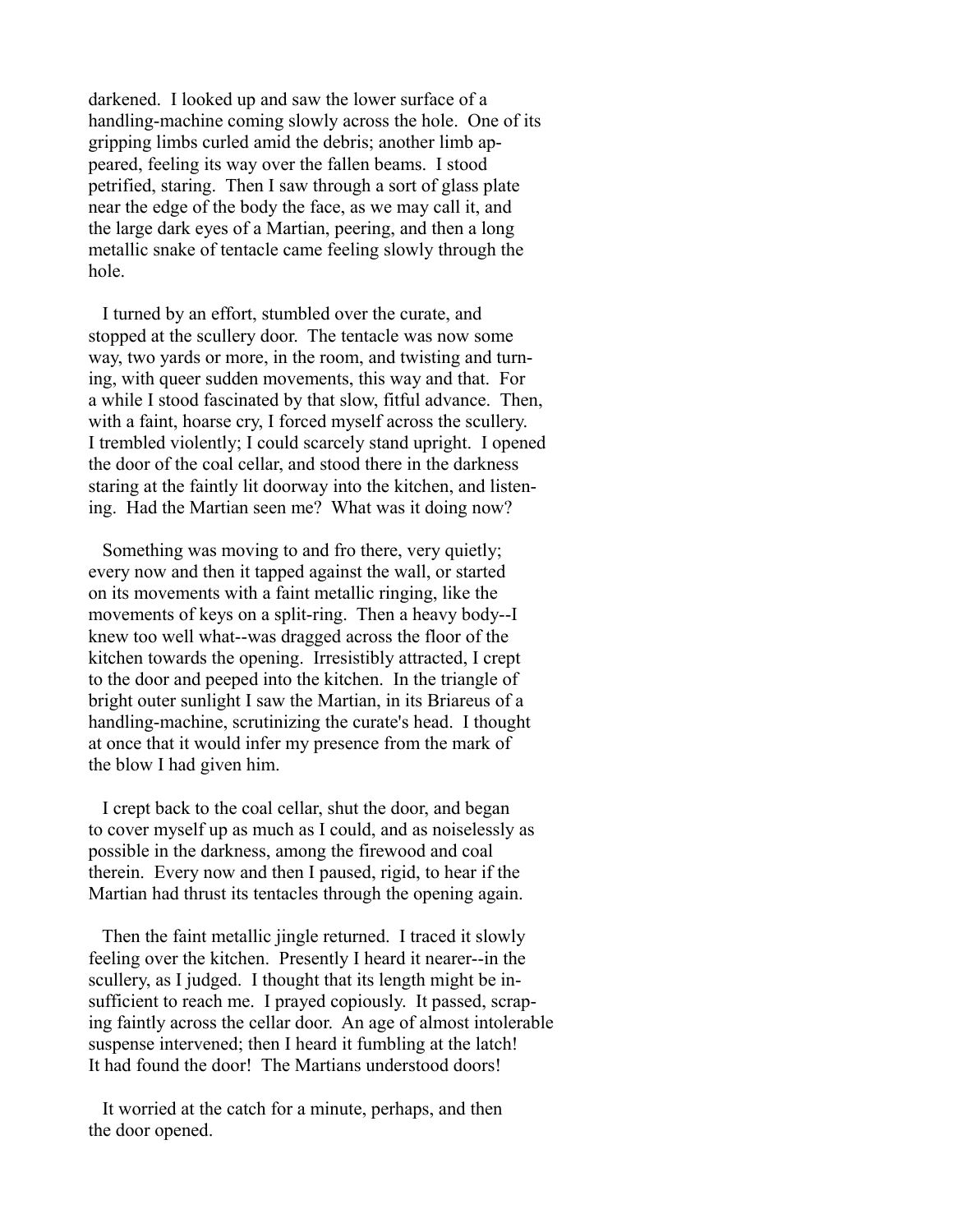darkened. I looked up and saw the lower surface of a handling-machine coming slowly across the hole. One of its gripping limbs curled amid the debris; another limb appeared, feeling its way over the fallen beams. I stood petrified, staring. Then I saw through a sort of glass plate near the edge of the body the face, as we may call it, and the large dark eyes of a Martian, peering, and then a long metallic snake of tentacle came feeling slowly through the hole.

I turned by an effort, stumbled over the curate, and stopped at the scullery door. The tentacle was now some way, two yards or more, in the room, and twisting and turning, with queer sudden movements, this way and that. For a while I stood fascinated by that slow, fitful advance. Then, with a faint, hoarse cry, I forced myself across the scullery. I trembled violently; I could scarcely stand upright. I opened the door of the coal cellar, and stood there in the darkness staring at the faintly lit doorway into the kitchen, and listening. Had the Martian seen me? What was it doing now?

Something was moving to and fro there, very quietly; every now and then it tapped against the wall, or started on its movements with a faint metallic ringing, like the movements of keys on a split-ring. Then a heavy body--I knew too well what--was dragged across the floor of the kitchen towards the opening. Irresistibly attracted, I crept to the door and peeped into the kitchen. In the triangle of bright outer sunlight I saw the Martian, in its Briareus of a handling-machine, scrutinizing the curate's head. I thought at once that it would infer my presence from the mark of the blow I had given him.

I crept back to the coal cellar, shut the door, and began to cover myself up as much as I could, and as noiselessly as possible in the darkness, among the firewood and coal therein. Every now and then I paused, rigid, to hear if the Martian had thrust its tentacles through the opening again.

Then the faint metallic jingle returned. I traced it slowly feeling over the kitchen. Presently I heard it nearer--in the scullery, as I judged. I thought that its length might be insufficient to reach me. I prayed copiously. It passed, scraping faintly across the cellar door. An age of almost intolerable suspense intervened; then I heard it fumbling at the latch! It had found the door! The Martians understood doors!

It worried at the catch for a minute, perhaps, and then the door opened.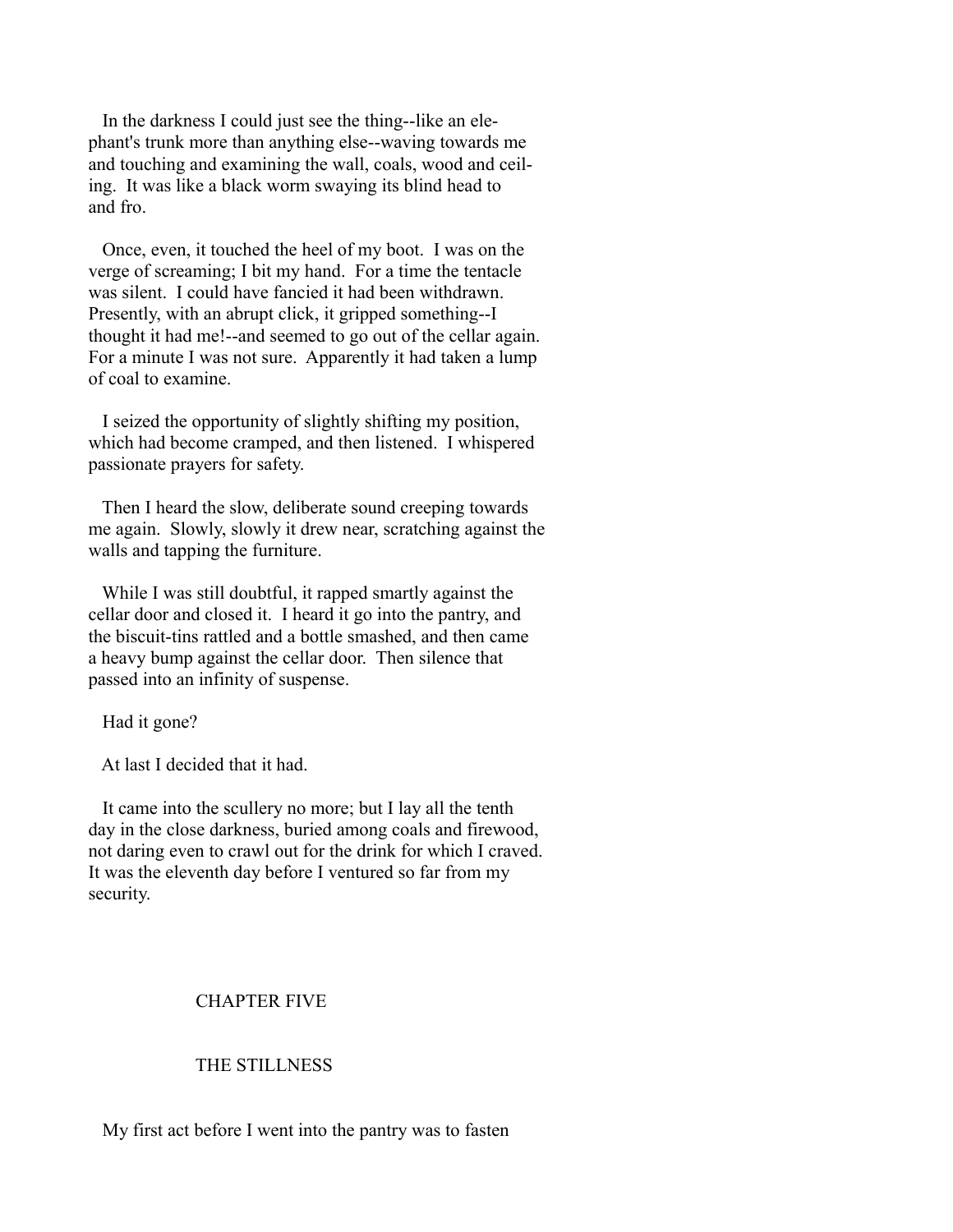In the darkness I could just see the thing--like an elephant's trunk more than anything else--waving towards me and touching and examining the wall, coals, wood and ceiling. It was like a black worm swaying its blind head to and fro.

Once, even, it touched the heel of my boot. I was on the verge of screaming; I bit my hand. For a time the tentacle was silent. I could have fancied it had been withdrawn. Presently, with an abrupt click, it gripped something--I thought it had me!--and seemed to go out of the cellar again. For a minute I was not sure. Apparently it had taken a lump of coal to examine.

I seized the opportunity of slightly shifting my position, which had become cramped, and then listened. I whispered passionate prayers for safety.

Then I heard the slow, deliberate sound creeping towards me again. Slowly, slowly it drew near, scratching against the walls and tapping the furniture.

While I was still doubtful, it rapped smartly against the cellar door and closed it. I heard it go into the pantry, and the biscuit-tins rattled and a bottle smashed, and then came a heavy bump against the cellar door. Then silence that passed into an infinity of suspense.

Had it gone?

At last I decided that it had.

It came into the scullery no more; but I lay all the tenth day in the close darkness, buried among coals and firewood, not daring even to crawl out for the drink for which I craved. It was the eleventh day before I ventured so far from my security.

## CHAPTER FIVE

## THE STILLNESS

My first act before I went into the pantry was to fasten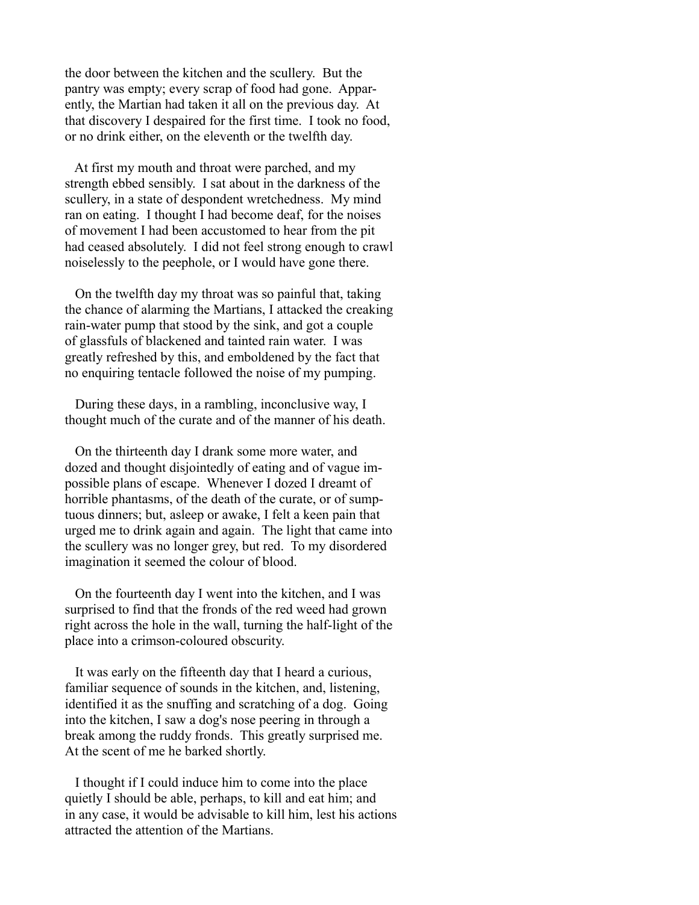the door between the kitchen and the scullery. But the pantry was empty; every scrap of food had gone. Apparently, the Martian had taken it all on the previous day. At that discovery I despaired for the first time. I took no food, or no drink either, on the eleventh or the twelfth day.

At first my mouth and throat were parched, and my strength ebbed sensibly. I sat about in the darkness of the scullery, in a state of despondent wretchedness. My mind ran on eating. I thought I had become deaf, for the noises of movement I had been accustomed to hear from the pit had ceased absolutely. I did not feel strong enough to crawl noiselessly to the peephole, or I would have gone there.

On the twelfth day my throat was so painful that, taking the chance of alarming the Martians, I attacked the creaking rain-water pump that stood by the sink, and got a couple of glassfuls of blackened and tainted rain water. I was greatly refreshed by this, and emboldened by the fact that no enquiring tentacle followed the noise of my pumping.

During these days, in a rambling, inconclusive way, I thought much of the curate and of the manner of his death.

On the thirteenth day I drank some more water, and dozed and thought disjointedly of eating and of vague impossible plans of escape. Whenever I dozed I dreamt of horrible phantasms, of the death of the curate, or of sumptuous dinners; but, asleep or awake, I felt a keen pain that urged me to drink again and again. The light that came into the scullery was no longer grey, but red. To my disordered imagination it seemed the colour of blood.

On the fourteenth day I went into the kitchen, and I was surprised to find that the fronds of the red weed had grown right across the hole in the wall, turning the half-light of the place into a crimson-coloured obscurity.

It was early on the fifteenth day that I heard a curious, familiar sequence of sounds in the kitchen, and, listening, identified it as the snuffing and scratching of a dog. Going into the kitchen, I saw a dog's nose peering in through a break among the ruddy fronds. This greatly surprised me. At the scent of me he barked shortly.

I thought if I could induce him to come into the place quietly I should be able, perhaps, to kill and eat him; and in any case, it would be advisable to kill him, lest his actions attracted the attention of the Martians.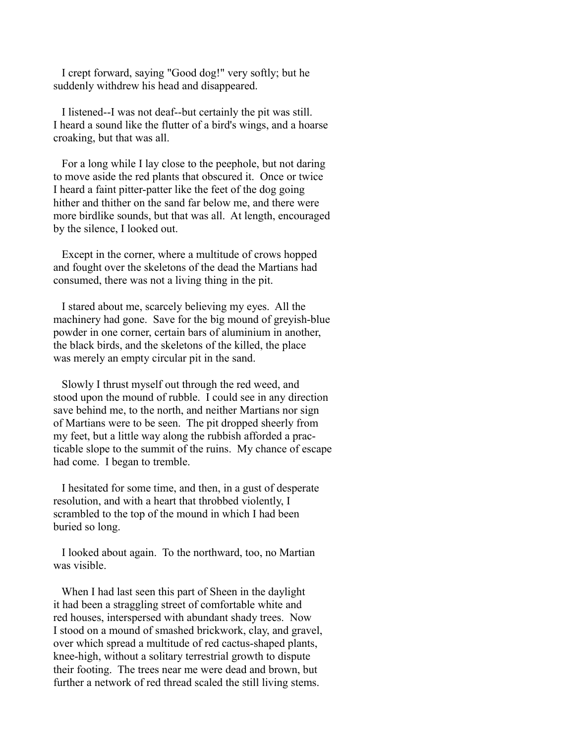I crept forward, saying "Good dog!" very softly; but he suddenly withdrew his head and disappeared.

I listened--I was not deaf--but certainly the pit was still. I heard a sound like the flutter of a bird's wings, and a hoarse croaking, but that was all.

For a long while I lay close to the peephole, but not daring to move aside the red plants that obscured it. Once or twice I heard a faint pitter-patter like the feet of the dog going hither and thither on the sand far below me, and there were more birdlike sounds, but that was all. At length, encouraged by the silence, I looked out.

Except in the corner, where a multitude of crows hopped and fought over the skeletons of the dead the Martians had consumed, there was not a living thing in the pit.

I stared about me, scarcely believing my eyes. All the machinery had gone. Save for the big mound of greyish-blue powder in one corner, certain bars of aluminium in another, the black birds, and the skeletons of the killed, the place was merely an empty circular pit in the sand.

Slowly I thrust myself out through the red weed, and stood upon the mound of rubble. I could see in any direction save behind me, to the north, and neither Martians nor sign of Martians were to be seen. The pit dropped sheerly from my feet, but a little way along the rubbish afforded a practicable slope to the summit of the ruins. My chance of escape had come. I began to tremble.

I hesitated for some time, and then, in a gust of desperate resolution, and with a heart that throbbed violently, I scrambled to the top of the mound in which I had been buried so long.

I looked about again. To the northward, too, no Martian was visible.

When I had last seen this part of Sheen in the daylight it had been a straggling street of comfortable white and red houses, interspersed with abundant shady trees. Now I stood on a mound of smashed brickwork, clay, and gravel, over which spread a multitude of red cactus-shaped plants, knee-high, without a solitary terrestrial growth to dispute their footing. The trees near me were dead and brown, but further a network of red thread scaled the still living stems.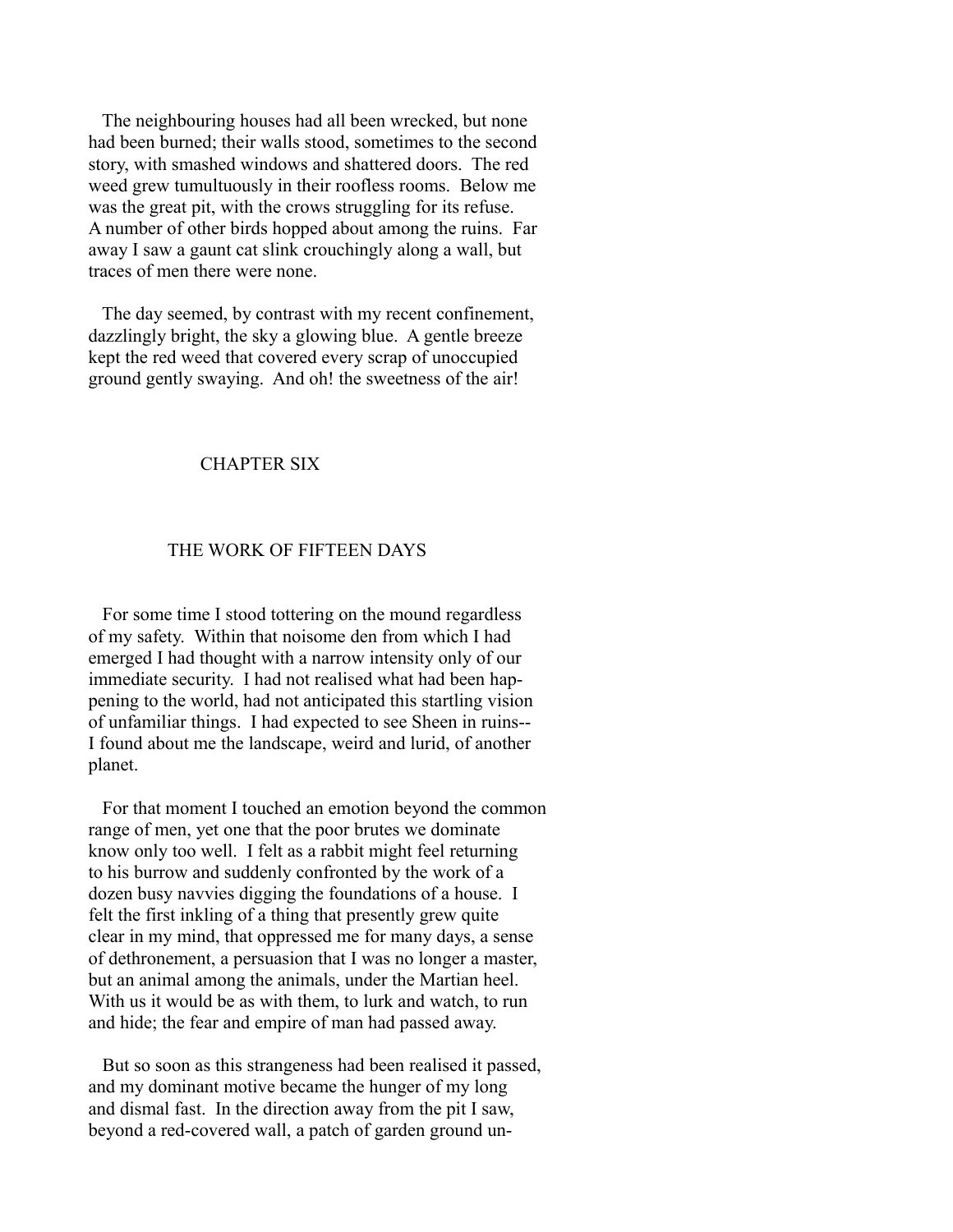The neighbouring houses had all been wrecked, but none had been burned; their walls stood, sometimes to the second story, with smashed windows and shattered doors. The red weed grew tumultuously in their roofless rooms. Below me was the great pit, with the crows struggling for its refuse. A number of other birds hopped about among the ruins. Far away I saw a gaunt cat slink crouchingly along a wall, but traces of men there were none.

The day seemed, by contrast with my recent confinement, dazzlingly bright, the sky a glowing blue. A gentle breeze kept the red weed that covered every scrap of unoccupied ground gently swaying. And oh! the sweetness of the air!

## CHAPTER SIX

## THE WORK OF FIFTEEN DAYS

For some time I stood tottering on the mound regardless of my safety. Within that noisome den from which I had emerged I had thought with a narrow intensity only of our immediate security. I had not realised what had been happening to the world, had not anticipated this startling vision of unfamiliar things. I had expected to see Sheen in ruins--I found about me the landscape, weird and lurid, of another planet.

For that moment I touched an emotion beyond the common range of men, yet one that the poor brutes we dominate know only too well. I felt as a rabbit might feel returning to his burrow and suddenly confronted by the work of a dozen busy navvies digging the foundations of a house. I felt the first inkling of a thing that presently grew quite clear in my mind, that oppressed me for many days, a sense of dethronement, a persuasion that I was no longer a master, but an animal among the animals, under the Martian heel. With us it would be as with them, to lurk and watch, to run and hide; the fear and empire of man had passed away.

But so soon as this strangeness had been realised it passed, and my dominant motive became the hunger of my long and dismal fast. In the direction away from the pit I saw, beyond a red-covered wall, a patch of garden ground un-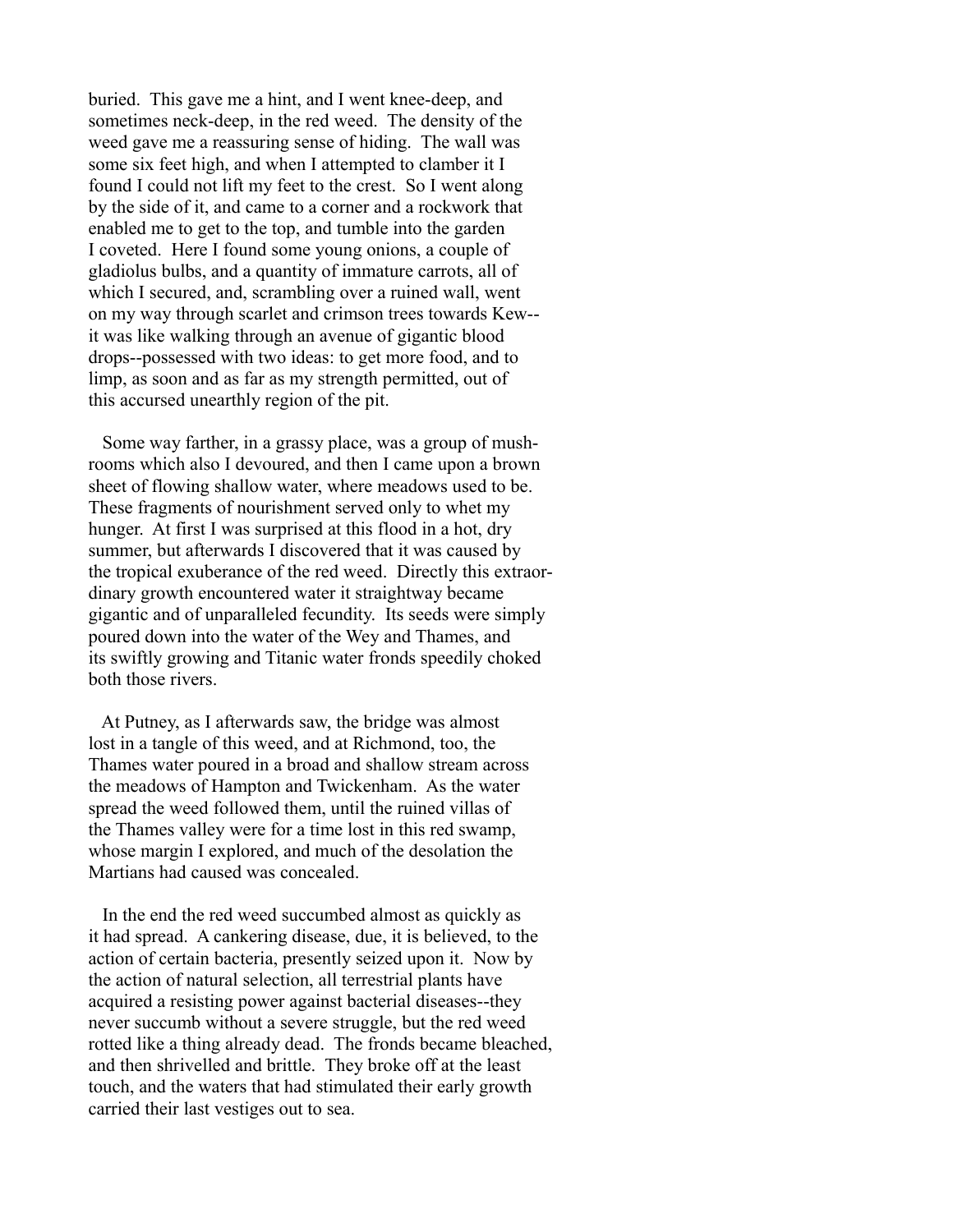buried. This gave me a hint, and I went knee-deep, and sometimes neck-deep, in the red weed. The density of the weed gave me a reassuring sense of hiding. The wall was some six feet high, and when I attempted to clamber it I found I could not lift my feet to the crest. So I went along by the side of it, and came to a corner and a rockwork that enabled me to get to the top, and tumble into the garden I coveted. Here I found some young onions, a couple of gladiolus bulbs, and a quantity of immature carrots, all of which I secured, and, scrambling over a ruined wall, went on my way through scarlet and crimson trees towards Kew--it was like walking through an avenue of gigantic blood drops--possessed with two ideas: to get more food, and to limp, as soon and as far as my strength permitted, out of this accursed unearthly region of the pit.

Some way farther, in a grassy place, was a group of mushrooms which also I devoured, and then I came upon a brown sheet of flowing shallow water, where meadows used to be. These fragments of nourishment served only to whet my hunger. At first I was surprised at this flood in a hot, dry summer, but afterwards I discovered that it was caused by the tropical exuberance of the red weed. Directly this extraordinary growth encountered water it straightway became gigantic and of unparalleled fecundity. Its seeds were simply poured down into the water of the Wey and Thames, and its swiftly growing and Titanic water fronds speedily choked both those rivers.

At Putney, as I afterwards saw, the bridge was almost lost in a tangle of this weed, and at Richmond, too, the Thames water poured in a broad and shallow stream across the meadows of Hampton and Twickenham. As the water spread the weed followed them, until the ruined villas of the Thames valley were for a time lost in this red swamp, whose margin I explored, and much of the desolation the Martians had caused was concealed.

In the end the red weed succumbed almost as quickly as it had spread. A cankering disease, due, it is believed, to the action of certain bacteria, presently seized upon it. Now by the action of natural selection, all terrestrial plants have acquired a resisting power against bacterial diseases--they never succumb without a severe struggle, but the red weed rotted like a thing already dead. The fronds became bleached, and then shrivelled and brittle. They broke off at the least touch, and the waters that had stimulated their early growth carried their last vestiges out to sea.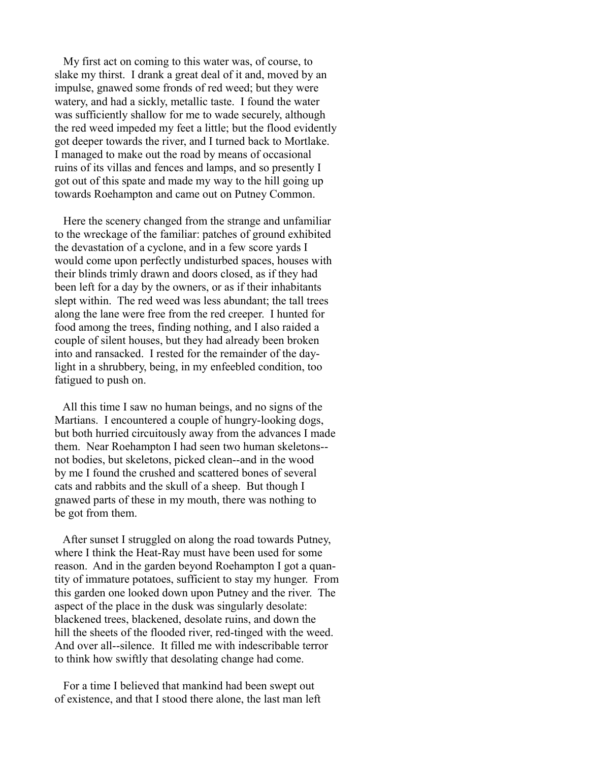My first act on coming to this water was, of course, to slake my thirst. I drank a great deal of it and, moved by an impulse, gnawed some fronds of red weed; but they were watery, and had a sickly, metallic taste. I found the water was sufficiently shallow for me to wade securely, although the red weed impeded my feet a little; but the flood evidently got deeper towards the river, and I turned back to Mortlake. I managed to make out the road by means of occasional ruins of its villas and fences and lamps, and so presently I got out of this spate and made my way to the hill going up towards Roehampton and came out on Putney Common.

Here the scenery changed from the strange and unfamiliar to the wreckage of the familiar: patches of ground exhibited the devastation of a cyclone, and in a few score yards I would come upon perfectly undisturbed spaces, houses with their blinds trimly drawn and doors closed, as if they had been left for a day by the owners, or as if their inhabitants slept within. The red weed was less abundant; the tall trees along the lane were free from the red creeper. I hunted for food among the trees, finding nothing, and I also raided a couple of silent houses, but they had already been broken into and ransacked. I rested for the remainder of the daylight in a shrubbery, being, in my enfeebled condition, too fatigued to push on.

All this time I saw no human beings, and no signs of the Martians. I encountered a couple of hungry-looking dogs, but both hurried circuitously away from the advances I made them. Near Roehampton I had seen two human skeletons--not bodies, but skeletons, picked clean--and in the wood by me I found the crushed and scattered bones of several cats and rabbits and the skull of a sheep. But though I gnawed parts of these in my mouth, there was nothing to be got from them.

After sunset I struggled on along the road towards Putney, where I think the Heat-Ray must have been used for some reason. And in the garden beyond Roehampton I got a quantity of immature potatoes, sufficient to stay my hunger. From this garden one looked down upon Putney and the river. The aspect of the place in the dusk was singularly desolate: blackened trees, blackened, desolate ruins, and down the hill the sheets of the flooded river, red-tinged with the weed. And over all--silence. It filled me with indescribable terror to think how swiftly that desolating change had come.

For a time I believed that mankind had been swept out of existence, and that I stood there alone, the last man left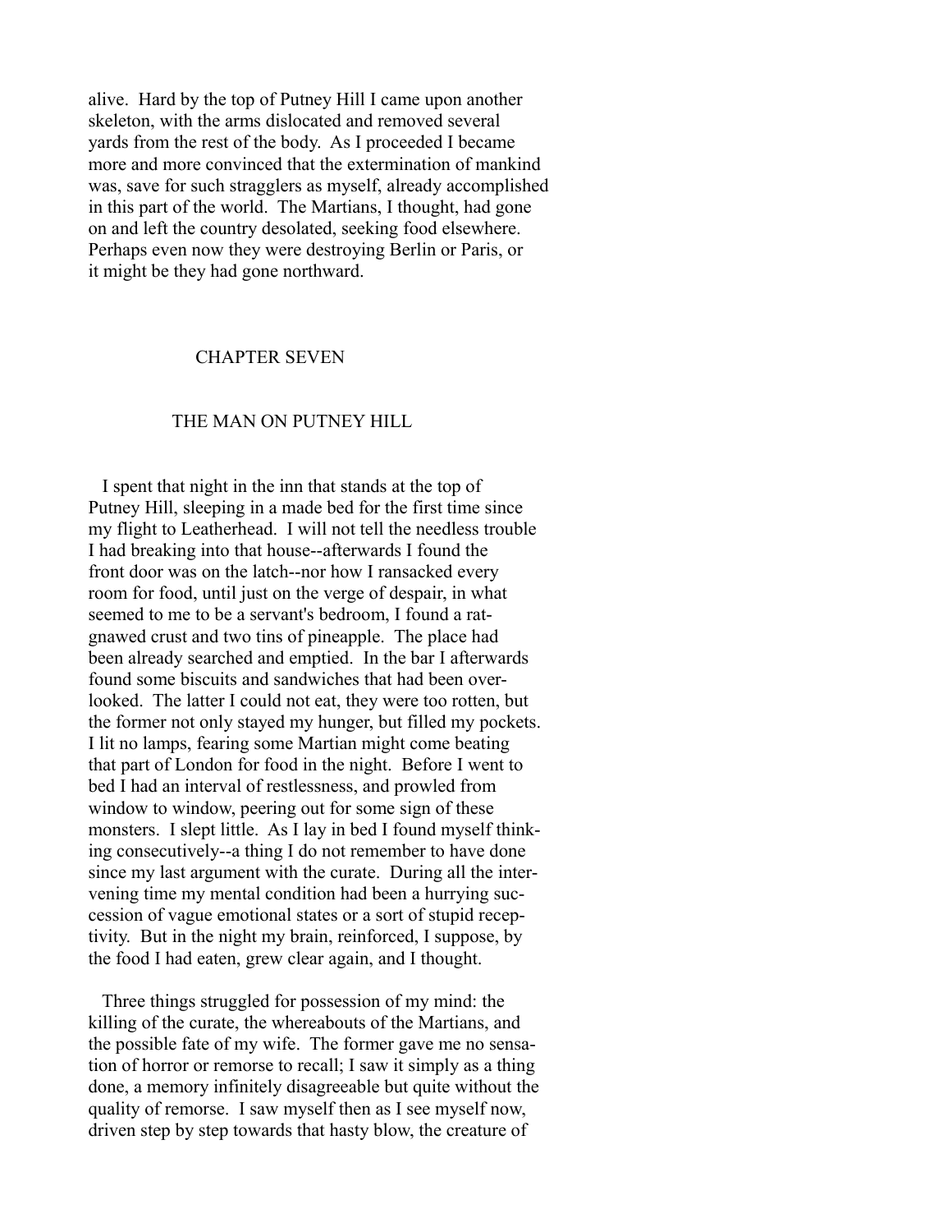alive. Hard by the top of Putney Hill I came upon another skeleton, with the arms dislocated and removed several yards from the rest of the body. As I proceeded I became more and more convinced that the extermination of mankind was, save for such stragglers as myself, already accomplished in this part of the world. The Martians, I thought, had gone on and left the country desolated, seeking food elsewhere. Perhaps even now they were destroying Berlin or Paris, or it might be they had gone northward.

## CHAPTER SEVEN

## THE MAN ON PUTNEY HILL

I spent that night in the inn that stands at the top of Putney Hill, sleeping in a made bed for the first time since my flight to Leatherhead. I will not tell the needless trouble I had breaking into that house--afterwards I found the front door was on the latch--nor how I ransacked every room for food, until just on the verge of despair, in what seemed to me to be a servant's bedroom, I found a rat-gnawed crust and two tins of pineapple. The place had been already searched and emptied. In the bar I afterwards found some biscuits and sandwiches that had been overlooked. The latter I could not eat, they were too rotten, but the former not only stayed my hunger, but filled my pockets. I lit no lamps, fearing some Martian might come beating that part of London for food in the night. Before I went to bed I had an interval of restlessness, and prowled from window to window, peering out for some sign of these monsters. I slept little. As I lay in bed I found myself thinking consecutively--a thing I do not remember to have done since my last argument with the curate. During all the intervening time my mental condition had been a hurrying succession of vague emotional states or a sort of stupid receptivity. But in the night my brain, reinforced, I suppose, by the food I had eaten, grew clear again, and I thought.

Three things struggled for possession of my mind: the killing of the curate, the whereabouts of the Martians, and the possible fate of my wife. The former gave me no sensation of horror or remorse to recall; I saw it simply as a thing done, a memory infinitely disagreeable but quite without the quality of remorse. I saw myself then as I see myself now, driven step by step towards that hasty blow, the creature of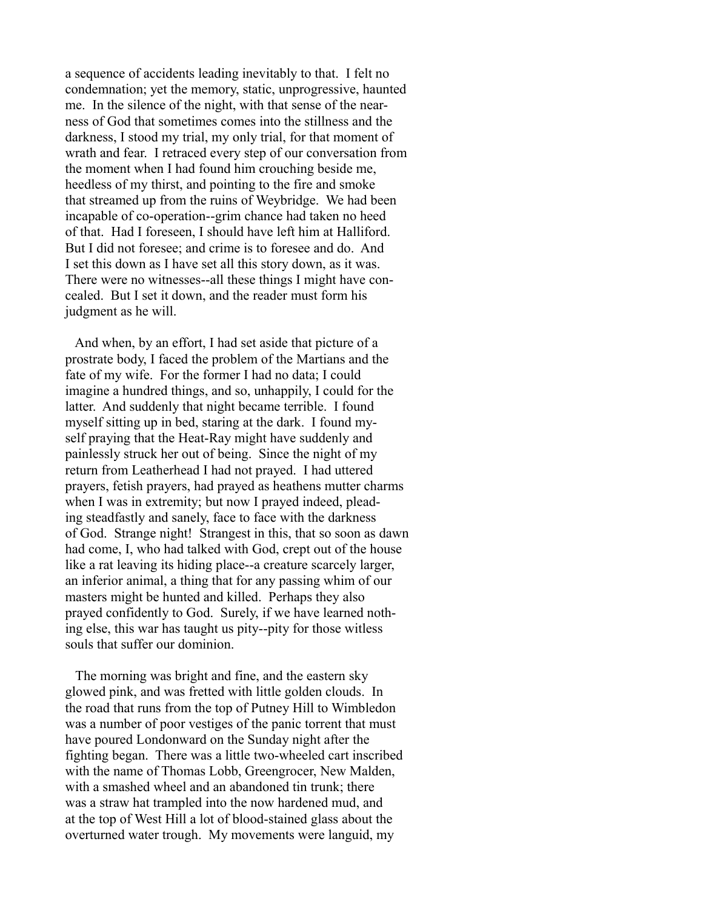a sequence of accidents leading inevitably to that. I felt no condemnation; yet the memory, static, unprogressive, haunted me. In the silence of the night, with that sense of the nearness of God that sometimes comes into the stillness and the darkness, I stood my trial, my only trial, for that moment of wrath and fear. I retraced every step of our conversation from the moment when I had found him crouching beside me, heedless of my thirst, and pointing to the fire and smoke that streamed up from the ruins of Weybridge. We had been incapable of co-operation--grim chance had taken no heed of that. Had I foreseen, I should have left him at Halliford. But I did not foresee; and crime is to foresee and do. And I set this down as I have set all this story down, as it was. There were no witnesses--all these things I might have concealed. But I set it down, and the reader must form his judgment as he will.

And when, by an effort, I had set aside that picture of a prostrate body, I faced the problem of the Martians and the fate of my wife. For the former I had no data; I could imagine a hundred things, and so, unhappily, I could for the latter. And suddenly that night became terrible. I found myself sitting up in bed, staring at the dark. I found myself praying that the Heat-Ray might have suddenly and painlessly struck her out of being. Since the night of my return from Leatherhead I had not prayed. I had uttered prayers, fetish prayers, had prayed as heathens mutter charms when I was in extremity; but now I prayed indeed, pleading steadfastly and sanely, face to face with the darkness of God. Strange night! Strangest in this, that so soon as dawn had come, I, who had talked with God, crept out of the house like a rat leaving its hiding place--a creature scarcely larger, an inferior animal, a thing that for any passing whim of our masters might be hunted and killed. Perhaps they also prayed confidently to God. Surely, if we have learned nothing else, this war has taught us pity--pity for those witless souls that suffer our dominion.

The morning was bright and fine, and the eastern sky glowed pink, and was fretted with little golden clouds. In the road that runs from the top of Putney Hill to Wimbledon was a number of poor vestiges of the panic torrent that must have poured Londonward on the Sunday night after the fighting began. There was a little two-wheeled cart inscribed with the name of Thomas Lobb, Greengrocer, New Malden, with a smashed wheel and an abandoned tin trunk; there was a straw hat trampled into the now hardened mud, and at the top of West Hill a lot of blood-stained glass about the overturned water trough. My movements were languid, my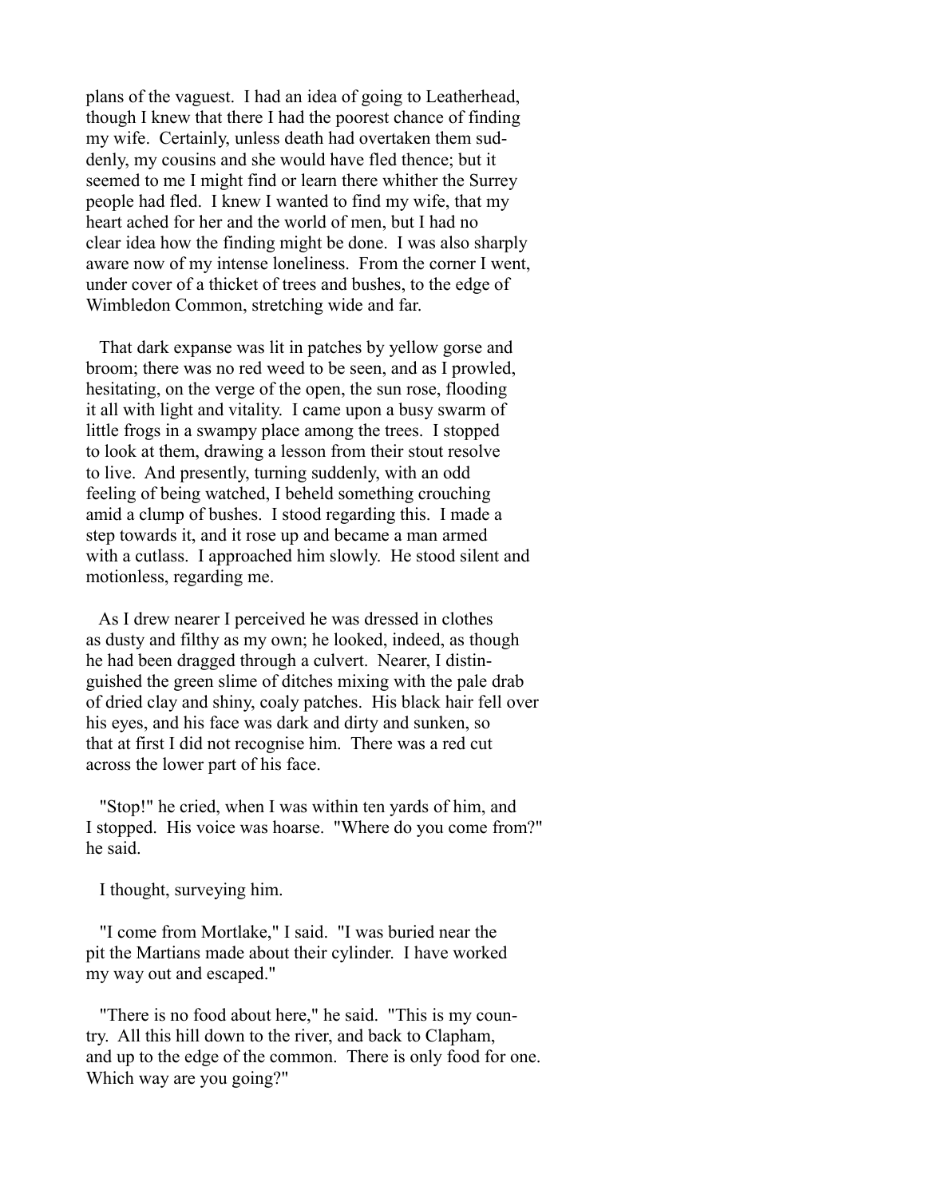plans of the vaguest. I had an idea of going to Leatherhead, though I knew that there I had the poorest chance of finding my wife. Certainly, unless death had overtaken them suddenly, my cousins and she would have fled thence; but it seemed to me I might find or learn there whither the Surrey people had fled. I knew I wanted to find my wife, that my heart ached for her and the world of men, but I had no clear idea how the finding might be done. I was also sharply aware now of my intense loneliness. From the corner I went, under cover of a thicket of trees and bushes, to the edge of Wimbledon Common, stretching wide and far.

That dark expanse was lit in patches by yellow gorse and broom; there was no red weed to be seen, and as I prowled, hesitating, on the verge of the open, the sun rose, flooding it all with light and vitality. I came upon a busy swarm of little frogs in a swampy place among the trees. I stopped to look at them, drawing a lesson from their stout resolve to live. And presently, turning suddenly, with an odd feeling of being watched, I beheld something crouching amid a clump of bushes. I stood regarding this. I made a step towards it, and it rose up and became a man armed with a cutlass. I approached him slowly. He stood silent and motionless, regarding me.

As I drew nearer I perceived he was dressed in clothes as dusty and filthy as my own; he looked, indeed, as though he had been dragged through a culvert. Nearer, I distinguished the green slime of ditches mixing with the pale drab of dried clay and shiny, coaly patches. His black hair fell over his eyes, and his face was dark and dirty and sunken, so that at first I did not recognise him. There was a red cut across the lower part of his face.

"Stop!" he cried, when I was within ten yards of him, and I stopped. His voice was hoarse. "Where do you come from?" he said.

I thought, surveying him.

"I come from Mortlake," I said. "I was buried near the pit the Martians made about their cylinder. I have worked my way out and escaped."

"There is no food about here," he said. "This is my country. All this hill down to the river, and back to Clapham, and up to the edge of the common. There is only food for one. Which way are you going?"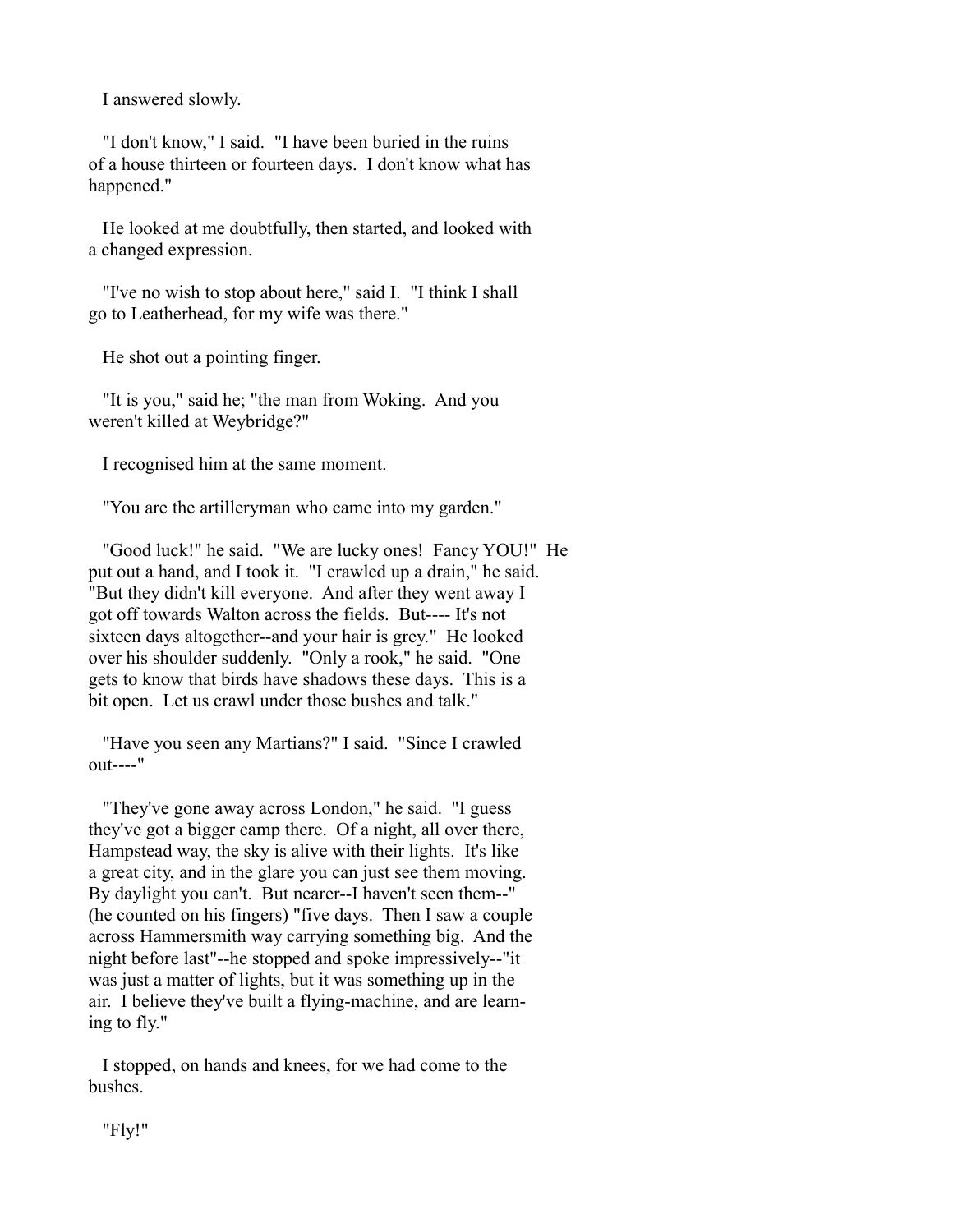I answered slowly.

"I don't know," I said. "I have been buried in the ruins of a house thirteen or fourteen days. I don't know what has happened."

He looked at me doubtfully, then started, and looked with a changed expression.

"I've no wish to stop about here," said I. "I think I shall go to Leatherhead, for my wife was there."

He shot out a pointing finger.

"It is you," said he; "the man from Woking. And you weren't killed at Weybridge?"

I recognised him at the same moment.

"You are the artilleryman who came into my garden."

"Good luck!" he said. "We are lucky ones! Fancy YOU!" He put out a hand, and I took it. "I crawled up a drain," he said. "But they didn't kill everyone. And after they went away I got off towards Walton across the fields. But---- It's not sixteen days altogether--and your hair is grey." He looked over his shoulder suddenly. "Only a rook," he said. "One gets to know that birds have shadows these days. This is a bit open. Let us crawl under those bushes and talk."

"Have you seen any Martians?" I said. "Since I crawled out----"

"They've gone away across London," he said. "I guess they've got a bigger camp there. Of a night, all over there, Hampstead way, the sky is alive with their lights. It's like a great city, and in the glare you can just see them moving. By daylight you can't. But nearer--I haven't seen them--" (he counted on his fingers) "five days. Then I saw a couple across Hammersmith way carrying something big. And the night before last"--he stopped and spoke impressively--"it was just a matter of lights, but it was something up in the air. I believe they've built a flying-machine, and are learning to fly."

I stopped, on hands and knees, for we had come to the bushes.

"Fly!"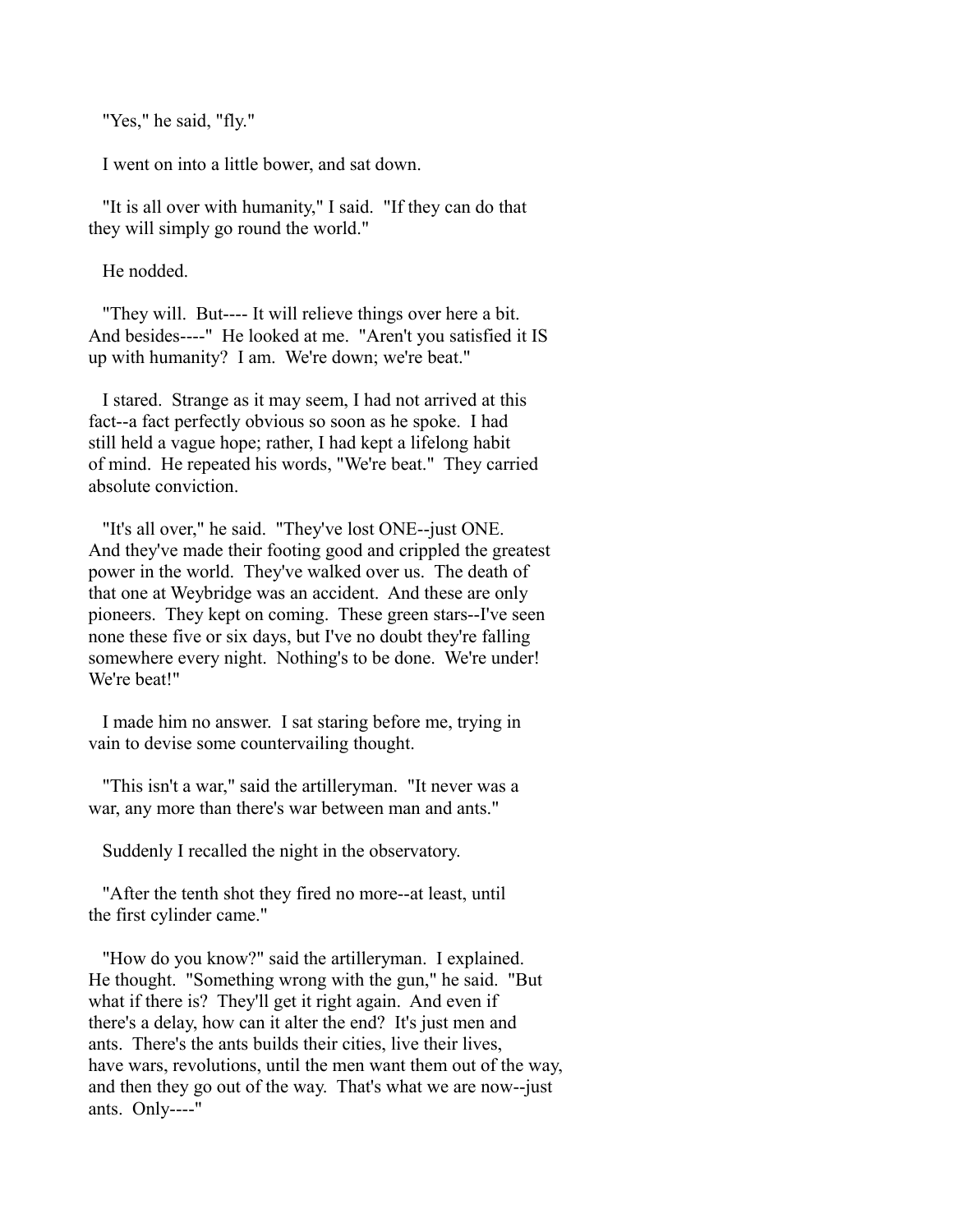"Yes," he said, "fly."

I went on into a little bower, and sat down.

"It is all over with humanity," I said. "If they can do that they will simply go round the world."

He nodded.

"They will. But---- It will relieve things over here a bit. And besides----" He looked at me. "Aren't you satisfied it IS up with humanity? I am. We're down; we're beat."

I stared. Strange as it may seem, I had not arrived at this fact--a fact perfectly obvious so soon as he spoke. I had still held a vague hope; rather, I had kept a lifelong habit of mind. He repeated his words, "We're beat." They carried absolute conviction.

"It's all over," he said. "They've lost ONE--just ONE. And they've made their footing good and crippled the greatest power in the world. They've walked over us. The death of that one at Weybridge was an accident. And these are only pioneers. They kept on coming. These green stars--I've seen none these five or six days, but I've no doubt they're falling somewhere every night. Nothing's to be done. We're under! We're beat!"

I made him no answer. I sat staring before me, trying in vain to devise some countervailing thought.

"This isn't a war," said the artilleryman. "It never was a war, any more than there's war between man and ants."

Suddenly I recalled the night in the observatory.

"After the tenth shot they fired no more--at least, until the first cylinder came."

"How do you know?" said the artilleryman. I explained. He thought. "Something wrong with the gun," he said. "But what if there is? They'll get it right again. And even if there's a delay, how can it alter the end? It's just men and ants. There's the ants builds their cities, live their lives, have wars, revolutions, until the men want them out of the way, and then they go out of the way. That's what we are now--just ants. Only----"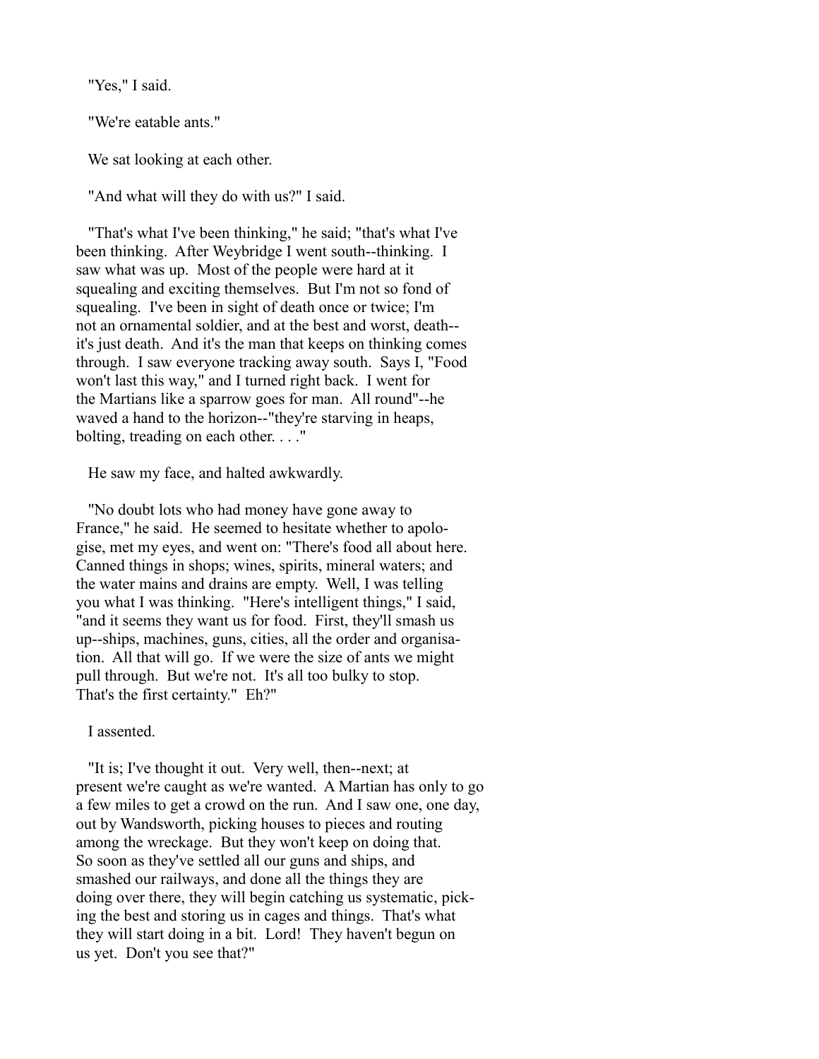"Yes," I said.

"We're eatable ants."

We sat looking at each other.

"And what will they do with us?" I said.

"That's what I've been thinking," he said; "that's what I've been thinking. After Weybridge I went south--thinking. I saw what was up. Most of the people were hard at it squealing and exciting themselves. But I'm not so fond of squealing. I've been in sight of death once or twice; I'm not an ornamental soldier, and at the best and worst, death--it's just death. And it's the man that keeps on thinking comes through. I saw everyone tracking away south. Says I, "Food won't last this way," and I turned right back. I went for the Martians like a sparrow goes for man. All round"--he waved a hand to the horizon--"they're starving in heaps, bolting, treading on each other. . . ."

He saw my face, and halted awkwardly.

"No doubt lots who had money have gone away to France," he said. He seemed to hesitate whether to apologise, met my eyes, and went on: "There's food all about here. Canned things in shops; wines, spirits, mineral waters; and the water mains and drains are empty. Well, I was telling you what I was thinking. "Here's intelligent things," I said, "and it seems they want us for food. First, they'll smash us up--ships, machines, guns, cities, all the order and organisation. All that will go. If we were the size of ants we might pull through. But we're not. It's all too bulky to stop. That's the first certainty." Eh?"

I assented.

"It is; I've thought it out. Very well, then--next; at present we're caught as we're wanted. A Martian has only to go a few miles to get a crowd on the run. And I saw one, one day, out by Wandsworth, picking houses to pieces and routing among the wreckage. But they won't keep on doing that. So soon as they've settled all our guns and ships, and smashed our railways, and done all the things they are doing over there, they will begin catching us systematic, picking the best and storing us in cages and things. That's what they will start doing in a bit. Lord! They haven't begun on us yet. Don't you see that?"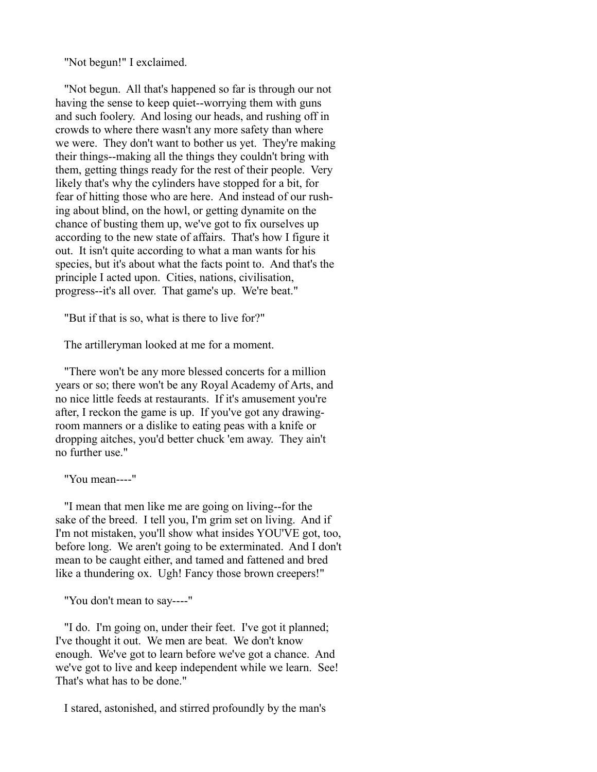"Not begun!" I exclaimed.

"Not begun. All that's happened so far is through our not having the sense to keep quiet--worrying them with guns and such foolery. And losing our heads, and rushing off in crowds to where there wasn't any more safety than where we were. They don't want to bother us yet. They're making their things--making all the things they couldn't bring with them, getting things ready for the rest of their people. Very likely that's why the cylinders have stopped for a bit, for fear of hitting those who are here. And instead of our rushing about blind, on the howl, or getting dynamite on the chance of busting them up, we've got to fix ourselves up according to the new state of affairs. That's how I figure it out. It isn't quite according to what a man wants for his species, but it's about what the facts point to. And that's the principle I acted upon. Cities, nations, civilisation, progress--it's all over. That game's up. We're beat."

"But if that is so, what is there to live for?"

The artilleryman looked at me for a moment.

"There won't be any more blessed concerts for a million years or so; there won't be any Royal Academy of Arts, and no nice little feeds at restaurants. If it's amusement you're after, I reckon the game is up. If you've got any drawing-room manners or a dislike to eating peas with a knife or dropping aitches, you'd better chuck 'em away. They ain't no further use."

"You mean----"

"I mean that men like me are going on living--for the sake of the breed. I tell you, I'm grim set on living. And if I'm not mistaken, you'll show what insides YOU'VE got, too, before long. We aren't going to be exterminated. And I don't mean to be caught either, and tamed and fattened and bred like a thundering ox. Ugh! Fancy those brown creepers!"

"You don't mean to say----"

"I do. I'm going on, under their feet. I've got it planned; I've thought it out. We men are beat. We don't know enough. We've got to learn before we've got a chance. And we've got to live and keep independent while we learn. See! That's what has to be done."

I stared, astonished, and stirred profoundly by the man's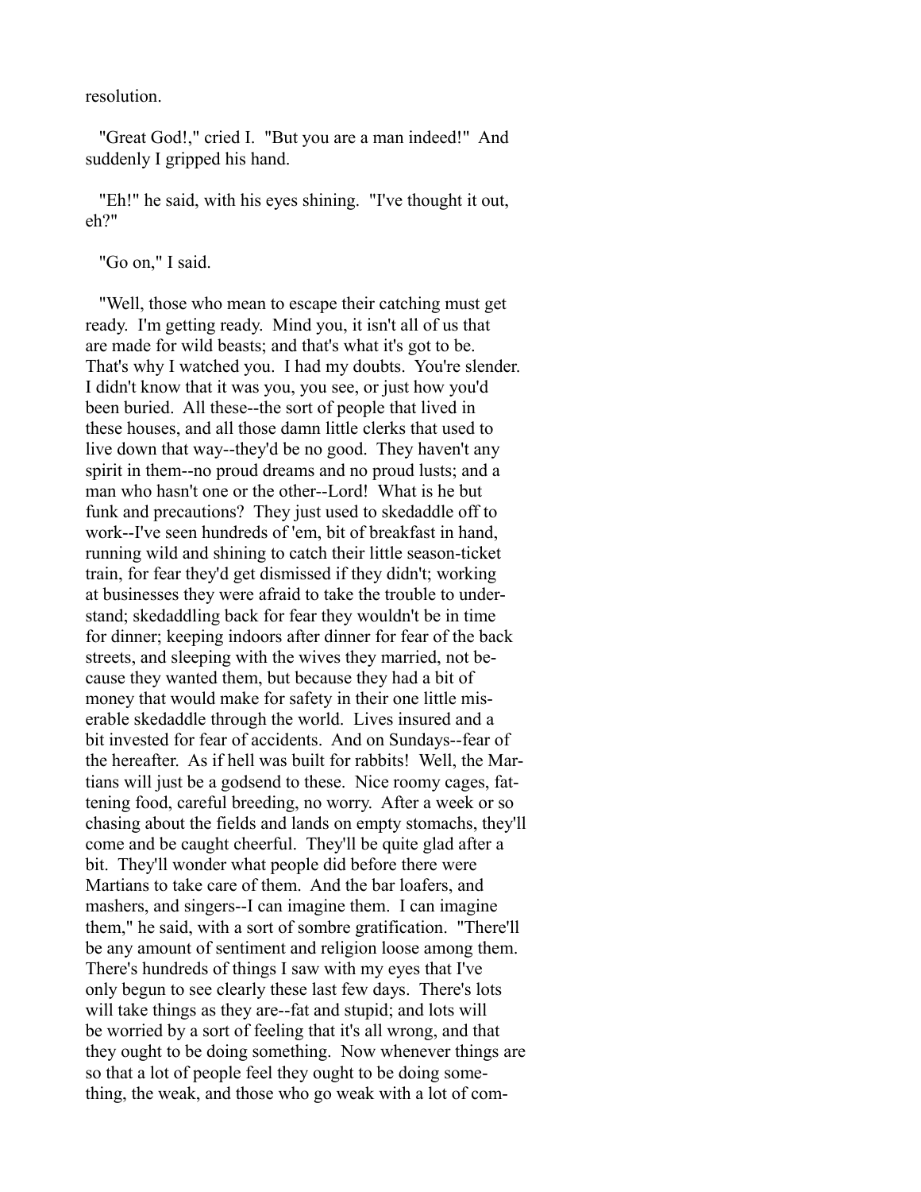resolution.

"Great God!," cried I. "But you are a man indeed!" And suddenly I gripped his hand.

"Eh!" he said, with his eyes shining. "I've thought it out, eh?"

"Go on," I said.

"Well, those who mean to escape their catching must get ready. I'm getting ready. Mind you, it isn't all of us that are made for wild beasts; and that's what it's got to be. That's why I watched you. I had my doubts. You're slender. I didn't know that it was you, you see, or just how you'd been buried. All these--the sort of people that lived in these houses, and all those damn little clerks that used to live down that way--they'd be no good. They haven't any spirit in them--no proud dreams and no proud lusts; and a man who hasn't one or the other--Lord! What is he but funk and precautions? They just used to skedaddle off to work--I've seen hundreds of 'em, bit of breakfast in hand, running wild and shining to catch their little season-ticket train, for fear they'd get dismissed if they didn't; working at businesses they were afraid to take the trouble to understand; skedaddling back for fear they wouldn't be in time for dinner; keeping indoors after dinner for fear of the back streets, and sleeping with the wives they married, not because they wanted them, but because they had a bit of money that would make for safety in their one little miserable skedaddle through the world. Lives insured and a bit invested for fear of accidents. And on Sundays--fear of the hereafter. As if hell was built for rabbits! Well, the Martians will just be a godsend to these. Nice roomy cages, fattening food, careful breeding, no worry. After a week or so chasing about the fields and lands on empty stomachs, they'll come and be caught cheerful. They'll be quite glad after a bit. They'll wonder what people did before there were Martians to take care of them. And the bar loafers, and mashers, and singers--I can imagine them. I can imagine them," he said, with a sort of sombre gratification. "There'll be any amount of sentiment and religion loose among them. There's hundreds of things I saw with my eyes that I've only begun to see clearly these last few days. There's lots will take things as they are--fat and stupid; and lots will be worried by a sort of feeling that it's all wrong, and that they ought to be doing something. Now whenever things are so that a lot of people feel they ought to be doing something, the weak, and those who go weak with a lot of com-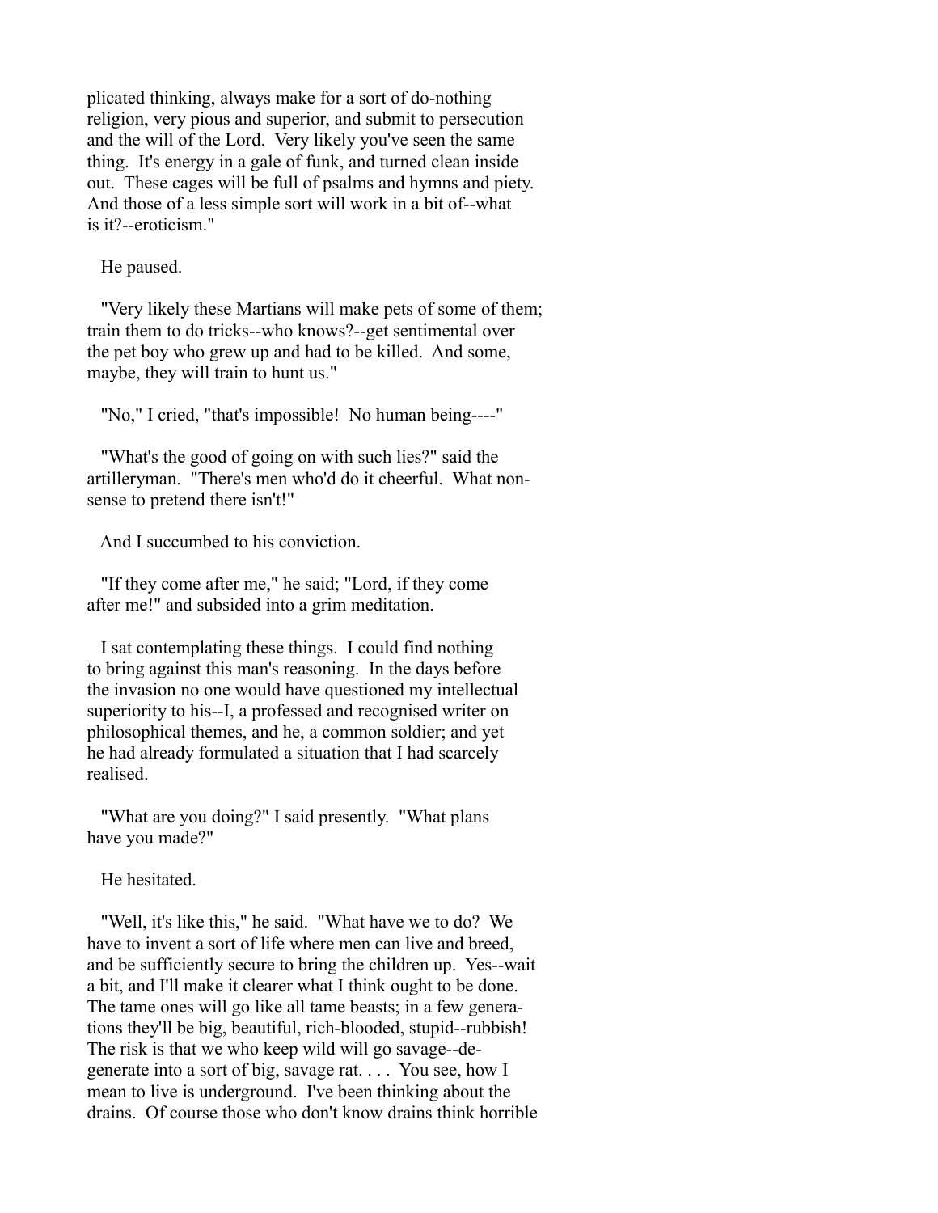plicated thinking, always make for a sort of do-nothing religion, very pious and superior, and submit to persecution and the will of the Lord. Very likely you've seen the same thing. It's energy in a gale of funk, and turned clean inside out. These cages will be full of psalms and hymns and piety. And those of a less simple sort will work in a bit of--what is it?--eroticism."

He paused.

"Very likely these Martians will make pets of some of them; train them to do tricks--who knows?--get sentimental over the pet boy who grew up and had to be killed. And some, maybe, they will train to hunt us."

"No," I cried, "that's impossible! No human being----"

"What's the good of going on with such lies?" said the artilleryman. "There's men who'd do it cheerful. What nonsense to pretend there isn't!"

And I succumbed to his conviction.

"If they come after me," he said; "Lord, if they come after me!" and subsided into a grim meditation.

I sat contemplating these things. I could find nothing to bring against this man's reasoning. In the days before the invasion no one would have questioned my intellectual superiority to his--I, a professed and recognised writer on philosophical themes, and he, a common soldier; and yet he had already formulated a situation that I had scarcely realised.

"What are you doing?" I said presently. "What plans have you made?"

He hesitated.

"Well, it's like this," he said. "What have we to do? We have to invent a sort of life where men can live and breed, and be sufficiently secure to bring the children up. Yes--wait a bit, and I'll make it clearer what I think ought to be done. The tame ones will go like all tame beasts; in a few generations they'll be big, beautiful, rich-blooded, stupid--rubbish! The risk is that we who keep wild will go savage--degenerate into a sort of big, savage rat. . . . You see, how I mean to live is underground. I've been thinking about the drains. Of course those who don't know drains think horrible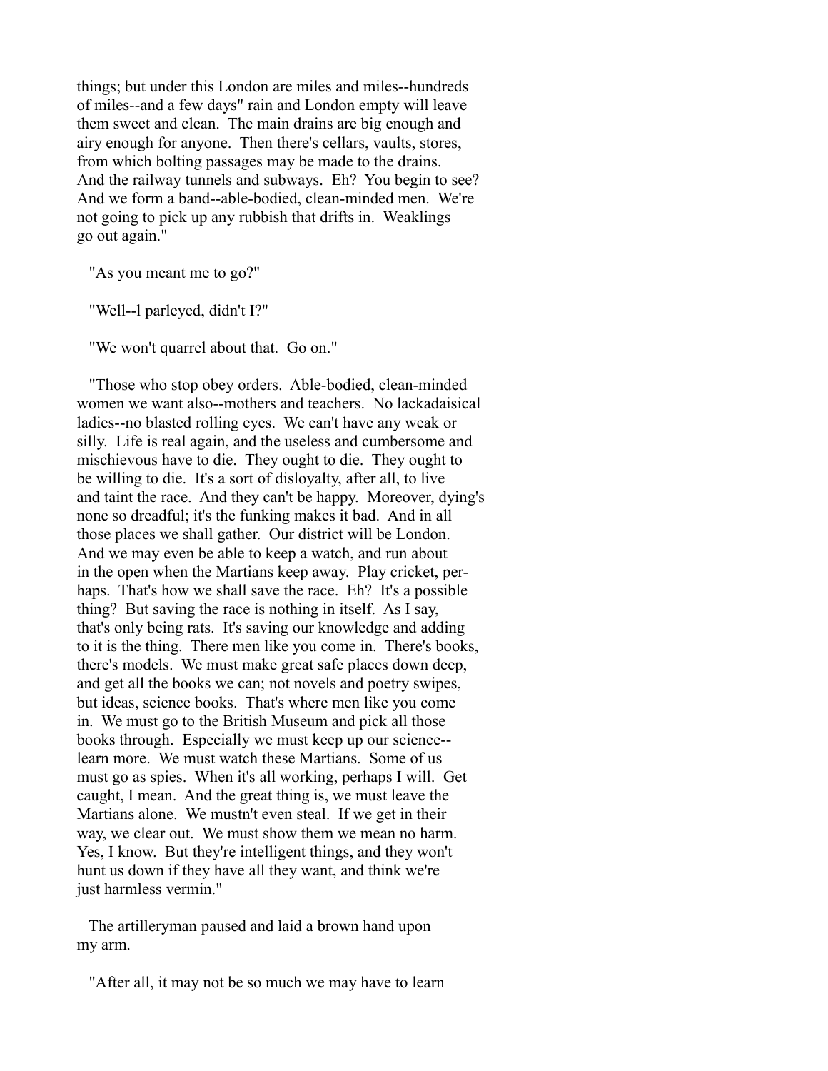things; but under this London are miles and miles--hundreds of miles--and a few days" rain and London empty will leave them sweet and clean. The main drains are big enough and airy enough for anyone. Then there's cellars, vaults, stores, from which bolting passages may be made to the drains. And the railway tunnels and subways. Eh? You begin to see? And we form a band--able-bodied, clean-minded men. We're not going to pick up any rubbish that drifts in. Weaklings go out again."

"As you meant me to go?"

"Well--l parleyed, didn't I?"

"We won't quarrel about that. Go on."

"Those who stop obey orders. Able-bodied, clean-minded women we want also--mothers and teachers. No lackadaisical ladies--no blasted rolling eyes. We can't have any weak or silly. Life is real again, and the useless and cumbersome and mischievous have to die. They ought to die. They ought to be willing to die. It's a sort of disloyalty, after all, to live and taint the race. And they can't be happy. Moreover, dying's none so dreadful; it's the funking makes it bad. And in all those places we shall gather. Our district will be London. And we may even be able to keep a watch, and run about in the open when the Martians keep away. Play cricket, perhaps. That's how we shall save the race. Eh? It's a possible thing? But saving the race is nothing in itself. As I say, that's only being rats. It's saving our knowledge and adding to it is the thing. There men like you come in. There's books, there's models. We must make great safe places down deep, and get all the books we can; not novels and poetry swipes, but ideas, science books. That's where men like you come in. We must go to the British Museum and pick all those books through. Especially we must keep up our science--learn more. We must watch these Martians. Some of us must go as spies. When it's all working, perhaps I will. Get caught, I mean. And the great thing is, we must leave the Martians alone. We mustn't even steal. If we get in their way, we clear out. We must show them we mean no harm. Yes, I know. But they're intelligent things, and they won't hunt us down if they have all they want, and think we're just harmless vermin."

The artilleryman paused and laid a brown hand upon my arm.

"After all, it may not be so much we may have to learn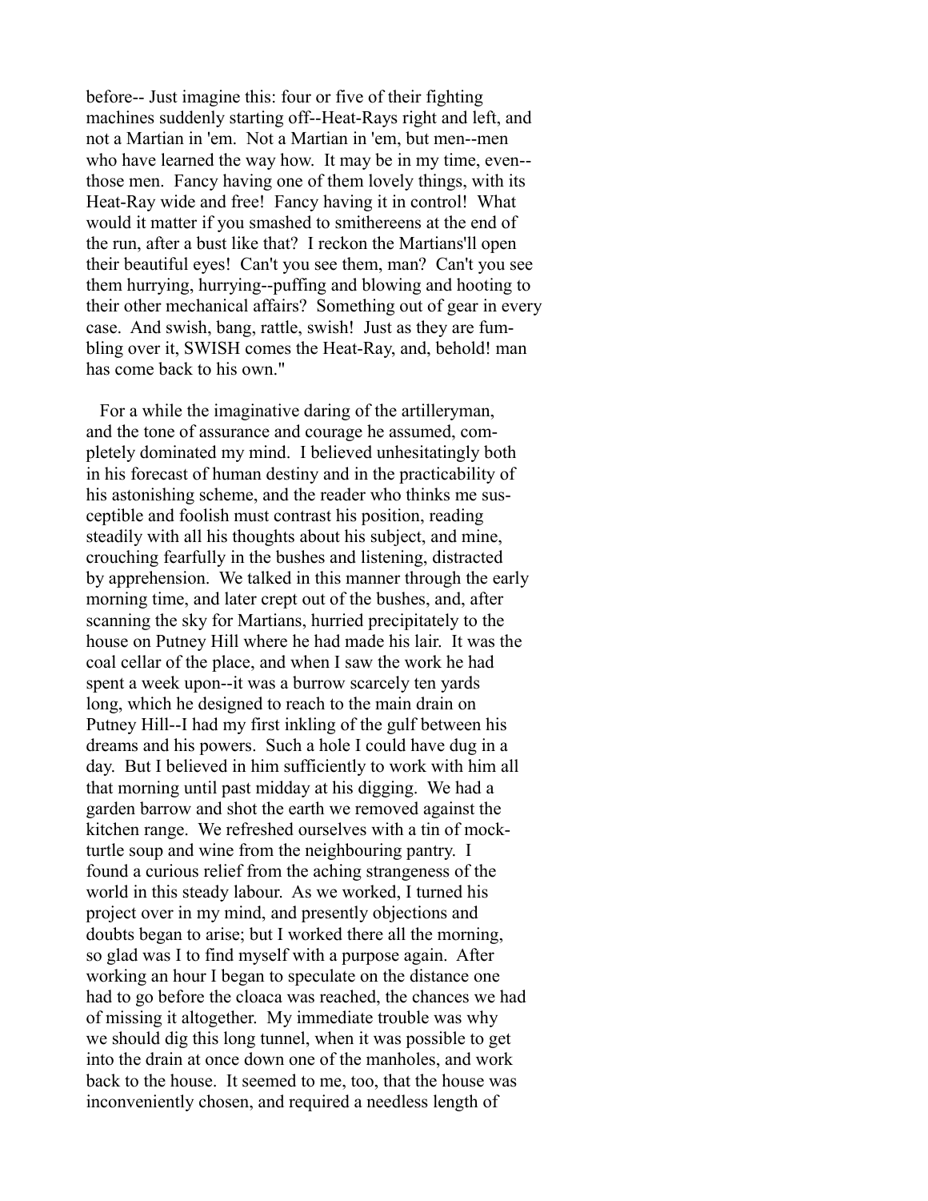before-- Just imagine this: four or five of their fighting machines suddenly starting off--Heat-Rays right and left, and not a Martian in 'em. Not a Martian in 'em, but men--men who have learned the way how. It may be in my time, even--those men. Fancy having one of them lovely things, with its Heat-Ray wide and free! Fancy having it in control! What would it matter if you smashed to smithereens at the end of the run, after a bust like that? I reckon the Martians'll open their beautiful eyes! Can't you see them, man? Can't you see them hurrying, hurrying--puffing and blowing and hooting to their other mechanical affairs? Something out of gear in every case. And swish, bang, rattle, swish! Just as they are fumbling over it, SWISH comes the Heat-Ray, and, behold! man has come back to his own."

For a while the imaginative daring of the artilleryman, and the tone of assurance and courage he assumed, completely dominated my mind. I believed unhesitatingly both in his forecast of human destiny and in the practicability of his astonishing scheme, and the reader who thinks me susceptible and foolish must contrast his position, reading steadily with all his thoughts about his subject, and mine, crouching fearfully in the bushes and listening, distracted by apprehension. We talked in this manner through the early morning time, and later crept out of the bushes, and, after scanning the sky for Martians, hurried precipitately to the house on Putney Hill where he had made his lair. It was the coal cellar of the place, and when I saw the work he had spent a week upon--it was a burrow scarcely ten yards long, which he designed to reach to the main drain on Putney Hill--I had my first inkling of the gulf between his dreams and his powers. Such a hole I could have dug in a day. But I believed in him sufficiently to work with him all that morning until past midday at his digging. We had a garden barrow and shot the earth we removed against the kitchen range. We refreshed ourselves with a tin of mock-turtle soup and wine from the neighbouring pantry. I found a curious relief from the aching strangeness of the world in this steady labour. As we worked, I turned his project over in my mind, and presently objections and doubts began to arise; but I worked there all the morning, so glad was I to find myself with a purpose again. After working an hour I began to speculate on the distance one had to go before the cloaca was reached, the chances we had of missing it altogether. My immediate trouble was why we should dig this long tunnel, when it was possible to get into the drain at once down one of the manholes, and work back to the house. It seemed to me, too, that the house was inconveniently chosen, and required a needless length of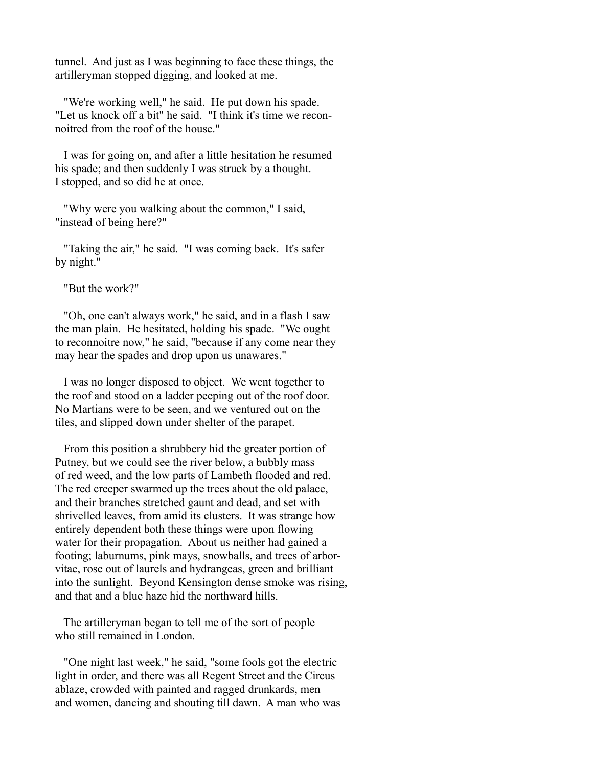tunnel. And just as I was beginning to face these things, the artilleryman stopped digging, and looked at me.

"We're working well," he said. He put down his spade. "Let us knock off a bit" he said. "I think it's time we reconnoitred from the roof of the house."

I was for going on, and after a little hesitation he resumed his spade; and then suddenly I was struck by a thought. I stopped, and so did he at once.

"Why were you walking about the common," I said, "instead of being here?"

"Taking the air," he said. "I was coming back. It's safer by night."

"But the work?"

"Oh, one can't always work," he said, and in a flash I saw the man plain. He hesitated, holding his spade. "We ought to reconnoitre now," he said, "because if any come near they may hear the spades and drop upon us unawares."

I was no longer disposed to object. We went together to the roof and stood on a ladder peeping out of the roof door. No Martians were to be seen, and we ventured out on the tiles, and slipped down under shelter of the parapet.

From this position a shrubbery hid the greater portion of Putney, but we could see the river below, a bubbly mass of red weed, and the low parts of Lambeth flooded and red. The red creeper swarmed up the trees about the old palace, and their branches stretched gaunt and dead, and set with shrivelled leaves, from amid its clusters. It was strange how entirely dependent both these things were upon flowing water for their propagation. About us neither had gained a footing; laburnums, pink mays, snowballs, and trees of arbor-vitae, rose out of laurels and hydrangeas, green and brilliant into the sunlight. Beyond Kensington dense smoke was rising, and that and a blue haze hid the northward hills.

The artilleryman began to tell me of the sort of people who still remained in London.

"One night last week," he said, "some fools got the electric light in order, and there was all Regent Street and the Circus ablaze, crowded with painted and ragged drunkards, men and women, dancing and shouting till dawn. A man who was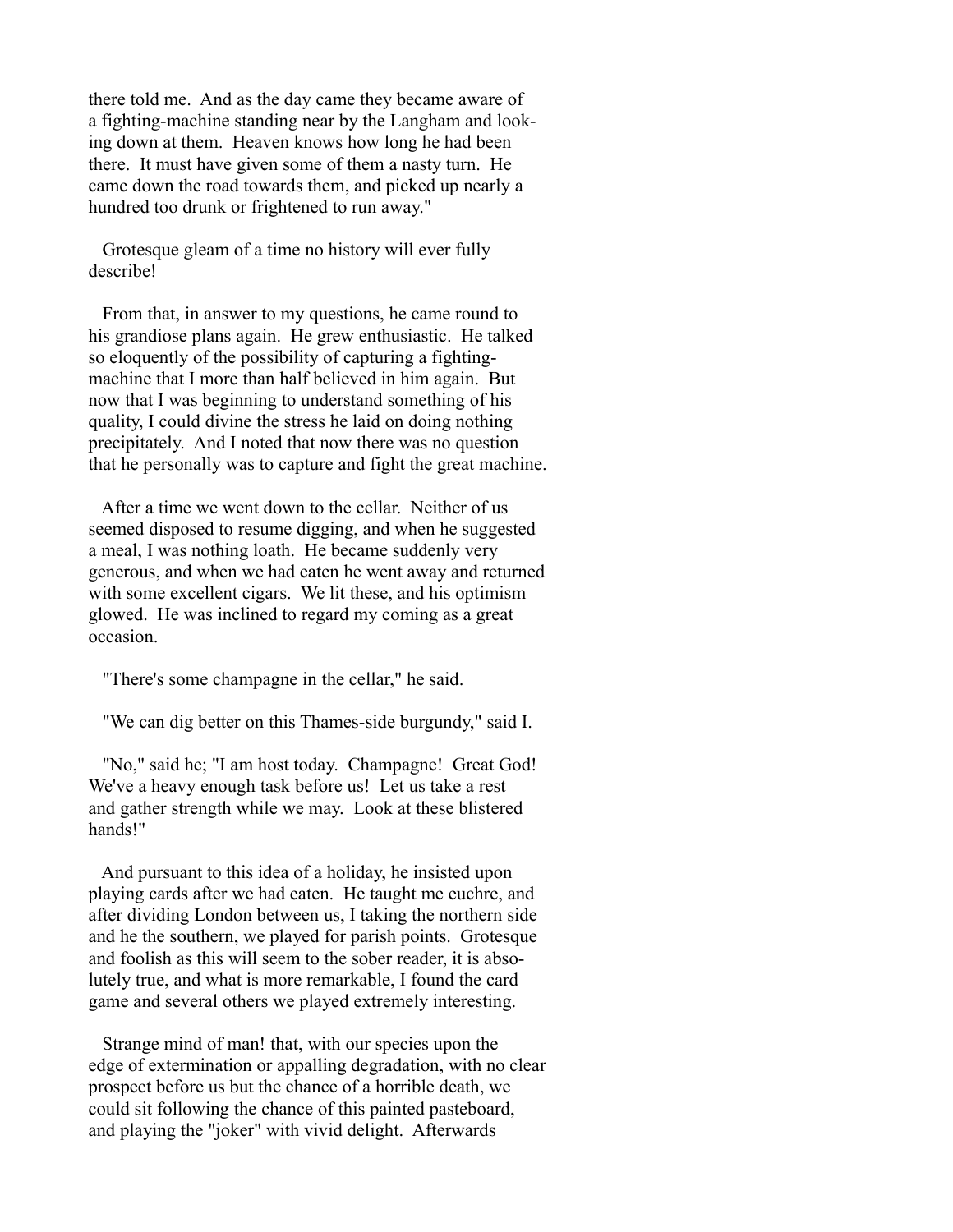there told me. And as the day came they became aware of a fighting-machine standing near by the Langham and looking down at them. Heaven knows how long he had been there. It must have given some of them a nasty turn. He came down the road towards them, and picked up nearly a hundred too drunk or frightened to run away."

Grotesque gleam of a time no history will ever fully describe!

From that, in answer to my questions, he came round to his grandiose plans again. He grew enthusiastic. He talked so eloquently of the possibility of capturing a fighting-machine that I more than half believed in him again. But now that I was beginning to understand something of his quality, I could divine the stress he laid on doing nothing precipitately. And I noted that now there was no question that he personally was to capture and fight the great machine.

After a time we went down to the cellar. Neither of us seemed disposed to resume digging, and when he suggested a meal, I was nothing loath. He became suddenly very generous, and when we had eaten he went away and returned with some excellent cigars. We lit these, and his optimism glowed. He was inclined to regard my coming as a great occasion.

"There's some champagne in the cellar," he said.

"We can dig better on this Thames-side burgundy," said I.

"No," said he; "I am host today. Champagne! Great God! We've a heavy enough task before us! Let us take a rest and gather strength while we may. Look at these blistered hands!"

And pursuant to this idea of a holiday, he insisted upon playing cards after we had eaten. He taught me euchre, and after dividing London between us, I taking the northern side and he the southern, we played for parish points. Grotesque and foolish as this will seem to the sober reader, it is absolutely true, and what is more remarkable, I found the card game and several others we played extremely interesting.

Strange mind of man! that, with our species upon the edge of extermination or appalling degradation, with no clear prospect before us but the chance of a horrible death, we could sit following the chance of this painted pasteboard, and playing the "joker" with vivid delight. Afterwards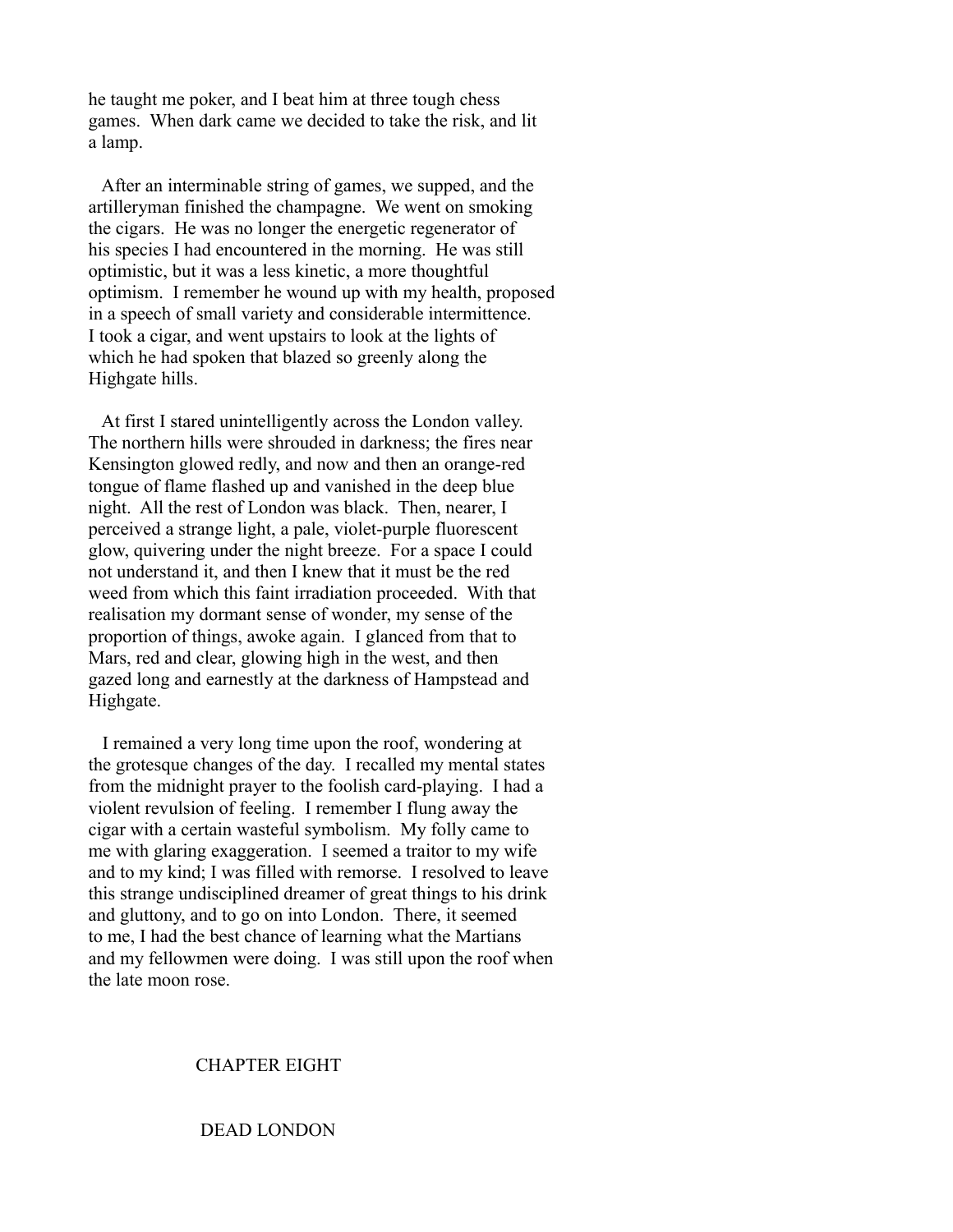he taught me poker, and I beat him at three tough chess games. When dark came we decided to take the risk, and lit a lamp.

After an interminable string of games, we supped, and the artilleryman finished the champagne. We went on smoking the cigars. He was no longer the energetic regenerator of his species I had encountered in the morning. He was still optimistic, but it was a less kinetic, a more thoughtful optimism. I remember he wound up with my health, proposed in a speech of small variety and considerable intermittence. I took a cigar, and went upstairs to look at the lights of which he had spoken that blazed so greenly along the Highgate hills.

At first I stared unintelligently across the London valley. The northern hills were shrouded in darkness; the fires near Kensington glowed redly, and now and then an orange-red tongue of flame flashed up and vanished in the deep blue night. All the rest of London was black. Then, nearer, I perceived a strange light, a pale, violet-purple fluorescent glow, quivering under the night breeze. For a space I could not understand it, and then I knew that it must be the red weed from which this faint irradiation proceeded. With that realisation my dormant sense of wonder, my sense of the proportion of things, awoke again. I glanced from that to Mars, red and clear, glowing high in the west, and then gazed long and earnestly at the darkness of Hampstead and Highgate.

I remained a very long time upon the roof, wondering at the grotesque changes of the day. I recalled my mental states from the midnight prayer to the foolish card-playing. I had a violent revulsion of feeling. I remember I flung away the cigar with a certain wasteful symbolism. My folly came to me with glaring exaggeration. I seemed a traitor to my wife and to my kind; I was filled with remorse. I resolved to leave this strange undisciplined dreamer of great things to his drink and gluttony, and to go on into London. There, it seemed to me, I had the best chance of learning what the Martians and my fellowmen were doing. I was still upon the roof when the late moon rose.

## CHAPTER EIGHT

## DEAD LONDON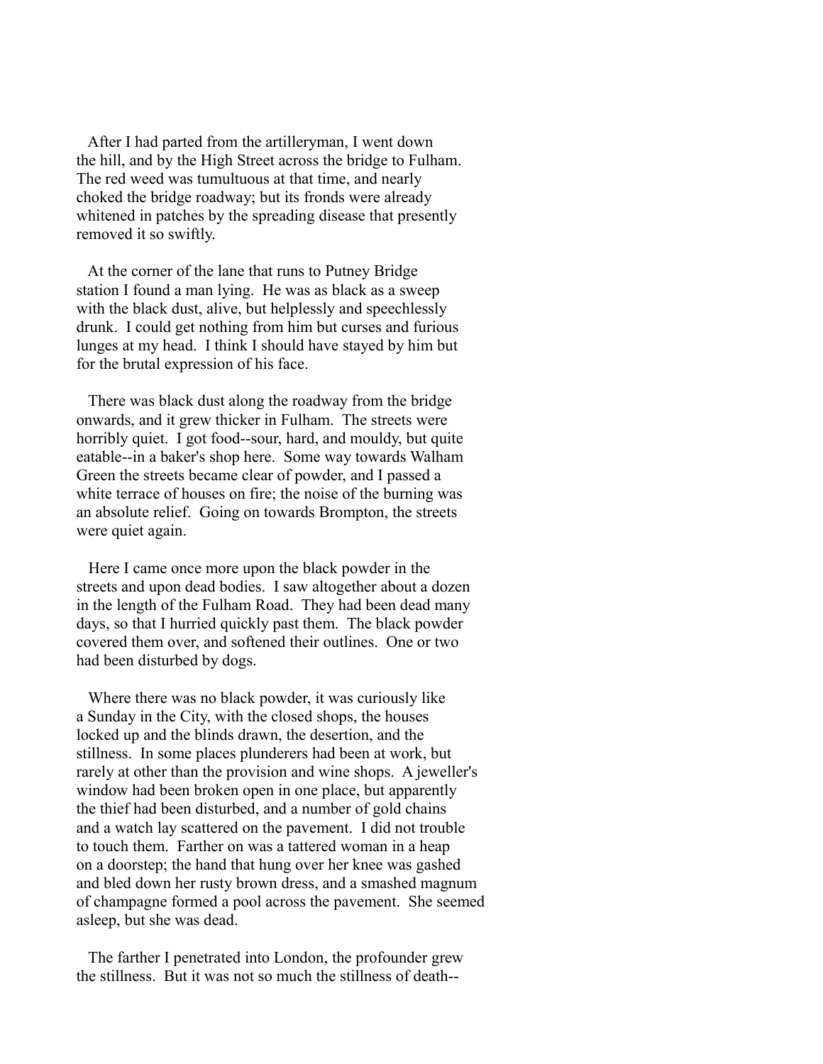After I had parted from the artilleryman, I went down the hill, and by the High Street across the bridge to Fulham. The red weed was tumultuous at that time, and nearly choked the bridge roadway; but its fronds were already whitened in patches by the spreading disease that presently removed it so swiftly.

At the corner of the lane that runs to Putney Bridge station I found a man lying. He was as black as a sweep with the black dust, alive, but helplessly and speechlessly drunk. I could get nothing from him but curses and furious lunges at my head. I think I should have stayed by him but for the brutal expression of his face.

There was black dust along the roadway from the bridge onwards, and it grew thicker in Fulham. The streets were horribly quiet. I got food--sour, hard, and mouldy, but quite eatable--in a baker's shop here. Some way towards Walham Green the streets became clear of powder, and I passed a white terrace of houses on fire; the noise of the burning was an absolute relief. Going on towards Brompton, the streets were quiet again.

Here I came once more upon the black powder in the streets and upon dead bodies. I saw altogether about a dozen in the length of the Fulham Road. They had been dead many days, so that I hurried quickly past them. The black powder covered them over, and softened their outlines. One or two had been disturbed by dogs.

Where there was no black powder, it was curiously like a Sunday in the City, with the closed shops, the houses locked up and the blinds drawn, the desertion, and the stillness. In some places plunderers had been at work, but rarely at other than the provision and wine shops. A jeweller's window had been broken open in one place, but apparently the thief had been disturbed, and a number of gold chains and a watch lay scattered on the pavement. I did not trouble to touch them. Farther on was a tattered woman in a heap on a doorstep; the hand that hung over her knee was gashed and bled down her rusty brown dress, and a smashed magnum of champagne formed a pool across the pavement. She seemed asleep, but she was dead.

The farther I penetrated into London, the profounder grew the stillness. But it was not so much the stillness of death--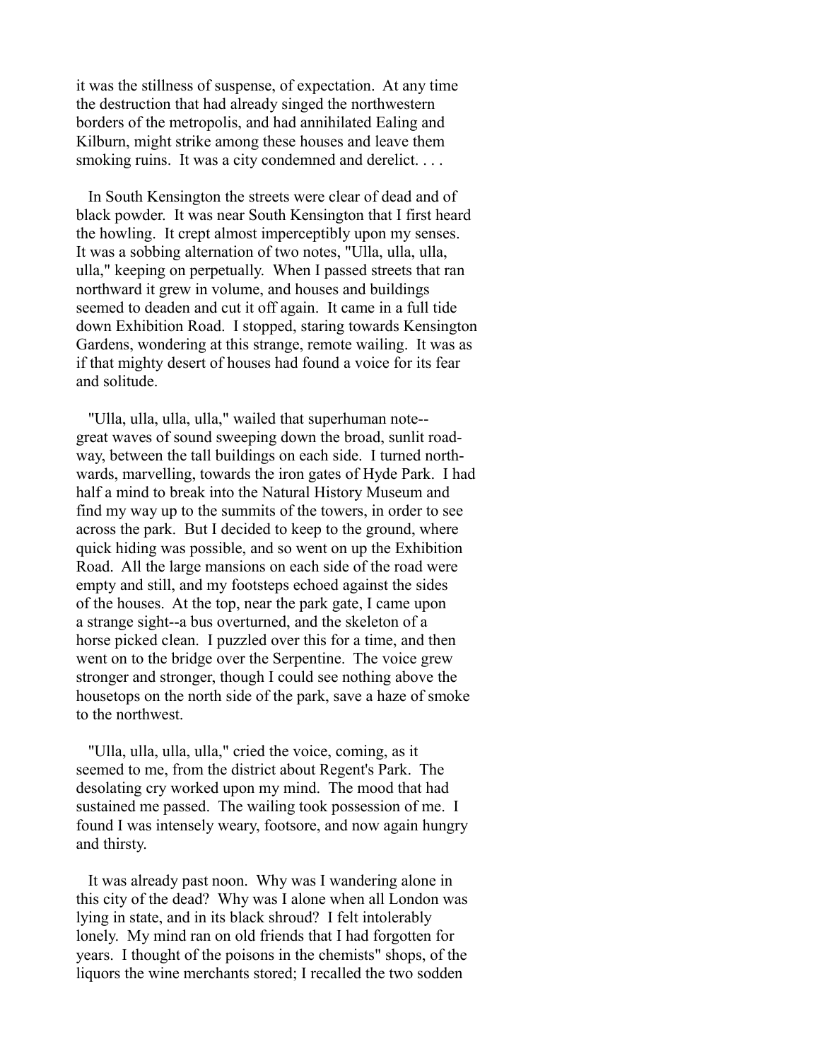it was the stillness of suspense, of expectation. At any time the destruction that had already singed the northwestern borders of the metropolis, and had annihilated Ealing and Kilburn, might strike among these houses and leave them smoking ruins. It was a city condemned and derelict. . . .

In South Kensington the streets were clear of dead and of black powder. It was near South Kensington that I first heard the howling. It crept almost imperceptibly upon my senses. It was a sobbing alternation of two notes, "Ulla, ulla, ulla, ulla," keeping on perpetually. When I passed streets that ran northward it grew in volume, and houses and buildings seemed to deaden and cut it off again. It came in a full tide down Exhibition Road. I stopped, staring towards Kensington Gardens, wondering at this strange, remote wailing. It was as if that mighty desert of houses had found a voice for its fear and solitude.

"Ulla, ulla, ulla, ulla," wailed that superhuman note--great waves of sound sweeping down the broad, sunlit roadway, between the tall buildings on each side. I turned northwards, marvelling, towards the iron gates of Hyde Park. I had half a mind to break into the Natural History Museum and find my way up to the summits of the towers, in order to see across the park. But I decided to keep to the ground, where quick hiding was possible, and so went on up the Exhibition Road. All the large mansions on each side of the road were empty and still, and my footsteps echoed against the sides of the houses. At the top, near the park gate, I came upon a strange sight--a bus overturned, and the skeleton of a horse picked clean. I puzzled over this for a time, and then went on to the bridge over the Serpentine. The voice grew stronger and stronger, though I could see nothing above the housetops on the north side of the park, save a haze of smoke to the northwest.

"Ulla, ulla, ulla, ulla," cried the voice, coming, as it seemed to me, from the district about Regent's Park. The desolating cry worked upon my mind. The mood that had sustained me passed. The wailing took possession of me. I found I was intensely weary, footsore, and now again hungry and thirsty.

It was already past noon. Why was I wandering alone in this city of the dead? Why was I alone when all London was lying in state, and in its black shroud? I felt intolerably lonely. My mind ran on old friends that I had forgotten for years. I thought of the poisons in the chemists" shops, of the liquors the wine merchants stored; I recalled the two sodden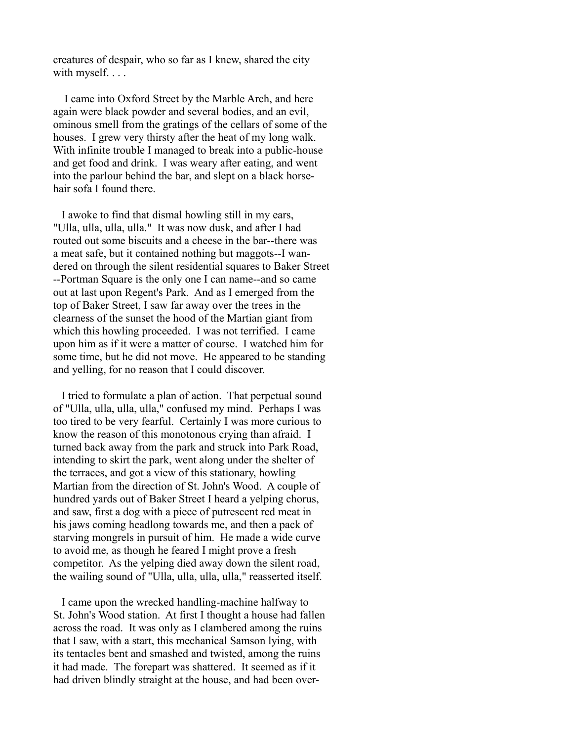creatures of despair, who so far as I knew, shared the city with myself. . . .

I came into Oxford Street by the Marble Arch, and here again were black powder and several bodies, and an evil, ominous smell from the gratings of the cellars of some of the houses. I grew very thirsty after the heat of my long walk. With infinite trouble I managed to break into a public-house and get food and drink. I was weary after eating, and went into the parlour behind the bar, and slept on a black horsehair sofa I found there.

I awoke to find that dismal howling still in my ears, "Ulla, ulla, ulla, ulla." It was now dusk, and after I had routed out some biscuits and a cheese in the bar--there was a meat safe, but it contained nothing but maggots--I wandered on through the silent residential squares to Baker Street --Portman Square is the only one I can name--and so came out at last upon Regent's Park. And as I emerged from the top of Baker Street, I saw far away over the trees in the clearness of the sunset the hood of the Martian giant from which this howling proceeded. I was not terrified. I came upon him as if it were a matter of course. I watched him for some time, but he did not move. He appeared to be standing and yelling, for no reason that I could discover.

I tried to formulate a plan of action. That perpetual sound of "Ulla, ulla, ulla, ulla," confused my mind. Perhaps I was too tired to be very fearful. Certainly I was more curious to know the reason of this monotonous crying than afraid. I turned back away from the park and struck into Park Road, intending to skirt the park, went along under the shelter of the terraces, and got a view of this stationary, howling Martian from the direction of St. John's Wood. A couple of hundred yards out of Baker Street I heard a yelping chorus, and saw, first a dog with a piece of putrescent red meat in his jaws coming headlong towards me, and then a pack of starving mongrels in pursuit of him. He made a wide curve to avoid me, as though he feared I might prove a fresh competitor. As the yelping died away down the silent road, the wailing sound of "Ulla, ulla, ulla, ulla," reasserted itself.

I came upon the wrecked handling-machine halfway to St. John's Wood station. At first I thought a house had fallen across the road. It was only as I clambered among the ruins that I saw, with a start, this mechanical Samson lying, with its tentacles bent and smashed and twisted, among the ruins it had made. The forepart was shattered. It seemed as if it had driven blindly straight at the house, and had been over-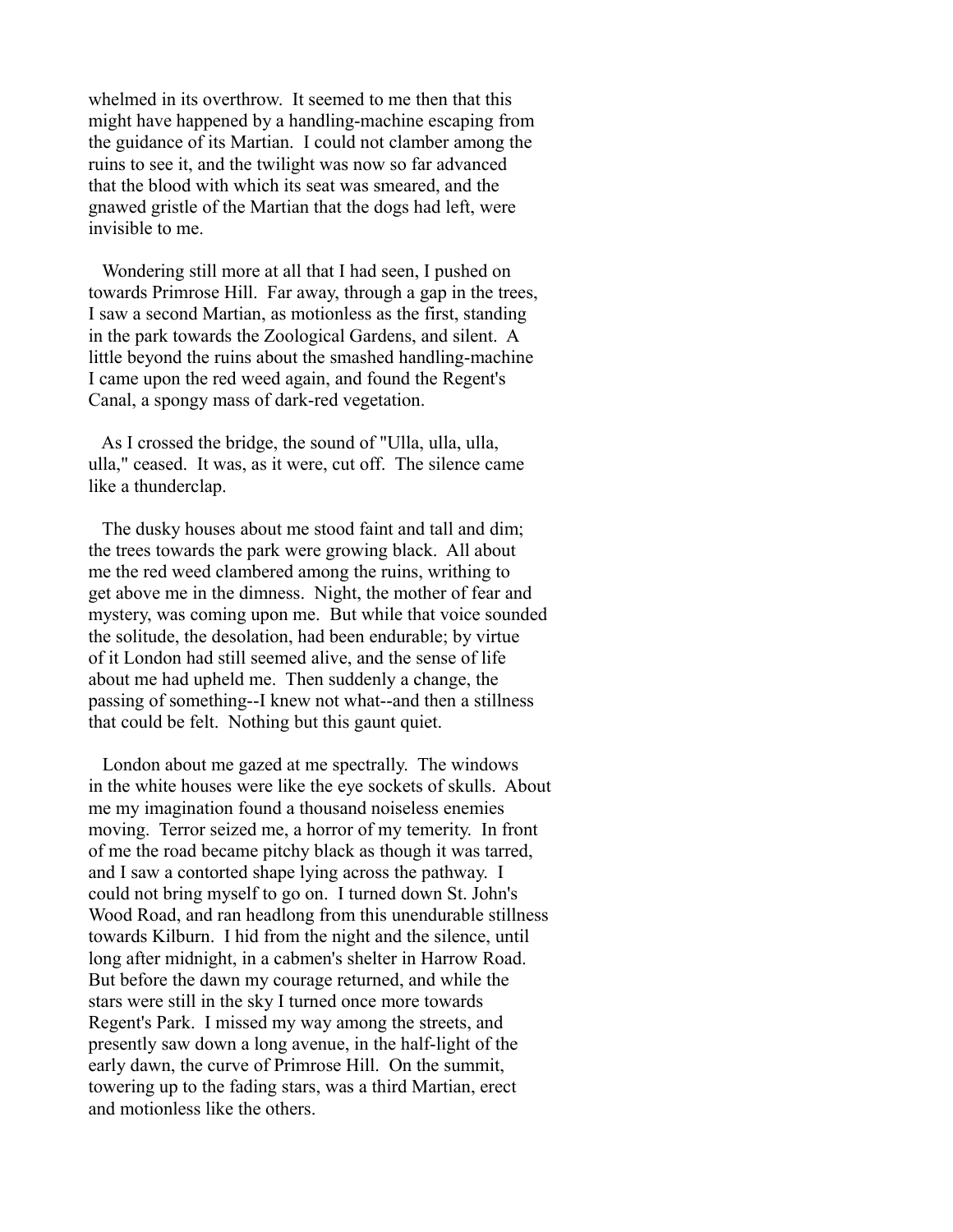whelmed in its overthrow. It seemed to me then that this might have happened by a handling-machine escaping from the guidance of its Martian. I could not clamber among the ruins to see it, and the twilight was now so far advanced that the blood with which its seat was smeared, and the gnawed gristle of the Martian that the dogs had left, were invisible to me.

Wondering still more at all that I had seen, I pushed on towards Primrose Hill. Far away, through a gap in the trees, I saw a second Martian, as motionless as the first, standing in the park towards the Zoological Gardens, and silent. A little beyond the ruins about the smashed handling-machine I came upon the red weed again, and found the Regent's Canal, a spongy mass of dark-red vegetation.

As I crossed the bridge, the sound of "Ulla, ulla, ulla, ulla," ceased. It was, as it were, cut off. The silence came like a thunderclap.

The dusky houses about me stood faint and tall and dim; the trees towards the park were growing black. All about me the red weed clambered among the ruins, writhing to get above me in the dimness. Night, the mother of fear and mystery, was coming upon me. But while that voice sounded the solitude, the desolation, had been endurable; by virtue of it London had still seemed alive, and the sense of life about me had upheld me. Then suddenly a change, the passing of something--I knew not what--and then a stillness that could be felt. Nothing but this gaunt quiet.

London about me gazed at me spectrally. The windows in the white houses were like the eye sockets of skulls. About me my imagination found a thousand noiseless enemies moving. Terror seized me, a horror of my temerity. In front of me the road became pitchy black as though it was tarred, and I saw a contorted shape lying across the pathway. I could not bring myself to go on. I turned down St. John's Wood Road, and ran headlong from this unendurable stillness towards Kilburn. I hid from the night and the silence, until long after midnight, in a cabmen's shelter in Harrow Road. But before the dawn my courage returned, and while the stars were still in the sky I turned once more towards Regent's Park. I missed my way among the streets, and presently saw down a long avenue, in the half-light of the early dawn, the curve of Primrose Hill. On the summit, towering up to the fading stars, was a third Martian, erect and motionless like the others.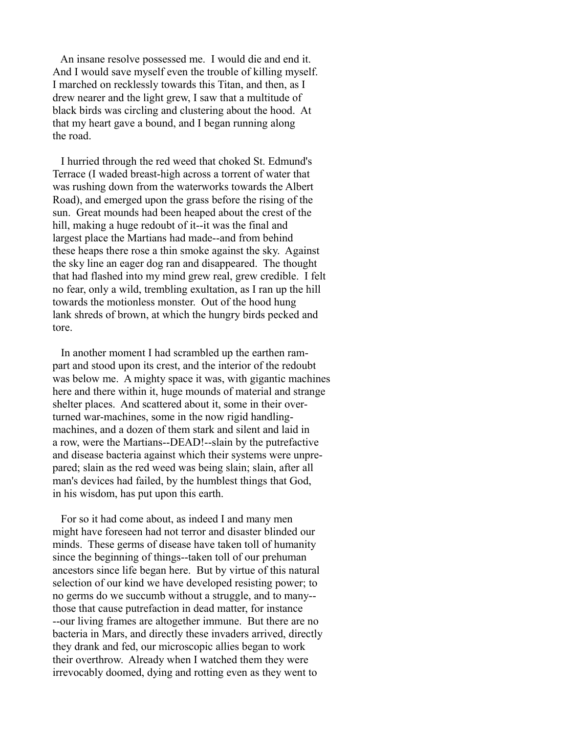An insane resolve possessed me. I would die and end it. And I would save myself even the trouble of killing myself. I marched on recklessly towards this Titan, and then, as I drew nearer and the light grew, I saw that a multitude of black birds was circling and clustering about the hood. At that my heart gave a bound, and I began running along the road.

I hurried through the red weed that choked St. Edmund's Terrace (I waded breast-high across a torrent of water that was rushing down from the waterworks towards the Albert Road), and emerged upon the grass before the rising of the sun. Great mounds had been heaped about the crest of the hill, making a huge redoubt of it--it was the final and largest place the Martians had made--and from behind these heaps there rose a thin smoke against the sky. Against the sky line an eager dog ran and disappeared. The thought that had flashed into my mind grew real, grew credible. I felt no fear, only a wild, trembling exultation, as I ran up the hill towards the motionless monster. Out of the hood hung lank shreds of brown, at which the hungry birds pecked and tore.

In another moment I had scrambled up the earthen rampart and stood upon its crest, and the interior of the redoubt was below me. A mighty space it was, with gigantic machines here and there within it, huge mounds of material and strange shelter places. And scattered about it, some in their overturned war-machines, some in the now rigid handling-machines, and a dozen of them stark and silent and laid in a row, were the Martians--DEAD!--slain by the putrefactive and disease bacteria against which their systems were unprepared; slain as the red weed was being slain; slain, after all man's devices had failed, by the humblest things that God, in his wisdom, has put upon this earth.

For so it had come about, as indeed I and many men might have foreseen had not terror and disaster blinded our minds. These germs of disease have taken toll of humanity since the beginning of things--taken toll of our prehuman ancestors since life began here. But by virtue of this natural selection of our kind we have developed resisting power; to no germs do we succumb without a struggle, and to many--those that cause putrefaction in dead matter, for instance--our living frames are altogether immune. But there are no bacteria in Mars, and directly these invaders arrived, directly they drank and fed, our microscopic allies began to work their overthrow. Already when I watched them they were irrevocably doomed, dying and rotting even as they went to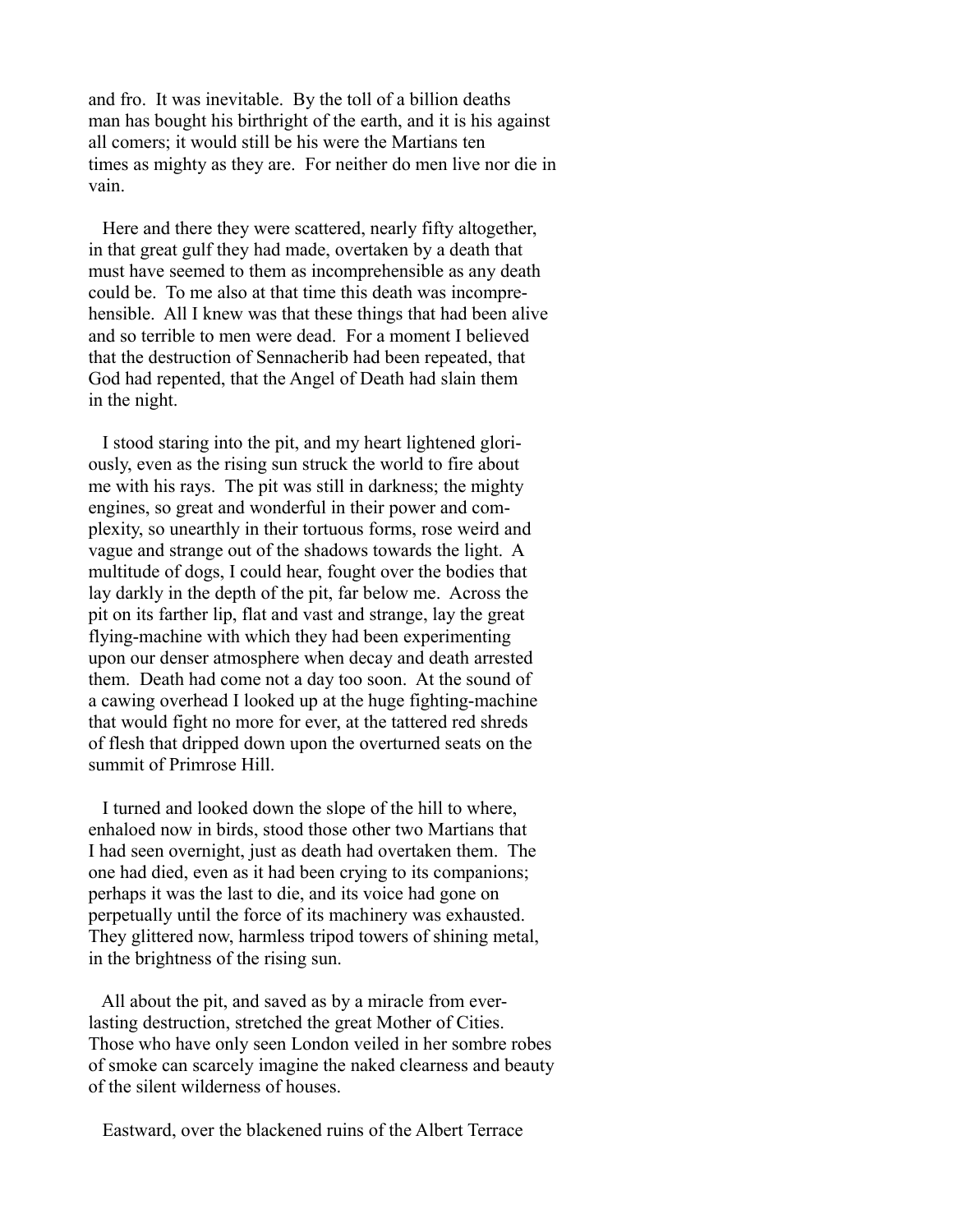and fro. It was inevitable. By the toll of a billion deaths man has bought his birthright of the earth, and it is his against all comers; it would still be his were the Martians ten times as mighty as they are. For neither do men live nor die in vain.

Here and there they were scattered, nearly fifty altogether, in that great gulf they had made, overtaken by a death that must have seemed to them as incomprehensible as any death could be. To me also at that time this death was incomprehensible. All I knew was that these things that had been alive and so terrible to men were dead. For a moment I believed that the destruction of Sennacherib had been repeated, that God had repented, that the Angel of Death had slain them in the night.

I stood staring into the pit, and my heart lightened gloriously, even as the rising sun struck the world to fire about me with his rays. The pit was still in darkness; the mighty engines, so great and wonderful in their power and complexity, so unearthly in their tortuous forms, rose weird and vague and strange out of the shadows towards the light. A multitude of dogs, I could hear, fought over the bodies that lay darkly in the depth of the pit, far below me. Across the pit on its farther lip, flat and vast and strange, lay the great flying-machine with which they had been experimenting upon our denser atmosphere when decay and death arrested them. Death had come not a day too soon. At the sound of a cawing overhead I looked up at the huge fighting-machine that would fight no more for ever, at the tattered red shreds of flesh that dripped down upon the overturned seats on the summit of Primrose Hill.

I turned and looked down the slope of the hill to where, enhaloed now in birds, stood those other two Martians that I had seen overnight, just as death had overtaken them. The one had died, even as it had been crying to its companions; perhaps it was the last to die, and its voice had gone on perpetually until the force of its machinery was exhausted. They glittered now, harmless tripod towers of shining metal, in the brightness of the rising sun.

All about the pit, and saved as by a miracle from everlasting destruction, stretched the great Mother of Cities. Those who have only seen London veiled in her sombre robes of smoke can scarcely imagine the naked clearness and beauty of the silent wilderness of houses.

Eastward, over the blackened ruins of the Albert Terrace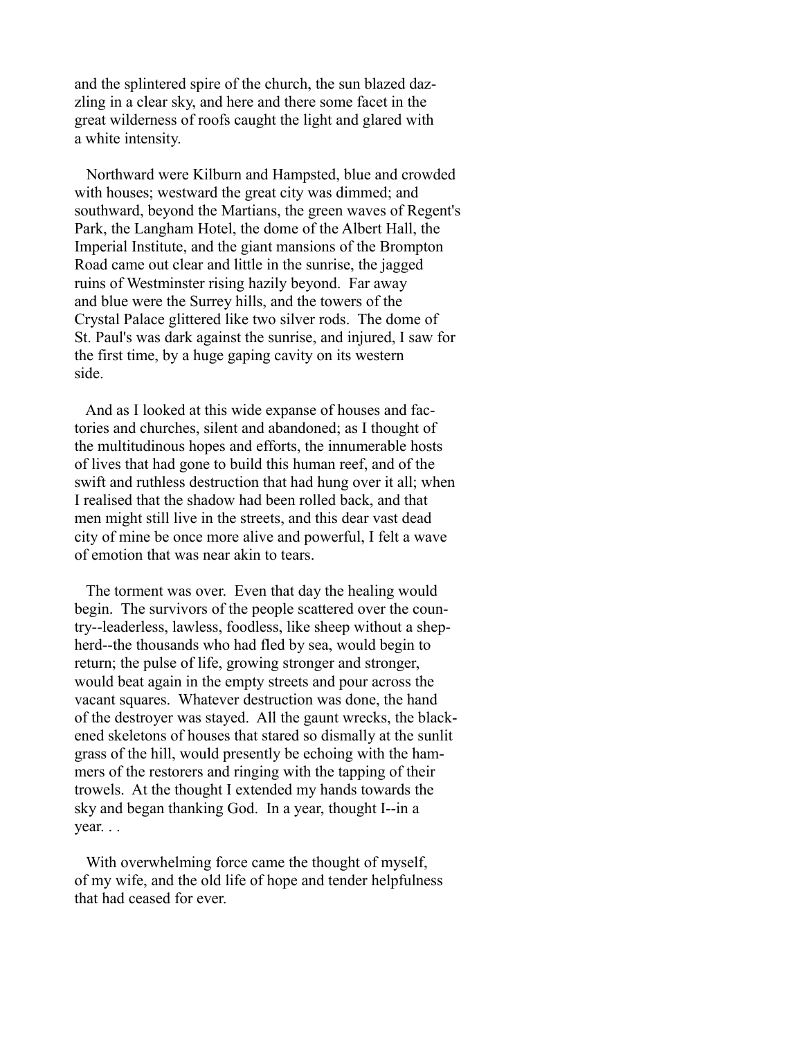and the splintered spire of the church, the sun blazed dazzling in a clear sky, and here and there some facet in the great wilderness of roofs caught the light and glared with a white intensity.

Northward were Kilburn and Hampsted, blue and crowded with houses; westward the great city was dimmed; and southward, beyond the Martians, the green waves of Regent's Park, the Langham Hotel, the dome of the Albert Hall, the Imperial Institute, and the giant mansions of the Brompton Road came out clear and little in the sunrise, the jagged ruins of Westminster rising hazily beyond. Far away and blue were the Surrey hills, and the towers of the Crystal Palace glittered like two silver rods. The dome of St. Paul's was dark against the sunrise, and injured, I saw for the first time, by a huge gaping cavity on its western side.

And as I looked at this wide expanse of houses and factories and churches, silent and abandoned; as I thought of the multitudinous hopes and efforts, the innumerable hosts of lives that had gone to build this human reef, and of the swift and ruthless destruction that had hung over it all; when I realised that the shadow had been rolled back, and that men might still live in the streets, and this dear vast dead city of mine be once more alive and powerful, I felt a wave of emotion that was near akin to tears.

The torment was over. Even that day the healing would begin. The survivors of the people scattered over the country--leaderless, lawless, foodless, like sheep without a shepherd--the thousands who had fled by sea, would begin to return; the pulse of life, growing stronger and stronger, would beat again in the empty streets and pour across the vacant squares. Whatever destruction was done, the hand of the destroyer was stayed. All the gaunt wrecks, the blackened skeletons of houses that stared so dismally at the sunlit grass of the hill, would presently be echoing with the hammers of the restorers and ringing with the tapping of their trowels. At the thought I extended my hands towards the sky and began thanking God. In a year, thought I--in a year. . .

With overwhelming force came the thought of myself, of my wife, and the old life of hope and tender helpfulness that had ceased for ever.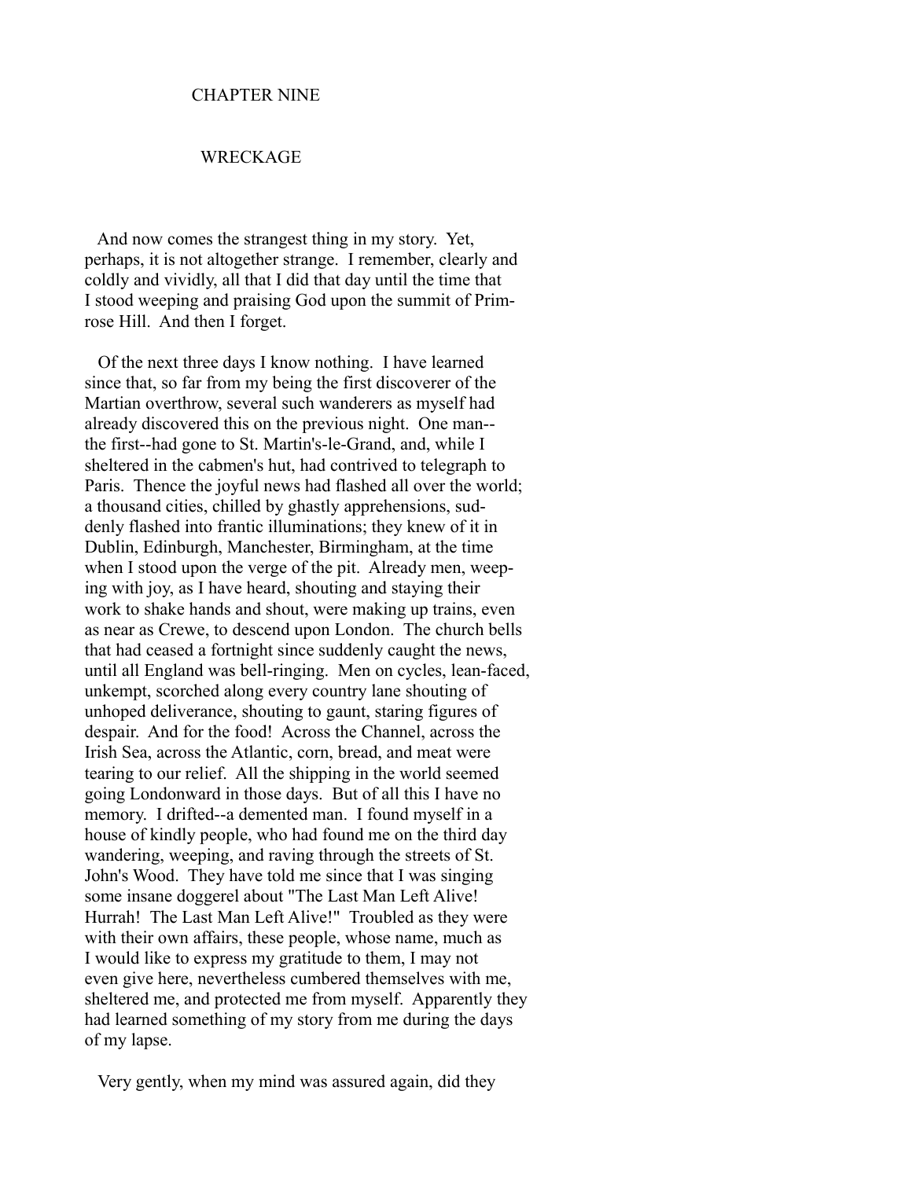# CHAPTER NINE

## WRECKAGE

And now comes the strangest thing in my story. Yet, perhaps, it is not altogether strange. I remember, clearly and coldly and vividly, all that I did that day until the time that I stood weeping and praising God upon the summit of Primrose Hill. And then I forget.

Of the next three days I know nothing. I have learned since that, so far from my being the first discoverer of the Martian overthrow, several such wanderers as myself had already discovered this on the previous night. One man--the first--had gone to St. Martin's-le-Grand, and, while I sheltered in the cabmen's hut, had contrived to telegraph to Paris. Thence the joyful news had flashed all over the world; a thousand cities, chilled by ghastly apprehensions, suddenly flashed into frantic illuminations; they knew of it in Dublin, Edinburgh, Manchester, Birmingham, at the time when I stood upon the verge of the pit. Already men, weeping with joy, as I have heard, shouting and staying their work to shake hands and shout, were making up trains, even as near as Crewe, to descend upon London. The church bells that had ceased a fortnight since suddenly caught the news, until all England was bell-ringing. Men on cycles, lean-faced, unkempt, scorched along every country lane shouting of unhoped deliverance, shouting to gaunt, staring figures of despair. And for the food! Across the Channel, across the Irish Sea, across the Atlantic, corn, bread, and meat were tearing to our relief. All the shipping in the world seemed going Londonward in those days. But of all this I have no memory. I drifted--a demented man. I found myself in a house of kindly people, who had found me on the third day wandering, weeping, and raving through the streets of St. John's Wood. They have told me since that I was singing some insane doggerel about "The Last Man Left Alive! Hurrah! The Last Man Left Alive!" Troubled as they were with their own affairs, these people, whose name, much as I would like to express my gratitude to them, I may not even give here, nevertheless cumbered themselves with me, sheltered me, and protected me from myself. Apparently they had learned something of my story from me during the days of my lapse.

Very gently, when my mind was assured again, did they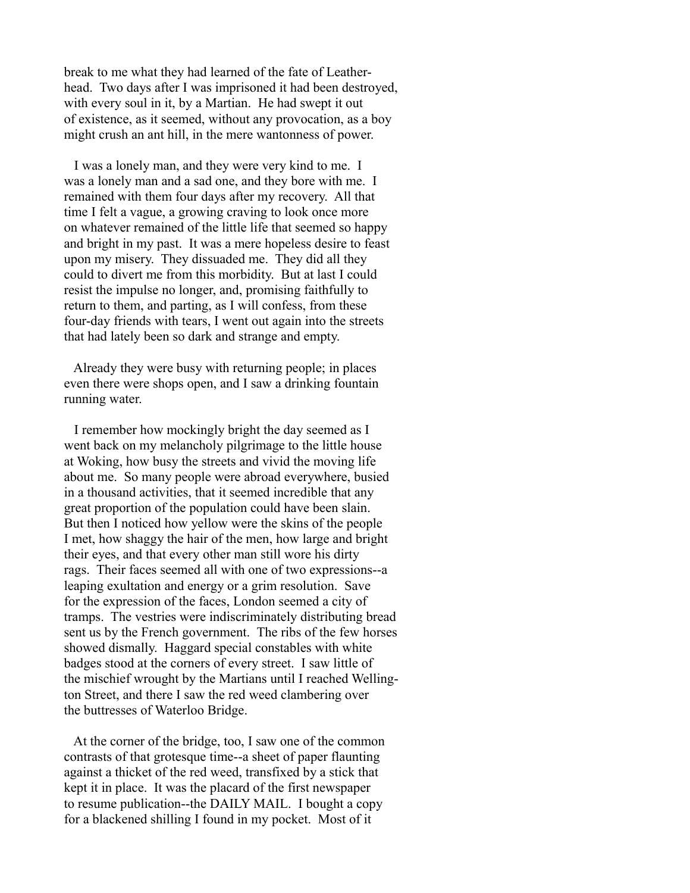break to me what they had learned of the fate of Leatherhead. Two days after I was imprisoned it had been destroyed, with every soul in it, by a Martian. He had swept it out of existence, as it seemed, without any provocation, as a boy might crush an ant hill, in the mere wantonness of power.

I was a lonely man, and they were very kind to me. I was a lonely man and a sad one, and they bore with me. I remained with them four days after my recovery. All that time I felt a vague, a growing craving to look once more on whatever remained of the little life that seemed so happy and bright in my past. It was a mere hopeless desire to feast upon my misery. They dissuaded me. They did all they could to divert me from this morbidity. But at last I could resist the impulse no longer, and, promising faithfully to return to them, and parting, as I will confess, from these four-day friends with tears, I went out again into the streets that had lately been so dark and strange and empty.

Already they were busy with returning people; in places even there were shops open, and I saw a drinking fountain running water.

I remember how mockingly bright the day seemed as I went back on my melancholy pilgrimage to the little house at Woking, how busy the streets and vivid the moving life about me. So many people were abroad everywhere, busied in a thousand activities, that it seemed incredible that any great proportion of the population could have been slain. But then I noticed how yellow were the skins of the people I met, how shaggy the hair of the men, how large and bright their eyes, and that every other man still wore his dirty rags. Their faces seemed all with one of two expressions--a leaping exultation and energy or a grim resolution. Save for the expression of the faces, London seemed a city of tramps. The vestries were indiscriminately distributing bread sent us by the French government. The ribs of the few horses showed dismally. Haggard special constables with white badges stood at the corners of every street. I saw little of the mischief wrought by the Martians until I reached Wellington Street, and there I saw the red weed clambering over the buttresses of Waterloo Bridge.

At the corner of the bridge, too, I saw one of the common contrasts of that grotesque time--a sheet of paper flaunting against a thicket of the red weed, transfixed by a stick that kept it in place. It was the placard of the first newspaper to resume publication--the DAILY MAIL. I bought a copy for a blackened shilling I found in my pocket. Most of it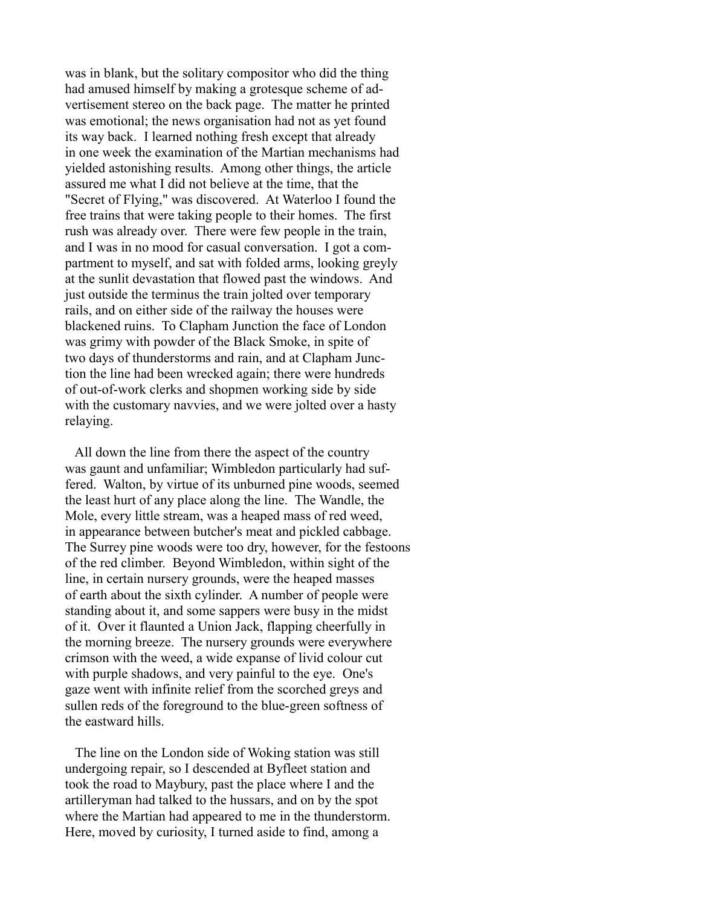was in blank, but the solitary compositor who did the thing had amused himself by making a grotesque scheme of advertisement stereo on the back page. The matter he printed was emotional; the news organisation had not as yet found its way back. I learned nothing fresh except that already in one week the examination of the Martian mechanisms had yielded astonishing results. Among other things, the article assured me what I did not believe at the time, that the "Secret of Flying," was discovered. At Waterloo I found the free trains that were taking people to their homes. The first rush was already over. There were few people in the train, and I was in no mood for casual conversation. I got a compartment to myself, and sat with folded arms, looking greyly at the sunlit devastation that flowed past the windows. And just outside the terminus the train jolted over temporary rails, and on either side of the railway the houses were blackened ruins. To Clapham Junction the face of London was grimy with powder of the Black Smoke, in spite of two days of thunderstorms and rain, and at Clapham Junction the line had been wrecked again; there were hundreds of out-of-work clerks and shopmen working side by side with the customary navvies, and we were jolted over a hasty relaying.

All down the line from there the aspect of the country was gaunt and unfamiliar; Wimbledon particularly had suffered. Walton, by virtue of its unburned pine woods, seemed the least hurt of any place along the line. The Wandle, the Mole, every little stream, was a heaped mass of red weed, in appearance between butcher's meat and pickled cabbage. The Surrey pine woods were too dry, however, for the festoons of the red climber. Beyond Wimbledon, within sight of the line, in certain nursery grounds, were the heaped masses of earth about the sixth cylinder. A number of people were standing about it, and some sappers were busy in the midst of it. Over it flaunted a Union Jack, flapping cheerfully in the morning breeze. The nursery grounds were everywhere crimson with the weed, a wide expanse of livid colour cut with purple shadows, and very painful to the eye. One's gaze went with infinite relief from the scorched greys and sullen reds of the foreground to the blue-green softness of the eastward hills.

The line on the London side of Woking station was still undergoing repair, so I descended at Byfleet station and took the road to Maybury, past the place where I and the artilleryman had talked to the hussars, and on by the spot where the Martian had appeared to me in the thunderstorm. Here, moved by curiosity, I turned aside to find, among a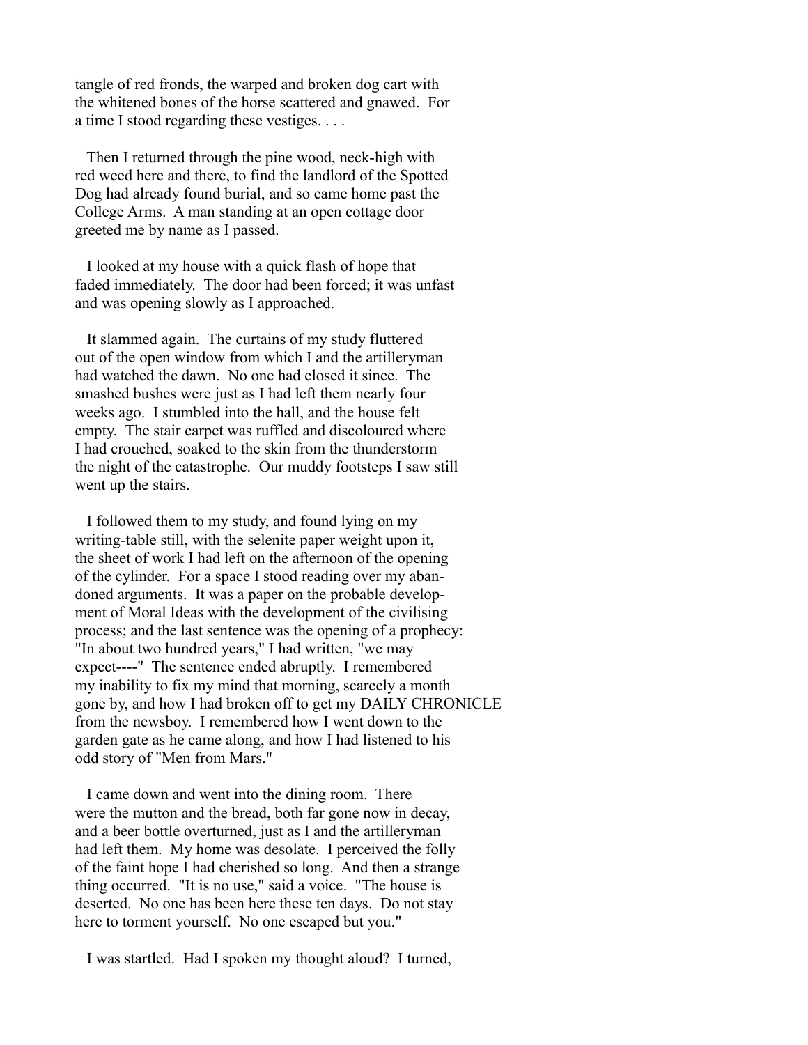tangle of red fronds, the warped and broken dog cart with the whitened bones of the horse scattered and gnawed. For a time I stood regarding these vestiges. . . .

Then I returned through the pine wood, neck-high with red weed here and there, to find the landlord of the Spotted Dog had already found burial, and so came home past the College Arms. A man standing at an open cottage door greeted me by name as I passed.

I looked at my house with a quick flash of hope that faded immediately. The door had been forced; it was unfast and was opening slowly as I approached.

It slammed again. The curtains of my study fluttered out of the open window from which I and the artilleryman had watched the dawn. No one had closed it since. The smashed bushes were just as I had left them nearly four weeks ago. I stumbled into the hall, and the house felt empty. The stair carpet was ruffled and discoloured where I had crouched, soaked to the skin from the thunderstorm the night of the catastrophe. Our muddy footsteps I saw still went up the stairs.

I followed them to my study, and found lying on my writing-table still, with the selenite paper weight upon it, the sheet of work I had left on the afternoon of the opening of the cylinder. For a space I stood reading over my abandoned arguments. It was a paper on the probable development of Moral Ideas with the development of the civilising process; and the last sentence was the opening of a prophecy: "In about two hundred years," I had written, "we may expect----" The sentence ended abruptly. I remembered my inability to fix my mind that morning, scarcely a month gone by, and how I had broken off to get my DAILY CHRONICLE from the newsboy. I remembered how I went down to the garden gate as he came along, and how I had listened to his odd story of "Men from Mars."

I came down and went into the dining room. There were the mutton and the bread, both far gone now in decay, and a beer bottle overturned, just as I and the artilleryman had left them. My home was desolate. I perceived the folly of the faint hope I had cherished so long. And then a strange thing occurred. "It is no use," said a voice. "The house is deserted. No one has been here these ten days. Do not stay here to torment yourself. No one escaped but you."

I was startled. Had I spoken my thought aloud? I turned,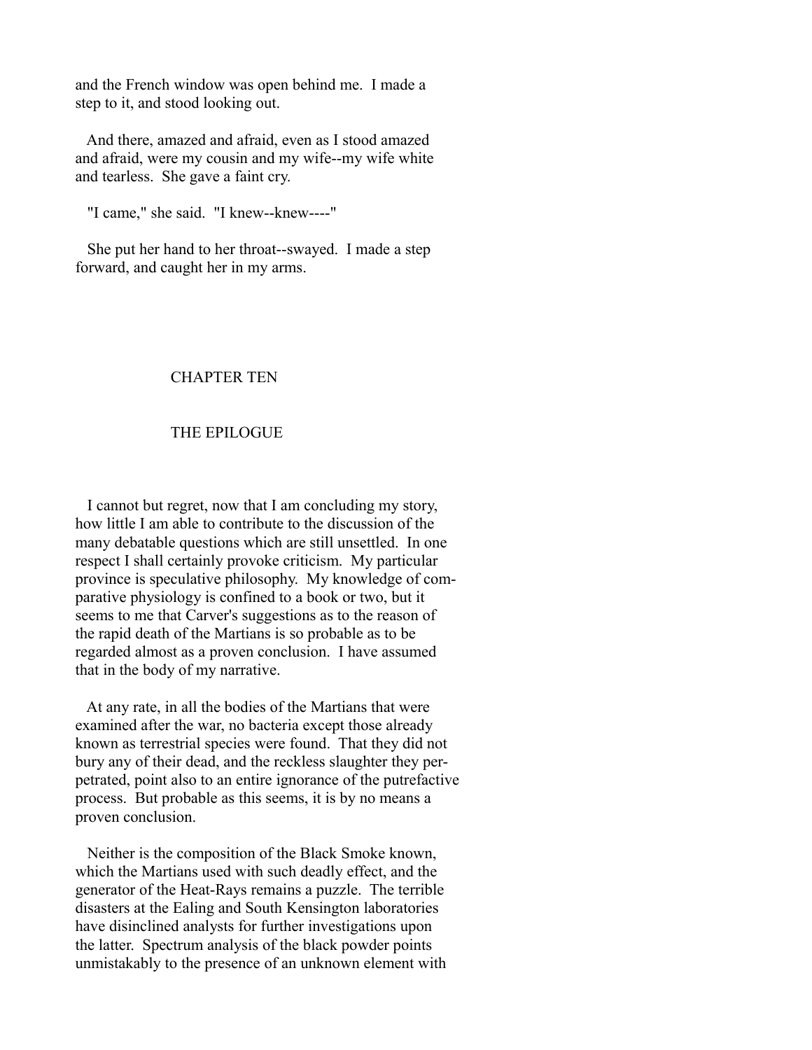and the French window was open behind me. I made a step to it, and stood looking out.

And there, amazed and afraid, even as I stood amazed and afraid, were my cousin and my wife--my wife white and tearless. She gave a faint cry.

"I came," she said. "I knew--knew----"

She put her hand to her throat--swayed. I made a step forward, and caught her in my arms.

## CHAPTER TEN

## THE EPILOGUE

I cannot but regret, now that I am concluding my story, how little I am able to contribute to the discussion of the many debatable questions which are still unsettled. In one respect I shall certainly provoke criticism. My particular province is speculative philosophy. My knowledge of comparative physiology is confined to a book or two, but it seems to me that Carver's suggestions as to the reason of the rapid death of the Martians is so probable as to be regarded almost as a proven conclusion. I have assumed that in the body of my narrative.

At any rate, in all the bodies of the Martians that were examined after the war, no bacteria except those already known as terrestrial species were found. That they did not bury any of their dead, and the reckless slaughter they perpetrated, point also to an entire ignorance of the putrefactive process. But probable as this seems, it is by no means a proven conclusion.

Neither is the composition of the Black Smoke known, which the Martians used with such deadly effect, and the generator of the Heat-Rays remains a puzzle. The terrible disasters at the Ealing and South Kensington laboratories have disinclined analysts for further investigations upon the latter. Spectrum analysis of the black powder points unmistakably to the presence of an unknown element with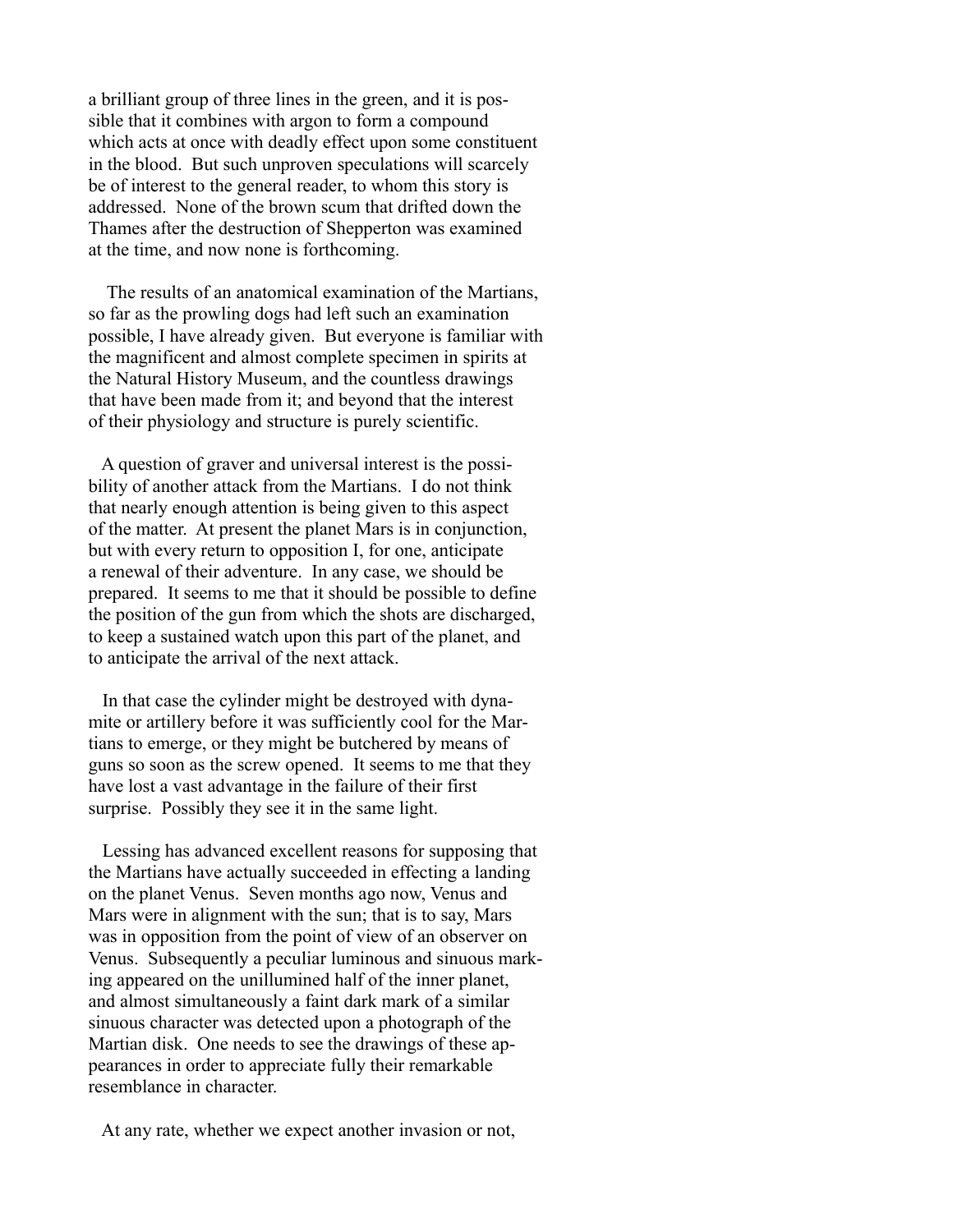a brilliant group of three lines in the green, and it is possible that it combines with argon to form a compound which acts at once with deadly effect upon some constituent in the blood. But such unproven speculations will scarcely be of interest to the general reader, to whom this story is addressed. None of the brown scum that drifted down the Thames after the destruction of Shepperton was examined at the time, and now none is forthcoming.

The results of an anatomical examination of the Martians, so far as the prowling dogs had left such an examination possible, I have already given. But everyone is familiar with the magnificent and almost complete specimen in spirits at the Natural History Museum, and the countless drawings that have been made from it; and beyond that the interest of their physiology and structure is purely scientific.

A question of graver and universal interest is the possibility of another attack from the Martians. I do not think that nearly enough attention is being given to this aspect of the matter. At present the planet Mars is in conjunction, but with every return to opposition I, for one, anticipate a renewal of their adventure. In any case, we should be prepared. It seems to me that it should be possible to define the position of the gun from which the shots are discharged, to keep a sustained watch upon this part of the planet, and to anticipate the arrival of the next attack.

In that case the cylinder might be destroyed with dynamite or artillery before it was sufficiently cool for the Martians to emerge, or they might be butchered by means of guns so soon as the screw opened. It seems to me that they have lost a vast advantage in the failure of their first surprise. Possibly they see it in the same light.

Lessing has advanced excellent reasons for supposing that the Martians have actually succeeded in effecting a landing on the planet Venus. Seven months ago now, Venus and Mars were in alignment with the sun; that is to say, Mars was in opposition from the point of view of an observer on Venus. Subsequently a peculiar luminous and sinuous marking appeared on the unillumined half of the inner planet, and almost simultaneously a faint dark mark of a similar sinuous character was detected upon a photograph of the Martian disk. One needs to see the drawings of these appearances in order to appreciate fully their remarkable resemblance in character.

At any rate, whether we expect another invasion or not,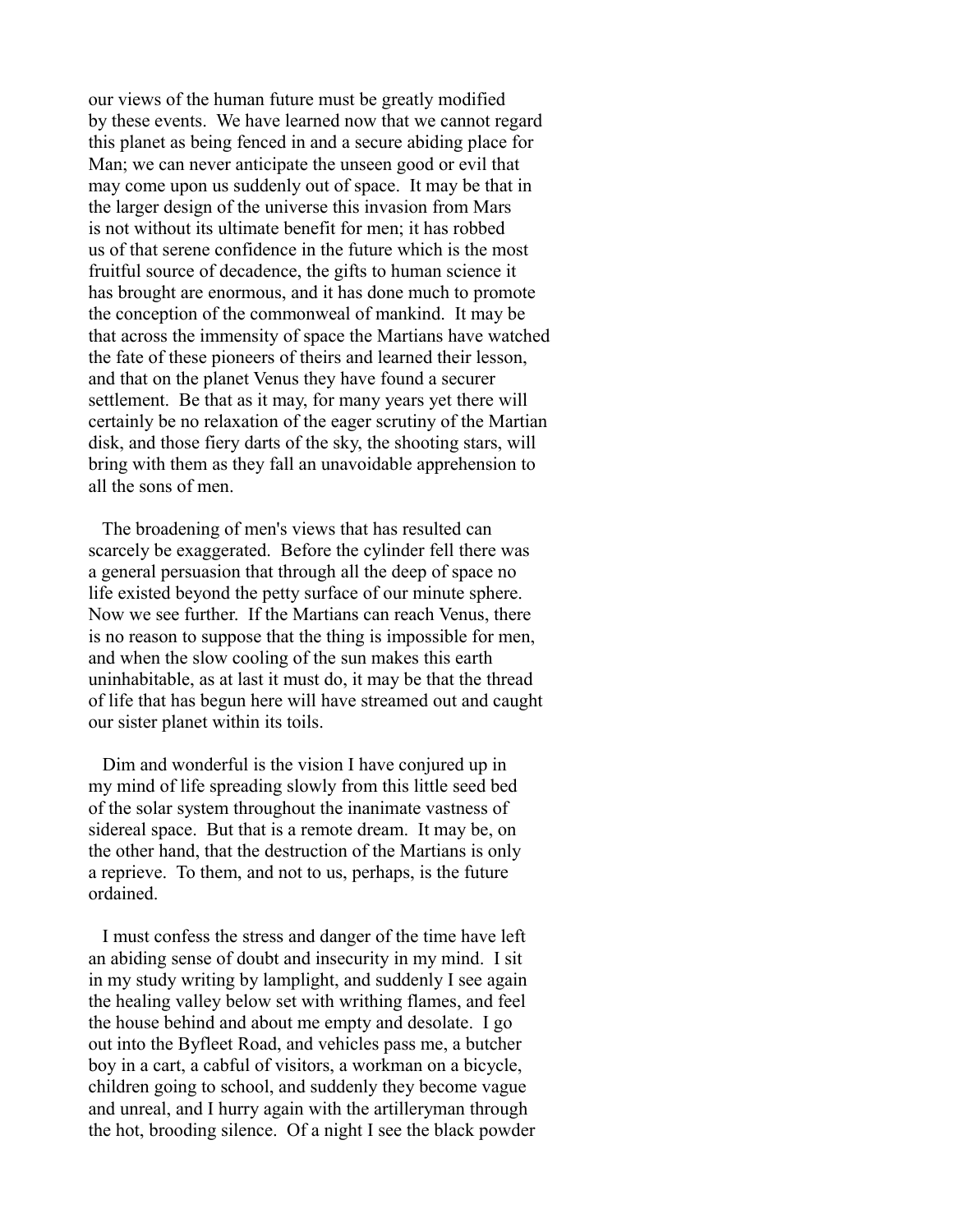our views of the human future must be greatly modified by these events. We have learned now that we cannot regard this planet as being fenced in and a secure abiding place for Man; we can never anticipate the unseen good or evil that may come upon us suddenly out of space. It may be that in the larger design of the universe this invasion from Mars is not without its ultimate benefit for men; it has robbed us of that serene confidence in the future which is the most fruitful source of decadence, the gifts to human science it has brought are enormous, and it has done much to promote the conception of the commonweal of mankind. It may be that across the immensity of space the Martians have watched the fate of these pioneers of theirs and learned their lesson, and that on the planet Venus they have found a securer settlement. Be that as it may, for many years yet there will certainly be no relaxation of the eager scrutiny of the Martian disk, and those fiery darts of the sky, the shooting stars, will bring with them as they fall an unavoidable apprehension to all the sons of men.

The broadening of men's views that has resulted can scarcely be exaggerated. Before the cylinder fell there was a general persuasion that through all the deep of space no life existed beyond the petty surface of our minute sphere. Now we see further. If the Martians can reach Venus, there is no reason to suppose that the thing is impossible for men, and when the slow cooling of the sun makes this earth uninhabitable, as at last it must do, it may be that the thread of life that has begun here will have streamed out and caught our sister planet within its toils.

Dim and wonderful is the vision I have conjured up in my mind of life spreading slowly from this little seed bed of the solar system throughout the inanimate vastness of sidereal space. But that is a remote dream. It may be, on the other hand, that the destruction of the Martians is only a reprieve. To them, and not to us, perhaps, is the future ordained.

I must confess the stress and danger of the time have left an abiding sense of doubt and insecurity in my mind. I sit in my study writing by lamplight, and suddenly I see again the healing valley below set with writhing flames, and feel the house behind and about me empty and desolate. I go out into the Byfleet Road, and vehicles pass me, a butcher boy in a cart, a cabful of visitors, a workman on a bicycle, children going to school, and suddenly they become vague and unreal, and I hurry again with the artilleryman through the hot, brooding silence. Of a night I see the black powder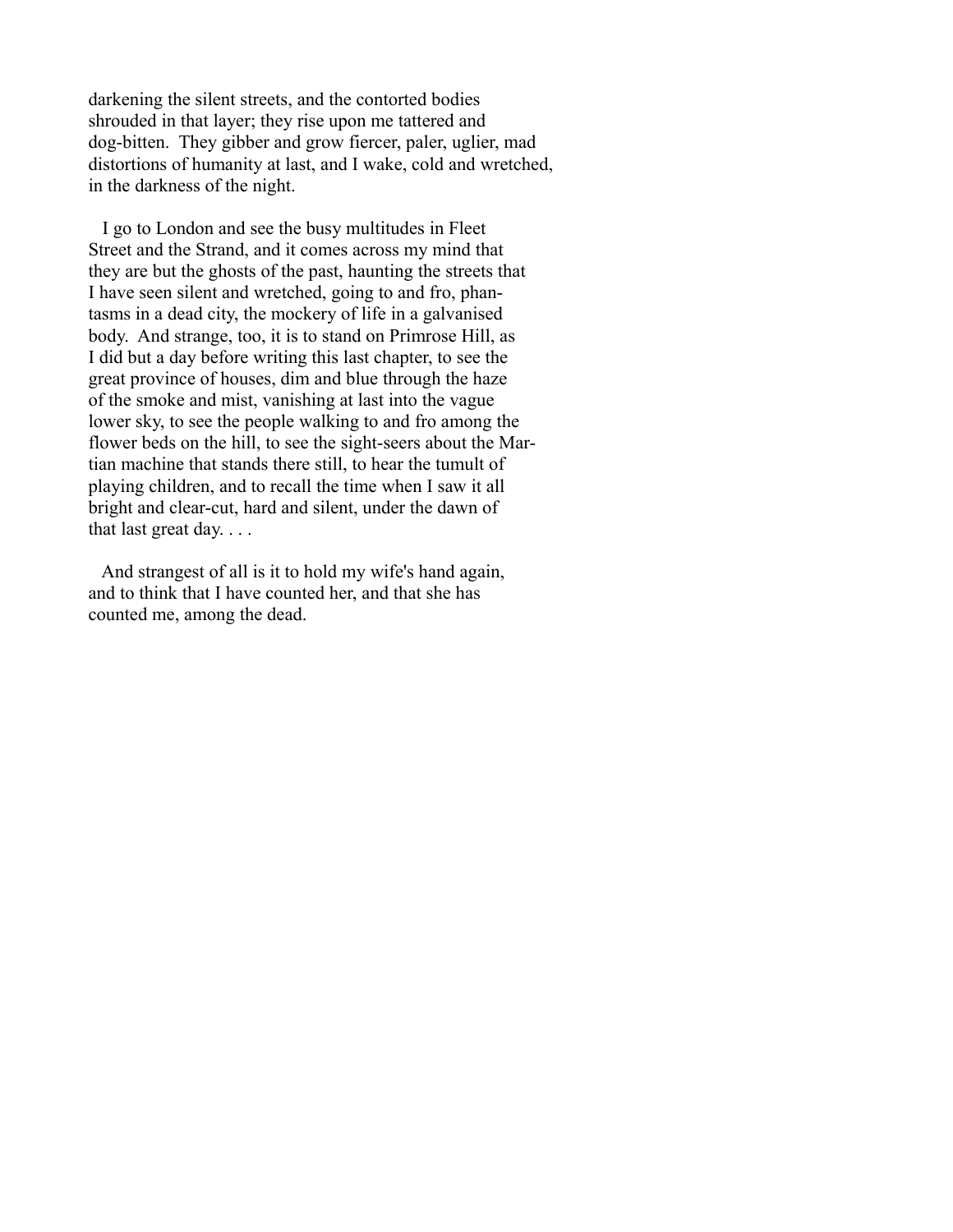darkening the silent streets, and the contorted bodies shrouded in that layer; they rise upon me tattered and dog-bitten. They gibber and grow fiercer, paler, uglier, mad distortions of humanity at last, and I wake, cold and wretched, in the darkness of the night.

I go to London and see the busy multitudes in Fleet Street and the Strand, and it comes across my mind that they are but the ghosts of the past, haunting the streets that I have seen silent and wretched, going to and fro, phantasms in a dead city, the mockery of life in a galvanised body. And strange, too, it is to stand on Primrose Hill, as I did but a day before writing this last chapter, to see the great province of houses, dim and blue through the haze of the smoke and mist, vanishing at last into the vague lower sky, to see the people walking to and fro among the flower beds on the hill, to see the sight-seers about the Martian machine that stands there still, to hear the tumult of playing children, and to recall the time when I saw it all bright and clear-cut, hard and silent, under the dawn of that last great day. . . .

And strangest of all is it to hold my wife's hand again, and to think that I have counted her, and that she has counted me, among the dead.